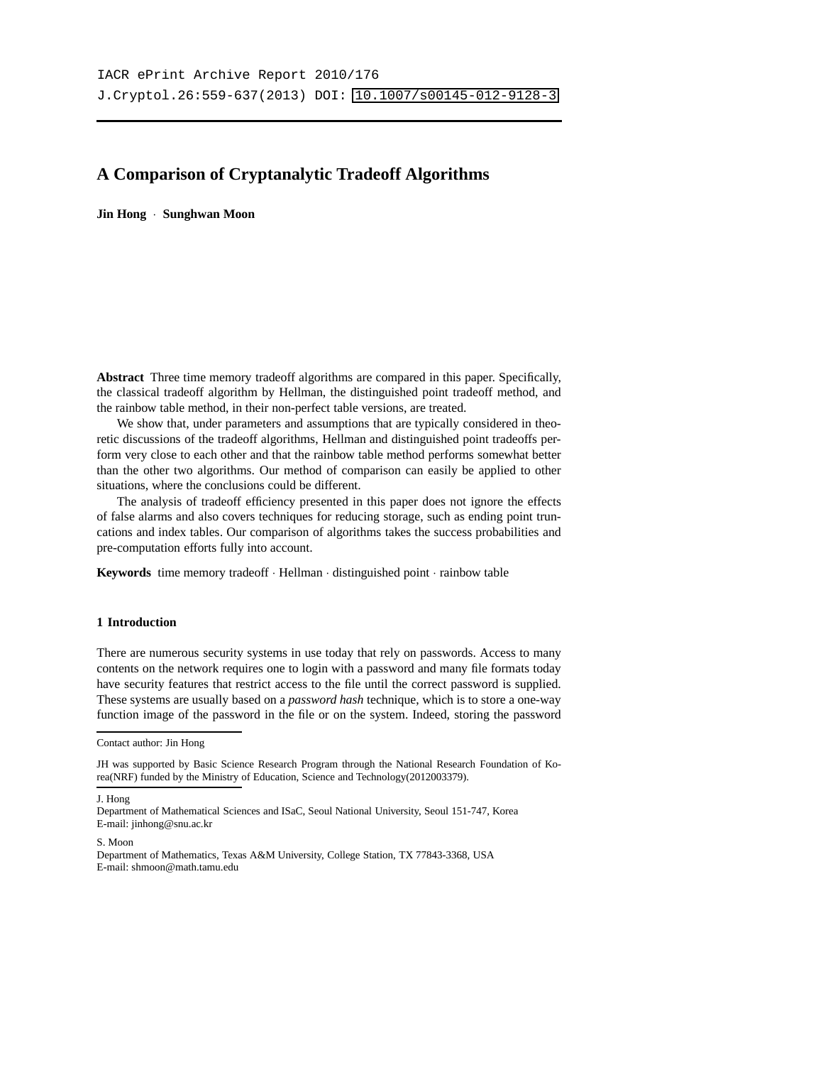IACR ePrint Archive Report 2010/176
J.Cryptol.26:559-637(2013) DOI: 10.1007/s00145-012-9128-3

# A Comparison of Cryptanalytic Tradeoff Algorithms

**Jin Hong · Sunghwan Moon**

**Abstract** Three time memory tradeoff algorithms are compared in this paper. Specifically, the classical tradeoff algorithm by Hellman, the distinguished point tradeoff method, and the rainbow table method, in their non-perfect table versions, are treated.

We show that, under parameters and assumptions that are typically considered in theoretic discussions of the tradeoff algorithms, Hellman and distinguished point tradeoffs perform very close to each other and that the rainbow table method performs somewhat better than the other two algorithms. Our method of comparison can easily be applied to other situations, where the conclusions could be different.

The analysis of tradeoff efficiency presented in this paper does not ignore the effects of false alarms and also covers techniques for reducing storage, such as ending point truncations and index tables. Our comparison of algorithms takes the success probabilities and pre-computation efforts fully into account.

**Keywords** time memory tradeoff · Hellman · distinguished point · rainbow table

## 1 Introduction

There are numerous security systems in use today that rely on passwords. Access to many contents on the network requires one to login with a password and many file formats today have security features that restrict access to the file until the correct password is supplied. These systems are usually based on a *password hash* technique, which is to store a one-way function image of the password in the file or on the system. Indeed, storing the password

---

Contact author: Jin Hong

JH was supported by Basic Science Research Program through the National Research Foundation of Korea(NRF) funded by the Ministry of Education, Science and Technology(2012003379).

J. Hong
Department of Mathematical Sciences and ISaC, Seoul National University, Seoul 151-747, Korea
E-mail: jinhong@snu.ac.kr

S. Moon
Department of Mathematics, Texas A&M University, College Station, TX 77843-3368, USA
E-mail: shmoon@math.tamu.edu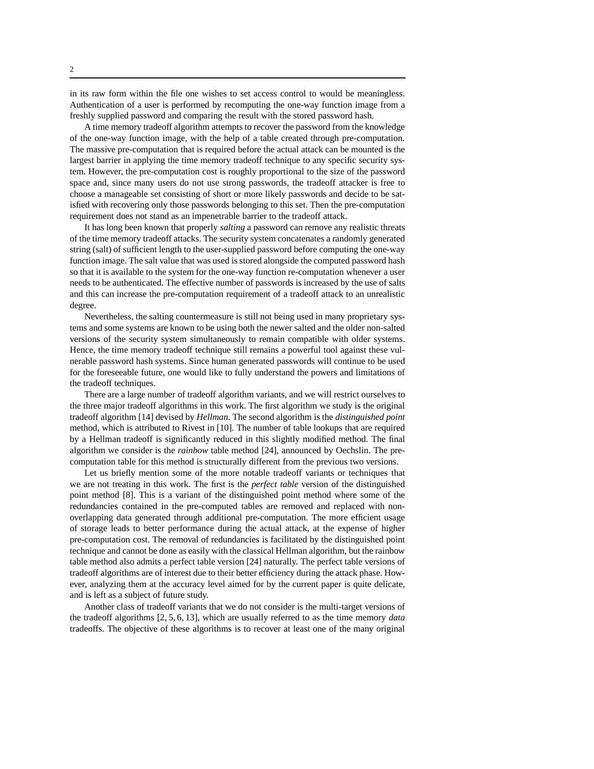in its raw form within the file one wishes to set access control to would be meaningless. Authentication of a user is performed by recomputing the one-way function image from a freshly supplied password and comparing the result with the stored password hash.

A time memory tradeoff algorithm attempts to recover the password from the knowledge of the one-way function image, with the help of a table created through pre-computation. The massive pre-computation that is required before the actual attack can be mounted is the largest barrier in applying the time memory tradeoff technique to any specific security system. However, the pre-computation cost is roughly proportional to the size of the password space and, since many users do not use strong passwords, the tradeoff attacker is free to choose a manageable set consisting of short or more likely passwords and decide to be satisfied with recovering only those passwords belonging to this set. Then the pre-computation requirement does not stand as an impenetrable barrier to the tradeoff attack.

It has long been known that properly *salting* a password can remove any realistic threats of the time memory tradeoff attacks. The security system concatenates a randomly generated string (salt) of sufficient length to the user-supplied password before computing the one-way function image. The salt value that was used is stored alongside the computed password hash so that it is available to the system for the one-way function re-computation whenever a user needs to be authenticated. The effective number of passwords is increased by the use of salts and this can increase the pre-computation requirement of a tradeoff attack to an unrealistic degree.

Nevertheless, the salting countermeasure is still not being used in many proprietary systems and some systems are known to be using both the newer salted and the older non-salted versions of the security system simultaneously to remain compatible with older systems. Hence, the time memory tradeoff technique still remains a powerful tool against these vulnerable password hash systems. Since human generated passwords will continue to be used for the foreseeable future, one would like to fully understand the powers and limitations of the tradeoff techniques.

There are a large number of tradeoff algorithm variants, and we will restrict ourselves to the three major tradeoff algorithms in this work. The first algorithm we study is the original tradeoff algorithm [14] devised by *Hellman*. The second algorithm is the *distinguished point* method, which is attributed to Rivest in [10]. The number of table lookups that are required by a Hellman tradeoff is significantly reduced in this slightly modified method. The final algorithm we consider is the *rainbow* table method [24], announced by Oechslin. The pre-computation table for this method is structurally different from the previous two versions.

Let us briefly mention some of the more notable tradeoff variants or techniques that we are not treating in this work. The first is the *perfect table* version of the distinguished point method [8]. This is a variant of the distinguished point method where some of the redundancies contained in the pre-computed tables are removed and replaced with non-overlapping data generated through additional pre-computation. The more efficient usage of storage leads to better performance during the actual attack, at the expense of higher pre-computation cost. The removal of redundancies is facilitated by the distinguished point technique and cannot be done as easily with the classical Hellman algorithm, but the rainbow table method also admits a perfect table version [24] naturally. The perfect table versions of tradeoff algorithms are of interest due to their better efficiency during the attack phase. However, analyzing them at the accuracy level aimed for by the current paper is quite delicate, and is left as a subject of future study.

Another class of tradeoff variants that we do not consider is the multi-target versions of the tradeoff algorithms [2, 5, 6, 13], which are usually referred to as the time memory *data* tradeoffs. The objective of these algorithms is to recover at least one of the many original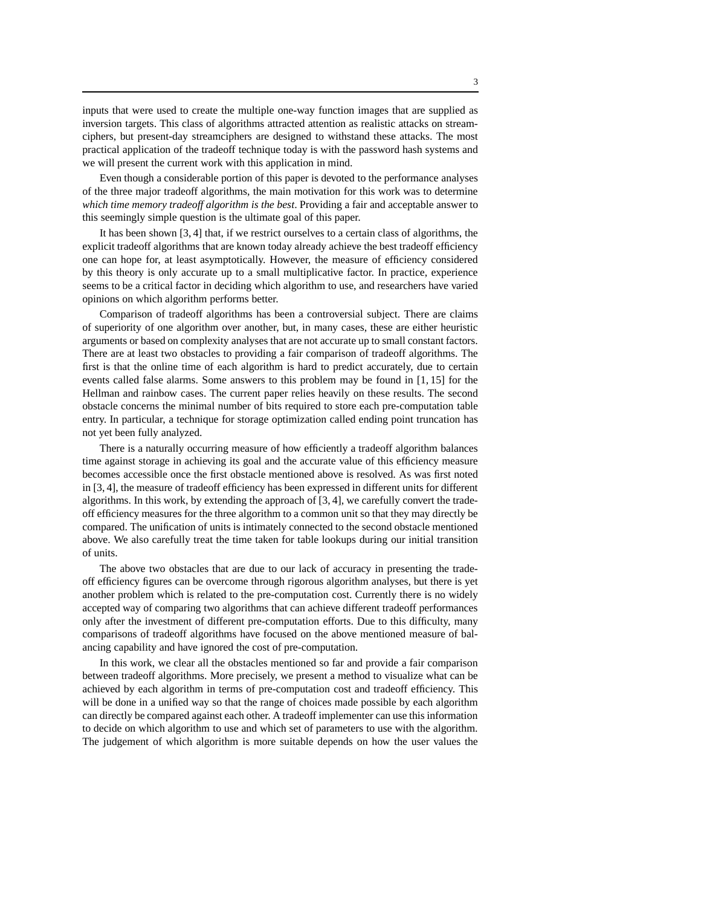inputs that were used to create the multiple one-way function images that are supplied as inversion targets. This class of algorithms attracted attention as realistic attacks on streamciphers, but present-day streamciphers are designed to withstand these attacks. The most practical application of the tradeoff technique today is with the password hash systems and we will present the current work with this application in mind.

Even though a considerable portion of this paper is devoted to the performance analyses of the three major tradeoff algorithms, the main motivation for this work was to determine *which time memory tradeoff algorithm is the best*. Providing a fair and acceptable answer to this seemingly simple question is the ultimate goal of this paper.

It has been shown [3, 4] that, if we restrict ourselves to a certain class of algorithms, the explicit tradeoff algorithms that are known today already achieve the best tradeoff efficiency one can hope for, at least asymptotically. However, the measure of efficiency considered by this theory is only accurate up to a small multiplicative factor. In practice, experience seems to be a critical factor in deciding which algorithm to use, and researchers have varied opinions on which algorithm performs better.

Comparison of tradeoff algorithms has been a controversial subject. There are claims of superiority of one algorithm over another, but, in many cases, these are either heuristic arguments or based on complexity analyses that are not accurate up to small constant factors. There are at least two obstacles to providing a fair comparison of tradeoff algorithms. The first is that the online time of each algorithm is hard to predict accurately, due to certain events called false alarms. Some answers to this problem may be found in [1, 15] for the Hellman and rainbow cases. The current paper relies heavily on these results. The second obstacle concerns the minimal number of bits required to store each pre-computation table entry. In particular, a technique for storage optimization called ending point truncation has not yet been fully analyzed.

There is a naturally occurring measure of how efficiently a tradeoff algorithm balances time against storage in achieving its goal and the accurate value of this efficiency measure becomes accessible once the first obstacle mentioned above is resolved. As was first noted in [3, 4], the measure of tradeoff efficiency has been expressed in different units for different algorithms. In this work, by extending the approach of [3, 4], we carefully convert the tradeoff efficiency measures for the three algorithm to a common unit so that they may directly be compared. The unification of units is intimately connected to the second obstacle mentioned above. We also carefully treat the time taken for table lookups during our initial transition of units.

The above two obstacles that are due to our lack of accuracy in presenting the tradeoff efficiency figures can be overcome through rigorous algorithm analyses, but there is yet another problem which is related to the pre-computation cost. Currently there is no widely accepted way of comparing two algorithms that can achieve different tradeoff performances only after the investment of different pre-computation efforts. Due to this difficulty, many comparisons of tradeoff algorithms have focused on the above mentioned measure of balancing capability and have ignored the cost of pre-computation.

In this work, we clear all the obstacles mentioned so far and provide a fair comparison between tradeoff algorithms. More precisely, we present a method to visualize what can be achieved by each algorithm in terms of pre-computation cost and tradeoff efficiency. This will be done in a unified way so that the range of choices made possible by each algorithm can directly be compared against each other. A tradeoff implementer can use this information to decide on which algorithm to use and which set of parameters to use with the algorithm. The judgement of which algorithm is more suitable depends on how the user values the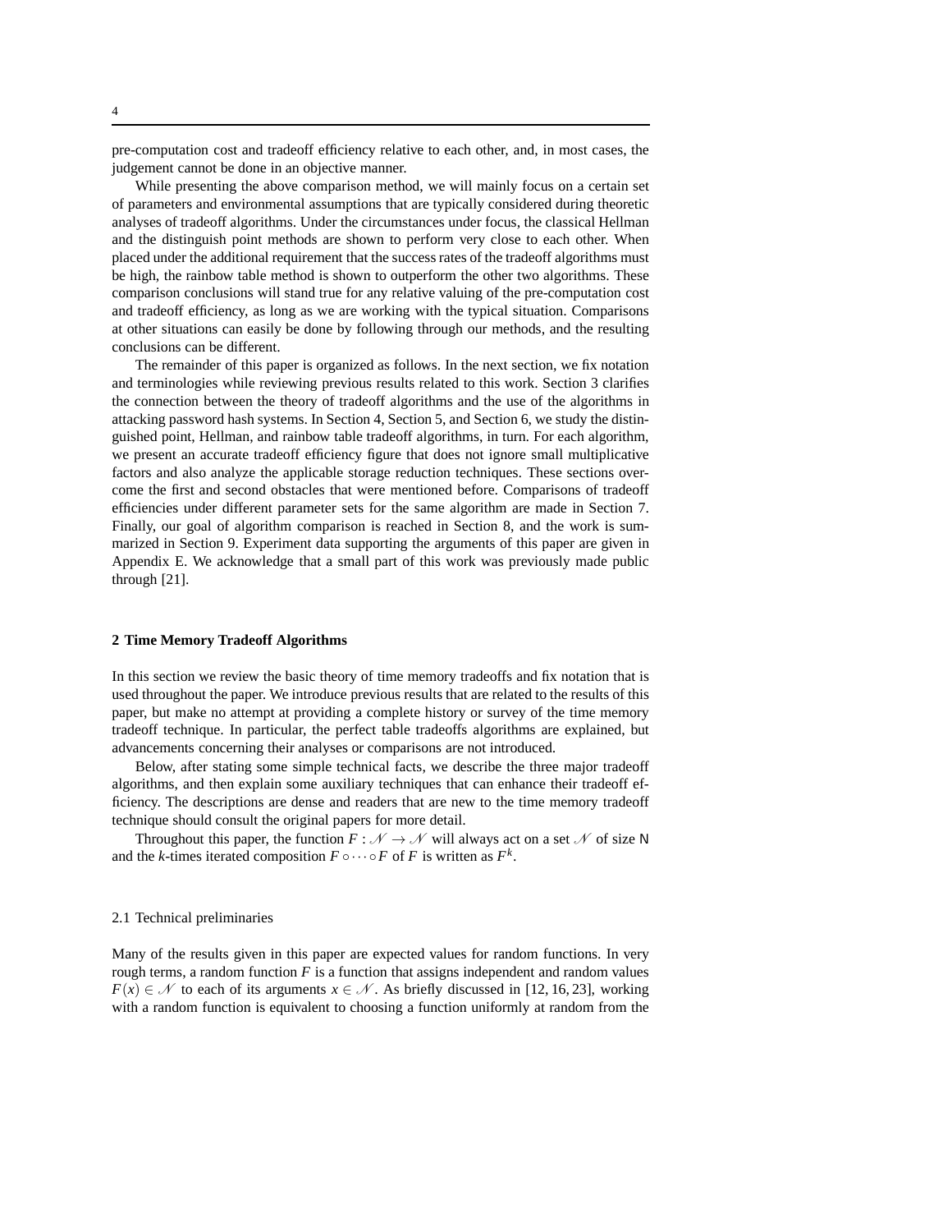pre-computation cost and tradeoff efficiency relative to each other, and, in most cases, the judgement cannot be done in an objective manner.

While presenting the above comparison method, we will mainly focus on a certain set of parameters and environmental assumptions that are typically considered during theoretic analyses of tradeoff algorithms. Under the circumstances under focus, the classical Hellman and the distinguish point methods are shown to perform very close to each other. When placed under the additional requirement that the success rates of the tradeoff algorithms must be high, the rainbow table method is shown to outperform the other two algorithms. These comparison conclusions will stand true for any relative valuing of the pre-computation cost and tradeoff efficiency, as long as we are working with the typical situation. Comparisons at other situations can easily be done by following through our methods, and the resulting conclusions can be different.

The remainder of this paper is organized as follows. In the next section, we fix notation and terminologies while reviewing previous results related to this work. Section 3 clarifies the connection between the theory of tradeoff algorithms and the use of the algorithms in attacking password hash systems. In Section 4, Section 5, and Section 6, we study the distinguished point, Hellman, and rainbow table tradeoff algorithms, in turn. For each algorithm, we present an accurate tradeoff efficiency figure that does not ignore small multiplicative factors and also analyze the applicable storage reduction techniques. These sections overcome the first and second obstacles that were mentioned before. Comparisons of tradeoff efficiencies under different parameter sets for the same algorithm are made in Section 7. Finally, our goal of algorithm comparison is reached in Section 8, and the work is summarized in Section 9. Experiment data supporting the arguments of this paper are given in Appendix E. We acknowledge that a small part of this work was previously made public through [21].

## 2 Time Memory Tradeoff Algorithms

In this section we review the basic theory of time memory tradeoffs and fix notation that is used throughout the paper. We introduce previous results that are related to the results of this paper, but make no attempt at providing a complete history or survey of the time memory tradeoff technique. In particular, the perfect table tradeoffs algorithms are explained, but advancements concerning their analyses or comparisons are not introduced.

Below, after stating some simple technical facts, we describe the three major tradeoff algorithms, and then explain some auxiliary techniques that can enhance their tradeoff efficiency. The descriptions are dense and readers that are new to the time memory tradeoff technique should consult the original papers for more detail.

Throughout this paper, the function $F : \mathcal{N} \to \mathcal{N}$ will always act on a set $\mathcal{N}$ of size $\mathsf{N}$ and the $k$-times iterated composition $F \circ \cdots \circ F$ of $F$ is written as $F^k$.

### 2.1 Technical preliminaries

Many of the results given in this paper are expected values for random functions. In very rough terms, a random function $F$ is a function that assigns independent and random values $F(x) \in \mathcal{N}$ to each of its arguments $x \in \mathcal{N}$. As briefly discussed in [12, 16, 23], working with a random function is equivalent to choosing a function uniformly at random from the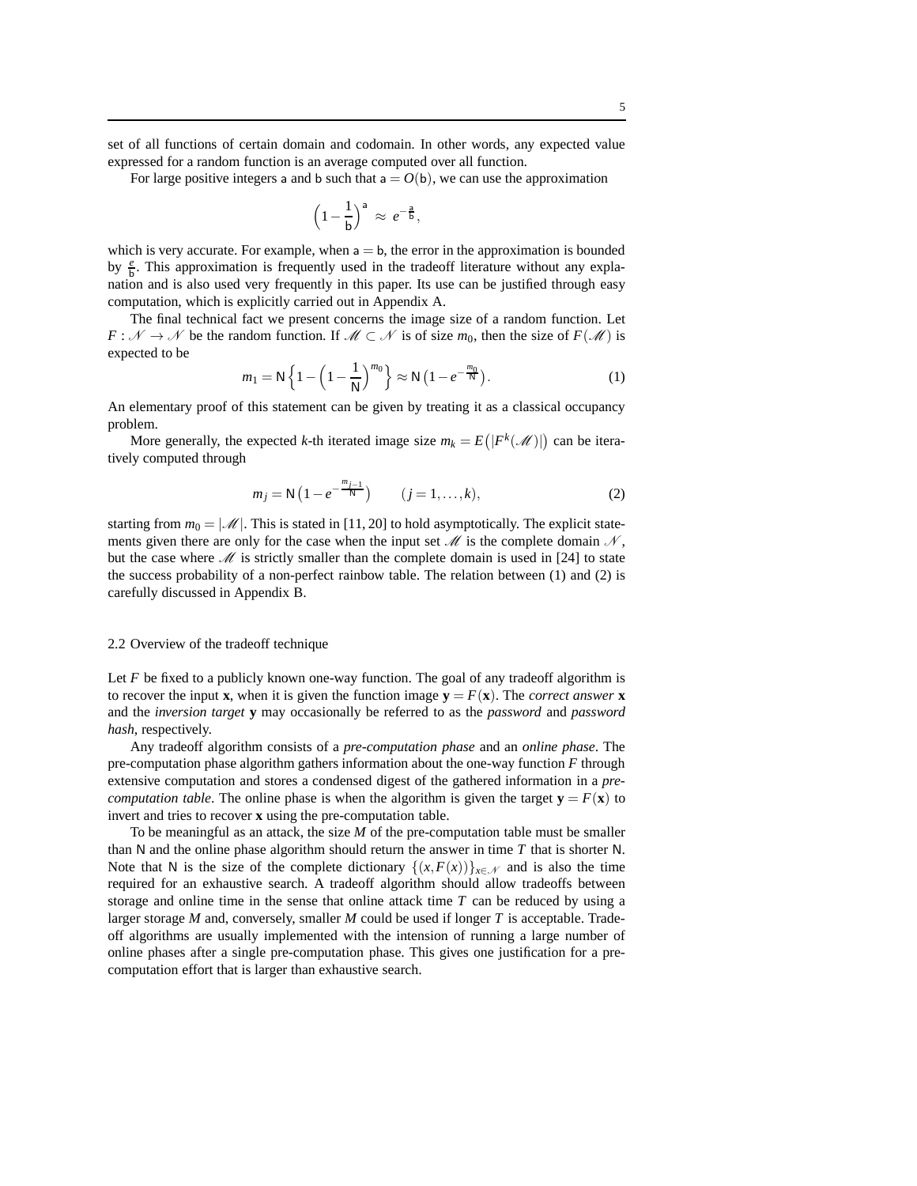set of all functions of certain domain and codomain. In other words, any expected value expressed for a random function is an average computed over all function.

For large positive integers $\mathsf{a}$ and $\mathsf{b}$ such that $\mathsf{a} = O(\mathsf{b})$, we can use the approximation

$$\Big(1 - \frac{1}{\mathsf{b}}\Big)^{\mathsf{a}} \approx e^{-\frac{\mathsf{a}}{\mathsf{b}}},$$

which is very accurate. For example, when $\mathsf{a} = \mathsf{b}$, the error in the approximation is bounded by $\frac{e}{\mathsf{b}}$. This approximation is frequently used in the tradeoff literature without any explanation and is also used very frequently in this paper. Its use can be justified through easy computation, which is explicitly carried out in Appendix A.

The final technical fact we present concerns the image size of a random function. Let $F : \mathscr{N} \to \mathscr{N}$ be the random function. If $\mathscr{M} \subset \mathscr{N}$ is of size $m_0$, then the size of $F(\mathscr{M})$ is expected to be

$$m_1 = \mathsf{N}\Big\{1 - \Big(1 - \frac{1}{\mathsf{N}}\Big)^{m_0}\Big\} \approx \mathsf{N}\big(1 - e^{-\frac{m_0}{\mathsf{N}}}\big). \tag{1}$$

An elementary proof of this statement can be given by treating it as a classical occupancy problem.

More generally, the expected $k$-th iterated image size $m_k = E\big(|F^k(\mathscr{M})|\big)$ can be iteratively computed through

$$m_j = \mathsf{N}\big(1 - e^{-\frac{m_{j-1}}{\mathsf{N}}}\big) \qquad (j = 1, \ldots, k), \tag{2}$$

starting from $m_0 = |\mathscr{M}|$. This is stated in [11, 20] to hold asymptotically. The explicit statements given there are only for the case when the input set $\mathscr{M}$ is the complete domain $\mathscr{N}$, but the case where $\mathscr{M}$ is strictly smaller than the complete domain is used in [24] to state the success probability of a non-perfect rainbow table. The relation between (1) and (2) is carefully discussed in Appendix B.

### 2.2 Overview of the tradeoff technique

Let $F$ be fixed to a publicly known one-way function. The goal of any tradeoff algorithm is to recover the input $\mathbf{x}$, when it is given the function image $\mathbf{y} = F(\mathbf{x})$. The *correct answer* $\mathbf{x}$ and the *inversion target* $\mathbf{y}$ may occasionally be referred to as the *password* and *password hash*, respectively.

Any tradeoff algorithm consists of a *pre-computation phase* and an *online phase*. The pre-computation phase algorithm gathers information about the one-way function $F$ through extensive computation and stores a condensed digest of the gathered information in a *pre-computation table*. The online phase is when the algorithm is given the target $\mathbf{y} = F(\mathbf{x})$ to invert and tries to recover $\mathbf{x}$ using the pre-computation table.

To be meaningful as an attack, the size $M$ of the pre-computation table must be smaller than $\mathsf{N}$ and the online phase algorithm should return the answer in time $T$ that is shorter $\mathsf{N}$. Note that $\mathsf{N}$ is the size of the complete dictionary $\{(x, F(x))\}_{x \in \mathscr{N}}$ and is also the time required for an exhaustive search. A tradeoff algorithm should allow tradeoffs between storage and online time in the sense that online attack time $T$ can be reduced by using a larger storage $M$ and, conversely, smaller $M$ could be used if longer $T$ is acceptable. Tradeoff algorithms are usually implemented with the intension of running a large number of online phases after a single pre-computation phase. This gives one justification for a pre-computation effort that is larger than exhaustive search.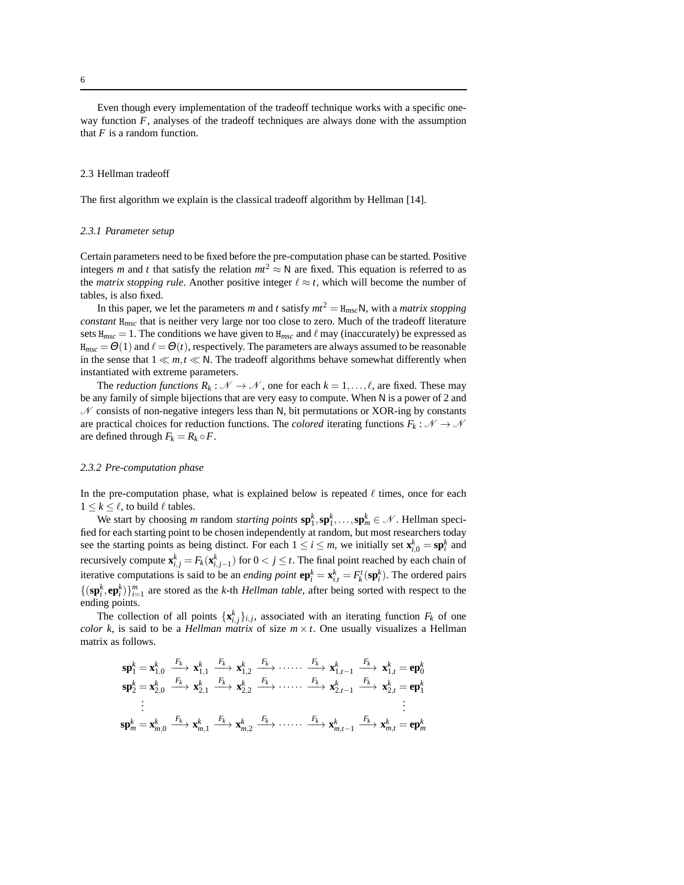Even though every implementation of the tradeoff technique works with a specific one-way function $F$, analyses of the tradeoff techniques are always done with the assumption that $F$ is a random function.

## 2.3 Hellman tradeoff

The first algorithm we explain is the classical tradeoff algorithm by Hellman [14].

### 2.3.1 Parameter setup

Certain parameters need to be fixed before the pre-computation phase can be started. Positive integers $m$ and $t$ that satisfy the relation $mt^2 \approx \mathsf{N}$ are fixed. This equation is referred to as the *matrix stopping rule*. Another positive integer $\ell \approx t$, which will become the number of tables, is also fixed.

In this paper, we let the parameters $m$ and $t$ satisfy $mt^2 = \mathtt{H}_{msc}\mathsf{N}$, with a *matrix stopping constant* $\mathtt{H}_{msc}$ that is neither very large nor too close to zero. Much of the tradeoff literature sets $\mathtt{H}_{msc} = 1$. The conditions we have given to $\mathtt{H}_{msc}$ and $\ell$ may (inaccurately) be expressed as $\mathtt{H}_{msc} = \Theta(1)$ and $\ell = \Theta(t)$, respectively. The parameters are always assumed to be reasonable in the sense that $1 \ll m, t \ll \mathsf{N}$. The tradeoff algorithms behave somewhat differently when instantiated with extreme parameters.

The *reduction functions* $R_k : \mathcal{N} \to \mathcal{N}$, one for each $k = 1, \ldots, \ell$, are fixed. These may be any family of simple bijections that are very easy to compute. When $\mathsf{N}$ is a power of 2 and $\mathcal{N}$ consists of non-negative integers less than $\mathsf{N}$, bit permutations or XOR-ing by constants are practical choices for reduction functions. The *colored* iterating functions $F_k : \mathcal{N} \to \mathcal{N}$ are defined through $F_k = R_k \circ F$.

### 2.3.2 Pre-computation phase

In the pre-computation phase, what is explained below is repeated $\ell$ times, once for each $1 \le k \le \ell$, to build $\ell$ tables.

We start by choosing $m$ random *starting points* $\mathbf{sp}_1^k, \mathbf{sp}_1^k, \ldots, \mathbf{sp}_m^k \in \mathcal{N}$. Hellman specified for each starting point to be chosen independently at random, but most researchers today see the starting points as being distinct. For each $1 \le i \le m$, we initially set $\mathbf{x}_{i,0}^k = \mathbf{sp}_i^k$ and recursively compute $\mathbf{x}_{i,j}^k = F_k(\mathbf{x}_{i,j-1}^k)$ for $0 < j \le t$. The final point reached by each chain of iterative computations is said to be an *ending point* $\mathbf{ep}_i^k = \mathbf{x}_{i,t}^k = F_k^t(\mathbf{sp}_i^k)$. The ordered pairs $\{(\mathbf{sp}_i^k, \mathbf{ep}_i^k)\}_{i=1}^m$ are stored as the $k$-th *Hellman table*, after being sorted with respect to the ending points.

The collection of all points $\{\mathbf{x}_{i,j}^k\}_{i,j}$, associated with an iterating function $F_k$ of one *color* $k$, is said to be a *Hellman matrix* of size $m \times t$. One usually visualizes a Hellman matrix as follows.

$$
\begin{array}{l}
\mathbf{sp}_1^k = \mathbf{x}_{1,0}^k \xrightarrow{F_k} \mathbf{x}_{1,1}^k \xrightarrow{F_k} \mathbf{x}_{1,2}^k \xrightarrow{F_k} \cdots\cdots \xrightarrow{F_k} \mathbf{x}_{1,t-1}^k \xrightarrow{F_k} \mathbf{x}_{1,t}^k = \mathbf{ep}_0^k \\
\mathbf{sp}_2^k = \mathbf{x}_{2,0}^k \xrightarrow{F_k} \mathbf{x}_{2,1}^k \xrightarrow{F_k} \mathbf{x}_{2,2}^k \xrightarrow{F_k} \cdots\cdots \xrightarrow{F_k} \mathbf{x}_{2,t-1}^k \xrightarrow{F_k} \mathbf{x}_{2,t}^k = \mathbf{ep}_1^k \\
\qquad \vdots \qquad\qquad\qquad\qquad\qquad\qquad\qquad\qquad\qquad\qquad\qquad \vdots \\
\mathbf{sp}_m^k = \mathbf{x}_{m,0}^k \xrightarrow{F_k} \mathbf{x}_{m,1}^k \xrightarrow{F_k} \mathbf{x}_{m,2}^k \xrightarrow{F_k} \cdots\cdots \xrightarrow{F_k} \mathbf{x}_{m,t-1}^k \xrightarrow{F_k} \mathbf{x}_{m,t}^k = \mathbf{ep}_m^k
\end{array}
$$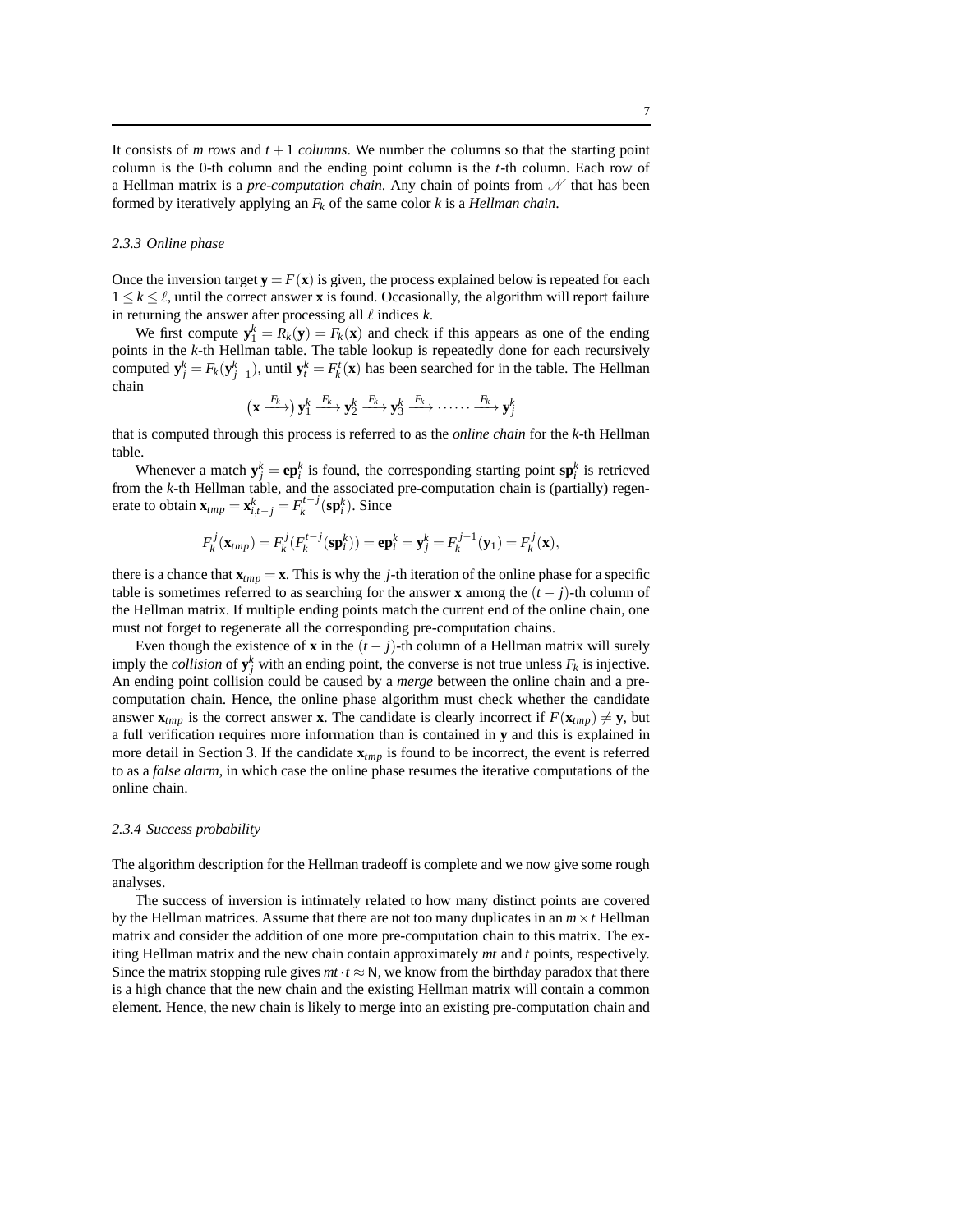It consists of *m rows* and $t+1$ *columns*. We number the columns so that the starting point column is the 0-th column and the ending point column is the $t$-th column. Each row of a Hellman matrix is a *pre-computation chain*. Any chain of points from $\mathcal{N}$ that has been formed by iteratively applying an $F_k$ of the same color $k$ is a *Hellman chain*.

### 2.3.3 Online phase

Once the inversion target $\mathbf{y} = F(\mathbf{x})$ is given, the process explained below is repeated for each $1 \le k \le \ell$, until the correct answer $\mathbf{x}$ is found. Occasionally, the algorithm will report failure in returning the answer after processing all $\ell$ indices $k$.

We first compute $\mathbf{y}_1^k = R_k(\mathbf{y}) = F_k(\mathbf{x})$ and check if this appears as one of the ending points in the $k$-th Hellman table. The table lookup is repeatedly done for each recursively computed $\mathbf{y}_j^k = F_k(\mathbf{y}_{j-1}^k)$, until $\mathbf{y}_t^k = F_k^t(\mathbf{x})$ has been searched for in the table. The Hellman chain

$$\left(\mathbf{x} \xrightarrow{F_k}\right) \mathbf{y}_1^k \xrightarrow{F_k} \mathbf{y}_2^k \xrightarrow{F_k} \mathbf{y}_3^k \xrightarrow{F_k} \cdots\cdots \xrightarrow{F_k} \mathbf{y}_j^k$$

that is computed through this process is referred to as the *online chain* for the $k$-th Hellman table.

Whenever a match $\mathbf{y}_j^k = \mathbf{ep}_i^k$ is found, the corresponding starting point $\mathbf{sp}_i^k$ is retrieved from the $k$-th Hellman table, and the associated pre-computation chain is (partially) regenerate to obtain $\mathbf{x}_{tmp} = \mathbf{x}_{i,t-j}^k = F_k^{t-j}(\mathbf{sp}_i^k)$. Since

$$F_k^j(\mathbf{x}_{tmp}) = F_k^j(F_k^{t-j}(\mathbf{sp}_i^k)) = \mathbf{ep}_i^k = \mathbf{y}_j^k = F_k^{j-1}(\mathbf{y}_1) = F_k^j(\mathbf{x}),$$

there is a chance that $\mathbf{x}_{tmp} = \mathbf{x}$. This is why the $j$-th iteration of the online phase for a specific table is sometimes referred to as searching for the answer $\mathbf{x}$ among the $(t-j)$-th column of the Hellman matrix. If multiple ending points match the current end of the online chain, one must not forget to regenerate all the corresponding pre-computation chains.

Even though the existence of $\mathbf{x}$ in the $(t-j)$-th column of a Hellman matrix will surely imply the *collision* of $\mathbf{y}_j^k$ with an ending point, the converse is not true unless $F_k$ is injective. An ending point collision could be caused by a *merge* between the online chain and a pre-computation chain. Hence, the online phase algorithm must check whether the candidate answer $\mathbf{x}_{tmp}$ is the correct answer $\mathbf{x}$. The candidate is clearly incorrect if $F(\mathbf{x}_{tmp}) \neq \mathbf{y}$, but a full verification requires more information than is contained in $\mathbf{y}$ and this is explained in more detail in Section 3. If the candidate $\mathbf{x}_{tmp}$ is found to be incorrect, the event is referred to as a *false alarm*, in which case the online phase resumes the iterative computations of the online chain.

### 2.3.4 Success probability

The algorithm description for the Hellman tradeoff is complete and we now give some rough analyses.

The success of inversion is intimately related to how many distinct points are covered by the Hellman matrices. Assume that there are not too many duplicates in an $m \times t$ Hellman matrix and consider the addition of one more pre-computation chain to this matrix. The exiting Hellman matrix and the new chain contain approximately $mt$ and $t$ points, respectively. Since the matrix stopping rule gives $mt \cdot t \approx \mathsf{N}$, we know from the birthday paradox that there is a high chance that the new chain and the existing Hellman matrix will contain a common element. Hence, the new chain is likely to merge into an existing pre-computation chain and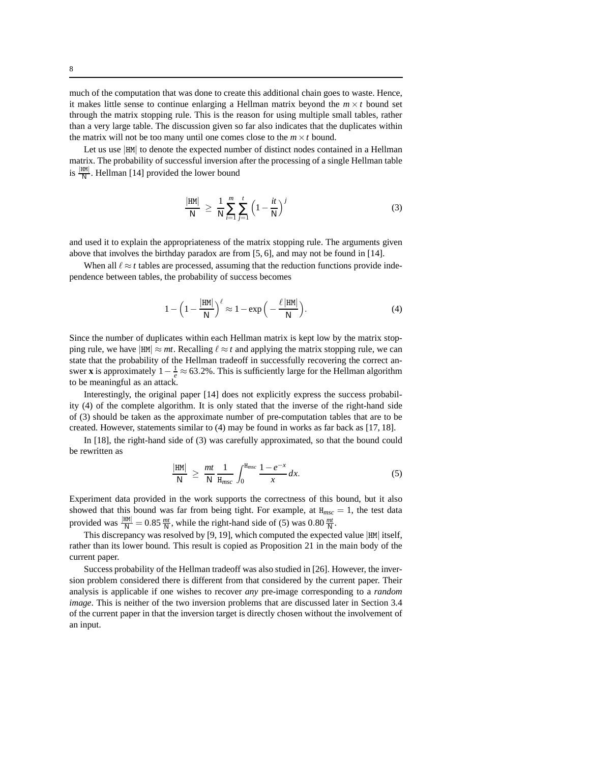much of the computation that was done to create this additional chain goes to waste. Hence, it makes little sense to continue enlarging a Hellman matrix beyond the $m \times t$ bound set through the matrix stopping rule. This is the reason for using multiple small tables, rather than a very large table. The discussion given so far also indicates that the duplicates within the matrix will not be too many until one comes close to the $m \times t$ bound.

Let us use $|\mathtt{HM}|$ to denote the expected number of distinct nodes contained in a Hellman matrix. The probability of successful inversion after the processing of a single Hellman table is $\frac{|\mathtt{HM}|}{\mathsf{N}}$. Hellman [14] provided the lower bound

$$\frac{|\mathtt{HM}|}{\mathsf{N}} \ \geq \ \frac{1}{\mathsf{N}} \sum_{i=1}^{m} \sum_{j=1}^{t} \Big(1 - \frac{it}{\mathsf{N}}\Big)^{j} \tag{3}$$

and used it to explain the appropriateness of the matrix stopping rule. The arguments given above that involves the birthday paradox are from [5, 6], and may not be found in [14].

When all $\ell \approx t$ tables are processed, assuming that the reduction functions provide independence between tables, the probability of success becomes

$$1 - \Big(1 - \frac{|\mathtt{HM}|}{\mathsf{N}}\Big)^{\ell} \approx 1 - \exp\Big(-\frac{\ell\,|\mathtt{HM}|}{\mathsf{N}}\Big). \tag{4}$$

Since the number of duplicates within each Hellman matrix is kept low by the matrix stopping rule, we have $|\mathtt{HM}| \approx mt$. Recalling $\ell \approx t$ and applying the matrix stopping rule, we can state that the probability of the Hellman tradeoff in successfully recovering the correct answer $\mathbf{x}$ is approximately $1 - \frac{1}{e} \approx 63.2\%$. This is sufficiently large for the Hellman algorithm to be meaningful as an attack.

Interestingly, the original paper [14] does not explicitly express the success probability (4) of the complete algorithm. It is only stated that the inverse of the right-hand side of (3) should be taken as the approximate number of pre-computation tables that are to be created. However, statements similar to (4) may be found in works as far back as [17, 18].

In [18], the right-hand side of (3) was carefully approximated, so that the bound could be rewritten as

$$\frac{|\mathtt{HM}|}{\mathsf{N}} \ \geq \ \frac{mt}{\mathsf{N}} \frac{1}{\mathtt{H}_{msc}} \int_{0}^{\mathtt{H}_{msc}} \frac{1 - e^{-x}}{x}\, dx. \tag{5}$$

Experiment data provided in the work supports the correctness of this bound, but it also showed that this bound was far from being tight. For example, at $\mathtt{H}_{msc} = 1$, the test data provided was $\frac{|\mathtt{HM}|}{\mathsf{N}} = 0.85\,\frac{mt}{\mathsf{N}}$, while the right-hand side of (5) was $0.80\,\frac{mt}{\mathsf{N}}$.

This discrepancy was resolved by [9, 19], which computed the expected value $|\mathtt{HM}|$ itself, rather than its lower bound. This result is copied as Proposition 21 in the main body of the current paper.

Success probability of the Hellman tradeoff was also studied in [26]. However, the inversion problem considered there is different from that considered by the current paper. Their analysis is applicable if one wishes to recover *any* pre-image corresponding to a *random image*. This is neither of the two inversion problems that are discussed later in Section 3.4 of the current paper in that the inversion target is directly chosen without the involvement of an input.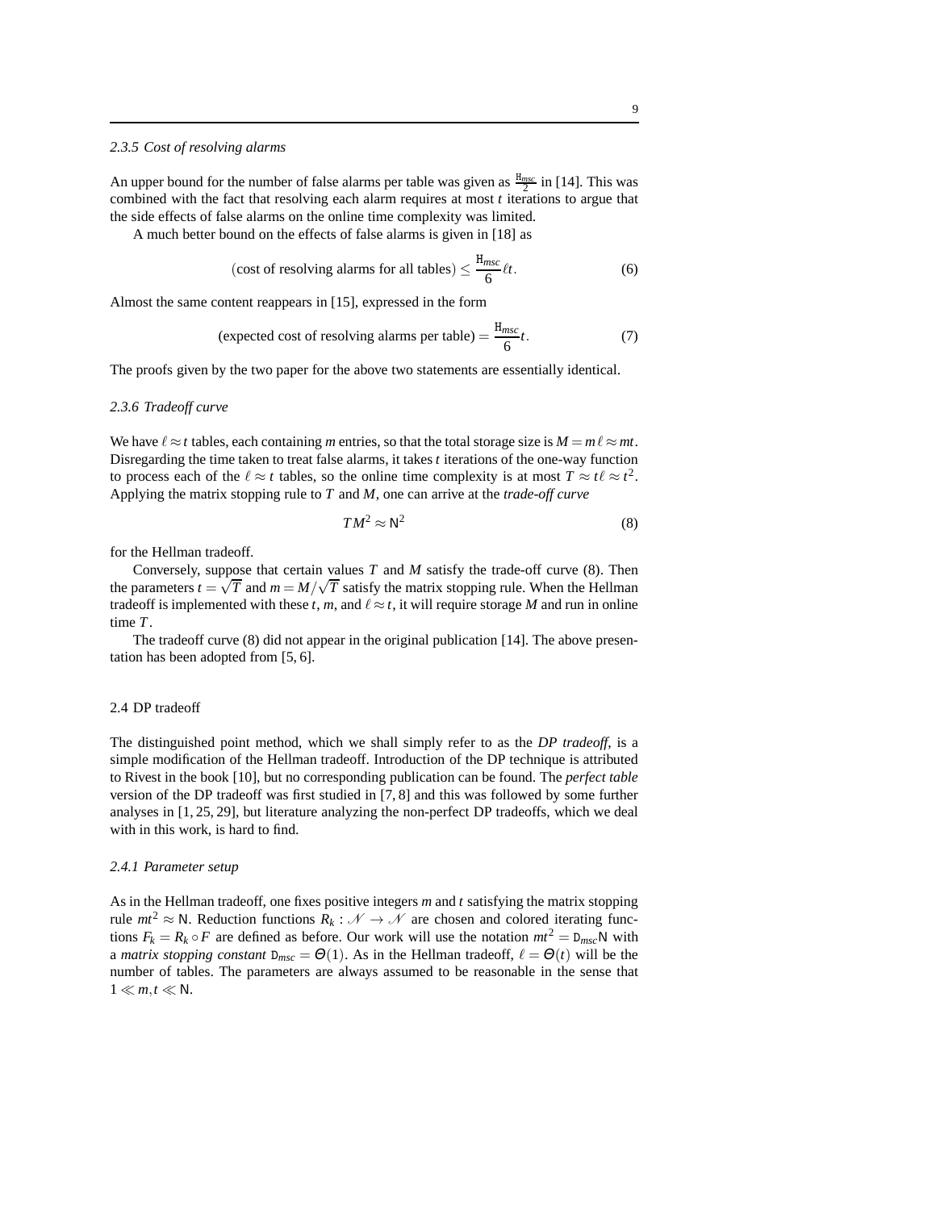#### 2.3.5 Cost of resolving alarms

An upper bound for the number of false alarms per table was given as $\frac{\mathtt{H}_{msc}}{2}$ in [14]. This was combined with the fact that resolving each alarm requires at most $t$ iterations to argue that the side effects of false alarms on the online time complexity was limited.

A much better bound on the effects of false alarms is given in [18] as

$$\text{(cost of resolving alarms for all tables)} \leq \frac{\mathtt{H}_{msc}}{6}\ell t. \tag{6}$$

Almost the same content reappears in [15], expressed in the form

$$\text{(expected cost of resolving alarms per table)} = \frac{\mathtt{H}_{msc}}{6}t. \tag{7}$$

The proofs given by the two paper for the above two statements are essentially identical.

#### 2.3.6 Tradeoff curve

We have $\ell \approx t$ tables, each containing $m$ entries, so that the total storage size is $M = m\ell \approx mt$. Disregarding the time taken to treat false alarms, it takes $t$ iterations of the one-way function to process each of the $\ell \approx t$ tables, so the online time complexity is at most $T \approx t\ell \approx t^2$. Applying the matrix stopping rule to $T$ and $M$, one can arrive at the *trade-off curve*

$$TM^2 \approx \mathsf{N}^2 \tag{8}$$

for the Hellman tradeoff.

Conversely, suppose that certain values $T$ and $M$ satisfy the trade-off curve (8). Then the parameters $t = \sqrt{T}$ and $m = M/\sqrt{T}$ satisfy the matrix stopping rule. When the Hellman tradeoff is implemented with these $t$, $m$, and $\ell \approx t$, it will require storage $M$ and run in online time $T$.

The tradeoff curve (8) did not appear in the original publication [14]. The above presentation has been adopted from [5, 6].

### 2.4 DP tradeoff

The distinguished point method, which we shall simply refer to as the *DP tradeoff*, is a simple modification of the Hellman tradeoff. Introduction of the DP technique is attributed to Rivest in the book [10], but no corresponding publication can be found. The *perfect table* version of the DP tradeoff was first studied in [7, 8] and this was followed by some further analyses in [1, 25, 29], but literature analyzing the non-perfect DP tradeoffs, which we deal with in this work, is hard to find.

#### 2.4.1 Parameter setup

As in the Hellman tradeoff, one fixes positive integers $m$ and $t$ satisfying the matrix stopping rule $mt^2 \approx \mathsf{N}$. Reduction functions $R_k : \mathcal{N} \to \mathcal{N}$ are chosen and colored iterating functions $F_k = R_k \circ F$ are defined as before. Our work will use the notation $mt^2 = \mathtt{D}_{msc}\mathsf{N}$ with a *matrix stopping constant* $\mathtt{D}_{msc} = \Theta(1)$. As in the Hellman tradeoff, $\ell = \Theta(t)$ will be the number of tables. The parameters are always assumed to be reasonable in the sense that $1 \ll m, t \ll \mathsf{N}$.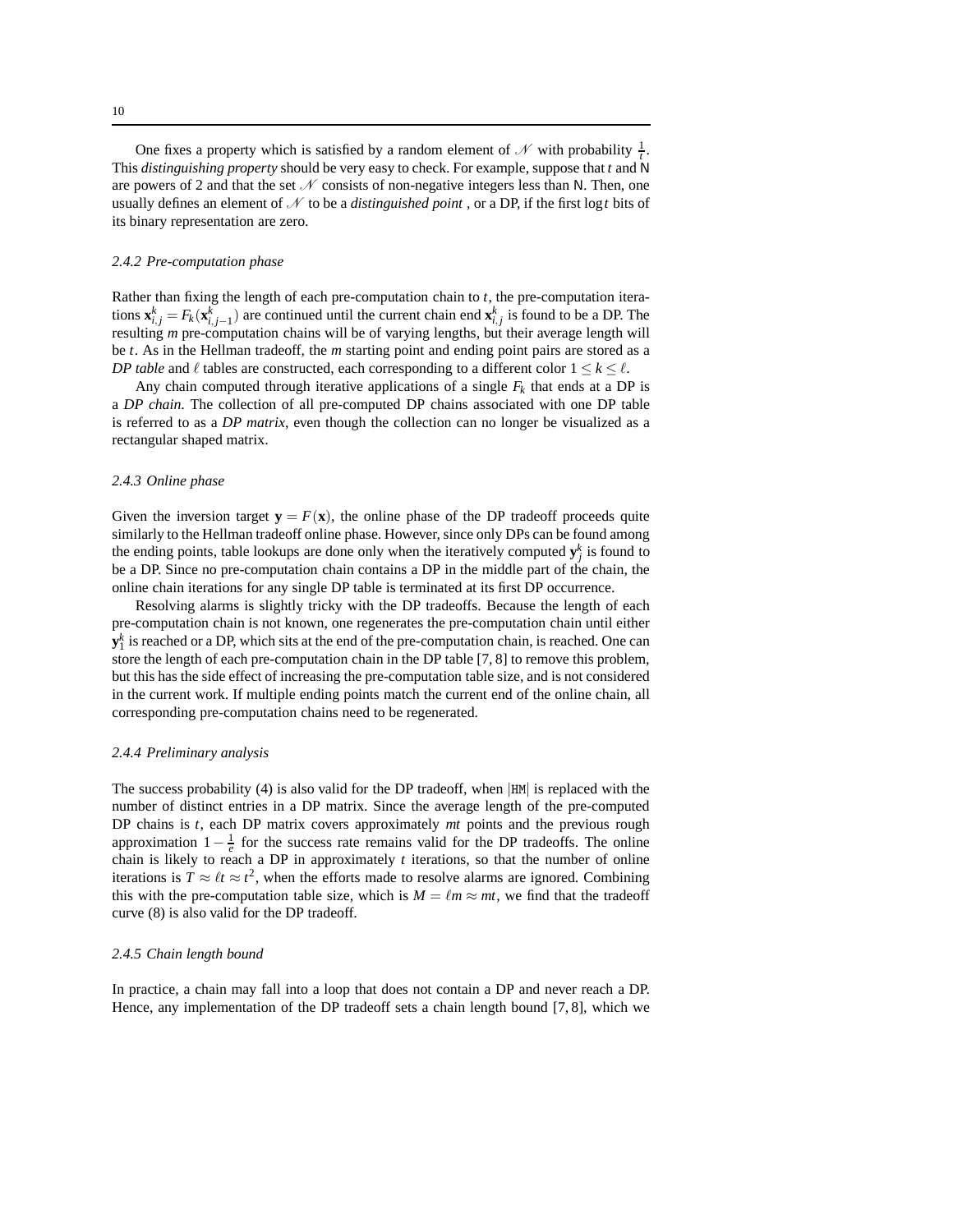One fixes a property which is satisfied by a random element of $\mathscr{N}$ with probability $\frac{1}{t}$. This *distinguishing property* should be very easy to check. For example, suppose that $t$ and $\mathsf{N}$ are powers of 2 and that the set $\mathscr{N}$ consists of non-negative integers less than $\mathsf{N}$. Then, one usually defines an element of $\mathscr{N}$ to be a *distinguished point* , or a DP, if the first $\log t$ bits of its binary representation are zero.

### 2.4.2 Pre-computation phase

Rather than fixing the length of each pre-computation chain to $t$, the pre-computation iterations $\mathbf{x}^k_{i,j} = F_k(\mathbf{x}^k_{i,j-1})$ are continued until the current chain end $\mathbf{x}^k_{i,j}$ is found to be a DP. The resulting $m$ pre-computation chains will be of varying lengths, but their average length will be $t$. As in the Hellman tradeoff, the $m$ starting point and ending point pairs are stored as a *DP table* and $\ell$ tables are constructed, each corresponding to a different color $1 \leq k \leq \ell$.

Any chain computed through iterative applications of a single $F_k$ that ends at a DP is a *DP chain*. The collection of all pre-computed DP chains associated with one DP table is referred to as a *DP matrix*, even though the collection can no longer be visualized as a rectangular shaped matrix.

### 2.4.3 Online phase

Given the inversion target $\mathbf{y} = F(\mathbf{x})$, the online phase of the DP tradeoff proceeds quite similarly to the Hellman tradeoff online phase. However, since only DPs can be found among the ending points, table lookups are done only when the iteratively computed $\mathbf{y}^k_j$ is found to be a DP. Since no pre-computation chain contains a DP in the middle part of the chain, the online chain iterations for any single DP table is terminated at its first DP occurrence.

Resolving alarms is slightly tricky with the DP tradeoffs. Because the length of each pre-computation chain is not known, one regenerates the pre-computation chain until either $\mathbf{y}^k_1$ is reached or a DP, which sits at the end of the pre-computation chain, is reached. One can store the length of each pre-computation chain in the DP table [7, 8] to remove this problem, but this has the side effect of increasing the pre-computation table size, and is not considered in the current work. If multiple ending points match the current end of the online chain, all corresponding pre-computation chains need to be regenerated.

### 2.4.4 Preliminary analysis

The success probability (4) is also valid for the DP tradeoff, when $|\mathtt{HM}|$ is replaced with the number of distinct entries in a DP matrix. Since the average length of the pre-computed DP chains is $t$, each DP matrix covers approximately $mt$ points and the previous rough approximation $1 - \frac{1}{e}$ for the success rate remains valid for the DP tradeoffs. The online chain is likely to reach a DP in approximately $t$ iterations, so that the number of online iterations is $T \approx \ell t \approx t^2$, when the efforts made to resolve alarms are ignored. Combining this with the pre-computation table size, which is $M = \ell m \approx mt$, we find that the tradeoff curve (8) is also valid for the DP tradeoff.

### 2.4.5 Chain length bound

In practice, a chain may fall into a loop that does not contain a DP and never reach a DP. Hence, any implementation of the DP tradeoff sets a chain length bound [7, 8], which we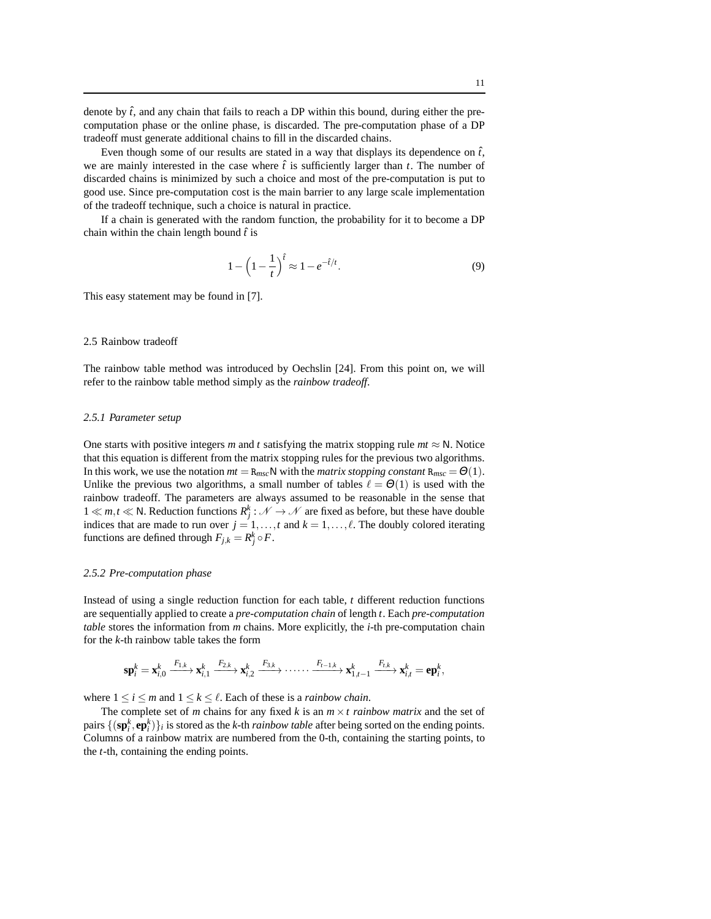denote by $\hat{t}$, and any chain that fails to reach a DP within this bound, during either the pre-computation phase or the online phase, is discarded. The pre-computation phase of a DP tradeoff must generate additional chains to fill in the discarded chains.

Even though some of our results are stated in a way that displays its dependence on $\hat{t}$, we are mainly interested in the case where $\hat{t}$ is sufficiently larger than $t$. The number of discarded chains is minimized by such a choice and most of the pre-computation is put to good use. Since pre-computation cost is the main barrier to any large scale implementation of the tradeoff technique, such a choice is natural in practice.

If a chain is generated with the random function, the probability for it to become a DP chain within the chain length bound $\hat{t}$ is

$$1 - \left(1 - \frac{1}{t}\right)^{\hat{t}} \approx 1 - e^{-\hat{t}/t}. \tag{9}$$

This easy statement may be found in [7].

## 2.5 Rainbow tradeoff

The rainbow table method was introduced by Oechslin [24]. From this point on, we will refer to the rainbow table method simply as the *rainbow tradeoff*.

### 2.5.1 Parameter setup

One starts with positive integers $m$ and $t$ satisfying the matrix stopping rule $mt \approx \mathsf{N}$. Notice that this equation is different from the matrix stopping rules for the previous two algorithms. In this work, we use the notation $mt = \mathrm{R}_{msc}\mathsf{N}$ with the *matrix stopping constant* $\mathrm{R}_{msc} = \Theta(1)$. Unlike the previous two algorithms, a small number of tables $\ell = \Theta(1)$ is used with the rainbow tradeoff. The parameters are always assumed to be reasonable in the sense that $1 \ll m, t \ll \mathsf{N}$. Reduction functions $R^k_j : \mathcal{N} \to \mathcal{N}$ are fixed as before, but these have double indices that are made to run over $j = 1, \ldots, t$ and $k = 1, \ldots, \ell$. The doubly colored iterating functions are defined through $F_{j,k} = R^k_j \circ F$.

### 2.5.2 Pre-computation phase

Instead of using a single reduction function for each table, $t$ different reduction functions are sequentially applied to create a *pre-computation chain* of length $t$. Each *pre-computation table* stores the information from $m$ chains. More explicitly, the $i$-th pre-computation chain for the $k$-th rainbow table takes the form

$$\mathbf{sp}^k_i = \mathbf{x}^k_{i,0} \xrightarrow{F_{1,k}} \mathbf{x}^k_{i,1} \xrightarrow{F_{2,k}} \mathbf{x}^k_{i,2} \xrightarrow{F_{3,k}} \cdots\cdots \xrightarrow{F_{t-1,k}} \mathbf{x}^k_{1,t-1} \xrightarrow{F_{t,k}} \mathbf{x}^k_{i,t} = \mathbf{ep}^k_i,$$

where $1 \le i \le m$ and $1 \le k \le \ell$. Each of these is a *rainbow chain*.

The complete set of $m$ chains for any fixed $k$ is an $m \times t$ *rainbow matrix* and the set of pairs $\{(\mathbf{sp}^k_i, \mathbf{ep}^k_i)\}_i$ is stored as the $k$-th *rainbow table* after being sorted on the ending points. Columns of a rainbow matrix are numbered from the 0-th, containing the starting points, to the $t$-th, containing the ending points.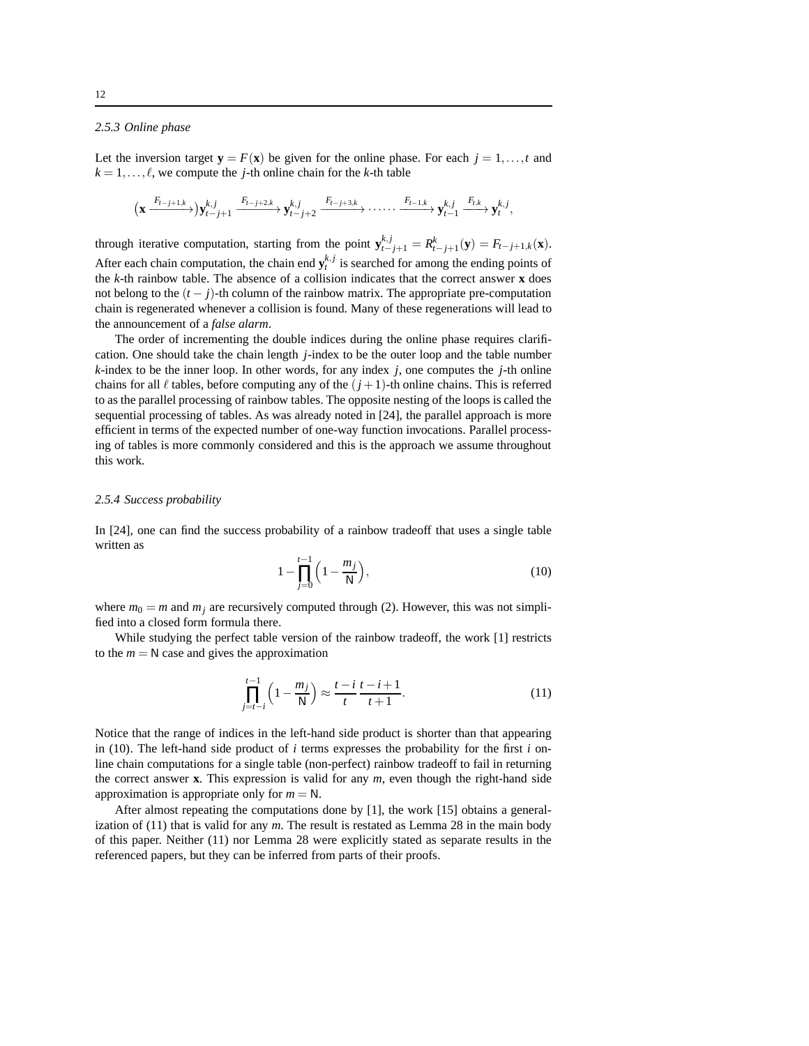### 2.5.3 Online phase

Let the inversion target $\mathbf{y} = F(\mathbf{x})$ be given for the online phase. For each $j = 1,\dots,t$ and $k = 1,\dots,\ell$, we compute the $j$-th online chain for the $k$-th table

$$(\mathbf{x} \xrightarrow{F_{t-j+1,k}})\mathbf{y}^{k,j}_{t-j+1} \xrightarrow{F_{t-j+2,k}} \mathbf{y}^{k,j}_{t-j+2} \xrightarrow{F_{t-j+3,k}} \cdots\cdots \xrightarrow{F_{t-1,k}} \mathbf{y}^{k,j}_{t-1} \xrightarrow{F_{t,k}} \mathbf{y}^{k,j}_{t},$$

through iterative computation, starting from the point $\mathbf{y}^{k,j}_{t-j+1} = R^k_{t-j+1}(\mathbf{y}) = F_{t-j+1,k}(\mathbf{x})$. After each chain computation, the chain end $\mathbf{y}^{k,j}_t$ is searched for among the ending points of the $k$-th rainbow table. The absence of a collision indicates that the correct answer $\mathbf{x}$ does not belong to the $(t-j)$-th column of the rainbow matrix. The appropriate pre-computation chain is regenerated whenever a collision is found. Many of these regenerations will lead to the announcement of a *false alarm*.

The order of incrementing the double indices during the online phase requires clarification. One should take the chain length $j$-index to be the outer loop and the table number $k$-index to be the inner loop. In other words, for any index $j$, one computes the $j$-th online chains for all $\ell$ tables, before computing any of the $(j+1)$-th online chains. This is referred to as the parallel processing of rainbow tables. The opposite nesting of the loops is called the sequential processing of tables. As was already noted in [24], the parallel approach is more efficient in terms of the expected number of one-way function invocations. Parallel processing of tables is more commonly considered and this is the approach we assume throughout this work.

### 2.5.4 Success probability

In [24], one can find the success probability of a rainbow tradeoff that uses a single table written as

$$1 - \prod_{j=0}^{t-1}\Big(1 - \frac{m_j}{\mathsf{N}}\Big), \tag{10}$$

where $m_0 = m$ and $m_j$ are recursively computed through (2). However, this was not simplified into a closed form formula there.

While studying the perfect table version of the rainbow tradeoff, the work [1] restricts to the $m = \mathsf{N}$ case and gives the approximation

$$\prod_{j=t-i}^{t-1}\Big(1 - \frac{m_j}{\mathsf{N}}\Big) \approx \frac{t-i}{t}\,\frac{t-i+1}{t+1}. \tag{11}$$

Notice that the range of indices in the left-hand side product is shorter than that appearing in (10). The left-hand side product of $i$ terms expresses the probability for the first $i$ online chain computations for a single table (non-perfect) rainbow tradeoff to fail in returning the correct answer $\mathbf{x}$. This expression is valid for any $m$, even though the right-hand side approximation is appropriate only for $m = \mathsf{N}$.

After almost repeating the computations done by [1], the work [15] obtains a generalization of (11) that is valid for any $m$. The result is restated as Lemma 28 in the main body of this paper. Neither (11) nor Lemma 28 were explicitly stated as separate results in the referenced papers, but they can be inferred from parts of their proofs.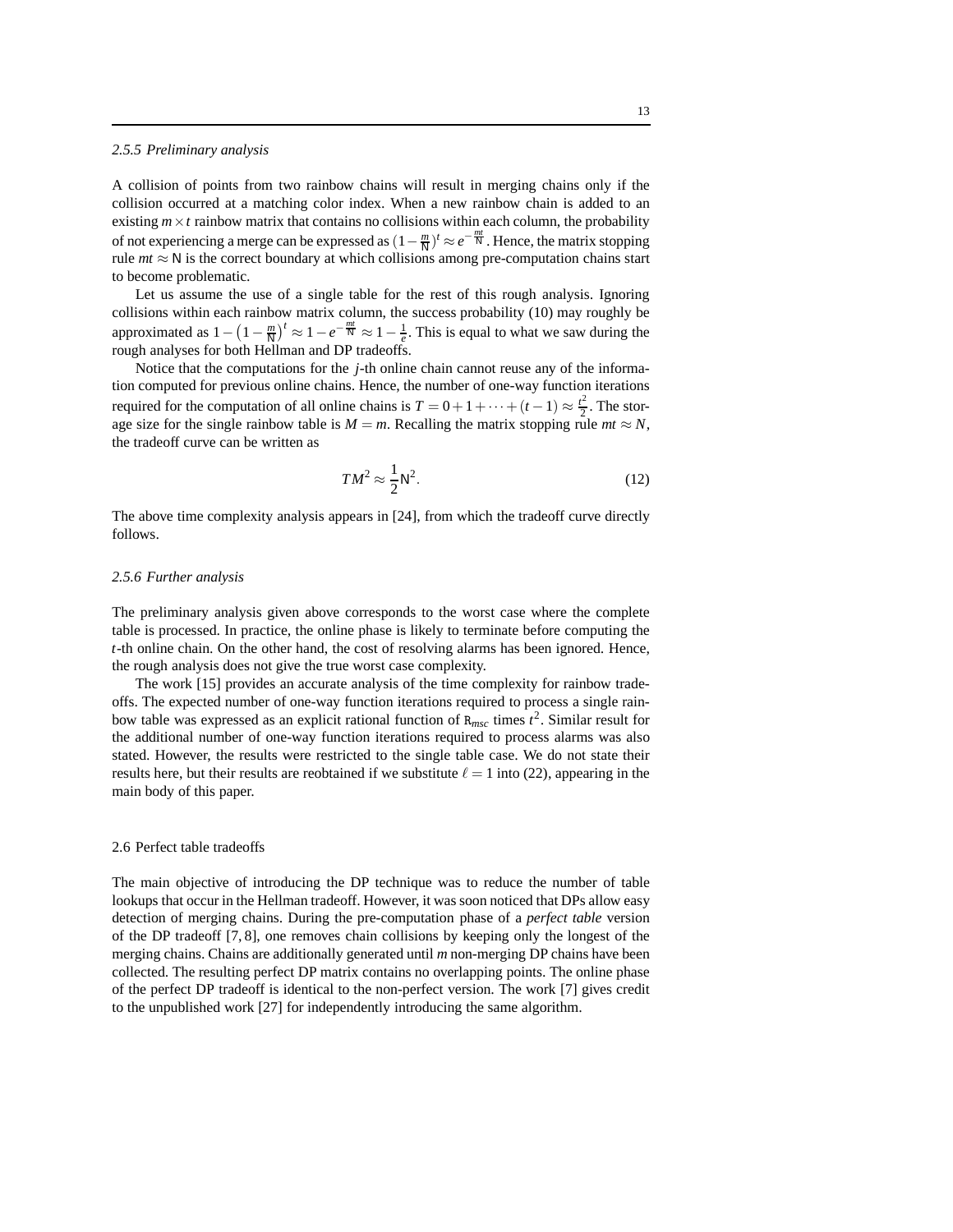#### 2.5.5 Preliminary analysis

A collision of points from two rainbow chains will result in merging chains only if the collision occurred at a matching color index. When a new rainbow chain is added to an existing $m \times t$ rainbow matrix that contains no collisions within each column, the probability of not experiencing a merge can be expressed as $(1-\frac{m}{\mathsf{N}})^t \approx e^{-\frac{mt}{\mathsf{N}}}$. Hence, the matrix stopping rule $mt \approx \mathsf{N}$ is the correct boundary at which collisions among pre-computation chains start to become problematic.

Let us assume the use of a single table for the rest of this rough analysis. Ignoring collisions within each rainbow matrix column, the success probability (10) may roughly be approximated as $1-\left(1-\frac{m}{\mathsf{N}}\right)^t \approx 1-e^{-\frac{mt}{\mathsf{N}}} \approx 1-\frac{1}{e}$. This is equal to what we saw during the rough analyses for both Hellman and DP tradeoffs.

Notice that the computations for the $j$-th online chain cannot reuse any of the information computed for previous online chains. Hence, the number of one-way function iterations required for the computation of all online chains is $T = 0+1+\cdots+(t-1) \approx \frac{t^2}{2}$. The storage size for the single rainbow table is $M = m$. Recalling the matrix stopping rule $mt \approx N$, the tradeoff curve can be written as

$$TM^2 \approx \frac{1}{2}\mathsf{N}^2. \tag{12}$$

The above time complexity analysis appears in [24], from which the tradeoff curve directly follows.

#### 2.5.6 Further analysis

The preliminary analysis given above corresponds to the worst case where the complete table is processed. In practice, the online phase is likely to terminate before computing the $t$-th online chain. On the other hand, the cost of resolving alarms has been ignored. Hence, the rough analysis does not give the true worst case complexity.

The work [15] provides an accurate analysis of the time complexity for rainbow tradeoffs. The expected number of one-way function iterations required to process a single rainbow table was expressed as an explicit rational function of $\mathtt{R}_{msc}$ times $t^2$. Similar result for the additional number of one-way function iterations required to process alarms was also stated. However, the results were restricted to the single table case. We do not state their results here, but their results are reobtained if we substitute $\ell = 1$ into (22), appearing in the main body of this paper.

### 2.6 Perfect table tradeoffs

The main objective of introducing the DP technique was to reduce the number of table lookups that occur in the Hellman tradeoff. However, it was soon noticed that DPs allow easy detection of merging chains. During the pre-computation phase of a *perfect table* version of the DP tradeoff [7, 8], one removes chain collisions by keeping only the longest of the merging chains. Chains are additionally generated until $m$ non-merging DP chains have been collected. The resulting perfect DP matrix contains no overlapping points. The online phase of the perfect DP tradeoff is identical to the non-perfect version. The work [7] gives credit to the unpublished work [27] for independently introducing the same algorithm.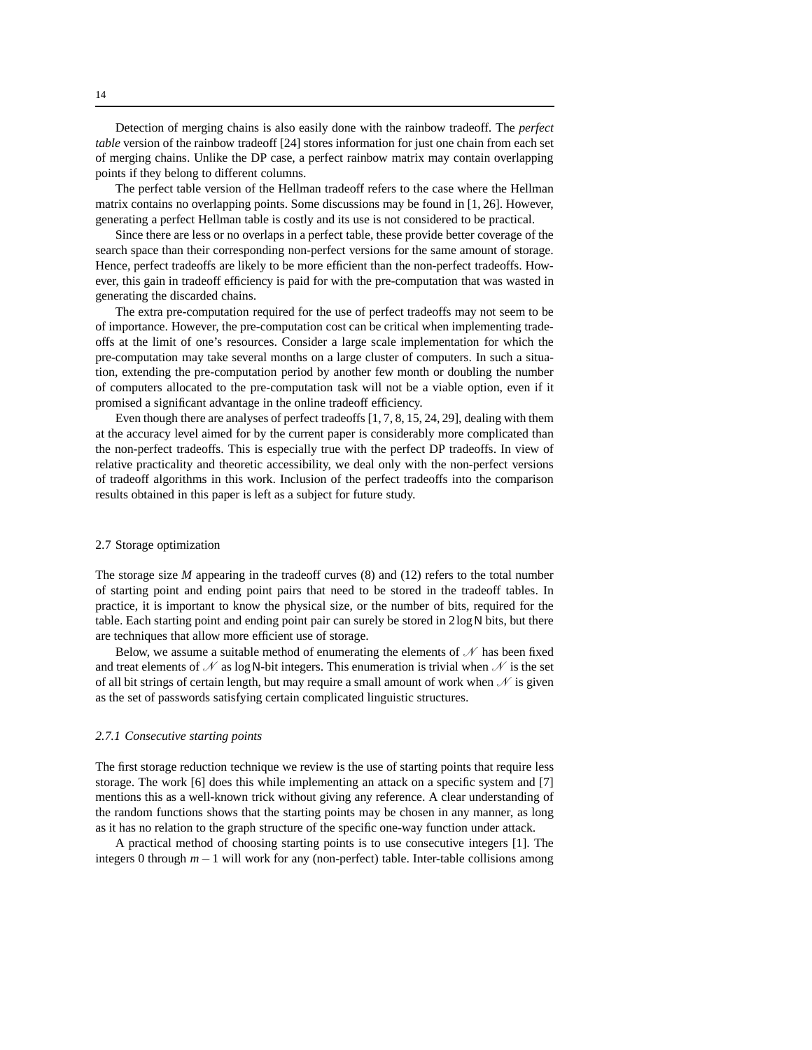Detection of merging chains is also easily done with the rainbow tradeoff. The *perfect table* version of the rainbow tradeoff [24] stores information for just one chain from each set of merging chains. Unlike the DP case, a perfect rainbow matrix may contain overlapping points if they belong to different columns.

The perfect table version of the Hellman tradeoff refers to the case where the Hellman matrix contains no overlapping points. Some discussions may be found in [1, 26]. However, generating a perfect Hellman table is costly and its use is not considered to be practical.

Since there are less or no overlaps in a perfect table, these provide better coverage of the search space than their corresponding non-perfect versions for the same amount of storage. Hence, perfect tradeoffs are likely to be more efficient than the non-perfect tradeoffs. However, this gain in tradeoff efficiency is paid for with the pre-computation that was wasted in generating the discarded chains.

The extra pre-computation required for the use of perfect tradeoffs may not seem to be of importance. However, the pre-computation cost can be critical when implementing tradeoffs at the limit of one's resources. Consider a large scale implementation for which the pre-computation may take several months on a large cluster of computers. In such a situation, extending the pre-computation period by another few month or doubling the number of computers allocated to the pre-computation task will not be a viable option, even if it promised a significant advantage in the online tradeoff efficiency.

Even though there are analyses of perfect tradeoffs [1, 7, 8, 15, 24, 29], dealing with them at the accuracy level aimed for by the current paper is considerably more complicated than the non-perfect tradeoffs. This is especially true with the perfect DP tradeoffs. In view of relative practicality and theoretic accessibility, we deal only with the non-perfect versions of tradeoff algorithms in this work. Inclusion of the perfect tradeoffs into the comparison results obtained in this paper is left as a subject for future study.

## 2.7 Storage optimization

The storage size $M$ appearing in the tradeoff curves (8) and (12) refers to the total number of starting point and ending point pairs that need to be stored in the tradeoff tables. In practice, it is important to know the physical size, or the number of bits, required for the table. Each starting point and ending point pair can surely be stored in $2\log \mathsf{N}$ bits, but there are techniques that allow more efficient use of storage.

Below, we assume a suitable method of enumerating the elements of $\mathcal{N}$ has been fixed and treat elements of $\mathcal{N}$ as $\log \mathsf{N}$-bit integers. This enumeration is trivial when $\mathcal{N}$ is the set of all bit strings of certain length, but may require a small amount of work when $\mathcal{N}$ is given as the set of passwords satisfying certain complicated linguistic structures.

### *2.7.1 Consecutive starting points*

The first storage reduction technique we review is the use of starting points that require less storage. The work [6] does this while implementing an attack on a specific system and [7] mentions this as a well-known trick without giving any reference. A clear understanding of the random functions shows that the starting points may be chosen in any manner, as long as it has no relation to the graph structure of the specific one-way function under attack.

A practical method of choosing starting points is to use consecutive integers [1]. The integers 0 through $m-1$ will work for any (non-perfect) table. Inter-table collisions among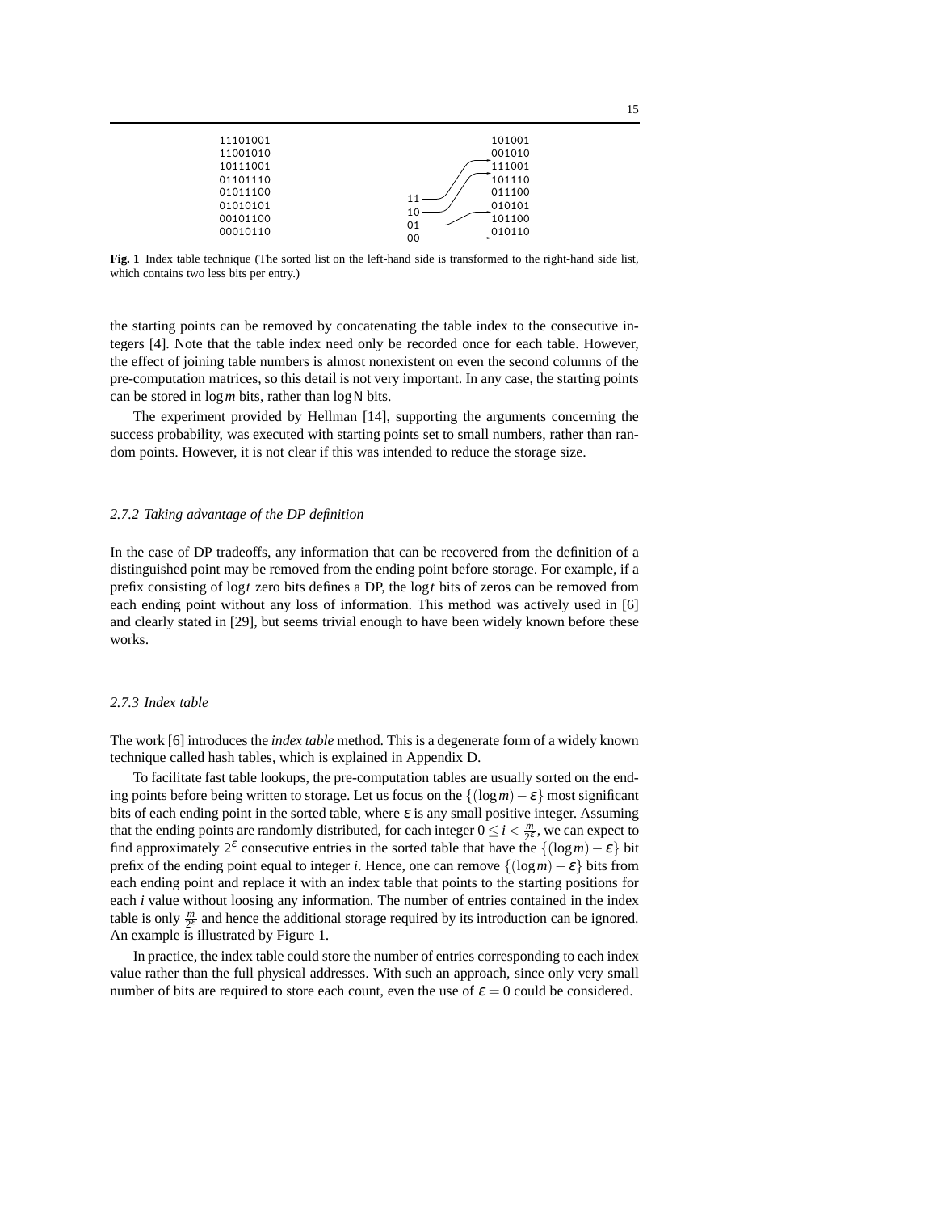```
11101001                    101001
11001010                    001010
10111001                    111001
01101110                    101110
01011100        11          011100
01010101        10          010101
00101100        01          101100
00010110        00          010110
```

**Fig. 1** Index table technique (The sorted list on the left-hand side is transformed to the right-hand side list, which contains two less bits per entry.)

the starting points can be removed by concatenating the table index to the consecutive integers [4]. Note that the table index need only be recorded once for each table. However, the effect of joining table numbers is almost nonexistent on even the second columns of the pre-computation matrices, so this detail is not very important. In any case, the starting points can be stored in $\log m$ bits, rather than $\log \mathsf{N}$ bits.

The experiment provided by Hellman [14], supporting the arguments concerning the success probability, was executed with starting points set to small numbers, rather than random points. However, it is not clear if this was intended to reduce the storage size.

### *2.7.2 Taking advantage of the DP definition*

In the case of DP tradeoffs, any information that can be recovered from the definition of a distinguished point may be removed from the ending point before storage. For example, if a prefix consisting of $\log t$ zero bits defines a DP, the $\log t$ bits of zeros can be removed from each ending point without any loss of information. This method was actively used in [6] and clearly stated in [29], but seems trivial enough to have been widely known before these works.

### *2.7.3 Index table*

The work [6] introduces the *index table* method. This is a degenerate form of a widely known technique called hash tables, which is explained in Appendix D.

To facilitate fast table lookups, the pre-computation tables are usually sorted on the ending points before being written to storage. Let us focus on the $\{(\log m) - \varepsilon\}$ most significant bits of each ending point in the sorted table, where $\varepsilon$ is any small positive integer. Assuming that the ending points are randomly distributed, for each integer $0 \leq i < \frac{m}{2^{\varepsilon}}$, we can expect to find approximately $2^{\varepsilon}$ consecutive entries in the sorted table that have the $\{(\log m) - \varepsilon\}$ bit prefix of the ending point equal to integer $i$. Hence, one can remove $\{(\log m) - \varepsilon\}$ bits from each ending point and replace it with an index table that points to the starting positions for each $i$ value without loosing any information. The number of entries contained in the index table is only $\frac{m}{2^{\varepsilon}}$ and hence the additional storage required by its introduction can be ignored. An example is illustrated by Figure 1.

In practice, the index table could store the number of entries corresponding to each index value rather than the full physical addresses. With such an approach, since only very small number of bits are required to store each count, even the use of $\varepsilon = 0$ could be considered.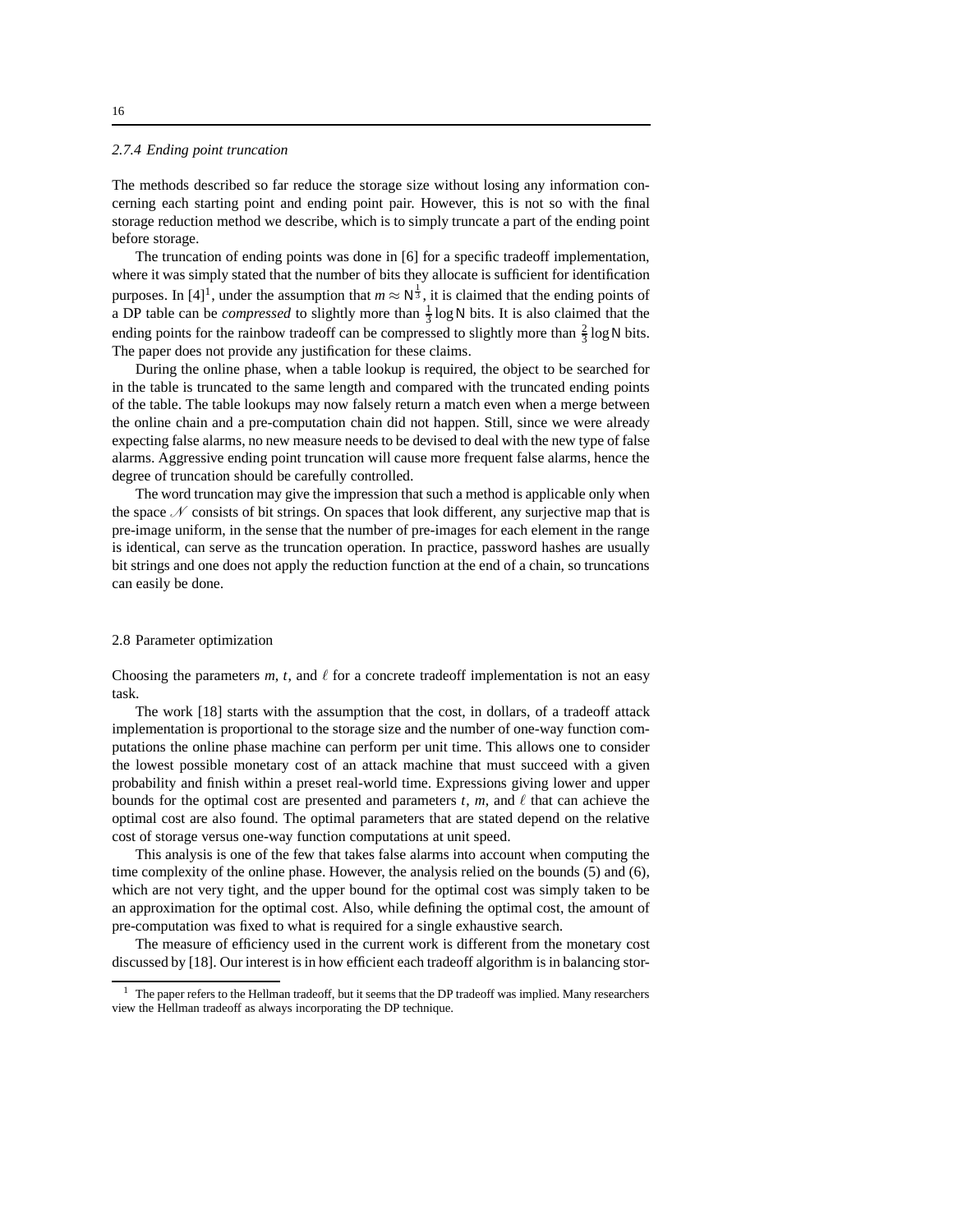### 2.7.4 Ending point truncation

The methods described so far reduce the storage size without losing any information concerning each starting point and ending point pair. However, this is not so with the final storage reduction method we describe, which is to simply truncate a part of the ending point before storage.

The truncation of ending points was done in [6] for a specific tradeoff implementation, where it was simply stated that the number of bits they allocate is sufficient for identification purposes. In [4][1], under the assumption that $m \approx \mathsf{N}^{\frac{1}{3}}$, it is claimed that the ending points of a DP table can be *compressed* to slightly more than $\frac{1}{3}\log\mathsf{N}$ bits. It is also claimed that the ending points for the rainbow tradeoff can be compressed to slightly more than $\frac{2}{3}\log\mathsf{N}$ bits. The paper does not provide any justification for these claims.

During the online phase, when a table lookup is required, the object to be searched for in the table is truncated to the same length and compared with the truncated ending points of the table. The table lookups may now falsely return a match even when a merge between the online chain and a pre-computation chain did not happen. Still, since we were already expecting false alarms, no new measure needs to be devised to deal with the new type of false alarms. Aggressive ending point truncation will cause more frequent false alarms, hence the degree of truncation should be carefully controlled.

The word truncation may give the impression that such a method is applicable only when the space $\mathscr{N}$ consists of bit strings. On spaces that look different, any surjective map that is pre-image uniform, in the sense that the number of pre-images for each element in the range is identical, can serve as the truncation operation. In practice, password hashes are usually bit strings and one does not apply the reduction function at the end of a chain, so truncations can easily be done.

## 2.8 Parameter optimization

Choosing the parameters $m$, $t$, and $\ell$ for a concrete tradeoff implementation is not an easy task.

The work [18] starts with the assumption that the cost, in dollars, of a tradeoff attack implementation is proportional to the storage size and the number of one-way function computations the online phase machine can perform per unit time. This allows one to consider the lowest possible monetary cost of an attack machine that must succeed with a given probability and finish within a preset real-world time. Expressions giving lower and upper bounds for the optimal cost are presented and parameters $t$, $m$, and $\ell$ that can achieve the optimal cost are also found. The optimal parameters that are stated depend on the relative cost of storage versus one-way function computations at unit speed.

This analysis is one of the few that takes false alarms into account when computing the time complexity of the online phase. However, the analysis relied on the bounds (5) and (6), which are not very tight, and the upper bound for the optimal cost was simply taken to be an approximation for the optimal cost. Also, while defining the optimal cost, the amount of pre-computation was fixed to what is required for a single exhaustive search.

The measure of efficiency used in the current work is different from the monetary cost discussed by [18]. Our interest is in how efficient each tradeoff algorithm is in balancing stor-

[1] The paper refers to the Hellman tradeoff, but it seems that the DP tradeoff was implied. Many researchers view the Hellman tradeoff as always incorporating the DP technique.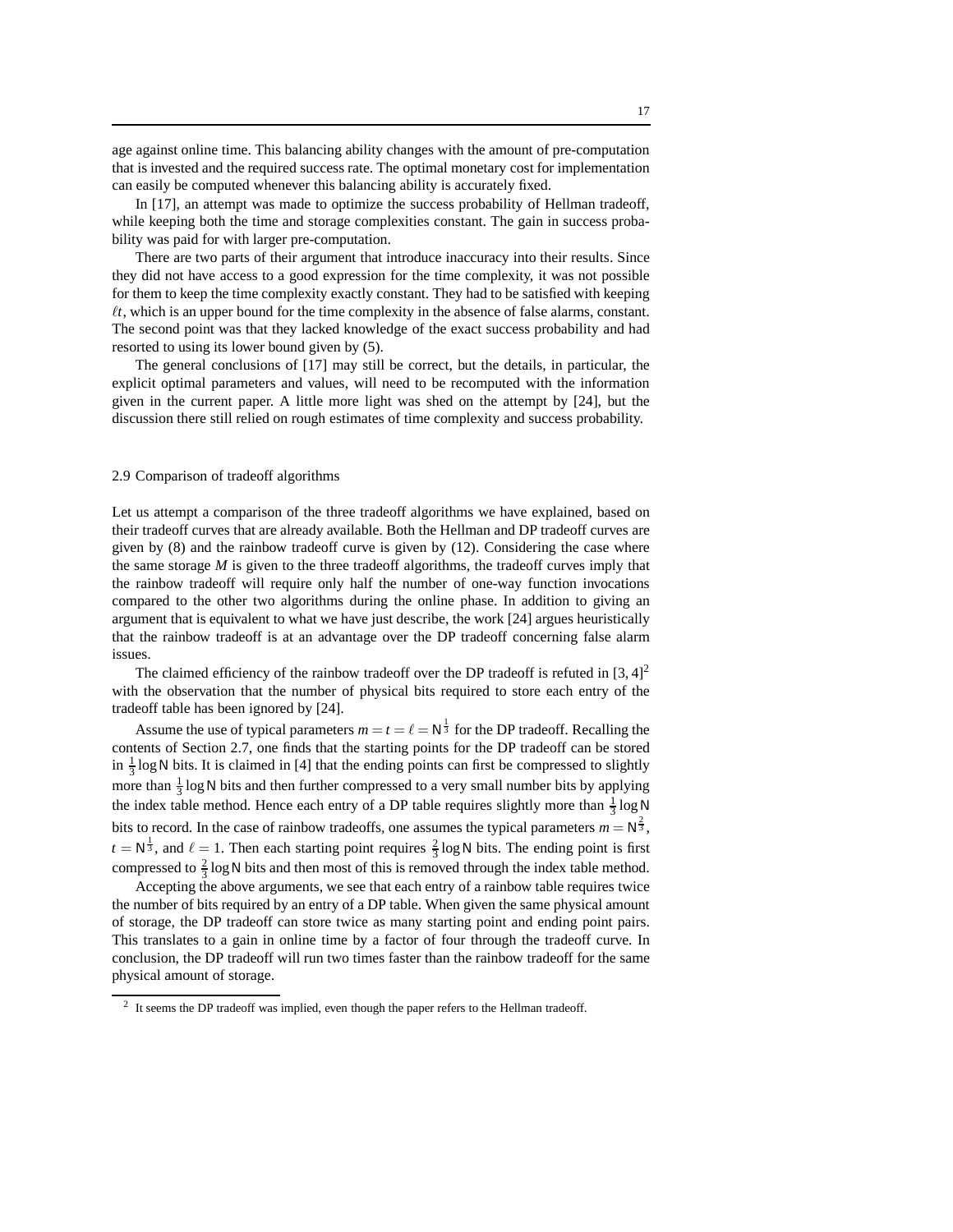age against online time. This balancing ability changes with the amount of pre-computation that is invested and the required success rate. The optimal monetary cost for implementation can easily be computed whenever this balancing ability is accurately fixed.

In [17], an attempt was made to optimize the success probability of Hellman tradeoff, while keeping both the time and storage complexities constant. The gain in success probability was paid for with larger pre-computation.

There are two parts of their argument that introduce inaccuracy into their results. Since they did not have access to a good expression for the time complexity, it was not possible for them to keep the time complexity exactly constant. They had to be satisfied with keeping $\ell t$, which is an upper bound for the time complexity in the absence of false alarms, constant. The second point was that they lacked knowledge of the exact success probability and had resorted to using its lower bound given by (5).

The general conclusions of [17] may still be correct, but the details, in particular, the explicit optimal parameters and values, will need to be recomputed with the information given in the current paper. A little more light was shed on the attempt by [24], but the discussion there still relied on rough estimates of time complexity and success probability.

## 2.9 Comparison of tradeoff algorithms

Let us attempt a comparison of the three tradeoff algorithms we have explained, based on their tradeoff curves that are already available. Both the Hellman and DP tradeoff curves are given by (8) and the rainbow tradeoff curve is given by (12). Considering the case where the same storage $M$ is given to the three tradeoff algorithms, the tradeoff curves imply that the rainbow tradeoff will require only half the number of one-way function invocations compared to the other two algorithms during the online phase. In addition to giving an argument that is equivalent to what we have just describe, the work [24] argues heuristically that the rainbow tradeoff is at an advantage over the DP tradeoff concerning false alarm issues.

The claimed efficiency of the rainbow tradeoff over the DP tradeoff is refuted in [3, 4][2] with the observation that the number of physical bits required to store each entry of the tradeoff table has been ignored by [24].

Assume the use of typical parameters $m = t = \ell = \mathsf{N}^{\frac{1}{3}}$ for the DP tradeoff. Recalling the contents of Section 2.7, one finds that the starting points for the DP tradeoff can be stored in $\frac{1}{3}\log \mathsf{N}$ bits. It is claimed in [4] that the ending points can first be compressed to slightly more than $\frac{1}{3}\log \mathsf{N}$ bits and then further compressed to a very small number bits by applying the index table method. Hence each entry of a DP table requires slightly more than $\frac{1}{3}\log \mathsf{N}$ bits to record. In the case of rainbow tradeoffs, one assumes the typical parameters $m = \mathsf{N}^{\frac{2}{3}}$, $t = \mathsf{N}^{\frac{1}{3}}$, and $\ell = 1$. Then each starting point requires $\frac{2}{3}\log \mathsf{N}$ bits. The ending point is first compressed to $\frac{2}{3}\log \mathsf{N}$ bits and then most of this is removed through the index table method.

Accepting the above arguments, we see that each entry of a rainbow table requires twice the number of bits required by an entry of a DP table. When given the same physical amount of storage, the DP tradeoff can store twice as many starting point and ending point pairs. This translates to a gain in online time by a factor of four through the tradeoff curve. In conclusion, the DP tradeoff will run two times faster than the rainbow tradeoff for the same physical amount of storage.

---

[2] It seems the DP tradeoff was implied, even though the paper refers to the Hellman tradeoff.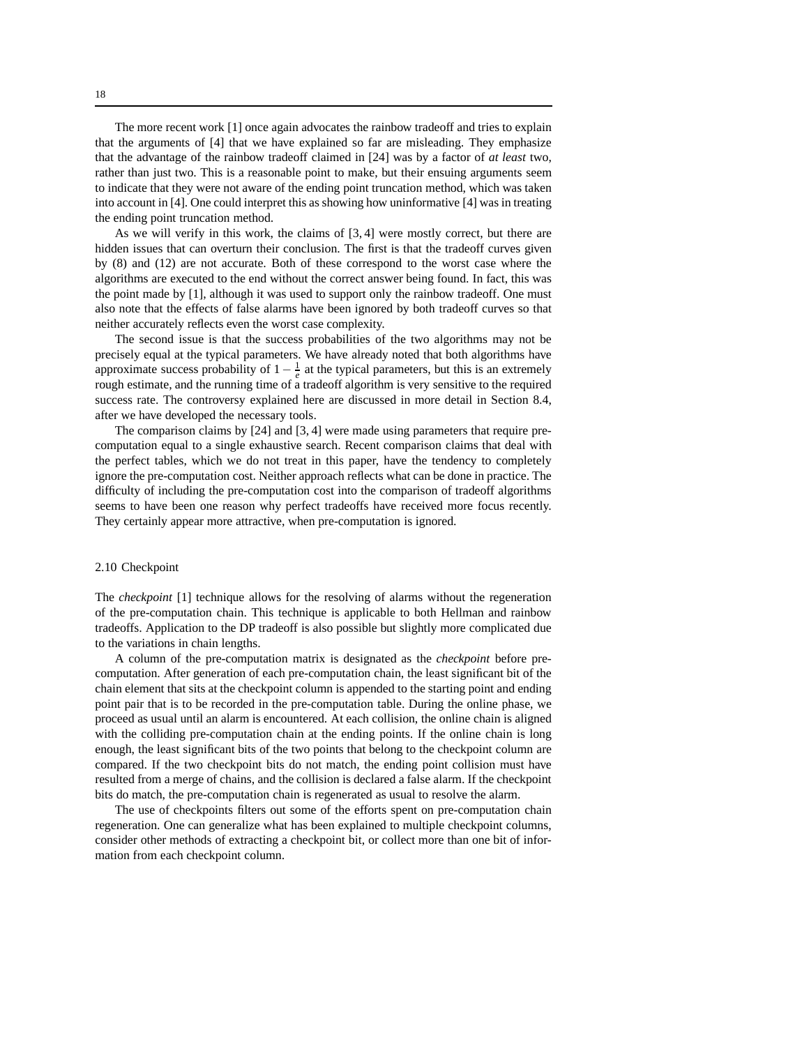The more recent work [1] once again advocates the rainbow tradeoff and tries to explain that the arguments of [4] that we have explained so far are misleading. They emphasize that the advantage of the rainbow tradeoff claimed in [24] was by a factor of *at least* two, rather than just two. This is a reasonable point to make, but their ensuing arguments seem to indicate that they were not aware of the ending point truncation method, which was taken into account in [4]. One could interpret this as showing how uninformative [4] was in treating the ending point truncation method.

As we will verify in this work, the claims of [3, 4] were mostly correct, but there are hidden issues that can overturn their conclusion. The first is that the tradeoff curves given by (8) and (12) are not accurate. Both of these correspond to the worst case where the algorithms are executed to the end without the correct answer being found. In fact, this was the point made by [1], although it was used to support only the rainbow tradeoff. One must also note that the effects of false alarms have been ignored by both tradeoff curves so that neither accurately reflects even the worst case complexity.

The second issue is that the success probabilities of the two algorithms may not be precisely equal at the typical parameters. We have already noted that both algorithms have approximate success probability of $1-\frac{1}{e}$ at the typical parameters, but this is an extremely rough estimate, and the running time of a tradeoff algorithm is very sensitive to the required success rate. The controversy explained here are discussed in more detail in Section 8.4, after we have developed the necessary tools.

The comparison claims by [24] and [3, 4] were made using parameters that require pre-computation equal to a single exhaustive search. Recent comparison claims that deal with the perfect tables, which we do not treat in this paper, have the tendency to completely ignore the pre-computation cost. Neither approach reflects what can be done in practice. The difficulty of including the pre-computation cost into the comparison of tradeoff algorithms seems to have been one reason why perfect tradeoffs have received more focus recently. They certainly appear more attractive, when pre-computation is ignored.

## 2.10 Checkpoint

The *checkpoint* [1] technique allows for the resolving of alarms without the regeneration of the pre-computation chain. This technique is applicable to both Hellman and rainbow tradeoffs. Application to the DP tradeoff is also possible but slightly more complicated due to the variations in chain lengths.

A column of the pre-computation matrix is designated as the *checkpoint* before pre-computation. After generation of each pre-computation chain, the least significant bit of the chain element that sits at the checkpoint column is appended to the starting point and ending point pair that is to be recorded in the pre-computation table. During the online phase, we proceed as usual until an alarm is encountered. At each collision, the online chain is aligned with the colliding pre-computation chain at the ending points. If the online chain is long enough, the least significant bits of the two points that belong to the checkpoint column are compared. If the two checkpoint bits do not match, the ending point collision must have resulted from a merge of chains, and the collision is declared a false alarm. If the checkpoint bits do match, the pre-computation chain is regenerated as usual to resolve the alarm.

The use of checkpoints filters out some of the efforts spent on pre-computation chain regeneration. One can generalize what has been explained to multiple checkpoint columns, consider other methods of extracting a checkpoint bit, or collect more than one bit of information from each checkpoint column.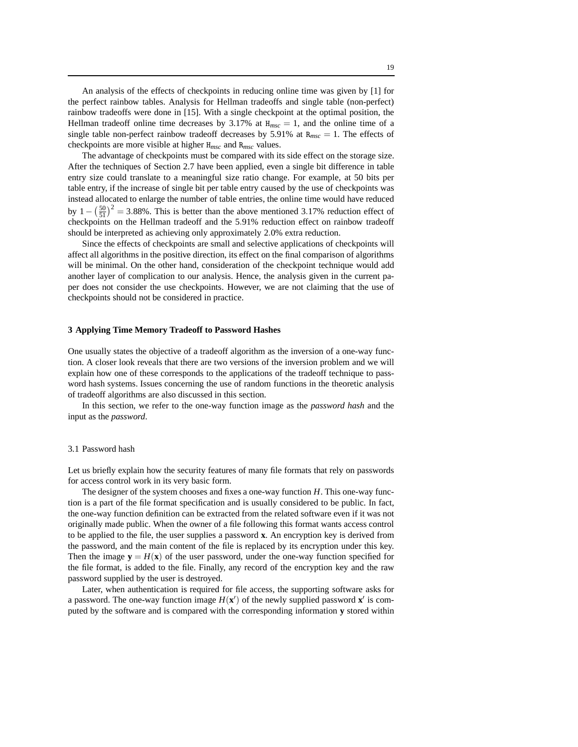An analysis of the effects of checkpoints in reducing online time was given by [1] for the perfect rainbow tables. Analysis for Hellman tradeoffs and single table (non-perfect) rainbow tradeoffs were done in [15]. With a single checkpoint at the optimal position, the Hellman tradeoff online time decreases by 3.17% at $\mathtt{H}_{msc} = 1$, and the online time of a single table non-perfect rainbow tradeoff decreases by 5.91% at $\mathtt{R}_{msc} = 1$. The effects of checkpoints are more visible at higher $\mathtt{H}_{msc}$ and $\mathtt{R}_{msc}$ values.

The advantage of checkpoints must be compared with its side effect on the storage size. After the techniques of Section 2.7 have been applied, even a single bit difference in table entry size could translate to a meaningful size ratio change. For example, at 50 bits per table entry, if the increase of single bit per table entry caused by the use of checkpoints was instead allocated to enlarge the number of table entries, the online time would have reduced by $1 - \left(\frac{50}{51}\right)^2 = 3.88\%$. This is better than the above mentioned 3.17% reduction effect of checkpoints on the Hellman tradeoff and the 5.91% reduction effect on rainbow tradeoff should be interpreted as achieving only approximately 2.0% extra reduction.

Since the effects of checkpoints are small and selective applications of checkpoints will affect all algorithms in the positive direction, its effect on the final comparison of algorithms will be minimal. On the other hand, consideration of the checkpoint technique would add another layer of complication to our analysis. Hence, the analysis given in the current paper does not consider the use checkpoints. However, we are not claiming that the use of checkpoints should not be considered in practice.

## 3 Applying Time Memory Tradeoff to Password Hashes

One usually states the objective of a tradeoff algorithm as the inversion of a one-way function. A closer look reveals that there are two versions of the inversion problem and we will explain how one of these corresponds to the applications of the tradeoff technique to password hash systems. Issues concerning the use of random functions in the theoretic analysis of tradeoff algorithms are also discussed in this section.

In this section, we refer to the one-way function image as the *password hash* and the input as the *password*.

### 3.1 Password hash

Let us briefly explain how the security features of many file formats that rely on passwords for access control work in its very basic form.

The designer of the system chooses and fixes a one-way function $H$. This one-way function is a part of the file format specification and is usually considered to be public. In fact, the one-way function definition can be extracted from the related software even if it was not originally made public. When the owner of a file following this format wants access control to be applied to the file, the user supplies a password $\mathbf{x}$. An encryption key is derived from the password, and the main content of the file is replaced by its encryption under this key. Then the image $\mathbf{y} = H(\mathbf{x})$ of the user password, under the one-way function specified for the file format, is added to the file. Finally, any record of the encryption key and the raw password supplied by the user is destroyed.

Later, when authentication is required for file access, the supporting software asks for a password. The one-way function image $H(\mathbf{x}')$ of the newly supplied password $\mathbf{x}'$ is computed by the software and is compared with the corresponding information $\mathbf{y}$ stored within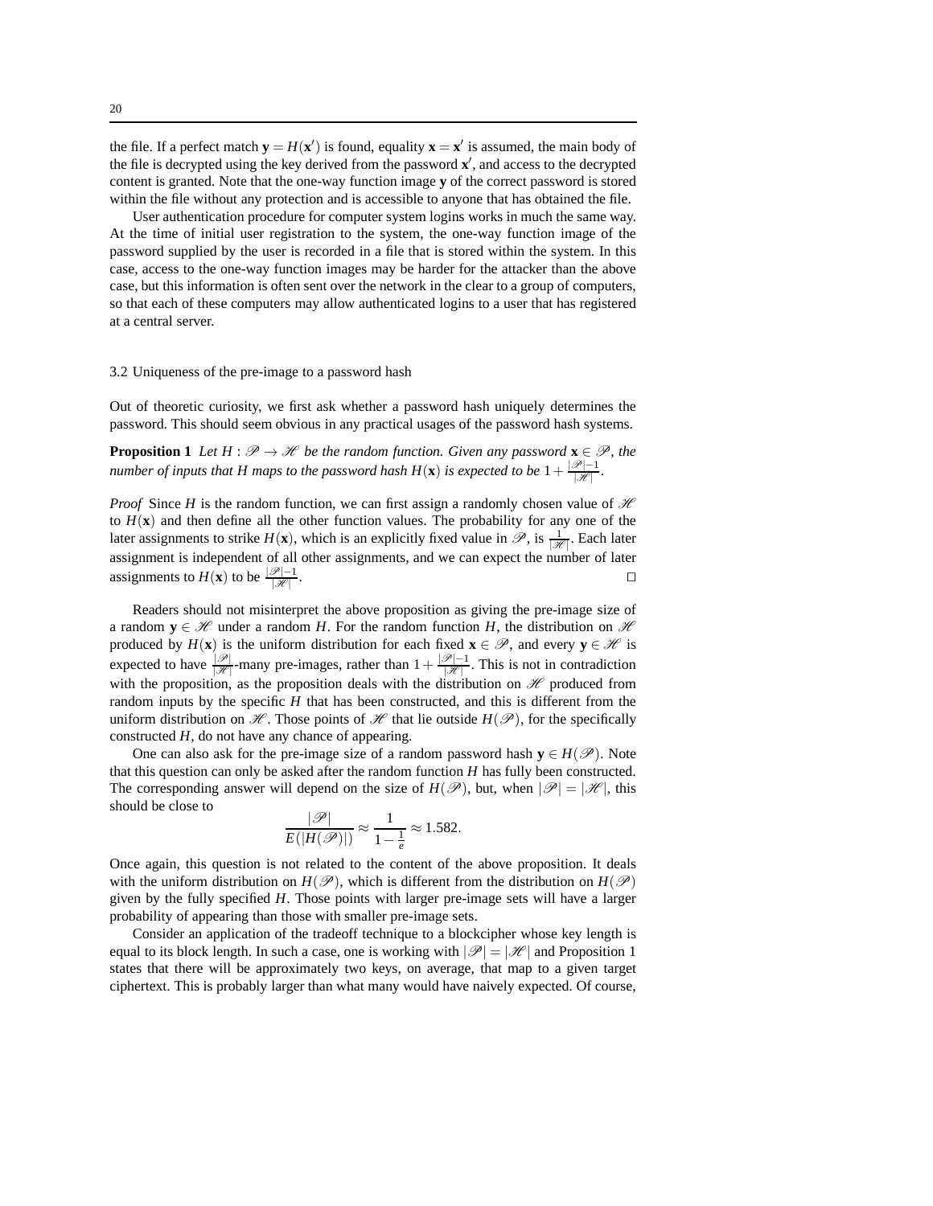the file. If a perfect match $\mathbf{y} = H(\mathbf{x}')$ is found, equality $\mathbf{x} = \mathbf{x}'$ is assumed, the main body of the file is decrypted using the key derived from the password $\mathbf{x}'$, and access to the decrypted content is granted. Note that the one-way function image $\mathbf{y}$ of the correct password is stored within the file without any protection and is accessible to anyone that has obtained the file.

User authentication procedure for computer system logins works in much the same way. At the time of initial user registration to the system, the one-way function image of the password supplied by the user is recorded in a file that is stored within the system. In this case, access to the one-way function images may be harder for the attacker than the above case, but this information is often sent over the network in the clear to a group of computers, so that each of these computers may allow authenticated logins to a user that has registered at a central server.

## 3.2 Uniqueness of the pre-image to a password hash

Out of theoretic curiosity, we first ask whether a password hash uniquely determines the password. This should seem obvious in any practical usages of the password hash systems.

**Proposition 1** *Let $H : \mathscr{P} \to \mathscr{H}$ be the random function. Given any password $\mathbf{x} \in \mathscr{P}$, the number of inputs that $H$ maps to the password hash $H(\mathbf{x})$ is expected to be $1 + \frac{|\mathscr{P}|-1}{|\mathscr{H}|}$.*

*Proof* Since $H$ is the random function, we can first assign a randomly chosen value of $\mathscr{H}$ to $H(\mathbf{x})$ and then define all the other function values. The probability for any one of the later assignments to strike $H(\mathbf{x})$, which is an explicitly fixed value in $\mathscr{P}$, is $\frac{1}{|\mathscr{H}|}$. Each later assignment is independent of all other assignments, and we can expect the number of later assignments to $H(\mathbf{x})$ to be $\frac{|\mathscr{P}|-1}{|\mathscr{H}|}$. □

Readers should not misinterpret the above proposition as giving the pre-image size of a random $\mathbf{y} \in \mathscr{H}$ under a random $H$. For the random function $H$, the distribution on $\mathscr{H}$ produced by $H(\mathbf{x})$ is the uniform distribution for each fixed $\mathbf{x} \in \mathscr{P}$, and every $\mathbf{y} \in \mathscr{H}$ is expected to have $\frac{|\mathscr{P}|}{|\mathscr{H}|}$-many pre-images, rather than $1 + \frac{|\mathscr{P}|-1}{|\mathscr{H}|}$. This is not in contradiction with the proposition, as the proposition deals with the distribution on $\mathscr{H}$ produced from random inputs by the specific $H$ that has been constructed, and this is different from the uniform distribution on $\mathscr{H}$. Those points of $\mathscr{H}$ that lie outside $H(\mathscr{P})$, for the specifically constructed $H$, do not have any chance of appearing.

One can also ask for the pre-image size of a random password hash $\mathbf{y} \in H(\mathscr{P})$. Note that this question can only be asked after the random function $H$ has fully been constructed. The corresponding answer will depend on the size of $H(\mathscr{P})$, but, when $|\mathscr{P}| = |\mathscr{H}|$, this should be close to

$$\frac{|\mathscr{P}|}{E(|H(\mathscr{P})|)} \approx \frac{1}{1 - \frac{1}{e}} \approx 1.582.$$

Once again, this question is not related to the content of the above proposition. It deals with the uniform distribution on $H(\mathscr{P})$, which is different from the distribution on $H(\mathscr{P})$ given by the fully specified $H$. Those points with larger pre-image sets will have a larger probability of appearing than those with smaller pre-image sets.

Consider an application of the tradeoff technique to a blockcipher whose key length is equal to its block length. In such a case, one is working with $|\mathscr{P}| = |\mathscr{H}|$ and Proposition 1 states that there will be approximately two keys, on average, that map to a given target ciphertext. This is probably larger than what many would have naively expected. Of course,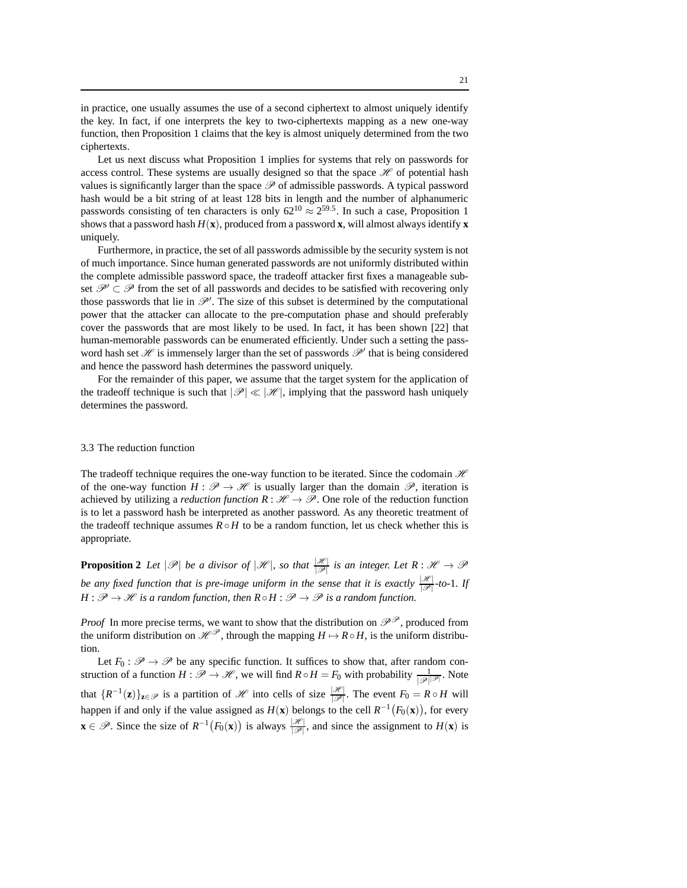in practice, one usually assumes the use of a second ciphertext to almost uniquely identify the key. In fact, if one interprets the key to two-ciphertexts mapping as a new one-way function, then Proposition 1 claims that the key is almost uniquely determined from the two ciphertexts.

Let us next discuss what Proposition 1 implies for systems that rely on passwords for access control. These systems are usually designed so that the space $\mathscr{H}$ of potential hash values is significantly larger than the space $\mathscr{P}$ of admissible passwords. A typical password hash would be a bit string of at least 128 bits in length and the number of alphanumeric passwords consisting of ten characters is only $62^{10} \approx 2^{59.5}$. In such a case, Proposition 1 shows that a password hash $H(\mathbf{x})$, produced from a password $\mathbf{x}$, will almost always identify $\mathbf{x}$ uniquely.

Furthermore, in practice, the set of all passwords admissible by the security system is not of much importance. Since human generated passwords are not uniformly distributed within the complete admissible password space, the tradeoff attacker first fixes a manageable subset $\mathscr{P}' \subset \mathscr{P}$ from the set of all passwords and decides to be satisfied with recovering only those passwords that lie in $\mathscr{P}'$. The size of this subset is determined by the computational power that the attacker can allocate to the pre-computation phase and should preferably cover the passwords that are most likely to be used. In fact, it has been shown [22] that human-memorable passwords can be enumerated efficiently. Under such a setting the password hash set $\mathscr{H}$ is immensely larger than the set of passwords $\mathscr{P}'$ that is being considered and hence the password hash determines the password uniquely.

For the remainder of this paper, we assume that the target system for the application of the tradeoff technique is such that $|\mathscr{P}| \ll |\mathscr{H}|$, implying that the password hash uniquely determines the password.

### 3.3 The reduction function

The tradeoff technique requires the one-way function to be iterated. Since the codomain $\mathscr{H}$ of the one-way function $H : \mathscr{P} \to \mathscr{H}$ is usually larger than the domain $\mathscr{P}$, iteration is achieved by utilizing a *reduction function* $R : \mathscr{H} \to \mathscr{P}$. One role of the reduction function is to let a password hash be interpreted as another password. As any theoretic treatment of the tradeoff technique assumes $R \circ H$ to be a random function, let us check whether this is appropriate.

**Proposition 2** *Let $|\mathscr{P}|$ be a divisor of $|\mathscr{H}|$, so that $\frac{|\mathscr{H}|}{|\mathscr{P}|}$ is an integer. Let $R : \mathscr{H} \to \mathscr{P}$ be any fixed function that is pre-image uniform in the sense that it is exactly $\frac{|\mathscr{H}|}{|\mathscr{P}|}$-to-1. If $H : \mathscr{P} \to \mathscr{H}$ is a random function, then $R \circ H : \mathscr{P} \to \mathscr{P}$ is a random function.*

*Proof* In more precise terms, we want to show that the distribution on $\mathscr{P}^{\mathscr{P}}$, produced from the uniform distribution on $\mathscr{H}^{\mathscr{P}}$, through the mapping $H \mapsto R \circ H$, is the uniform distribution.

Let $F_0 : \mathscr{P} \to \mathscr{P}$ be any specific function. It suffices to show that, after random construction of a function $H : \mathscr{P} \to \mathscr{H}$, we will find $R \circ H = F_0$ with probability $\frac{1}{|\mathscr{P}|^{|\mathscr{P}|}}$. Note that $\{R^{-1}(\mathbf{z})\}_{\mathbf{z} \in \mathscr{P}}$ is a partition of $\mathscr{H}$ into cells of size $\frac{|\mathscr{H}|}{|\mathscr{P}|}$. The event $F_0 = R \circ H$ will happen if and only if the value assigned as $H(\mathbf{x})$ belongs to the cell $R^{-1}\big(F_0(\mathbf{x})\big)$, for every $\mathbf{x} \in \mathscr{P}$. Since the size of $R^{-1}\big(F_0(\mathbf{x})\big)$ is always $\frac{|\mathscr{H}|}{|\mathscr{P}|}$, and since the assignment to $H(\mathbf{x})$ is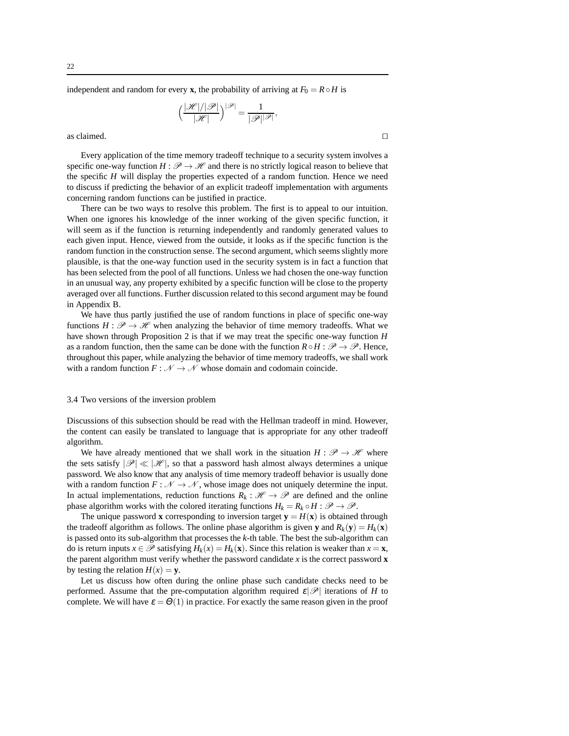independent and random for every $\mathbf{x}$, the probability of arriving at $F_0 = R \circ H$ is

$$\Big(\frac{|\mathscr{H}|/|\mathscr{P}|}{|\mathscr{H}|}\Big)^{|\mathscr{P}|} = \frac{1}{|\mathscr{P}|^{|\mathscr{P}|}},$$

as claimed. □

Every application of the time memory tradeoff technique to a security system involves a specific one-way function $H : \mathscr{P} \to \mathscr{H}$ and there is no strictly logical reason to believe that the specific $H$ will display the properties expected of a random function. Hence we need to discuss if predicting the behavior of an explicit tradeoff implementation with arguments concerning random functions can be justified in practice.

There can be two ways to resolve this problem. The first is to appeal to our intuition. When one ignores his knowledge of the inner working of the given specific function, it will seem as if the function is returning independently and randomly generated values to each given input. Hence, viewed from the outside, it looks as if the specific function is the random function in the construction sense. The second argument, which seems slightly more plausible, is that the one-way function used in the security system is in fact a function that has been selected from the pool of all functions. Unless we had chosen the one-way function in an unusual way, any property exhibited by a specific function will be close to the property averaged over all functions. Further discussion related to this second argument may be found in Appendix B.

We have thus partly justified the use of random functions in place of specific one-way functions $H : \mathscr{P} \to \mathscr{H}$ when analyzing the behavior of time memory tradeoffs. What we have shown through Proposition 2 is that if we may treat the specific one-way function $H$ as a random function, then the same can be done with the function $R \circ H : \mathscr{P} \to \mathscr{P}$. Hence, throughout this paper, while analyzing the behavior of time memory tradeoffs, we shall work with a random function $F : \mathscr{N} \to \mathscr{N}$ whose domain and codomain coincide.

### 3.4 Two versions of the inversion problem

Discussions of this subsection should be read with the Hellman tradeoff in mind. However, the content can easily be translated to language that is appropriate for any other tradeoff algorithm.

We have already mentioned that we shall work in the situation $H : \mathscr{P} \to \mathscr{H}$ where the sets satisfy $|\mathscr{P}| \ll |\mathscr{H}|$, so that a password hash almost always determines a unique password. We also know that any analysis of time memory tradeoff behavior is usually done with a random function $F : \mathscr{N} \to \mathscr{N}$, whose image does not uniquely determine the input. In actual implementations, reduction functions $R_k : \mathscr{H} \to \mathscr{P}$ are defined and the online phase algorithm works with the colored iterating functions $H_k = R_k \circ H : \mathscr{P} \to \mathscr{P}$.

The unique password $\mathbf{x}$ corresponding to inversion target $\mathbf{y} = H(\mathbf{x})$ is obtained through the tradeoff algorithm as follows. The online phase algorithm is given $\mathbf{y}$ and $R_k(\mathbf{y}) = H_k(\mathbf{x})$ is passed onto its sub-algorithm that processes the $k$-th table. The best the sub-algorithm can do is return inputs $x \in \mathscr{P}$ satisfying $H_k(x) = H_k(\mathbf{x})$. Since this relation is weaker than $x = \mathbf{x}$, the parent algorithm must verify whether the password candidate $x$ is the correct password $\mathbf{x}$ by testing the relation $H(x) = \mathbf{y}$.

Let us discuss how often during the online phase such candidate checks need to be performed. Assume that the pre-computation algorithm required $\varepsilon|\mathscr{P}|$ iterations of $H$ to complete. We will have $\varepsilon = \Theta(1)$ in practice. For exactly the same reason given in the proof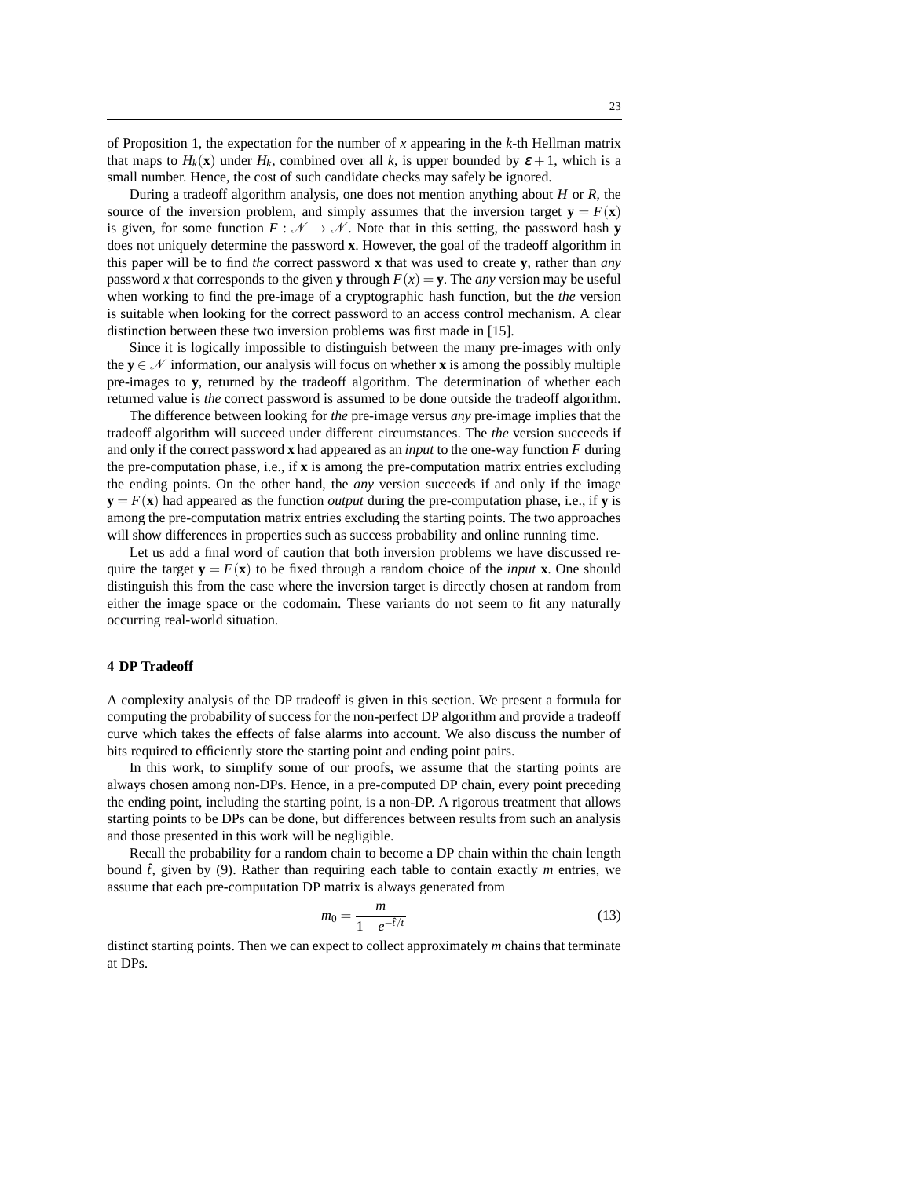of Proposition 1, the expectation for the number of $x$ appearing in the $k$-th Hellman matrix that maps to $H_k(\mathbf{x})$ under $H_k$, combined over all $k$, is upper bounded by $\varepsilon + 1$, which is a small number. Hence, the cost of such candidate checks may safely be ignored.

During a tradeoff algorithm analysis, one does not mention anything about $H$ or $R$, the source of the inversion problem, and simply assumes that the inversion target $\mathbf{y} = F(\mathbf{x})$ is given, for some function $F : \mathcal{N} \to \mathcal{N}$. Note that in this setting, the password hash $\mathbf{y}$ does not uniquely determine the password $\mathbf{x}$. However, the goal of the tradeoff algorithm in this paper will be to find *the* correct password $\mathbf{x}$ that was used to create $\mathbf{y}$, rather than *any* password $x$ that corresponds to the given $\mathbf{y}$ through $F(x) = \mathbf{y}$. The *any* version may be useful when working to find the pre-image of a cryptographic hash function, but the *the* version is suitable when looking for the correct password to an access control mechanism. A clear distinction between these two inversion problems was first made in [15].

Since it is logically impossible to distinguish between the many pre-images with only the $\mathbf{y} \in \mathcal{N}$ information, our analysis will focus on whether $\mathbf{x}$ is among the possibly multiple pre-images to $\mathbf{y}$, returned by the tradeoff algorithm. The determination of whether each returned value is *the* correct password is assumed to be done outside the tradeoff algorithm.

The difference between looking for *the* pre-image versus *any* pre-image implies that the tradeoff algorithm will succeed under different circumstances. The *the* version succeeds if and only if the correct password $\mathbf{x}$ had appeared as an *input* to the one-way function $F$ during the pre-computation phase, i.e., if $\mathbf{x}$ is among the pre-computation matrix entries excluding the ending points. On the other hand, the *any* version succeeds if and only if the image $\mathbf{y} = F(\mathbf{x})$ had appeared as the function *output* during the pre-computation phase, i.e., if $\mathbf{y}$ is among the pre-computation matrix entries excluding the starting points. The two approaches will show differences in properties such as success probability and online running time.

Let us add a final word of caution that both inversion problems we have discussed require the target $\mathbf{y} = F(\mathbf{x})$ to be fixed through a random choice of the *input* $\mathbf{x}$. One should distinguish this from the case where the inversion target is directly chosen at random from either the image space or the codomain. These variants do not seem to fit any naturally occurring real-world situation.

## 4 DP Tradeoff

A complexity analysis of the DP tradeoff is given in this section. We present a formula for computing the probability of success for the non-perfect DP algorithm and provide a tradeoff curve which takes the effects of false alarms into account. We also discuss the number of bits required to efficiently store the starting point and ending point pairs.

In this work, to simplify some of our proofs, we assume that the starting points are always chosen among non-DPs. Hence, in a pre-computed DP chain, every point preceding the ending point, including the starting point, is a non-DP. A rigorous treatment that allows starting points to be DPs can be done, but differences between results from such an analysis and those presented in this work will be negligible.

Recall the probability for a random chain to become a DP chain within the chain length bound $\hat{t}$, given by (9). Rather than requiring each table to contain exactly $m$ entries, we assume that each pre-computation DP matrix is always generated from

$$m_0 = \frac{m}{1 - e^{-\hat{t}/t}} \tag{13}$$

distinct starting points. Then we can expect to collect approximately $m$ chains that terminate at DPs.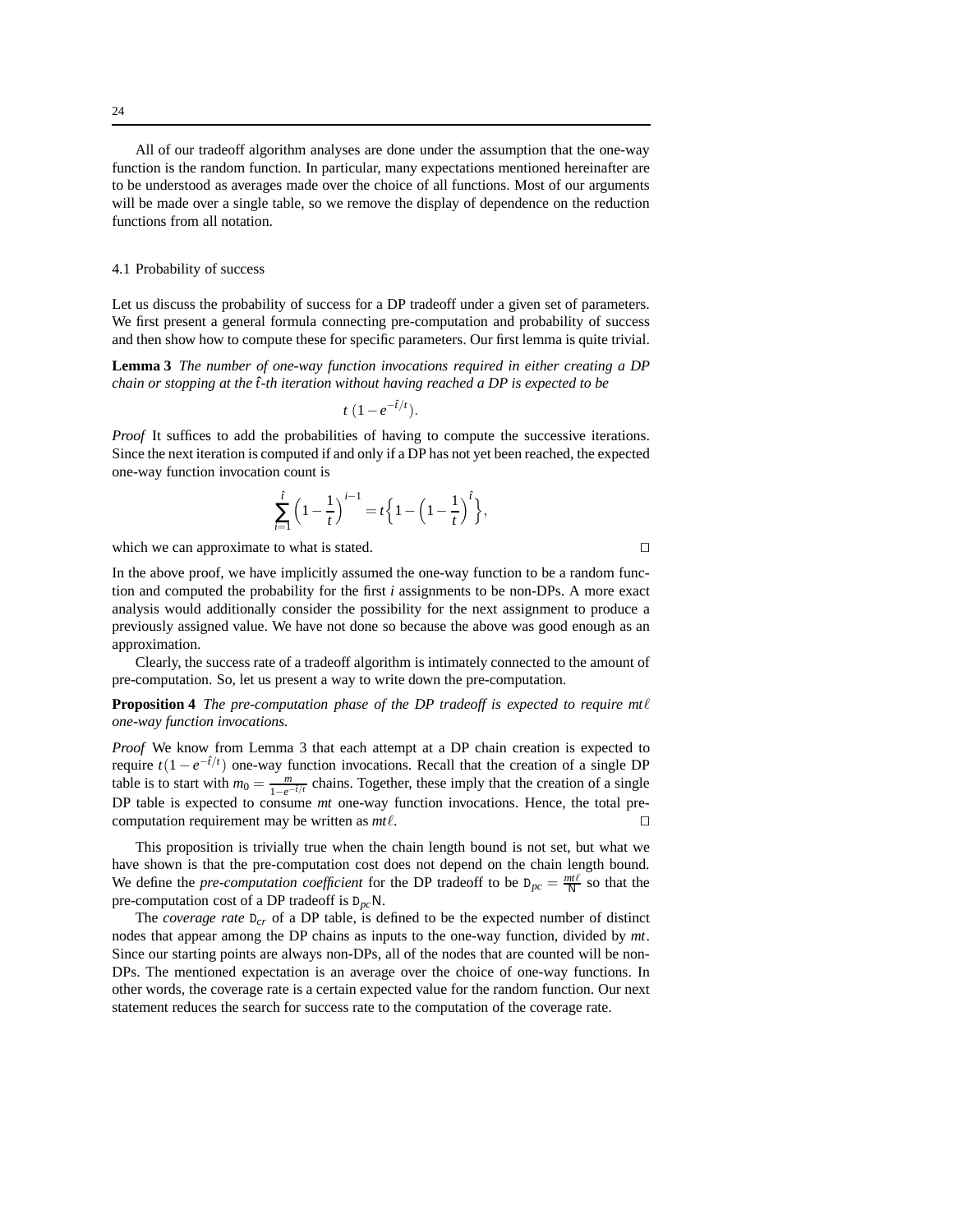All of our tradeoff algorithm analyses are done under the assumption that the one-way function is the random function. In particular, many expectations mentioned hereinafter are to be understood as averages made over the choice of all functions. Most of our arguments will be made over a single table, so we remove the display of dependence on the reduction functions from all notation.

### 4.1 Probability of success

Let us discuss the probability of success for a DP tradeoff under a given set of parameters. We first present a general formula connecting pre-computation and probability of success and then show how to compute these for specific parameters. Our first lemma is quite trivial.

**Lemma 3** *The number of one-way function invocations required in either creating a DP chain or stopping at the $\hat{t}$-th iteration without having reached a DP is expected to be*

$$t\,(1-e^{-\hat{t}/t}).$$

*Proof* It suffices to add the probabilities of having to compute the successive iterations. Since the next iteration is computed if and only if a DP has not yet been reached, the expected one-way function invocation count is

$$\sum_{i=1}^{\hat{t}} \Big(1-\frac{1}{t}\Big)^{i-1} = t\Big\{1-\Big(1-\frac{1}{t}\Big)^{\hat{t}}\Big\},$$

which we can approximate to what is stated. □

In the above proof, we have implicitly assumed the one-way function to be a random function and computed the probability for the first $i$ assignments to be non-DPs. A more exact analysis would additionally consider the possibility for the next assignment to produce a previously assigned value. We have not done so because the above was good enough as an approximation.

Clearly, the success rate of a tradeoff algorithm is intimately connected to the amount of pre-computation. So, let us present a way to write down the pre-computation.

**Proposition 4** *The pre-computation phase of the DP tradeoff is expected to require $mt\ell$ one-way function invocations.*

*Proof* We know from Lemma 3 that each attempt at a DP chain creation is expected to require $t(1-e^{-\hat{t}/t})$ one-way function invocations. Recall that the creation of a single DP table is to start with $m_0 = \frac{m}{1-e^{-\hat{t}/t}}$ chains. Together, these imply that the creation of a single DP table is expected to consume $mt$ one-way function invocations. Hence, the total pre-computation requirement may be written as $mt\ell$. □

This proposition is trivially true when the chain length bound is not set, but what we have shown is that the pre-computation cost does not depend on the chain length bound. We define the *pre-computation coefficient* for the DP tradeoff to be $D_{pc} = \frac{mt\ell}{N}$ so that the pre-computation cost of a DP tradeoff is $D_{pc}N$.

The *coverage rate* $D_{cr}$ of a DP table, is defined to be the expected number of distinct nodes that appear among the DP chains as inputs to the one-way function, divided by $mt$. Since our starting points are always non-DPs, all of the nodes that are counted will be non-DPs. The mentioned expectation is an average over the choice of one-way functions. In other words, the coverage rate is a certain expected value for the random function. Our next statement reduces the search for success rate to the computation of the coverage rate.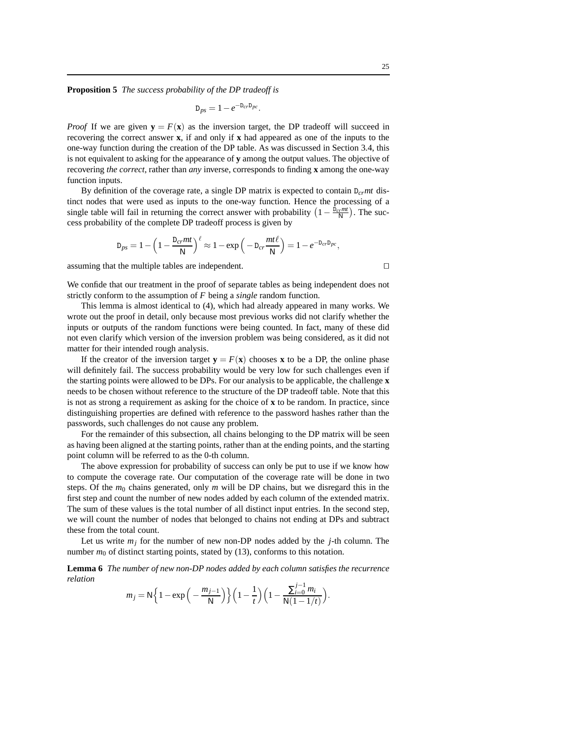**Proposition 5** *The success probability of the DP tradeoff is*

$$\mathtt{D}_{ps} = 1 - e^{-\mathtt{D}_{cr}\mathtt{D}_{pc}}.$$

*Proof* If we are given $\mathbf{y} = F(\mathbf{x})$ as the inversion target, the DP tradeoff will succeed in recovering the correct answer $\mathbf{x}$, if and only if $\mathbf{x}$ had appeared as one of the inputs to the one-way function during the creation of the DP table. As was discussed in Section 3.4, this is not equivalent to asking for the appearance of $\mathbf{y}$ among the output values. The objective of recovering *the correct*, rather than *any* inverse, corresponds to finding $\mathbf{x}$ among the one-way function inputs.

By definition of the coverage rate, a single DP matrix is expected to contain $\mathtt{D}_{cr}mt$ distinct nodes that were used as inputs to the one-way function. Hence the processing of a single table will fail in returning the correct answer with probability $\left(1 - \frac{\mathtt{D}_{cr}mt}{\mathsf{N}}\right)$. The success probability of the complete DP tradeoff process is given by

$$\mathtt{D}_{ps} = 1 - \left(1 - \frac{\mathtt{D}_{cr}mt}{\mathsf{N}}\right)^{\ell} \approx 1 - \exp\left(-\mathtt{D}_{cr}\frac{mt\ell}{\mathsf{N}}\right) = 1 - e^{-\mathtt{D}_{cr}\mathtt{D}_{pc}},$$

assuming that the multiple tables are independent. $\square$

We confide that our treatment in the proof of separate tables as being independent does not strictly conform to the assumption of $F$ being a *single* random function.

This lemma is almost identical to (4), which had already appeared in many works. We wrote out the proof in detail, only because most previous works did not clarify whether the inputs or outputs of the random functions were being counted. In fact, many of these did not even clarify which version of the inversion problem was being considered, as it did not matter for their intended rough analysis.

If the creator of the inversion target $\mathbf{y} = F(\mathbf{x})$ chooses $\mathbf{x}$ to be a DP, the online phase will definitely fail. The success probability would be very low for such challenges even if the starting points were allowed to be DPs. For our analysis to be applicable, the challenge $\mathbf{x}$ needs to be chosen without reference to the structure of the DP tradeoff table. Note that this is not as strong a requirement as asking for the choice of $\mathbf{x}$ to be random. In practice, since distinguishing properties are defined with reference to the password hashes rather than the passwords, such challenges do not cause any problem.

For the remainder of this subsection, all chains belonging to the DP matrix will be seen as having been aligned at the starting points, rather than at the ending points, and the starting point column will be referred to as the 0-th column.

The above expression for probability of success can only be put to use if we know how to compute the coverage rate. Our computation of the coverage rate will be done in two steps. Of the $m_0$ chains generated, only $m$ will be DP chains, but we disregard this in the first step and count the number of new nodes added by each column of the extended matrix. The sum of these values is the total number of all distinct input entries. In the second step, we will count the number of nodes that belonged to chains not ending at DPs and subtract these from the total count.

Let us write $m_j$ for the number of new non-DP nodes added by the $j$-th column. The number $m_0$ of distinct starting points, stated by (13), conforms to this notation.

**Lemma 6** *The number of new non-DP nodes added by each column satisfies the recurrence relation*

$$m_j = \mathsf{N}\left\{1 - \exp\left(-\frac{m_{j-1}}{\mathsf{N}}\right)\right\}\left(1 - \frac{1}{t}\right)\left(1 - \frac{\sum_{i=0}^{j-1} m_i}{\mathsf{N}(1 - 1/t)}\right).$$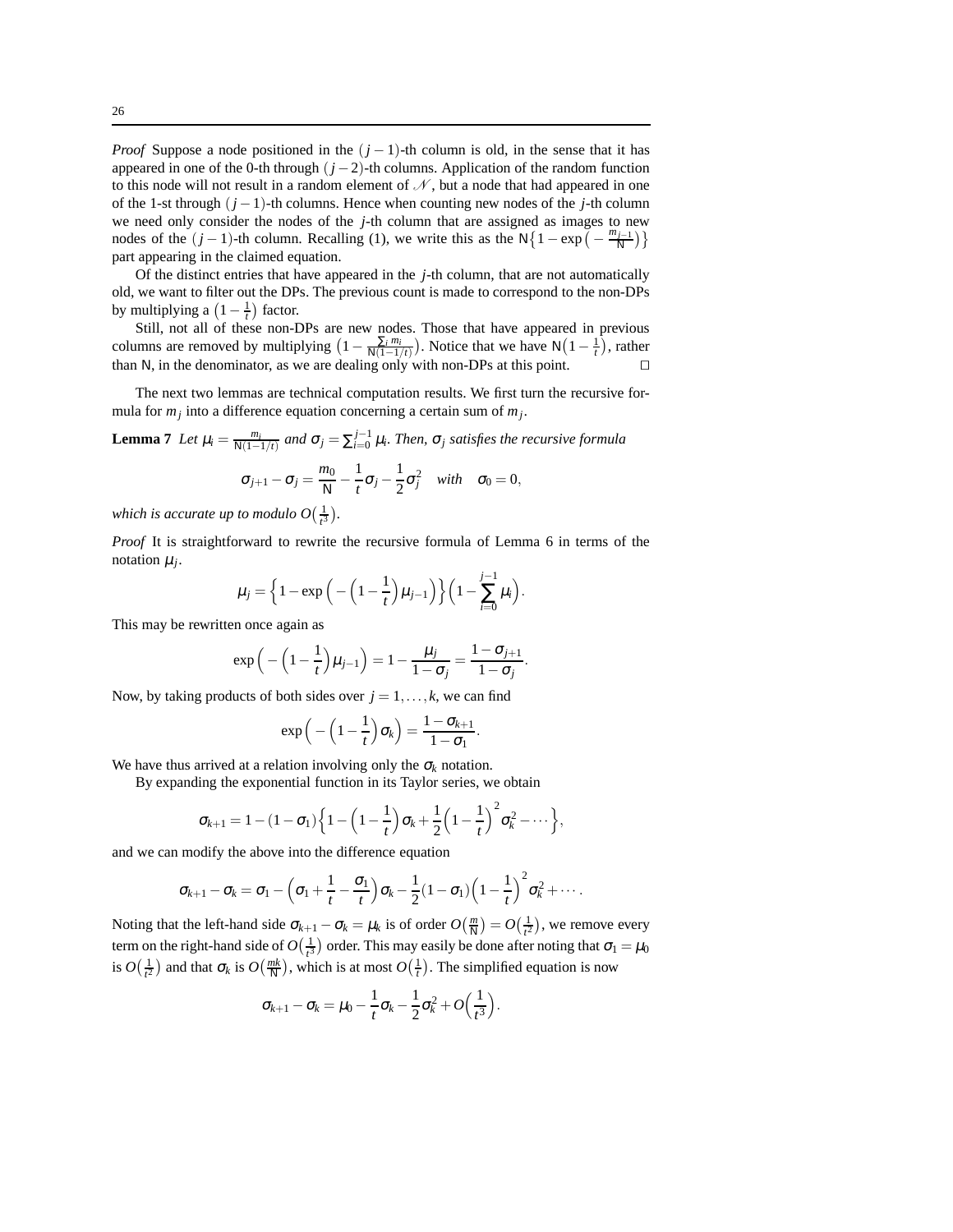*Proof* Suppose a node positioned in the $(j-1)$-th column is old, in the sense that it has appeared in one of the 0-th through $(j-2)$-th columns. Application of the random function to this node will not result in a random element of $\mathscr{N}$, but a node that had appeared in one of the 1-st through $(j-1)$-th columns. Hence when counting new nodes of the $j$-th column we need only consider the nodes of the $j$-th column that are assigned as images to new nodes of the $(j-1)$-th column. Recalling (1), we write this as the $\mathsf{N}\{1-\exp\big(-\frac{m_{j-1}}{\mathsf{N}}\big)\}$ part appearing in the claimed equation.

Of the distinct entries that have appeared in the $j$-th column, that are not automatically old, we want to filter out the DPs. The previous count is made to correspond to the non-DPs by multiplying a $\big(1-\frac{1}{t}\big)$ factor.

Still, not all of these non-DPs are new nodes. Those that have appeared in previous columns are removed by multiplying $\big(1-\frac{\sum_i m_i}{\mathsf{N}(1-1/t)}\big)$. Notice that we have $\mathsf{N}\big(1-\frac{1}{t}\big)$, rather than $\mathsf{N}$, in the denominator, as we are dealing only with non-DPs at this point. $\square$

The next two lemmas are technical computation results. We first turn the recursive formula for $m_j$ into a difference equation concerning a certain sum of $m_j$.

**Lemma 7** *Let $\mu_i = \frac{m_i}{\mathsf{N}(1-1/t)}$ and $\sigma_j = \sum_{i=0}^{j-1} \mu_i$. Then, $\sigma_j$ satisfies the recursive formula*

$$\sigma_{j+1} - \sigma_j = \frac{m_0}{\mathsf{N}} - \frac{1}{t}\sigma_j - \frac{1}{2}\sigma_j^2 \quad \textit{with} \quad \sigma_0 = 0,$$

*which is accurate up to modulo $O\big(\frac{1}{t^3}\big)$.*

*Proof* It is straightforward to rewrite the recursive formula of Lemma 6 in terms of the notation $\mu_j$.

$$\mu_j = \Big\{1-\exp\Big(-\Big(1-\frac{1}{t}\Big)\mu_{j-1}\Big)\Big\}\Big(1-\sum_{i=0}^{j-1}\mu_i\Big).$$

This may be rewritten once again as

$$\exp\Big(-\Big(1-\frac{1}{t}\Big)\mu_{j-1}\Big) = 1-\frac{\mu_j}{1-\sigma_j} = \frac{1-\sigma_{j+1}}{1-\sigma_j}.$$

Now, by taking products of both sides over $j=1,\ldots,k$, we can find

$$\exp\Big(-\Big(1-\frac{1}{t}\Big)\sigma_k\Big) = \frac{1-\sigma_{k+1}}{1-\sigma_1}.$$

We have thus arrived at a relation involving only the $\sigma_k$ notation.

By expanding the exponential function in its Taylor series, we obtain

$$\sigma_{k+1} = 1-(1-\sigma_1)\Big\{1-\Big(1-\frac{1}{t}\Big)\sigma_k + \frac{1}{2}\Big(1-\frac{1}{t}\Big)^2\sigma_k^2 - \cdots\Big\},$$

and we can modify the above into the difference equation

$$\sigma_{k+1}-\sigma_k = \sigma_1 - \Big(\sigma_1 + \frac{1}{t} - \frac{\sigma_1}{t}\Big)\sigma_k - \frac{1}{2}(1-\sigma_1)\Big(1-\frac{1}{t}\Big)^2\sigma_k^2 + \cdots.$$

Noting that the left-hand side $\sigma_{k+1}-\sigma_k = \mu_k$ is of order $O\big(\frac{m}{\mathsf{N}}\big) = O\big(\frac{1}{t^2}\big)$, we remove every term on the right-hand side of $O\big(\frac{1}{t^3}\big)$ order. This may easily be done after noting that $\sigma_1 = \mu_0$ is $O\big(\frac{1}{t^2}\big)$ and that $\sigma_k$ is $O\big(\frac{mk}{\mathsf{N}}\big)$, which is at most $O\big(\frac{1}{t}\big)$. The simplified equation is now

$$\sigma_{k+1}-\sigma_k = \mu_0 - \frac{1}{t}\sigma_k - \frac{1}{2}\sigma_k^2 + O\Big(\frac{1}{t^3}\Big).$$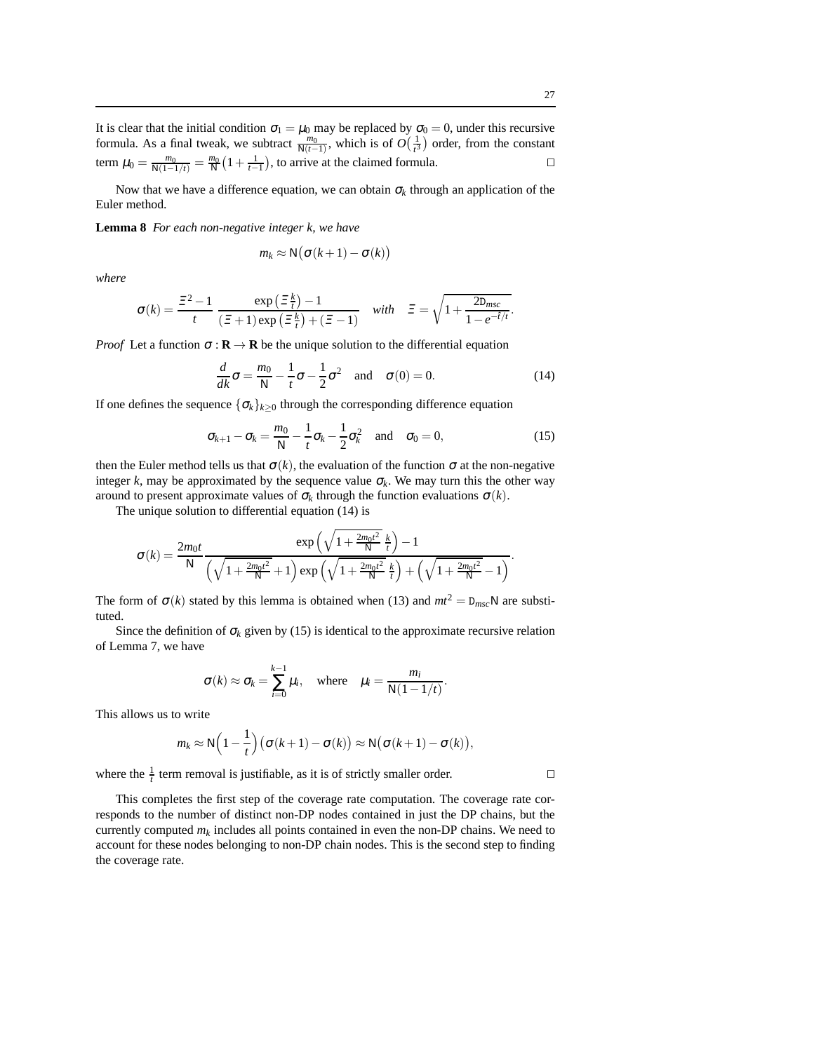It is clear that the initial condition $\sigma_1 = \mu_0$ may be replaced by $\sigma_0 = 0$, under this recursive formula. As a final tweak, we subtract $\frac{m_0}{\mathsf{N}(t-1)}$, which is of $O\big(\frac{1}{t^3}\big)$ order, from the constant term $\mu_0 = \frac{m_0}{\mathsf{N}(1-1/t)} = \frac{m_0}{\mathsf{N}}\big(1+\frac{1}{t-1}\big)$, to arrive at the claimed formula. $\square$

Now that we have a difference equation, we can obtain $\sigma_k$ through an application of the Euler method.

**Lemma 8** *For each non-negative integer k, we have*

$$m_k \approx \mathsf{N}\big(\sigma(k+1) - \sigma(k)\big)$$

*where*

$$\sigma(k) = \frac{\Xi^2-1}{t}\,\frac{\exp\left(\Xi\frac{k}{t}\right)-1}{(\Xi+1)\exp\left(\Xi\frac{k}{t}\right)+(\Xi-1)} \quad \textit{with} \quad \Xi = \sqrt{1+\frac{2\mathtt{D}_{msc}}{1-e^{-\hat{t}/t}}}.$$

*Proof* Let a function $\sigma : \mathbf{R} \to \mathbf{R}$ be the unique solution to the differential equation

$$\frac{d}{dk}\sigma = \frac{m_0}{\mathsf{N}} - \frac{1}{t}\sigma - \frac{1}{2}\sigma^2 \quad \text{and} \quad \sigma(0) = 0. \tag{14}$$

If one defines the sequence $\{\sigma_k\}_{k\geq 0}$ through the corresponding difference equation

$$\sigma_{k+1} - \sigma_k = \frac{m_0}{\mathsf{N}} - \frac{1}{t}\sigma_k - \frac{1}{2}\sigma_k^2 \quad \text{and} \quad \sigma_0 = 0, \tag{15}$$

then the Euler method tells us that $\sigma(k)$, the evaluation of the function $\sigma$ at the non-negative integer $k$, may be approximated by the sequence value $\sigma_k$. We may turn this the other way around to present approximate values of $\sigma_k$ through the function evaluations $\sigma(k)$.

The unique solution to differential equation (14) is

$$\sigma(k) = \frac{2m_0t}{\mathsf{N}}\frac{\exp\left(\sqrt{1+\frac{2m_0t^2}{\mathsf{N}}}\,\frac{k}{t}\right)-1}{\left(\sqrt{1+\frac{2m_0t^2}{\mathsf{N}}}+1\right)\exp\left(\sqrt{1+\frac{2m_0t^2}{\mathsf{N}}}\,\frac{k}{t}\right)+\left(\sqrt{1+\frac{2m_0t^2}{\mathsf{N}}}-1\right)}.$$

The form of $\sigma(k)$ stated by this lemma is obtained when (13) and $mt^2 = \mathtt{D}_{msc}\mathsf{N}$ are substituted.

Since the definition of $\sigma_k$ given by (15) is identical to the approximate recursive relation of Lemma 7, we have

$$\sigma(k) \approx \sigma_k = \sum_{i=0}^{k-1}\mu_i, \quad \text{where} \quad \mu_i = \frac{m_i}{\mathsf{N}(1-1/t)}.$$

This allows us to write

$$m_k \approx \mathsf{N}\Big(1-\frac{1}{t}\Big)\big(\sigma(k+1)-\sigma(k)\big) \approx \mathsf{N}\big(\sigma(k+1)-\sigma(k)\big),$$

where the $\frac{1}{t}$ term removal is justifiable, as it is of strictly smaller order. $\square$

This completes the first step of the coverage rate computation. The coverage rate corresponds to the number of distinct non-DP nodes contained in just the DP chains, but the currently computed $m_k$ includes all points contained in even the non-DP chains. We need to account for these nodes belonging to non-DP chain nodes. This is the second step to finding the coverage rate.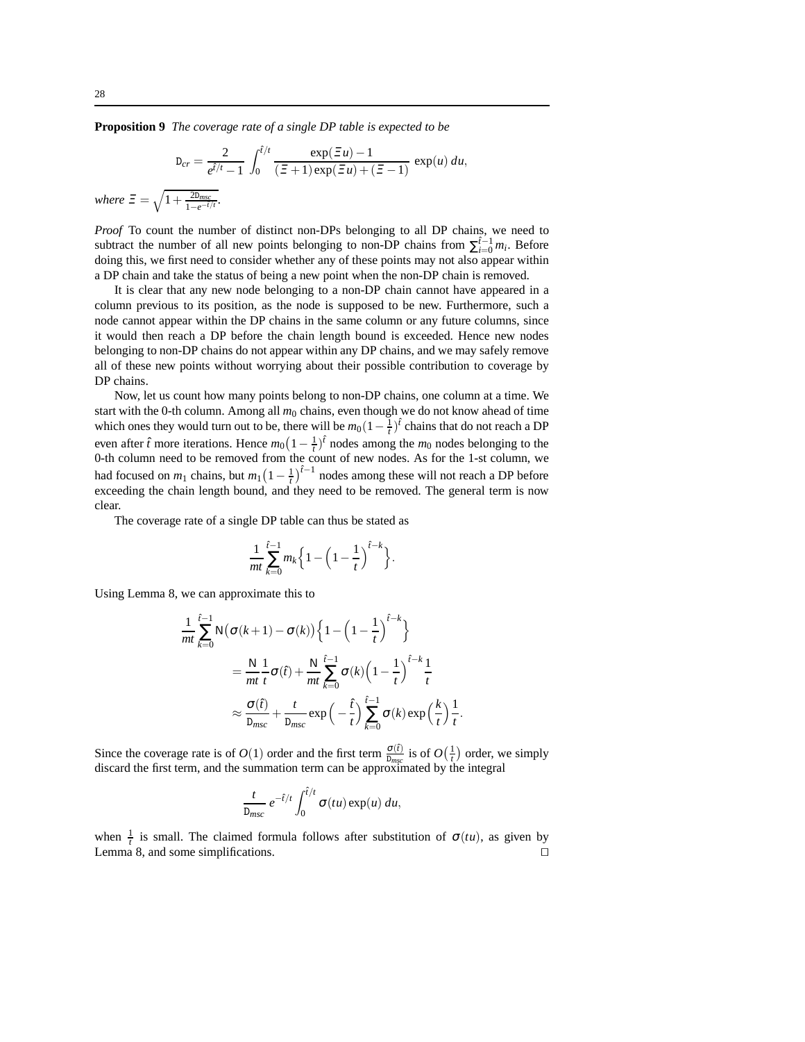**Proposition 9** *The coverage rate of a single DP table is expected to be*

$$\mathtt{D}_{cr} = \frac{2}{e^{\hat{t}/t}-1} \int_0^{\hat{t}/t} \frac{\exp(\Xi u)-1}{(\Xi+1)\exp(\Xi u)+(\Xi-1)} \exp(u)\, du,$$

*where* $\Xi = \sqrt{1+\frac{2\mathtt{D}_{msc}}{1-e^{-\hat{t}/t}}}$.

*Proof* To count the number of distinct non-DPs belonging to all DP chains, we need to subtract the number of all new points belonging to non-DP chains from $\sum_{i=0}^{\hat{t}-1} m_i$. Before doing this, we first need to consider whether any of these points may not also appear within a DP chain and take the status of being a new point when the non-DP chain is removed.

It is clear that any new node belonging to a non-DP chain cannot have appeared in a column previous to its position, as the node is supposed to be new. Furthermore, such a node cannot appear within the DP chains in the same column or any future columns, since it would then reach a DP before the chain length bound is exceeded. Hence new nodes belonging to non-DP chains do not appear within any DP chains, and we may safely remove all of these new points without worrying about their possible contribution to coverage by DP chains.

Now, let us count how many points belong to non-DP chains, one column at a time. We start with the 0-th column. Among all $m_0$ chains, even though we do not know ahead of time which ones they would turn out to be, there will be $m_0(1-\frac{1}{t})^{\hat{t}}$ chains that do not reach a DP even after $\hat{t}$ more iterations. Hence $m_0(1-\frac{1}{t})^{\hat{t}}$ nodes among the $m_0$ nodes belonging to the 0-th column need to be removed from the count of new nodes. As for the 1-st column, we had focused on $m_1$ chains, but $m_1(1-\frac{1}{t})^{\hat{t}-1}$ nodes among these will not reach a DP before exceeding the chain length bound, and they need to be removed. The general term is now clear.

The coverage rate of a single DP table can thus be stated as

$$\frac{1}{mt}\sum_{k=0}^{\hat{t}-1} m_k \Big\{1-\Big(1-\frac{1}{t}\Big)^{\hat{t}-k}\Big\}.$$

Using Lemma 8, we can approximate this to

$$\begin{aligned}
\frac{1}{mt}\sum_{k=0}^{\hat{t}-1} \mathsf{N}\big(\sigma(k+1)-\sigma(k)\big)\Big\{1-\Big(1-\frac{1}{t}\Big)^{\hat{t}-k}\Big\}& \\
= \frac{\mathsf{N}}{mt}\frac{1}{t}\sigma(\hat{t}) + \frac{\mathsf{N}}{mt}\sum_{k=0}^{\hat{t}-1}\sigma(k)\Big(1-\frac{1}{t}\Big)^{\hat{t}-k}\frac{1}{t}& \\
\approx \frac{\sigma(\hat{t})}{\mathtt{D}_{msc}} + \frac{t}{\mathtt{D}_{msc}}\exp\Big(-\frac{\hat{t}}{t}\Big)\sum_{k=0}^{\hat{t}-1}\sigma(k)\exp\Big(\frac{k}{t}\Big)\frac{1}{t}&.
\end{aligned}$$

Since the coverage rate is of $O(1)$ order and the first term $\frac{\sigma(\hat{t})}{\mathtt{D}_{msc}}$ is of $O\big(\frac{1}{t}\big)$ order, we simply discard the first term, and the summation term can be approximated by the integral

$$\frac{t}{\mathtt{D}_{msc}}\, e^{-\hat{t}/t} \int_0^{\hat{t}/t} \sigma(tu)\exp(u)\, du,$$

when $\frac{1}{t}$ is small. The claimed formula follows after substitution of $\sigma(tu)$, as given by Lemma 8, and some simplifications. □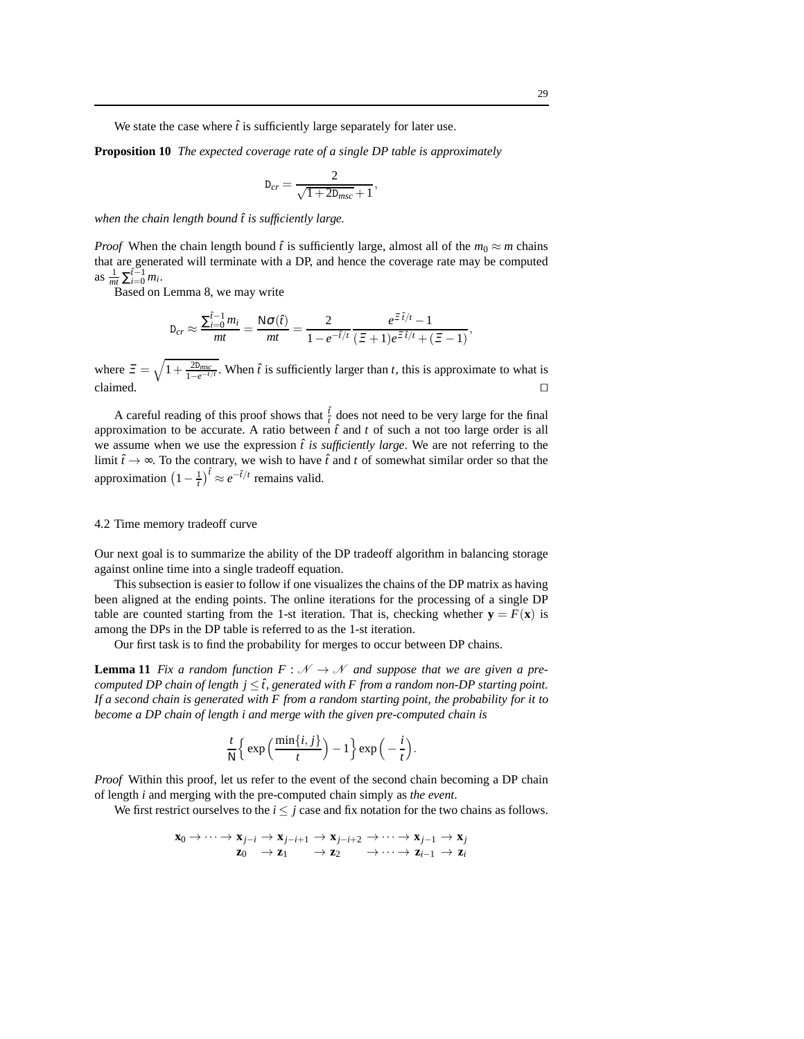We state the case where $\hat{t}$ is sufficiently large separately for later use.

**Proposition 10** *The expected coverage rate of a single DP table is approximately*

$$\mathtt{D}_{cr} = \frac{2}{\sqrt{1+2\mathtt{D}_{msc}}+1},$$

*when the chain length bound $\hat{t}$ is sufficiently large.*

*Proof* When the chain length bound $\hat{t}$ is sufficiently large, almost all of the $m_0 \approx m$ chains that are generated will terminate with a DP, and hence the coverage rate may be computed as $\frac{1}{mt}\sum_{i=0}^{\hat{t}-1} m_i$.

Based on Lemma 8, we may write

$$\mathtt{D}_{cr} \approx \frac{\sum_{i=0}^{\hat{t}-1} m_i}{mt} = \frac{\mathsf{N}\sigma(\hat{t})}{mt} = \frac{2}{1-e^{-\hat{t}/t}} \frac{e^{\Xi\,\hat{t}/t}-1}{(\Xi+1)e^{\Xi\,\hat{t}/t}+(\Xi-1)},$$

where $\Xi = \sqrt{1+\frac{2\mathtt{D}_{msc}}{1-e^{-\hat{t}/t}}}$. When $\hat{t}$ is sufficiently larger than $t$, this is approximate to what is claimed. □

A careful reading of this proof shows that $\frac{\hat{t}}{t}$ does not need to be very large for the final approximation to be accurate. A ratio between $\hat{t}$ and $t$ of such a not too large order is all we assume when we use the expression *$\hat{t}$ is sufficiently large*. We are not referring to the limit $\hat{t} \to \infty$. To the contrary, we wish to have $\hat{t}$ and $t$ of somewhat similar order so that the approximation $\left(1-\frac{1}{t}\right)^{\hat{t}} \approx e^{-\hat{t}/t}$ remains valid.

### 4.2 Time memory tradeoff curve

Our next goal is to summarize the ability of the DP tradeoff algorithm in balancing storage against online time into a single tradeoff equation.

This subsection is easier to follow if one visualizes the chains of the DP matrix as having been aligned at the ending points. The online iterations for the processing of a single DP table are counted starting from the 1-st iteration. That is, checking whether $\mathbf{y} = F(\mathbf{x})$ is among the DPs in the DP table is referred to as the 1-st iteration.

Our first task is to find the probability for merges to occur between DP chains.

**Lemma 11** *Fix a random function $F : \mathcal{N} \to \mathcal{N}$ and suppose that we are given a pre-computed DP chain of length $j \leq \hat{t}$, generated with $F$ from a random non-DP starting point. If a second chain is generated with $F$ from a random starting point, the probability for it to become a DP chain of length $i$ and merge with the given pre-computed chain is*

$$\frac{t}{\mathsf{N}}\Big\{\exp\Big(\frac{\min\{i,j\}}{t}\Big)-1\Big\}\exp\Big(-\frac{i}{t}\Big).$$

*Proof* Within this proof, let us refer to the event of the second chain becoming a DP chain of length $i$ and merging with the pre-computed chain simply as *the event*.

We first restrict ourselves to the $i \leq j$ case and fix notation for the two chains as follows.

$$\begin{array}{l} \mathbf{x}_0 \to \cdots \to \mathbf{x}_{j-i} \to \mathbf{x}_{j-i+1} \to \mathbf{x}_{j-i+2} \to \cdots \to \mathbf{x}_{j-1} \to \mathbf{x}_j \\ \qquad\qquad\;\; \mathbf{z}_0 \;\;\to \mathbf{z}_1 \qquad\;\; \to \mathbf{z}_2 \qquad\;\; \to \cdots \to \mathbf{z}_{i-1} \to \mathbf{z}_i \end{array}$$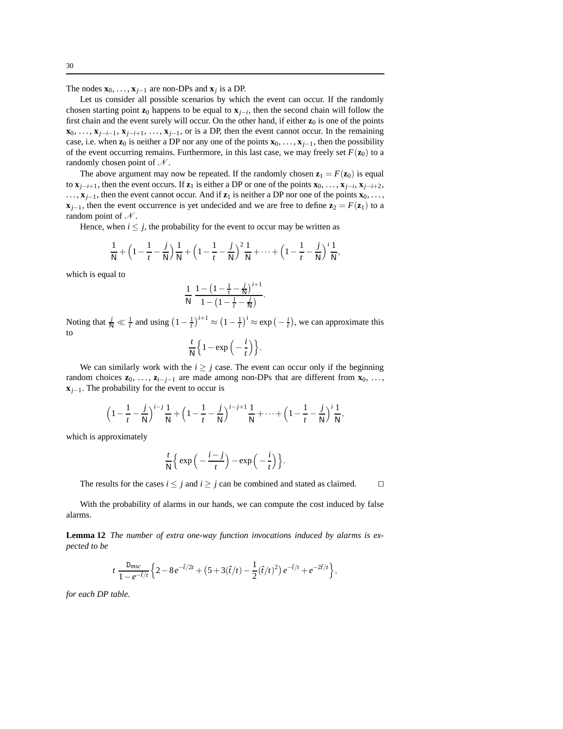The nodes $\mathbf{x}_0, \ldots, \mathbf{x}_{j-1}$ are non-DPs and $\mathbf{x}_j$ is a DP.

Let us consider all possible scenarios by which the event can occur. If the randomly chosen starting point $\mathbf{z}_0$ happens to be equal to $\mathbf{x}_{j-i}$, then the second chain will follow the first chain and the event surely will occur. On the other hand, if either $\mathbf{z}_0$ is one of the points $\mathbf{x}_0, \ldots, \mathbf{x}_{j-i-1}, \mathbf{x}_{j-i+1}, \ldots, \mathbf{x}_{j-1}$, or is a DP, then the event cannot occur. In the remaining case, i.e. when $\mathbf{z}_0$ is neither a DP nor any one of the points $\mathbf{x}_0, \ldots, \mathbf{x}_{j-1}$, then the possibility of the event occurring remains. Furthermore, in this last case, we may freely set $F(\mathbf{z}_0)$ to a randomly chosen point of $\mathscr{N}$.

The above argument may now be repeated. If the randomly chosen $\mathbf{z}_1 = F(\mathbf{z}_0)$ is equal to $\mathbf{x}_{j-i+1}$, then the event occurs. If $\mathbf{z}_1$ is either a DP or one of the points $\mathbf{x}_0, \ldots, \mathbf{x}_{j-i}, \mathbf{x}_{j-i+2}, \ldots, \mathbf{x}_{j-1}$, then the event cannot occur. And if $\mathbf{z}_1$ is neither a DP nor one of the points $\mathbf{x}_0, \ldots, \mathbf{x}_{j-1}$, then the event occurrence is yet undecided and we are free to define $\mathbf{z}_2 = F(\mathbf{z}_1)$ to a random point of $\mathscr{N}$.

Hence, when $i \leq j$, the probability for the event to occur may be written as

$$\frac{1}{\mathsf{N}} + \Big(1 - \frac{1}{t} - \frac{j}{\mathsf{N}}\Big)\frac{1}{\mathsf{N}} + \Big(1 - \frac{1}{t} - \frac{j}{\mathsf{N}}\Big)^2 \frac{1}{\mathsf{N}} + \cdots + \Big(1 - \frac{1}{t} - \frac{j}{\mathsf{N}}\Big)^i \frac{1}{\mathsf{N}},$$

which is equal to

$$\frac{1}{\mathsf{N}} \; \frac{1 - \big(1 - \frac{1}{t} - \frac{j}{\mathsf{N}}\big)^{i+1}}{1 - \big(1 - \frac{1}{t} - \frac{j}{\mathsf{N}}\big)}.$$

Noting that $\frac{j}{\mathsf{N}} \ll \frac{1}{t}$ and using $\big(1 - \frac{1}{t}\big)^{i+1} \approx \big(1 - \frac{1}{t}\big)^i \approx \exp\big(-\frac{i}{t}\big)$, we can approximate this to

$$\frac{t}{\mathsf{N}}\Big\{1 - \exp\Big(-\frac{i}{t}\Big)\Big\}.$$

We can similarly work with the $i \geq j$ case. The event can occur only if the beginning random choices $\mathbf{z}_0, \ldots, \mathbf{z}_{i-j-1}$ are made among non-DPs that are different from $\mathbf{x}_0, \ldots, \mathbf{x}_{j-1}$. The probability for the event to occur is

$$\Big(1 - \frac{1}{t} - \frac{j}{\mathsf{N}}\Big)^{i-j}\frac{1}{\mathsf{N}} + \Big(1 - \frac{1}{t} - \frac{j}{\mathsf{N}}\Big)^{i-j+1}\frac{1}{\mathsf{N}} + \cdots + \Big(1 - \frac{1}{t} - \frac{j}{\mathsf{N}}\Big)^{i}\frac{1}{\mathsf{N}},$$

which is approximately

$$\frac{t}{\mathsf{N}}\Big\{\exp\Big(-\frac{i-j}{t}\Big) - \exp\Big(-\frac{i}{t}\Big)\Big\}.$$

The results for the cases $i \leq j$ and $i \geq j$ can be combined and stated as claimed. $\square$

With the probability of alarms in our hands, we can compute the cost induced by false alarms.

**Lemma 12** *The number of extra one-way function invocations induced by alarms is expected to be*

$$t\,\frac{\mathsf{D}_{msc}}{1 - e^{-\hat{t}/t}}\Big\{2 - 8e^{-\hat{t}/2t} + \big(5 + 3(\hat{t}/t) - \frac{1}{2}(\hat{t}/t)^2\big)e^{-\hat{t}/t} + e^{-2\hat{t}/t}\Big\},$$

*for each DP table.*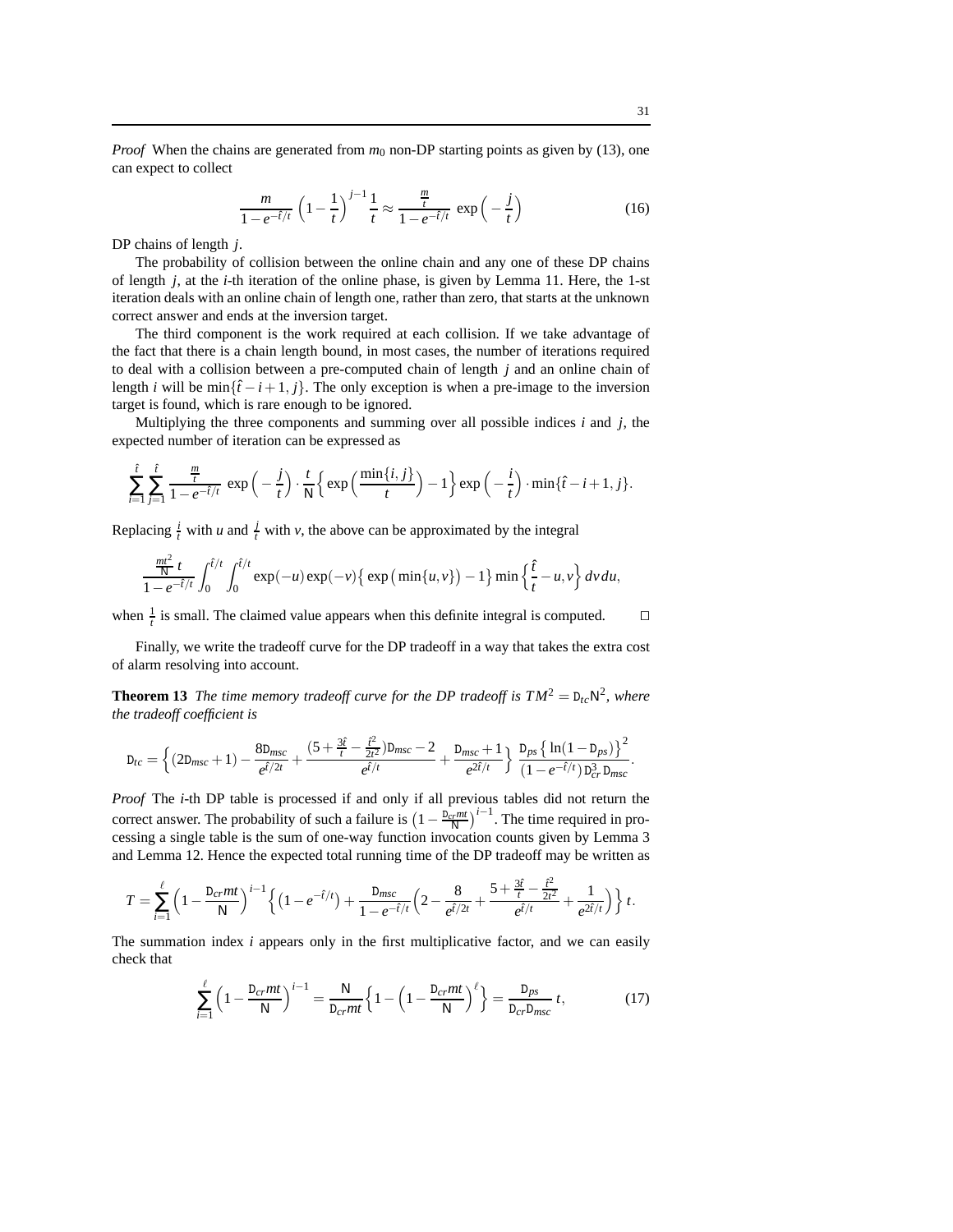*Proof* When the chains are generated from $m_0$ non-DP starting points as given by (13), one can expect to collect

$$\frac{m}{1-e^{-\hat{t}/t}}\left(1-\frac{1}{t}\right)^{j-1}\frac{1}{t} \approx \frac{\frac{m}{t}}{1-e^{-\hat{t}/t}}\ \exp\Big(-\frac{j}{t}\Big) \tag{16}$$

DP chains of length $j$.

The probability of collision between the online chain and any one of these DP chains of length $j$, at the $i$-th iteration of the online phase, is given by Lemma 11. Here, the 1-st iteration deals with an online chain of length one, rather than zero, that starts at the unknown correct answer and ends at the inversion target.

The third component is the work required at each collision. If we take advantage of the fact that there is a chain length bound, in most cases, the number of iterations required to deal with a collision between a pre-computed chain of length $j$ and an online chain of length $i$ will be $\min\{\hat{t}-i+1, j\}$. The only exception is when a pre-image to the inversion target is found, which is rare enough to be ignored.

Multiplying the three components and summing over all possible indices $i$ and $j$, the expected number of iteration can be expressed as

$$\sum_{i=1}^{\hat{t}}\sum_{j=1}^{\hat{t}}\frac{\frac{m}{t}}{1-e^{-\hat{t}/t}}\ \exp\Big(-\frac{j}{t}\Big)\cdot\frac{t}{\mathsf{N}}\Big\{\exp\Big(\frac{\min\{i,j\}}{t}\Big)-1\Big\}\exp\Big(-\frac{i}{t}\Big)\cdot\min\{\hat{t}-i+1,j\}.$$

Replacing $\frac{i}{t}$ with $u$ and $\frac{j}{t}$ with $v$, the above can be approximated by the integral

$$\frac{\frac{mt^2}{\mathsf{N}}\,t}{1-e^{-\hat{t}/t}}\int_0^{\hat{t}/t}\int_0^{\hat{t}/t}\exp(-u)\exp(-v)\big\{\exp\big(\min\{u,v\}\big)-1\big\}\min\Big\{\frac{\hat{t}}{t}-u,v\Big\}\,dv\,du,$$

when $\frac{1}{t}$ is small. The claimed value appears when this definite integral is computed. □

Finally, we write the tradeoff curve for the DP tradeoff in a way that takes the extra cost of alarm resolving into account.

**Theorem 13** *The time memory tradeoff curve for the DP tradeoff is $TM^2 = \mathtt{D}_{tc}\mathsf{N}^2$, where the tradeoff coefficient is*

$$\mathtt{D}_{tc} = \Big\{(2\mathtt{D}_{msc}+1)-\frac{8\mathtt{D}_{msc}}{e^{\hat{t}/2t}}+\frac{(5+\frac{3\hat{t}}{t}-\frac{\hat{t}^2}{2t^2})\mathtt{D}_{msc}-2}{e^{\hat{t}/t}}+\frac{\mathtt{D}_{msc}+1}{e^{2\hat{t}/t}}\Big\}\,\frac{\mathtt{D}_{ps}\big\{\ln(1-\mathtt{D}_{ps})\big\}^2}{(1-e^{-\hat{t}/t})\,\mathtt{D}_{cr}^3\,\mathtt{D}_{msc}}.$$

*Proof* The $i$-th DP table is processed if and only if all previous tables did not return the correct answer. The probability of such a failure is $\big(1-\frac{\mathtt{D}_{cr}mt}{\mathsf{N}}\big)^{i-1}$. The time required in processing a single table is the sum of one-way function invocation counts given by Lemma 3 and Lemma 12. Hence the expected total running time of the DP tradeoff may be written as

$$T = \sum_{i=1}^{\ell}\Big(1-\frac{\mathtt{D}_{cr}mt}{\mathsf{N}}\Big)^{i-1}\Big\{\big(1-e^{-\hat{t}/t}\big)+\frac{\mathtt{D}_{msc}}{1-e^{-\hat{t}/t}}\Big(2-\frac{8}{e^{\hat{t}/2t}}+\frac{5+\frac{3\hat{t}}{t}-\frac{\hat{t}^2}{2t^2}}{e^{\hat{t}/t}}+\frac{1}{e^{2\hat{t}/t}}\Big)\Big\}\,t.$$

The summation index $i$ appears only in the first multiplicative factor, and we can easily check that

$$\sum_{i=1}^{\ell}\Big(1-\frac{\mathtt{D}_{cr}mt}{\mathsf{N}}\Big)^{i-1} = \frac{\mathsf{N}}{\mathtt{D}_{cr}mt}\Big\{1-\Big(1-\frac{\mathtt{D}_{cr}mt}{\mathsf{N}}\Big)^{\ell}\Big\} = \frac{\mathtt{D}_{ps}}{\mathtt{D}_{cr}\mathtt{D}_{msc}}\,t, \tag{17}$$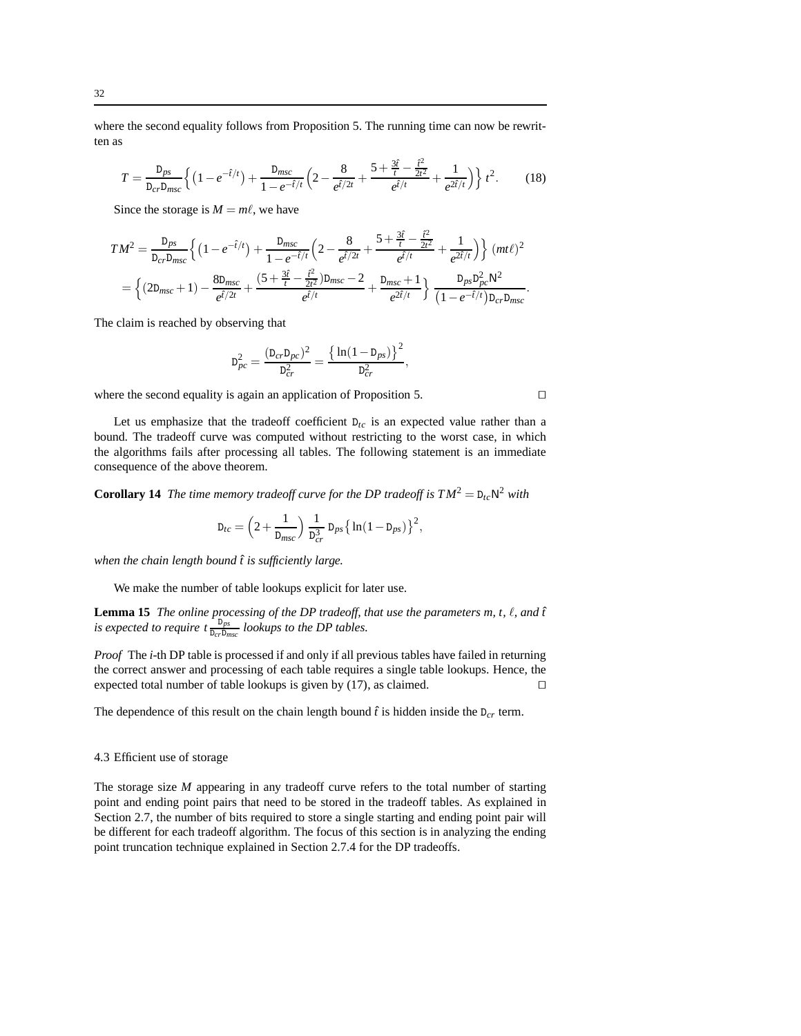where the second equality follows from Proposition 5. The running time can now be rewritten as

$$T = \frac{\mathtt{D}_{ps}}{\mathtt{D}_{cr}\mathtt{D}_{msc}} \Big\{ \big(1 - e^{-\hat{t}/t}\big) + \frac{\mathtt{D}_{msc}}{1 - e^{-\hat{t}/t}} \Big( 2 - \frac{8}{e^{\hat{t}/2t}} + \frac{5 + \frac{3\hat{t}}{t} - \frac{\hat{t}^2}{2t^2}}{e^{\hat{t}/t}} + \frac{1}{e^{2\hat{t}/t}} \Big) \Big\} \, t^2. \tag{18}$$

Since the storage is $M = m\ell$, we have

$$\begin{aligned} TM^2 &= \frac{\mathtt{D}_{ps}}{\mathtt{D}_{cr}\mathtt{D}_{msc}} \Big\{ \big(1 - e^{-\hat{t}/t}\big) + \frac{\mathtt{D}_{msc}}{1 - e^{-\hat{t}/t}} \Big( 2 - \frac{8}{e^{\hat{t}/2t}} + \frac{5 + \frac{3\hat{t}}{t} - \frac{\hat{t}^2}{2t^2}}{e^{\hat{t}/t}} + \frac{1}{e^{2\hat{t}/t}} \Big) \Big\} \, (mt\ell)^2 \\ &= \Big\{ (2\mathtt{D}_{msc} + 1) - \frac{8\mathtt{D}_{msc}}{e^{\hat{t}/2t}} + \frac{(5 + \frac{3\hat{t}}{t} - \frac{\hat{t}^2}{2t^2})\mathtt{D}_{msc} - 2}{e^{\hat{t}/t}} + \frac{\mathtt{D}_{msc} + 1}{e^{2\hat{t}/t}} \Big\} \, \frac{\mathtt{D}_{ps}\mathtt{D}_{pc}^2 \mathtt{N}^2}{\big(1 - e^{-\hat{t}/t}\big)\mathtt{D}_{cr}\mathtt{D}_{msc}}. \end{aligned}$$

The claim is reached by observing that

$$\mathtt{D}_{pc}^2 = \frac{(\mathtt{D}_{cr}\mathtt{D}_{pc})^2}{\mathtt{D}_{cr}^2} = \frac{\big\{\ln(1 - \mathtt{D}_{ps})\big\}^2}{\mathtt{D}_{cr}^2},$$

where the second equality is again an application of Proposition 5. □

Let us emphasize that the tradeoff coefficient $\mathtt{D}_{tc}$ is an expected value rather than a bound. The tradeoff curve was computed without restricting to the worst case, in which the algorithms fails after processing all tables. The following statement is an immediate consequence of the above theorem.

**Corollary 14** *The time memory tradeoff curve for the DP tradeoff is $TM^2 = \mathtt{D}_{tc}\mathtt{N}^2$ with*

$$\mathtt{D}_{tc} = \Big(2 + \frac{1}{\mathtt{D}_{msc}}\Big) \, \frac{1}{\mathtt{D}_{cr}^3} \, \mathtt{D}_{ps} \big\{\ln(1 - \mathtt{D}_{ps})\big\}^2,$$

*when the chain length bound $\hat{t}$ is sufficiently large.*

We make the number of table lookups explicit for later use.

**Lemma 15** *The online processing of the DP tradeoff, that use the parameters $m$, $t$, $\ell$, and $\hat{t}$ is expected to require $t\frac{\mathtt{D}_{ps}}{\mathtt{D}_{cr}\mathtt{D}_{msc}}$ lookups to the DP tables.*

*Proof* The $i$-th DP table is processed if and only if all previous tables have failed in returning the correct answer and processing of each table requires a single table lookups. Hence, the expected total number of table lookups is given by (17), as claimed. □

The dependence of this result on the chain length bound $\hat{t}$ is hidden inside the $\mathtt{D}_{cr}$ term.

### 4.3 Efficient use of storage

The storage size $M$ appearing in any tradeoff curve refers to the total number of starting point and ending point pairs that need to be stored in the tradeoff tables. As explained in Section 2.7, the number of bits required to store a single starting and ending point pair will be different for each tradeoff algorithm. The focus of this section is in analyzing the ending point truncation technique explained in Section 2.7.4 for the DP tradeoffs.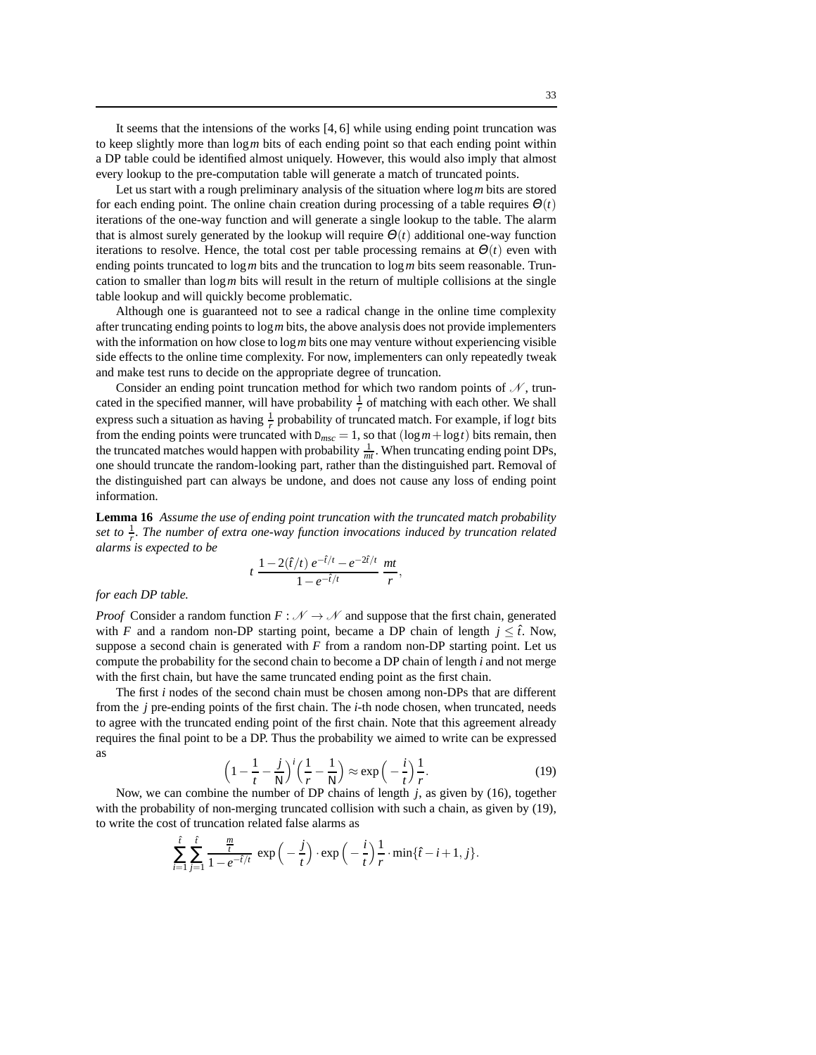It seems that the intensions of the works [4, 6] while using ending point truncation was to keep slightly more than $\log m$ bits of each ending point so that each ending point within a DP table could be identified almost uniquely. However, this would also imply that almost every lookup to the pre-computation table will generate a match of truncated points.

Let us start with a rough preliminary analysis of the situation where $\log m$ bits are stored for each ending point. The online chain creation during processing of a table requires $\Theta(t)$ iterations of the one-way function and will generate a single lookup to the table. The alarm that is almost surely generated by the lookup will require $\Theta(t)$ additional one-way function iterations to resolve. Hence, the total cost per table processing remains at $\Theta(t)$ even with ending points truncated to $\log m$ bits and the truncation to $\log m$ bits seem reasonable. Truncation to smaller than $\log m$ bits will result in the return of multiple collisions at the single table lookup and will quickly become problematic.

Although one is guaranteed not to see a radical change in the online time complexity after truncating ending points to $\log m$ bits, the above analysis does not provide implementers with the information on how close to $\log m$ bits one may venture without experiencing visible side effects to the online time complexity. For now, implementers can only repeatedly tweak and make test runs to decide on the appropriate degree of truncation.

Consider an ending point truncation method for which two random points of $\mathcal{N}$, truncated in the specified manner, will have probability $\frac{1}{r}$ of matching with each other. We shall express such a situation as having $\frac{1}{r}$ probability of truncated match. For example, if $\log t$ bits from the ending points were truncated with $\mathtt{D}_{msc} = 1$, so that $(\log m + \log t)$ bits remain, then the truncated matches would happen with probability $\frac{1}{mt}$. When truncating ending point DPs, one should truncate the random-looking part, rather than the distinguished part. Removal of the distinguished part can always be undone, and does not cause any loss of ending point information.

**Lemma 16** *Assume the use of ending point truncation with the truncated match probability set to $\frac{1}{r}$. The number of extra one-way function invocations induced by truncation related alarms is expected to be*

$$t \, \frac{1 - 2(\hat{t}/t)\, e^{-\hat{t}/t} - e^{-2\hat{t}/t}}{1 - e^{-\hat{t}/t}} \, \frac{mt}{r},$$

*for each DP table.*

*Proof* Consider a random function $F : \mathcal{N} \to \mathcal{N}$ and suppose that the first chain, generated with $F$ and a random non-DP starting point, became a DP chain of length $j \leq \hat{t}$. Now, suppose a second chain is generated with $F$ from a random non-DP starting point. Let us compute the probability for the second chain to become a DP chain of length $i$ and not merge with the first chain, but have the same truncated ending point as the first chain.

The first $i$ nodes of the second chain must be chosen among non-DPs that are different from the $j$ pre-ending points of the first chain. The $i$-th node chosen, when truncated, needs to agree with the truncated ending point of the first chain. Note that this agreement already requires the final point to be a DP. Thus the probability we aimed to write can be expressed as

$$\Big(1 - \frac{1}{t} - \frac{j}{\mathsf{N}}\Big)^{i} \Big(\frac{1}{r} - \frac{1}{\mathsf{N}}\Big) \approx \exp\Big(-\frac{i}{t}\Big)\frac{1}{r}. \tag{19}$$

Now, we can combine the number of DP chains of length $j$, as given by (16), together with the probability of non-merging truncated collision with such a chain, as given by (19), to write the cost of truncation related false alarms as

$$\sum_{i=1}^{\hat{t}} \sum_{j=1}^{\hat{t}} \frac{\frac{m}{t}}{1 - e^{-\hat{t}/t}} \, \exp\Big(-\frac{j}{t}\Big) \cdot \exp\Big(-\frac{i}{t}\Big)\frac{1}{r} \cdot \min\{\hat{t} - i + 1, j\}.$$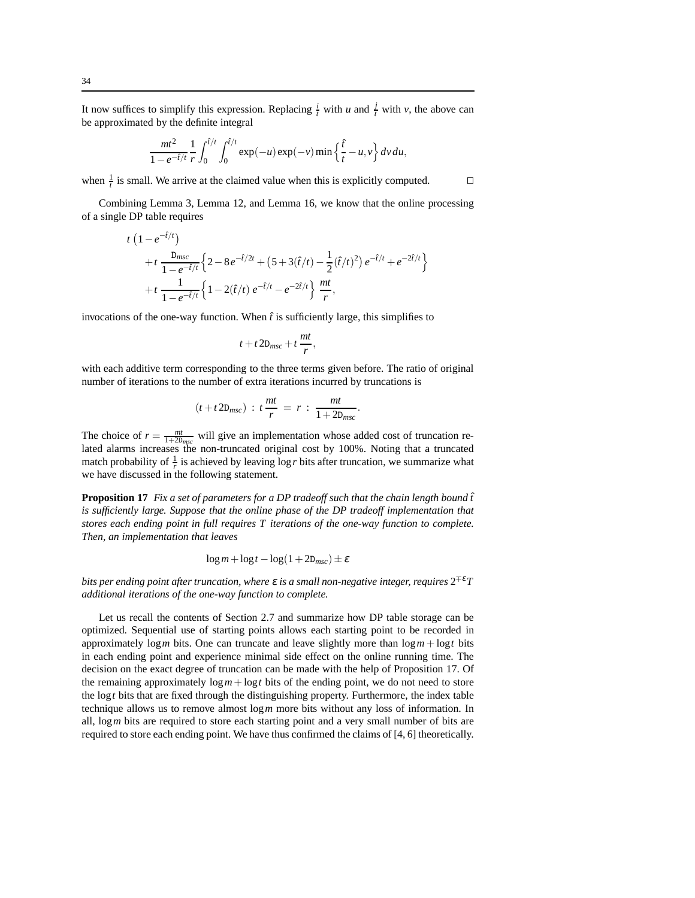It now suffices to simplify this expression. Replacing $\frac{i}{t}$ with $u$ and $\frac{j}{t}$ with $v$, the above can be approximated by the definite integral

$$\frac{mt^2}{1-e^{-\hat{t}/t}}\frac{1}{r}\int_0^{\hat{t}/t}\int_0^{\hat{t}/t}\exp(-u)\exp(-v)\min\left\{\frac{\hat{t}}{t}-u,v\right\}dv\,du,$$

when $\frac{1}{t}$ is small. We arrive at the claimed value when this is explicitly computed. □

Combining Lemma 3, Lemma 12, and Lemma 16, we know that the online processing of a single DP table requires

$$\begin{aligned}
&t\left(1-e^{-\hat{t}/t}\right)\\
&\quad+t\,\frac{\mathtt{D}_{msc}}{1-e^{-\hat{t}/t}}\left\{2-8e^{-\hat{t}/2t}+\left(5+3(\hat{t}/t)-\frac{1}{2}(\hat{t}/t)^2\right)e^{-\hat{t}/t}+e^{-2\hat{t}/t}\right\}\\
&\quad+t\,\frac{1}{1-e^{-\hat{t}/t}}\left\{1-2(\hat{t}/t)\,e^{-\hat{t}/t}-e^{-2\hat{t}/t}\right\}\,\frac{mt}{r},
\end{aligned}$$

invocations of the one-way function. When $\hat{t}$ is sufficiently large, this simplifies to

$$t+t\,2\mathtt{D}_{msc}+t\,\frac{mt}{r},$$

with each additive term corresponding to the three terms given before. The ratio of original number of iterations to the number of extra iterations incurred by truncations is

$$\left(t+t\,2\mathtt{D}_{msc}\right)\,:\,t\,\frac{mt}{r}\;=\;r\;:\;\frac{mt}{1+2\mathtt{D}_{msc}}.$$

The choice of $r=\frac{mt}{1+2\mathtt{D}_{msc}}$ will give an implementation whose added cost of truncation related alarms increases the non-truncated original cost by 100%. Noting that a truncated match probability of $\frac{1}{r}$ is achieved by leaving $\log r$ bits after truncation, we summarize what we have discussed in the following statement.

**Proposition 17** *Fix a set of parameters for a DP tradeoff such that the chain length bound $\hat{t}$ is sufficiently large. Suppose that the online phase of the DP tradeoff implementation that stores each ending point in full requires $T$ iterations of the one-way function to complete. Then, an implementation that leaves*

$$\log m+\log t-\log(1+2\mathtt{D}_{msc})\pm\varepsilon$$

*bits per ending point after truncation, where $\varepsilon$ is a small non-negative integer, requires $2^{\mp\varepsilon}T$ additional iterations of the one-way function to complete.*

Let us recall the contents of Section 2.7 and summarize how DP table storage can be optimized. Sequential use of starting points allows each starting point to be recorded in approximately $\log m$ bits. One can truncate and leave slightly more than $\log m+\log t$ bits in each ending point and experience minimal side effect on the online running time. The decision on the exact degree of truncation can be made with the help of Proposition 17. Of the remaining approximately $\log m+\log t$ bits of the ending point, we do not need to store the $\log t$ bits that are fixed through the distinguishing property. Furthermore, the index table technique allows us to remove almost $\log m$ more bits without any loss of information. In all, $\log m$ bits are required to store each starting point and a very small number of bits are required to store each ending point. We have thus confirmed the claims of [4, 6] theoretically.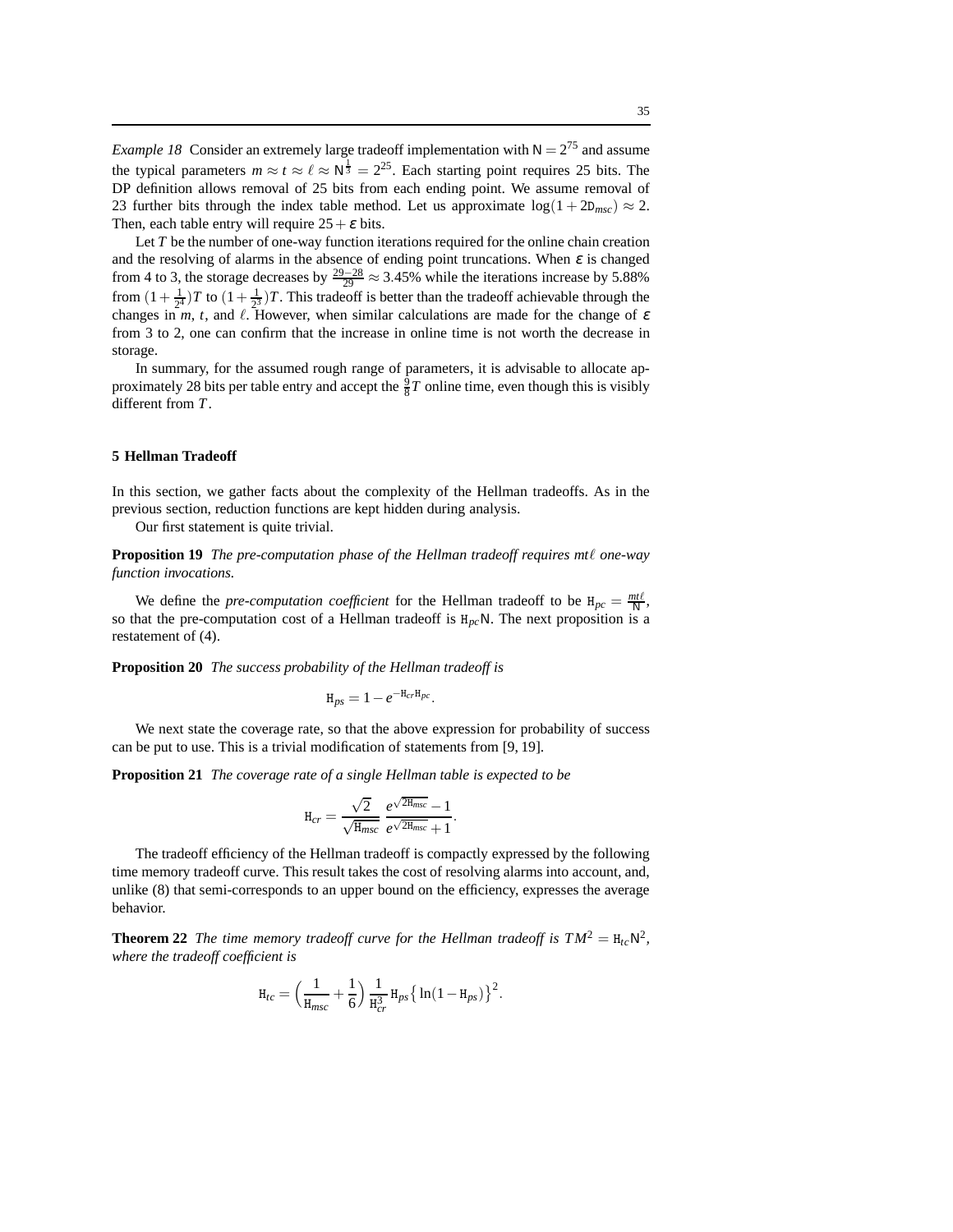*Example 18* Consider an extremely large tradeoff implementation with $\mathsf{N} = 2^{75}$ and assume the typical parameters $m \approx t \approx \ell \approx \mathsf{N}^{\frac{1}{3}} = 2^{25}$. Each starting point requires 25 bits. The DP definition allows removal of 25 bits from each ending point. We assume removal of 23 further bits through the index table method. Let us approximate $\log(1 + 2\mathtt{D}_{msc}) \approx 2$. Then, each table entry will require $25 + \varepsilon$ bits.

Let $T$ be the number of one-way function iterations required for the online chain creation and the resolving of alarms in the absence of ending point truncations. When $\varepsilon$ is changed from 4 to 3, the storage decreases by $\frac{29-28}{29} \approx 3.45\%$ while the iterations increase by 5.88% from $(1 + \frac{1}{2^4})T$ to $(1 + \frac{1}{2^3})T$. This tradeoff is better than the tradeoff achievable through the changes in $m$, $t$, and $\ell$. However, when similar calculations are made for the change of $\varepsilon$ from 3 to 2, one can confirm that the increase in online time is not worth the decrease in storage.

In summary, for the assumed rough range of parameters, it is advisable to allocate approximately 28 bits per table entry and accept the $\frac{9}{8}T$ online time, even though this is visibly different from $T$.

## 5 Hellman Tradeoff

In this section, we gather facts about the complexity of the Hellman tradeoffs. As in the previous section, reduction functions are kept hidden during analysis.

Our first statement is quite trivial.

**Proposition 19** *The pre-computation phase of the Hellman tradeoff requires $mt\ell$ one-way function invocations.*

We define the *pre-computation coefficient* for the Hellman tradeoff to be $\mathtt{H}_{pc} = \frac{mt\ell}{\mathsf{N}}$, so that the pre-computation cost of a Hellman tradeoff is $\mathtt{H}_{pc}\mathsf{N}$. The next proposition is a restatement of (4).

**Proposition 20** *The success probability of the Hellman tradeoff is*

$$\mathtt{H}_{ps} = 1 - e^{-\mathtt{H}_{cr}\mathtt{H}_{pc}}.$$

We next state the coverage rate, so that the above expression for probability of success can be put to use. This is a trivial modification of statements from [9, 19].

**Proposition 21** *The coverage rate of a single Hellman table is expected to be*

$$\mathtt{H}_{cr} = \frac{\sqrt{2}}{\sqrt{\mathtt{H}_{msc}}} \; \frac{e^{\sqrt{2\mathtt{H}_{msc}}} - 1}{e^{\sqrt{2\mathtt{H}_{msc}}} + 1}.$$

The tradeoff efficiency of the Hellman tradeoff is compactly expressed by the following time memory tradeoff curve. This result takes the cost of resolving alarms into account, and, unlike (8) that semi-corresponds to an upper bound on the efficiency, expresses the average behavior.

**Theorem 22** *The time memory tradeoff curve for the Hellman tradeoff is $TM^2 = \mathtt{H}_{tc}\mathsf{N}^2$, where the tradeoff coefficient is*

$$\mathtt{H}_{tc} = \Big(\frac{1}{\mathtt{H}_{msc}} + \frac{1}{6}\Big)\,\frac{1}{\mathtt{H}_{cr}^3}\,\mathtt{H}_{ps}\big\{\ln(1 - \mathtt{H}_{ps})\big\}^2.$$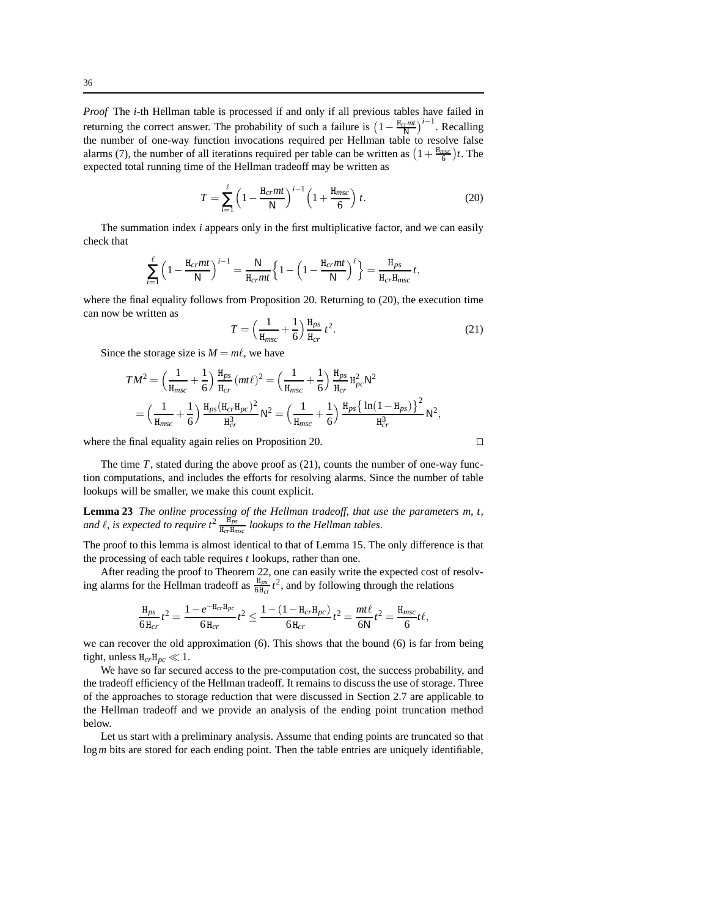*Proof* The $i$-th Hellman table is processed if and only if all previous tables have failed in returning the correct answer. The probability of such a failure is $\left(1-\frac{\mathtt{H}_{cr}mt}{\mathsf{N}}\right)^{i-1}$. Recalling the number of one-way function invocations required per Hellman table to resolve false alarms (7), the number of all iterations required per table can be written as $\left(1+\frac{\mathtt{H}_{msc}}{6}\right)t$. The expected total running time of the Hellman tradeoff may be written as

$$T = \sum_{i=1}^{\ell} \Big(1 - \frac{\mathtt{H}_{cr}mt}{\mathsf{N}}\Big)^{i-1} \Big(1 + \frac{\mathtt{H}_{msc}}{6}\Big)\, t. \tag{20}$$

The summation index $i$ appears only in the first multiplicative factor, and we can easily check that

$$\sum_{i=1}^{\ell} \Big(1 - \frac{\mathtt{H}_{cr}mt}{\mathsf{N}}\Big)^{i-1} = \frac{\mathsf{N}}{\mathtt{H}_{cr}mt}\Big\{1 - \Big(1 - \frac{\mathtt{H}_{cr}mt}{\mathsf{N}}\Big)^{\ell}\Big\} = \frac{\mathtt{H}_{ps}}{\mathtt{H}_{cr}\mathtt{H}_{msc}}\,t,$$

where the final equality follows from Proposition 20. Returning to (20), the execution time can now be written as

$$T = \Big(\frac{1}{\mathtt{H}_{msc}} + \frac{1}{6}\Big)\frac{\mathtt{H}_{ps}}{\mathtt{H}_{cr}}\, t^2. \tag{21}$$

Since the storage size is $M = m\ell$, we have

$$\begin{aligned}
TM^2 &= \Big(\frac{1}{\mathtt{H}_{msc}} + \frac{1}{6}\Big)\frac{\mathtt{H}_{ps}}{\mathtt{H}_{cr}}\,(mt\ell)^2 = \Big(\frac{1}{\mathtt{H}_{msc}} + \frac{1}{6}\Big)\frac{\mathtt{H}_{ps}}{\mathtt{H}_{cr}}\,\mathtt{H}_{pc}^2\mathsf{N}^2 \\
&= \Big(\frac{1}{\mathtt{H}_{msc}} + \frac{1}{6}\Big)\frac{\mathtt{H}_{ps}(\mathtt{H}_{cr}\mathtt{H}_{pc})^2}{\mathtt{H}_{cr}^3}\,\mathsf{N}^2 = \Big(\frac{1}{\mathtt{H}_{msc}} + \frac{1}{6}\Big)\frac{\mathtt{H}_{ps}\big\{\ln(1-\mathtt{H}_{ps})\big\}^2}{\mathtt{H}_{cr}^3}\,\mathsf{N}^2,
\end{aligned}$$

where the final equality again relies on Proposition 20. $\square$

The time $T$, stated during the above proof as (21), counts the number of one-way function computations, and includes the efforts for resolving alarms. Since the number of table lookups will be smaller, we make this count explicit.

**Lemma 23** *The online processing of the Hellman tradeoff, that use the parameters $m$, $t$, and $\ell$, is expected to require $t^2\,\frac{\mathtt{H}_{ps}}{\mathtt{H}_{cr}\mathtt{H}_{msc}}$ lookups to the Hellman tables.*

The proof to this lemma is almost identical to that of Lemma 15. The only difference is that the processing of each table requires $t$ lookups, rather than one.

After reading the proof to Theorem 22, one can easily write the expected cost of resolving alarms for the Hellman tradeoff as $\frac{\mathtt{H}_{ps}}{6\mathtt{H}_{cr}}t^2$, and by following through the relations

$$\frac{\mathtt{H}_{ps}}{6\,\mathtt{H}_{cr}}\,t^2 = \frac{1-e^{-\mathtt{H}_{cr}\mathtt{H}_{pc}}}{6\,\mathtt{H}_{cr}}\,t^2 \le \frac{1-(1-\mathtt{H}_{cr}\mathtt{H}_{pc})}{6\,\mathtt{H}_{cr}}\,t^2 = \frac{mt\ell}{6\mathsf{N}}\,t^2 = \frac{\mathtt{H}_{msc}}{6}t\ell,$$

we can recover the old approximation (6). This shows that the bound (6) is far from being tight, unless $\mathtt{H}_{cr}\mathtt{H}_{pc} \ll 1$.

We have so far secured access to the pre-computation cost, the success probability, and the tradeoff efficiency of the Hellman tradeoff. It remains to discuss the use of storage. Three of the approaches to storage reduction that were discussed in Section 2.7 are applicable to the Hellman tradeoff and we provide an analysis of the ending point truncation method below.

Let us start with a preliminary analysis. Assume that ending points are truncated so that $\log m$ bits are stored for each ending point. Then the table entries are uniquely identifiable,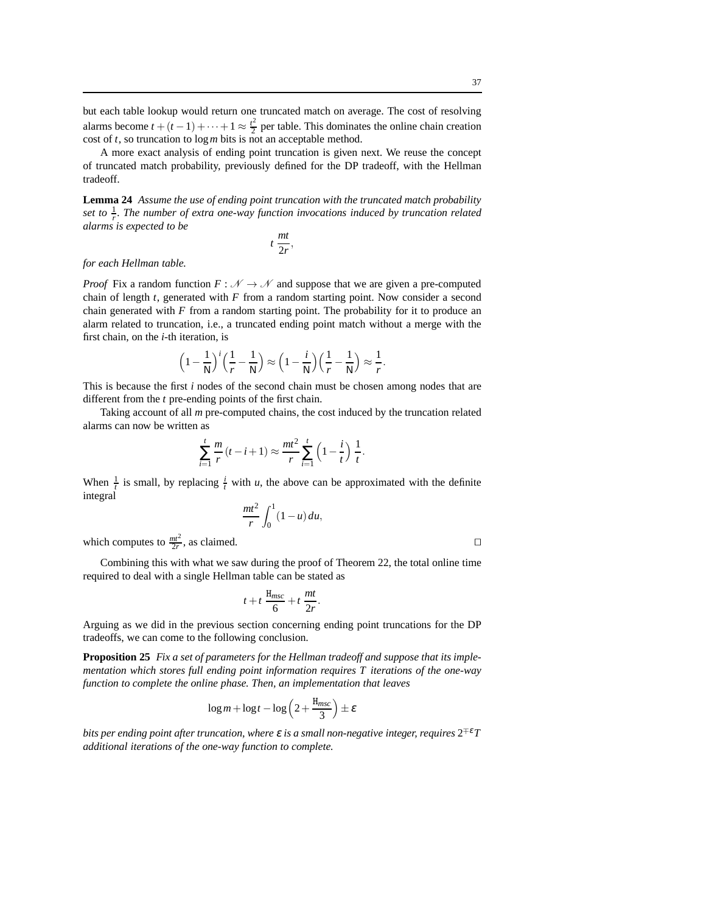but each table lookup would return one truncated match on average. The cost of resolving alarms become $t + (t-1) + \cdots + 1 \approx \frac{t^2}{2}$ per table. This dominates the online chain creation cost of $t$, so truncation to $\log m$ bits is not an acceptable method.

A more exact analysis of ending point truncation is given next. We reuse the concept of truncated match probability, previously defined for the DP tradeoff, with the Hellman tradeoff.

**Lemma 24** *Assume the use of ending point truncation with the truncated match probability set to $\frac{1}{r}$. The number of extra one-way function invocations induced by truncation related alarms is expected to be*

$$t\,\frac{mt}{2r},$$

*for each Hellman table.*

*Proof* Fix a random function $F : \mathcal{N} \to \mathcal{N}$ and suppose that we are given a pre-computed chain of length $t$, generated with $F$ from a random starting point. Now consider a second chain generated with $F$ from a random starting point. The probability for it to produce an alarm related to truncation, i.e., a truncated ending point match without a merge with the first chain, on the $i$-th iteration, is

$$\Big(1 - \frac{1}{\mathsf{N}}\Big)^i \Big(\frac{1}{r} - \frac{1}{\mathsf{N}}\Big) \approx \Big(1 - \frac{i}{\mathsf{N}}\Big)\Big(\frac{1}{r} - \frac{1}{\mathsf{N}}\Big) \approx \frac{1}{r}.$$

This is because the first $i$ nodes of the second chain must be chosen among nodes that are different from the $t$ pre-ending points of the first chain.

Taking account of all $m$ pre-computed chains, the cost induced by the truncation related alarms can now be written as

$$\sum_{i=1}^{t} \frac{m}{r}(t - i + 1) \approx \frac{mt^2}{r} \sum_{i=1}^{t} \Big(1 - \frac{i}{t}\Big)\,\frac{1}{t}.$$

When $\frac{1}{t}$ is small, by replacing $\frac{i}{t}$ with $u$, the above can be approximated with the definite integral

$$\frac{mt^2}{r} \int_0^1 (1-u)\,du,$$

which computes to $\frac{mt^2}{2r}$, as claimed. □

Combining this with what we saw during the proof of Theorem 22, the total online time required to deal with a single Hellman table can be stated as

$$t + t\,\frac{\mathtt{H}_{msc}}{6} + t\,\frac{mt}{2r}.$$

Arguing as we did in the previous section concerning ending point truncations for the DP tradeoffs, we can come to the following conclusion.

**Proposition 25** *Fix a set of parameters for the Hellman tradeoff and suppose that its implementation which stores full ending point information requires $T$ iterations of the one-way function to complete the online phase. Then, an implementation that leaves*

$$\log m + \log t - \log\Big(2 + \frac{\mathtt{H}_{msc}}{3}\Big) \pm \varepsilon$$

*bits per ending point after truncation, where $\varepsilon$ is a small non-negative integer, requires $2^{\mp\varepsilon}T$ additional iterations of the one-way function to complete.*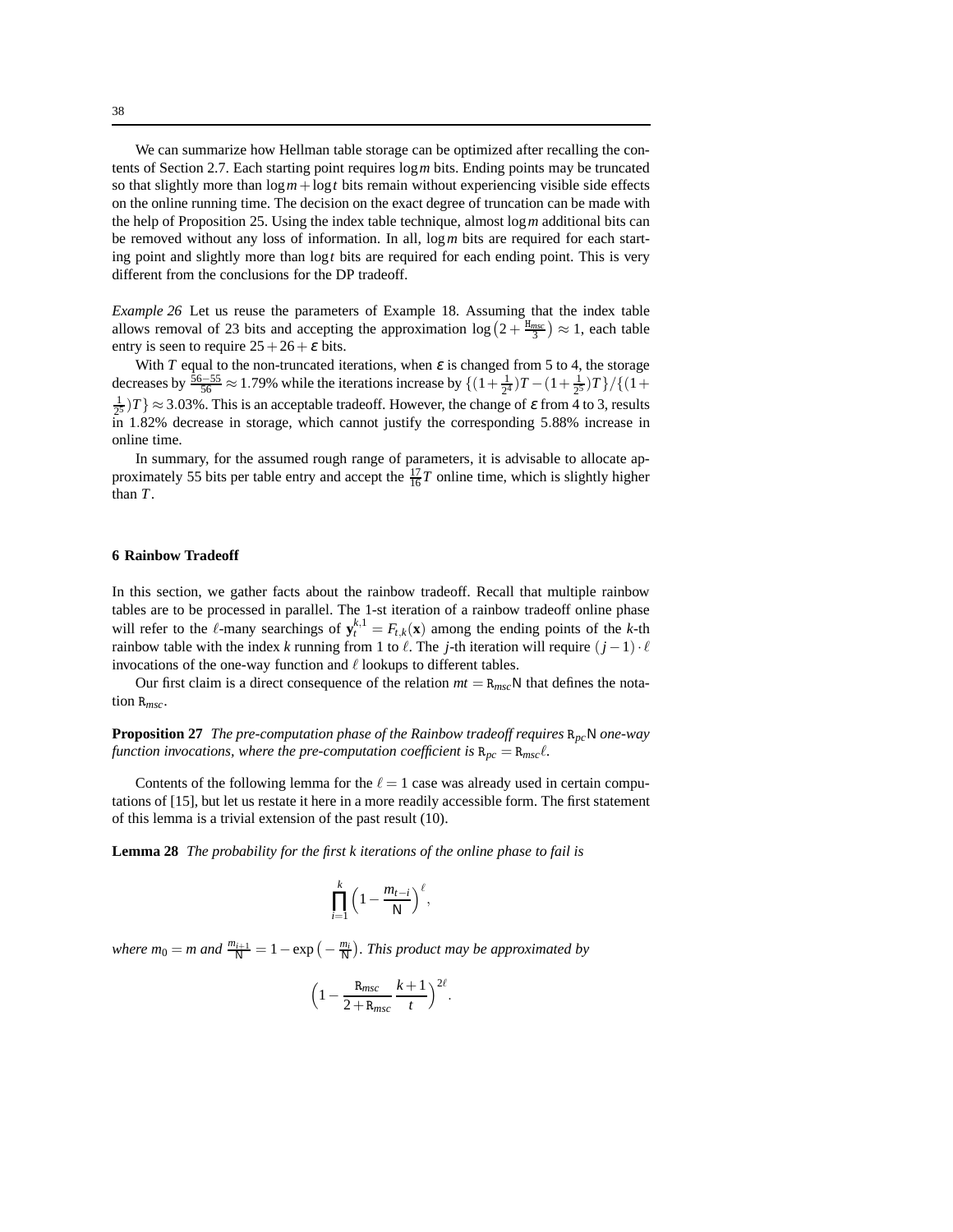We can summarize how Hellman table storage can be optimized after recalling the contents of Section 2.7. Each starting point requires $\log m$ bits. Ending points may be truncated so that slightly more than $\log m + \log t$ bits remain without experiencing visible side effects on the online running time. The decision on the exact degree of truncation can be made with the help of Proposition 25. Using the index table technique, almost $\log m$ additional bits can be removed without any loss of information. In all, $\log m$ bits are required for each starting point and slightly more than $\log t$ bits are required for each ending point. This is very different from the conclusions for the DP tradeoff.

*Example 26* Let us reuse the parameters of Example 18. Assuming that the index table allows removal of 23 bits and accepting the approximation $\log\left(2 + \frac{\mathtt{H}_{msc}}{3}\right) \approx 1$, each table entry is seen to require $25 + 26 + \varepsilon$ bits.

With $T$ equal to the non-truncated iterations, when $\varepsilon$ is changed from 5 to 4, the storage decreases by $\frac{56-55}{56} \approx 1.79\%$ while the iterations increase by $\{(1+\frac{1}{2^4})T - (1+\frac{1}{2^5})T\}/\{(1+\frac{1}{2^5})T\} \approx 3.03\%$. This is an acceptable tradeoff. However, the change of $\varepsilon$ from 4 to 3, results in 1.82% decrease in storage, which cannot justify the corresponding 5.88% increase in online time.

In summary, for the assumed rough range of parameters, it is advisable to allocate approximately 55 bits per table entry and accept the $\frac{17}{16}T$ online time, which is slightly higher than $T$.

## 6 Rainbow Tradeoff

In this section, we gather facts about the rainbow tradeoff. Recall that multiple rainbow tables are to be processed in parallel. The 1-st iteration of a rainbow tradeoff online phase will refer to the $\ell$-many searchings of $\mathbf{y}_t^{k,1} = F_{t,k}(\mathbf{x})$ among the ending points of the $k$-th rainbow table with the index $k$ running from 1 to $\ell$. The $j$-th iteration will require $(j-1)\cdot\ell$ invocations of the one-way function and $\ell$ lookups to different tables.

Our first claim is a direct consequence of the relation $mt = \mathtt{R}_{msc}\mathsf{N}$ that defines the notation $\mathtt{R}_{msc}$.

**Proposition 27** *The pre-computation phase of the Rainbow tradeoff requires $\mathtt{R}_{pc}\mathsf{N}$ one-way function invocations, where the pre-computation coefficient is $\mathtt{R}_{pc} = \mathtt{R}_{msc}\ell$.*

Contents of the following lemma for the $\ell = 1$ case was already used in certain computations of [15], but let us restate it here in a more readily accessible form. The first statement of this lemma is a trivial extension of the past result (10).

**Lemma 28** *The probability for the first $k$ iterations of the online phase to fail is*

$$\prod_{i=1}^{k}\left(1 - \frac{m_{t-i}}{\mathsf{N}}\right)^{\ell},$$

*where $m_0 = m$ and $\frac{m_{i+1}}{\mathsf{N}} = 1 - \exp\left(-\frac{m_i}{\mathsf{N}}\right)$. This product may be approximated by*

$$\left(1 - \frac{\mathtt{R}_{msc}}{2+\mathtt{R}_{msc}}\,\frac{k+1}{t}\right)^{2\ell}.$$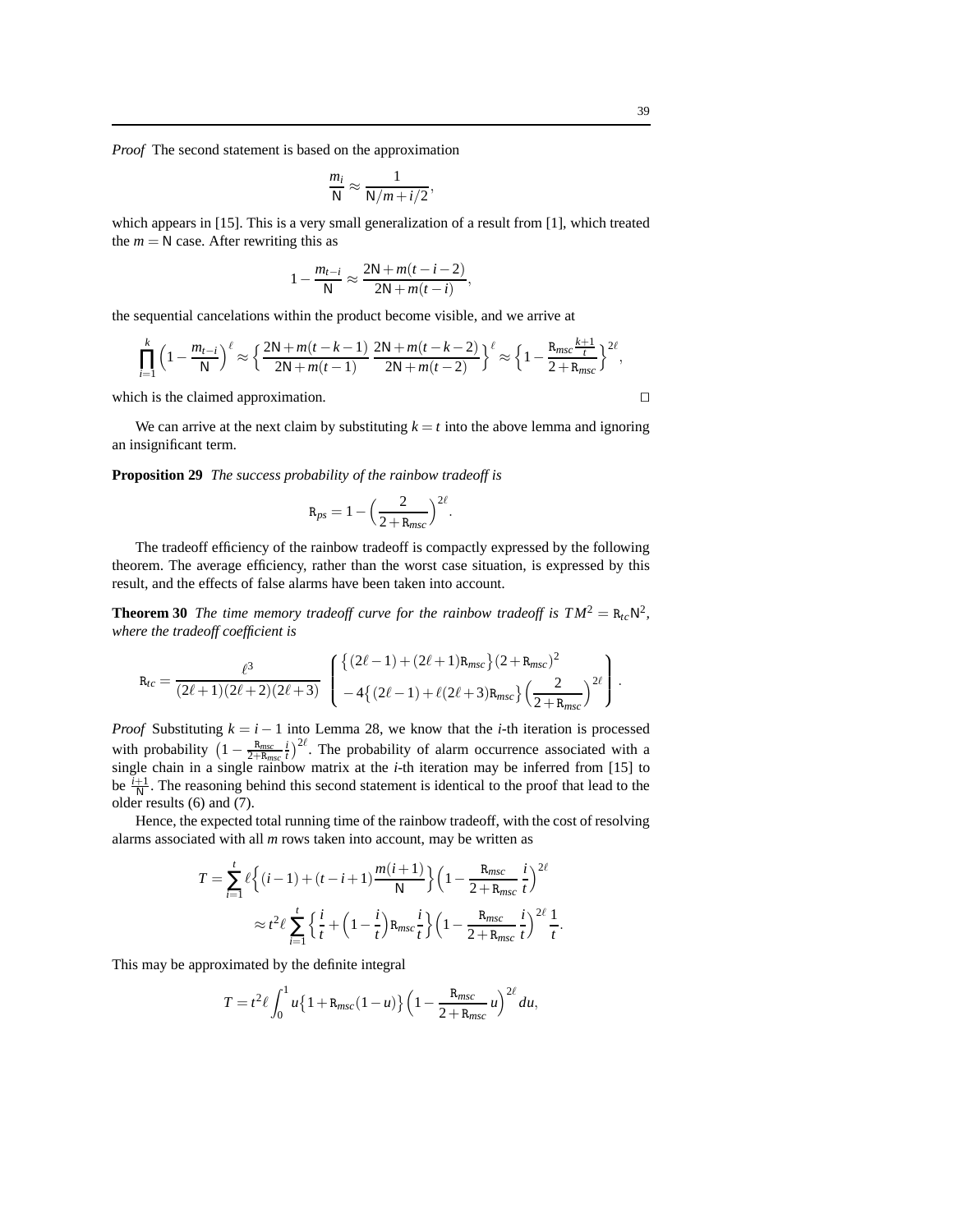*Proof* The second statement is based on the approximation

$$\frac{m_i}{\mathsf{N}} \approx \frac{1}{\mathsf{N}/m + i/2},$$

which appears in [15]. This is a very small generalization of a result from [1], which treated the $m = \mathsf{N}$ case. After rewriting this as

$$1 - \frac{m_{t-i}}{\mathsf{N}} \approx \frac{2\mathsf{N} + m(t-i-2)}{2\mathsf{N} + m(t-i)},$$

the sequential cancelations within the product become visible, and we arrive at

$$\prod_{i=1}^{k} \Big(1 - \frac{m_{t-i}}{\mathsf{N}}\Big)^{\ell} \approx \Big\{ \frac{2\mathsf{N} + m(t-k-1)}{2\mathsf{N} + m(t-1)} \, \frac{2\mathsf{N} + m(t-k-2)}{2\mathsf{N} + m(t-2)} \Big\}^{\ell} \approx \Big\{ 1 - \frac{\mathtt{R}_{msc}\frac{k+1}{t}}{2 + \mathtt{R}_{msc}} \Big\}^{2\ell},$$

which is the claimed approximation. □

We can arrive at the next claim by substituting $k = t$ into the above lemma and ignoring an insignificant term.

**Proposition 29** *The success probability of the rainbow tradeoff is*

$$\mathtt{R}_{ps} = 1 - \Big(\frac{2}{2 + \mathtt{R}_{msc}}\Big)^{2\ell}.$$

The tradeoff efficiency of the rainbow tradeoff is compactly expressed by the following theorem. The average efficiency, rather than the worst case situation, is expressed by this result, and the effects of false alarms have been taken into account.

**Theorem 30** *The time memory tradeoff curve for the rainbow tradeoff is $TM^2 = \mathtt{R}_{tc}\mathsf{N}^2$, where the tradeoff coefficient is*

$$\mathtt{R}_{tc} = \frac{\ell^3}{(2\ell+1)(2\ell+2)(2\ell+3)} \left( \begin{array}{l} \big\{(2\ell-1) + (2\ell+1)\mathtt{R}_{msc}\big\}(2 + \mathtt{R}_{msc})^2 \\ -4\big\{(2\ell-1) + \ell(2\ell+3)\mathtt{R}_{msc}\big\}\Big(\dfrac{2}{2 + \mathtt{R}_{msc}}\Big)^{2\ell} \end{array} \right).$$

*Proof* Substituting $k = i - 1$ into Lemma 28, we know that the $i$-th iteration is processed with probability $\big(1 - \frac{\mathtt{R}_{msc}}{2+\mathtt{R}_{msc}}\frac{i}{t}\big)^{2\ell}$. The probability of alarm occurrence associated with a single chain in a single rainbow matrix at the $i$-th iteration may be inferred from [15] to be $\frac{i+1}{\mathsf{N}}$. The reasoning behind this second statement is identical to the proof that lead to the older results (6) and (7).

Hence, the expected total running time of the rainbow tradeoff, with the cost of resolving alarms associated with all $m$ rows taken into account, may be written as

$$\begin{aligned} T &= \sum_{i=1}^{t} \ell \Big\{ (i-1) + (t-i+1)\frac{m(i+1)}{\mathsf{N}} \Big\} \Big(1 - \frac{\mathtt{R}_{msc}}{2 + \mathtt{R}_{msc}}\,\frac{i}{t}\Big)^{2\ell} \\ &\approx t^2 \ell \sum_{i=1}^{t} \Big\{ \frac{i}{t} + \Big(1 - \frac{i}{t}\Big)\mathtt{R}_{msc}\frac{i}{t} \Big\} \Big(1 - \frac{\mathtt{R}_{msc}}{2 + \mathtt{R}_{msc}}\,\frac{i}{t}\Big)^{2\ell} \frac{1}{t}. \end{aligned}$$

This may be approximated by the definite integral

$$T = t^2 \ell \int_0^1 u\big\{1 + \mathtt{R}_{msc}(1-u)\big\} \Big(1 - \frac{\mathtt{R}_{msc}}{2 + \mathtt{R}_{msc}}\,u\Big)^{2\ell} du,$$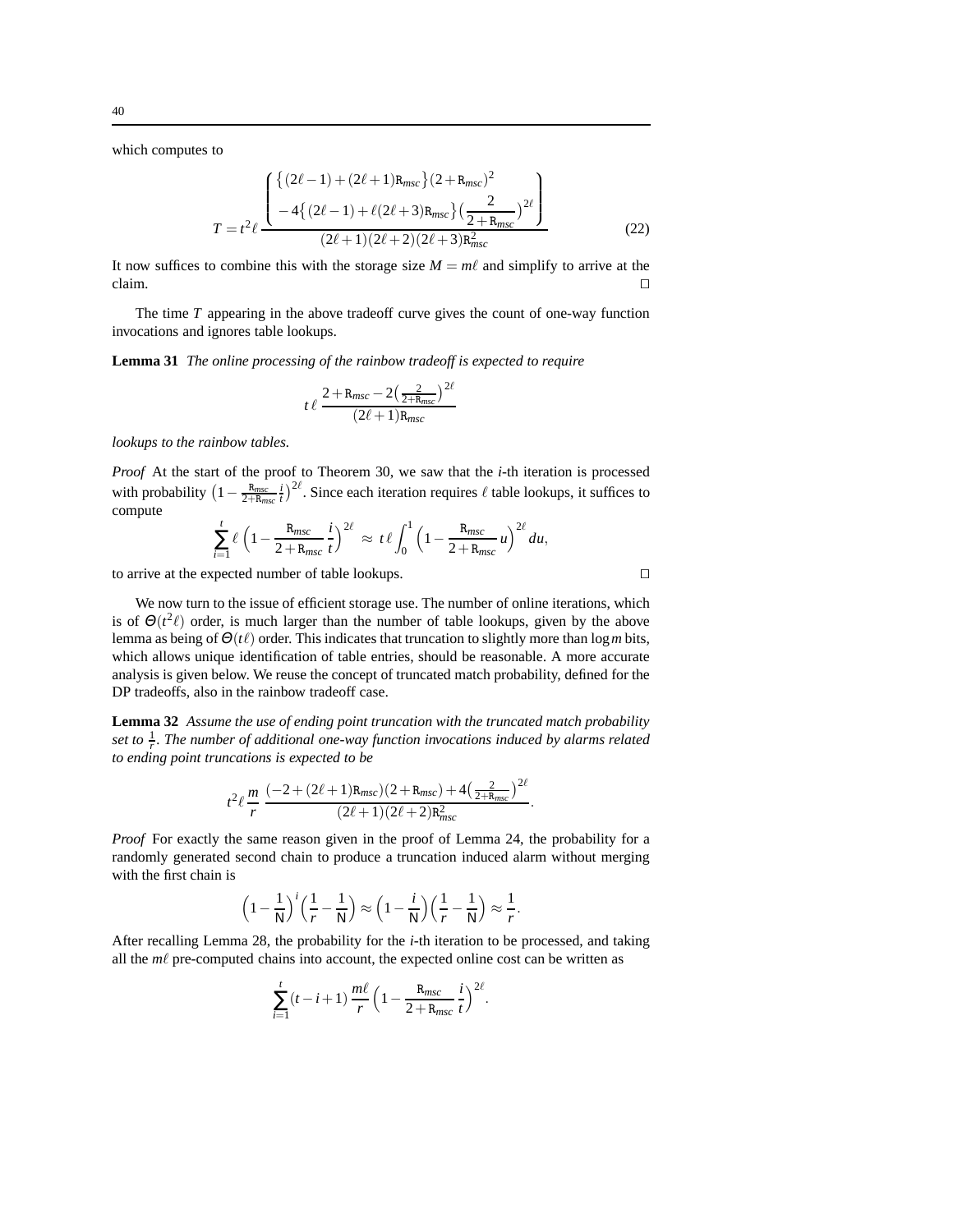which computes to

$$T = t^2\ell \, \frac{\left( \begin{array}{c} \left\{(2\ell-1)+(2\ell+1)\mathtt{R}_{msc}\right\}(2+\mathtt{R}_{msc})^2 \\ -4\left\{(2\ell-1)+\ell(2\ell+3)\mathtt{R}_{msc}\right\}\left(\dfrac{2}{2+\mathtt{R}_{msc}}\right)^{2\ell} \end{array} \right)}{(2\ell+1)(2\ell+2)(2\ell+3)\mathtt{R}_{msc}^2} \tag{22}$$

It now suffices to combine this with the storage size $M = m\ell$ and simplify to arrive at the claim. □

The time $T$ appearing in the above tradeoff curve gives the count of one-way function invocations and ignores table lookups.

**Lemma 31** *The online processing of the rainbow tradeoff is expected to require*

$$t\,\ell\,\frac{2+\mathtt{R}_{msc}-2\left(\frac{2}{2+\mathtt{R}_{msc}}\right)^{2\ell}}{(2\ell+1)\mathtt{R}_{msc}}$$

*lookups to the rainbow tables.*

*Proof* At the start of the proof to Theorem 30, we saw that the $i$-th iteration is processed with probability $\left(1-\frac{\mathtt{R}_{msc}}{2+\mathtt{R}_{msc}}\frac{i}{t}\right)^{2\ell}$. Since each iteration requires $\ell$ table lookups, it suffices to compute

$$\sum_{i=1}^{t} \ell \left(1-\frac{\mathtt{R}_{msc}}{2+\mathtt{R}_{msc}}\,\frac{i}{t}\right)^{2\ell} \approx \, t\,\ell \int_0^1 \left(1-\frac{\mathtt{R}_{msc}}{2+\mathtt{R}_{msc}}\,u\right)^{2\ell} du,$$

to arrive at the expected number of table lookups. □

We now turn to the issue of efficient storage use. The number of online iterations, which is of $\Theta(t^2\ell)$ order, is much larger than the number of table lookups, given by the above lemma as being of $\Theta(t\ell)$ order. This indicates that truncation to slightly more than $\log m$ bits, which allows unique identification of table entries, should be reasonable. A more accurate analysis is given below. We reuse the concept of truncated match probability, defined for the DP tradeoffs, also in the rainbow tradeoff case.

**Lemma 32** *Assume the use of ending point truncation with the truncated match probability set to $\frac{1}{r}$. The number of additional one-way function invocations induced by alarms related to ending point truncations is expected to be*

$$t^2\ell\,\frac{m}{r}\,\frac{(-2+(2\ell+1)\mathtt{R}_{msc})(2+\mathtt{R}_{msc})+4\left(\frac{2}{2+\mathtt{R}_{msc}}\right)^{2\ell}}{(2\ell+1)(2\ell+2)\mathtt{R}_{msc}^2}.$$

*Proof* For exactly the same reason given in the proof of Lemma 24, the probability for a randomly generated second chain to produce a truncation induced alarm without merging with the first chain is

$$\left(1-\frac{1}{\mathsf{N}}\right)^{i}\left(\frac{1}{r}-\frac{1}{\mathsf{N}}\right) \approx \left(1-\frac{i}{\mathsf{N}}\right)\left(\frac{1}{r}-\frac{1}{\mathsf{N}}\right) \approx \frac{1}{r}.$$

After recalling Lemma 28, the probability for the $i$-th iteration to be processed, and taking all the $m\ell$ pre-computed chains into account, the expected online cost can be written as

$$\sum_{i=1}^{t}(t-i+1)\,\frac{m\ell}{r}\left(1-\frac{\mathtt{R}_{msc}}{2+\mathtt{R}_{msc}}\,\frac{i}{t}\right)^{2\ell}.$$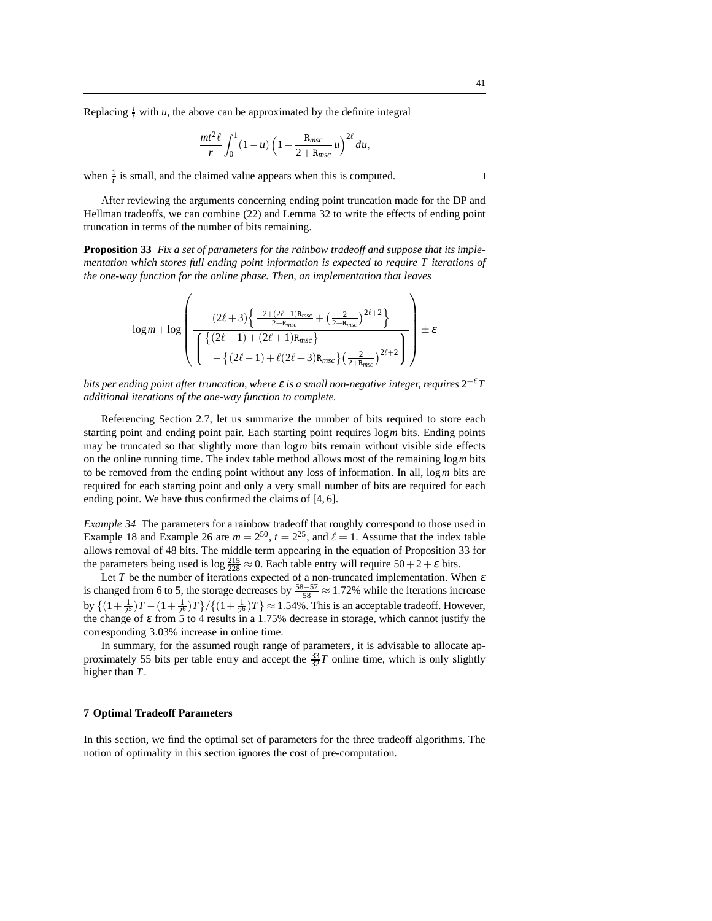Replacing $\frac{i}{t}$ with $u$, the above can be approximated by the definite integral

$$\frac{mt^2\ell}{r}\int_0^1 (1-u)\left(1-\frac{\mathtt{R}_{msc}}{2+\mathtt{R}_{msc}}u\right)^{2\ell} du,$$

when $\frac{1}{t}$ is small, and the claimed value appears when this is computed. □

After reviewing the arguments concerning ending point truncation made for the DP and Hellman tradeoffs, we can combine (22) and Lemma 32 to write the effects of ending point truncation in terms of the number of bits remaining.

**Proposition 33** *Fix a set of parameters for the rainbow tradeoff and suppose that its implementation which stores full ending point information is expected to require $T$ iterations of the one-way function for the online phase. Then, an implementation that leaves*

$$\log m + \log\left( \frac{(2\ell+3)\left\{\frac{-2+(2\ell+1)\mathtt{R}_{msc}}{2+\mathtt{R}_{msc}} + \left(\frac{2}{2+\mathtt{R}_{msc}}\right)^{2\ell+2}\right\}}{\left(\begin{array}{l}\left\{(2\ell-1)+(2\ell+1)\mathtt{R}_{msc}\right\} \\ \quad -\left\{(2\ell-1)+\ell(2\ell+3)\mathtt{R}_{msc}\right\}\left(\frac{2}{2+\mathtt{R}_{msc}}\right)^{2\ell+2}\end{array}\right)} \right) \pm \varepsilon$$

*bits per ending point after truncation, where $\varepsilon$ is a small non-negative integer, requires $2^{\mp\varepsilon}T$ additional iterations of the one-way function to complete.*

Referencing Section 2.7, let us summarize the number of bits required to store each starting point and ending point pair. Each starting point requires $\log m$ bits. Ending points may be truncated so that slightly more than $\log m$ bits remain without visible side effects on the online running time. The index table method allows most of the remaining $\log m$ bits to be removed from the ending point without any loss of information. In all, $\log m$ bits are required for each starting point and only a very small number of bits are required for each ending point. We have thus confirmed the claims of [4, 6].

*Example 34* The parameters for a rainbow tradeoff that roughly correspond to those used in Example 18 and Example 26 are $m = 2^{50}$, $t = 2^{25}$, and $\ell = 1$. Assume that the index table allows removal of 48 bits. The middle term appearing in the equation of Proposition 33 for the parameters being used is $\log\frac{215}{228} \approx 0$. Each table entry will require $50+2+\varepsilon$ bits.

Let $T$ be the number of iterations expected of a non-truncated implementation. When $\varepsilon$ is changed from 6 to 5, the storage decreases by $\frac{58-57}{58} \approx 1.72\%$ while the iterations increase by $\{(1+\frac{1}{2^5})T - (1+\frac{1}{2^6})T\}/\{(1+\frac{1}{2^6})T\} \approx 1.54\%$. This is an acceptable tradeoff. However, the change of $\varepsilon$ from 5 to 4 results in a 1.75% decrease in storage, which cannot justify the corresponding 3.03% increase in online time.

In summary, for the assumed rough range of parameters, it is advisable to allocate approximately 55 bits per table entry and accept the $\frac{33}{32}T$ online time, which is only slightly higher than $T$.

## 7 Optimal Tradeoff Parameters

In this section, we find the optimal set of parameters for the three tradeoff algorithms. The notion of optimality in this section ignores the cost of pre-computation.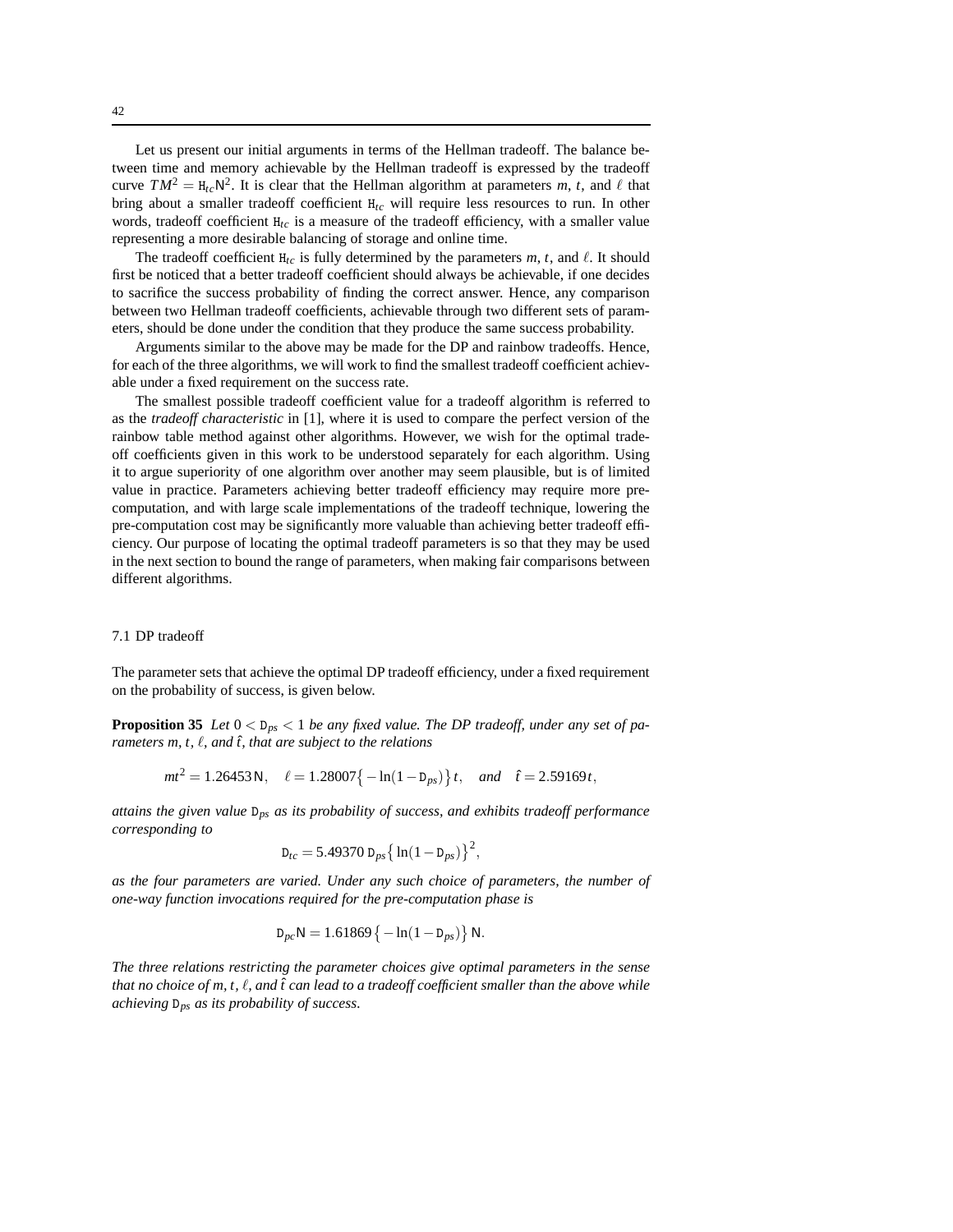Let us present our initial arguments in terms of the Hellman tradeoff. The balance between time and memory achievable by the Hellman tradeoff is expressed by the tradeoff curve $TM^2 = \mathtt{H}_{tc}\mathsf{N}^2$. It is clear that the Hellman algorithm at parameters $m$, $t$, and $\ell$ that bring about a smaller tradeoff coefficient $\mathtt{H}_{tc}$ will require less resources to run. In other words, tradeoff coefficient $\mathtt{H}_{tc}$ is a measure of the tradeoff efficiency, with a smaller value representing a more desirable balancing of storage and online time.

The tradeoff coefficient $\mathtt{H}_{tc}$ is fully determined by the parameters $m$, $t$, and $\ell$. It should first be noticed that a better tradeoff coefficient should always be achievable, if one decides to sacrifice the success probability of finding the correct answer. Hence, any comparison between two Hellman tradeoff coefficients, achievable through two different sets of parameters, should be done under the condition that they produce the same success probability.

Arguments similar to the above may be made for the DP and rainbow tradeoffs. Hence, for each of the three algorithms, we will work to find the smallest tradeoff coefficient achievable under a fixed requirement on the success rate.

The smallest possible tradeoff coefficient value for a tradeoff algorithm is referred to as the *tradeoff characteristic* in [1], where it is used to compare the perfect version of the rainbow table method against other algorithms. However, we wish for the optimal tradeoff coefficients given in this work to be understood separately for each algorithm. Using it to argue superiority of one algorithm over another may seem plausible, but is of limited value in practice. Parameters achieving better tradeoff efficiency may require more pre-computation, and with large scale implementations of the tradeoff technique, lowering the pre-computation cost may be significantly more valuable than achieving better tradeoff efficiency. Our purpose of locating the optimal tradeoff parameters is so that they may be used in the next section to bound the range of parameters, when making fair comparisons between different algorithms.

## 7.1 DP tradeoff

The parameter sets that achieve the optimal DP tradeoff efficiency, under a fixed requirement on the probability of success, is given below.

**Proposition 35** *Let $0 < \mathtt{D}_{ps} < 1$ be any fixed value. The DP tradeoff, under any set of parameters $m$, $t$, $\ell$, and $\hat{t}$, that are subject to the relations*

$$mt^2 = 1.26453\,\mathsf{N}, \quad \ell = 1.28007\big\{-\ln(1-\mathtt{D}_{ps})\big\}\,t, \quad \textit{and} \quad \hat{t} = 2.59169\,t,$$

*attains the given value $\mathtt{D}_{ps}$ as its probability of success, and exhibits tradeoff performance corresponding to*

$$\mathtt{D}_{tc} = 5.49370\,\mathtt{D}_{ps}\big\{\ln(1-\mathtt{D}_{ps})\big\}^2,$$

*as the four parameters are varied. Under any such choice of parameters, the number of one-way function invocations required for the pre-computation phase is*

$$\mathtt{D}_{pc}\mathsf{N} = 1.61869\,\big\{-\ln(1-\mathtt{D}_{ps})\big\}\,\mathsf{N}.$$

*The three relations restricting the parameter choices give optimal parameters in the sense that no choice of $m$, $t$, $\ell$, and $\hat{t}$ can lead to a tradeoff coefficient smaller than the above while achieving $\mathtt{D}_{ps}$ as its probability of success.*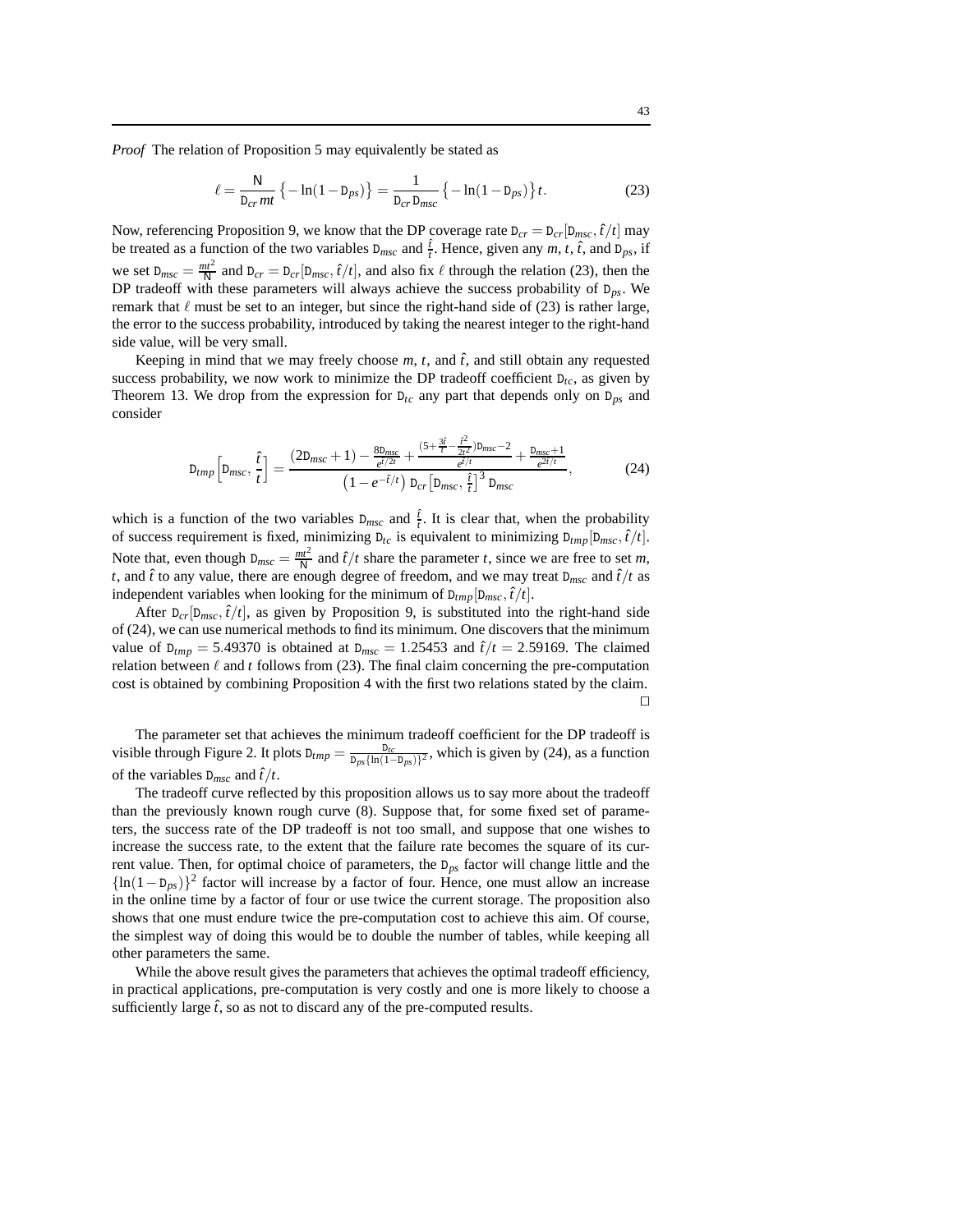*Proof* The relation of Proposition 5 may equivalently be stated as

$$\ell = \frac{\mathsf{N}}{\mathtt{D}_{cr}\, mt} \left\{ -\ln(1 - \mathtt{D}_{ps}) \right\} = \frac{1}{\mathtt{D}_{cr}\, \mathtt{D}_{msc}} \left\{ -\ln(1 - \mathtt{D}_{ps}) \right\} t. \tag{23}$$

Now, referencing Proposition 9, we know that the DP coverage rate $\mathtt{D}_{cr} = \mathtt{D}_{cr}[\mathtt{D}_{msc}, \hat{t}/t]$ may be treated as a function of the two variables $\mathtt{D}_{msc}$ and $\frac{\hat{t}}{t}$. Hence, given any $m$, $t$, $\hat{t}$, and $\mathtt{D}_{ps}$, if we set $\mathtt{D}_{msc} = \frac{mt^2}{\mathsf{N}}$ and $\mathtt{D}_{cr} = \mathtt{D}_{cr}[\mathtt{D}_{msc}, \hat{t}/t]$, and also fix $\ell$ through the relation (23), then the DP tradeoff with these parameters will always achieve the success probability of $\mathtt{D}_{ps}$. We remark that $\ell$ must be set to an integer, but since the right-hand side of (23) is rather large, the error to the success probability, introduced by taking the nearest integer to the right-hand side value, will be very small.

Keeping in mind that we may freely choose $m$, $t$, and $\hat{t}$, and still obtain any requested success probability, we now work to minimize the DP tradeoff coefficient $\mathtt{D}_{tc}$, as given by Theorem 13. We drop from the expression for $\mathtt{D}_{tc}$ any part that depends only on $\mathtt{D}_{ps}$ and consider

$$\mathtt{D}_{tmp}\left[\mathtt{D}_{msc}, \frac{\hat{t}}{t}\right] = \frac{(2\mathtt{D}_{msc}+1) - \frac{8\mathtt{D}_{msc}}{e^{\hat{t}/2t}} + \frac{(5+\frac{3\hat{t}}{t}-\frac{\hat{t}^2}{2t^2})\mathtt{D}_{msc}-2}{e^{\hat{t}/t}} + \frac{\mathtt{D}_{msc}+1}{e^{2\hat{t}/t}}}{\left(1-e^{-\hat{t}/t}\right)\, \mathtt{D}_{cr}\left[\mathtt{D}_{msc}, \frac{\hat{t}}{t}\right]^3\, \mathtt{D}_{msc}}, \tag{24}$$

which is a function of the two variables $\mathtt{D}_{msc}$ and $\frac{\hat{t}}{t}$. It is clear that, when the probability of success requirement is fixed, minimizing $\mathtt{D}_{tc}$ is equivalent to minimizing $\mathtt{D}_{tmp}[\mathtt{D}_{msc}, \hat{t}/t]$. Note that, even though $\mathtt{D}_{msc} = \frac{mt^2}{\mathsf{N}}$ and $\hat{t}/t$ share the parameter $t$, since we are free to set $m$, $t$, and $\hat{t}$ to any value, there are enough degree of freedom, and we may treat $\mathtt{D}_{msc}$ and $\hat{t}/t$ as independent variables when looking for the minimum of $\mathtt{D}_{tmp}[\mathtt{D}_{msc}, \hat{t}/t]$.

After $\mathtt{D}_{cr}[\mathtt{D}_{msc}, \hat{t}/t]$, as given by Proposition 9, is substituted into the right-hand side of (24), we can use numerical methods to find its minimum. One discovers that the minimum value of $\mathtt{D}_{tmp} = 5.49370$ is obtained at $\mathtt{D}_{msc} = 1.25453$ and $\hat{t}/t = 2.59169$. The claimed relation between $\ell$ and $t$ follows from (23). The final claim concerning the pre-computation cost is obtained by combining Proposition 4 with the first two relations stated by the claim. □

The parameter set that achieves the minimum tradeoff coefficient for the DP tradeoff is visible through Figure 2. It plots $\mathtt{D}_{tmp} = \frac{\mathtt{D}_{tc}}{\mathtt{D}_{ps}\{\ln(1-\mathtt{D}_{ps})\}^2}$, which is given by (24), as a function of the variables $\mathtt{D}_{msc}$ and $\hat{t}/t$.

The tradeoff curve reflected by this proposition allows us to say more about the tradeoff than the previously known rough curve (8). Suppose that, for some fixed set of parameters, the success rate of the DP tradeoff is not too small, and suppose that one wishes to increase the success rate, to the extent that the failure rate becomes the square of its current value. Then, for optimal choice of parameters, the $\mathtt{D}_{ps}$ factor will change little and the $\{\ln(1-\mathtt{D}_{ps})\}^2$ factor will increase by a factor of four. Hence, one must allow an increase in the online time by a factor of four or use twice the current storage. The proposition also shows that one must endure twice the pre-computation cost to achieve this aim. Of course, the simplest way of doing this would be to double the number of tables, while keeping all other parameters the same.

While the above result gives the parameters that achieves the optimal tradeoff efficiency, in practical applications, pre-computation is very costly and one is more likely to choose a sufficiently large $\hat{t}$, so as not to discard any of the pre-computed results.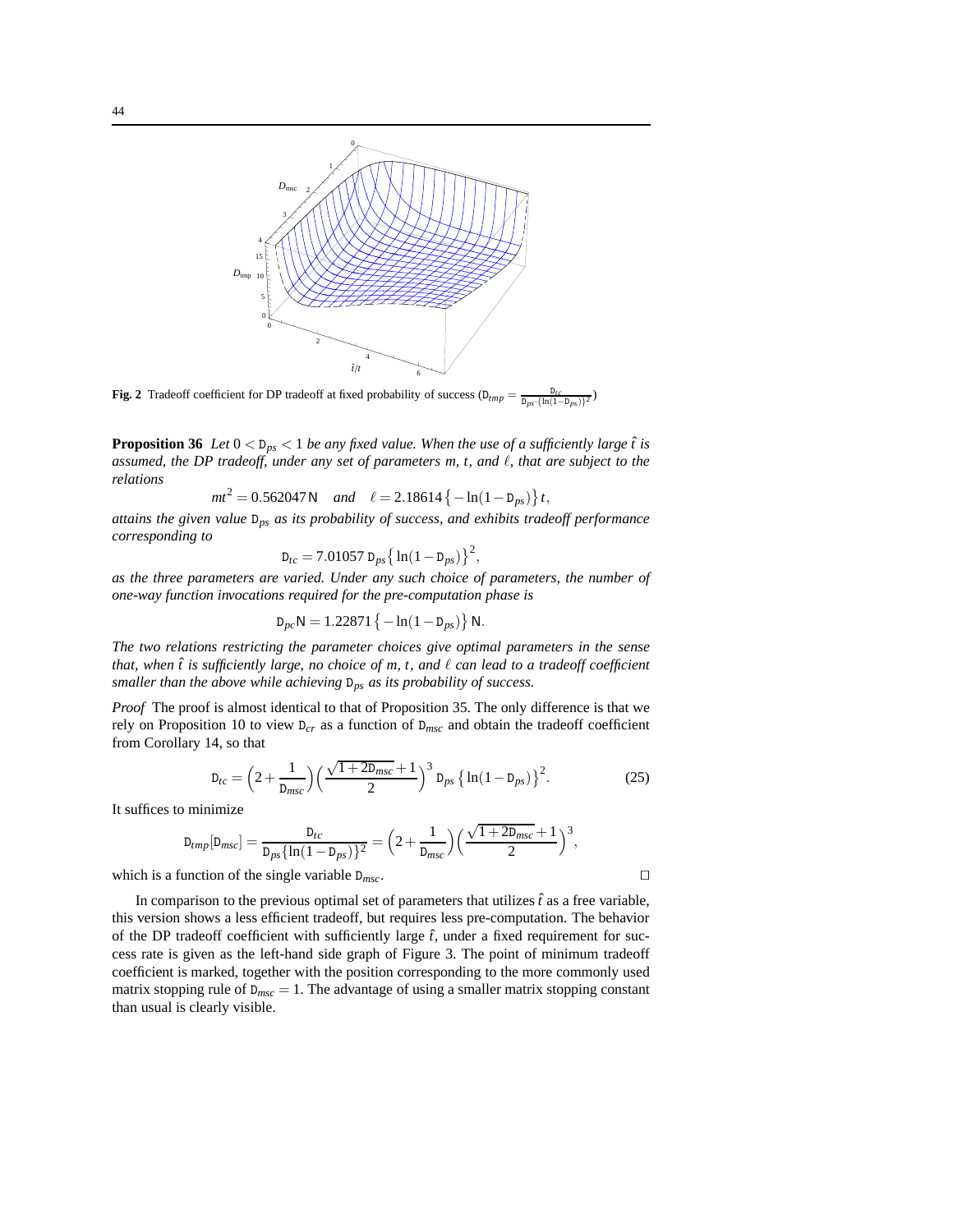**Fig. 2** Tradeoff coefficient for DP tradeoff at fixed probability of success ($\mathtt{D}_{tmp} = \frac{\mathtt{D}_{tc}}{\mathtt{D}_{ps}\cdot\{\ln(1-\mathtt{D}_{ps})\}^2}$)

**Proposition 36** *Let $0 < \mathtt{D}_{ps} < 1$ be any fixed value. When the use of a sufficiently large $\hat{t}$ is assumed, the DP tradeoff, under any set of parameters $m$, $t$, and $\ell$, that are subject to the relations*

$$mt^2 = 0.562047\,\mathsf{N} \quad \textit{and} \quad \ell = 2.18614\left\{-\ln(1-\mathtt{D}_{ps})\right\}t,$$

*attains the given value $\mathtt{D}_{ps}$ as its probability of success, and exhibits tradeoff performance corresponding to*

$$\mathtt{D}_{tc} = 7.01057\,\mathtt{D}_{ps}\left\{\ln(1-\mathtt{D}_{ps})\right\}^2,$$

*as the three parameters are varied. Under any such choice of parameters, the number of one-way function invocations required for the pre-computation phase is*

$$\mathtt{D}_{pc}\mathsf{N} = 1.22871\left\{-\ln(1-\mathtt{D}_{ps})\right\}\mathsf{N}.$$

*The two relations restricting the parameter choices give optimal parameters in the sense that, when $\hat{t}$ is sufficiently large, no choice of $m$, $t$, and $\ell$ can lead to a tradeoff coefficient smaller than the above while achieving $\mathtt{D}_{ps}$ as its probability of success.*

*Proof* The proof is almost identical to that of Proposition 35. The only difference is that we rely on Proposition 10 to view $\mathtt{D}_{cr}$ as a function of $\mathtt{D}_{msc}$ and obtain the tradeoff coefficient from Corollary 14, so that

$$\mathtt{D}_{tc} = \left(2+\frac{1}{\mathtt{D}_{msc}}\right)\left(\frac{\sqrt{1+2\mathtt{D}_{msc}}+1}{2}\right)^3 \mathtt{D}_{ps}\left\{\ln(1-\mathtt{D}_{ps})\right\}^2. \tag{25}$$

It suffices to minimize

$$\mathtt{D}_{tmp}[\mathtt{D}_{msc}] = \frac{\mathtt{D}_{tc}}{\mathtt{D}_{ps}\{\ln(1-\mathtt{D}_{ps})\}^2} = \left(2+\frac{1}{\mathtt{D}_{msc}}\right)\left(\frac{\sqrt{1+2\mathtt{D}_{msc}}+1}{2}\right)^3,$$

which is a function of the single variable $\mathtt{D}_{msc}$. □

In comparison to the previous optimal set of parameters that utilizes $\hat{t}$ as a free variable, this version shows a less efficient tradeoff, but requires less pre-computation. The behavior of the DP tradeoff coefficient with sufficiently large $\hat{t}$, under a fixed requirement for success rate is given as the left-hand side graph of Figure 3. The point of minimum tradeoff coefficient is marked, together with the position corresponding to the more commonly used matrix stopping rule of $\mathtt{D}_{msc} = 1$. The advantage of using a smaller matrix stopping constant than usual is clearly visible.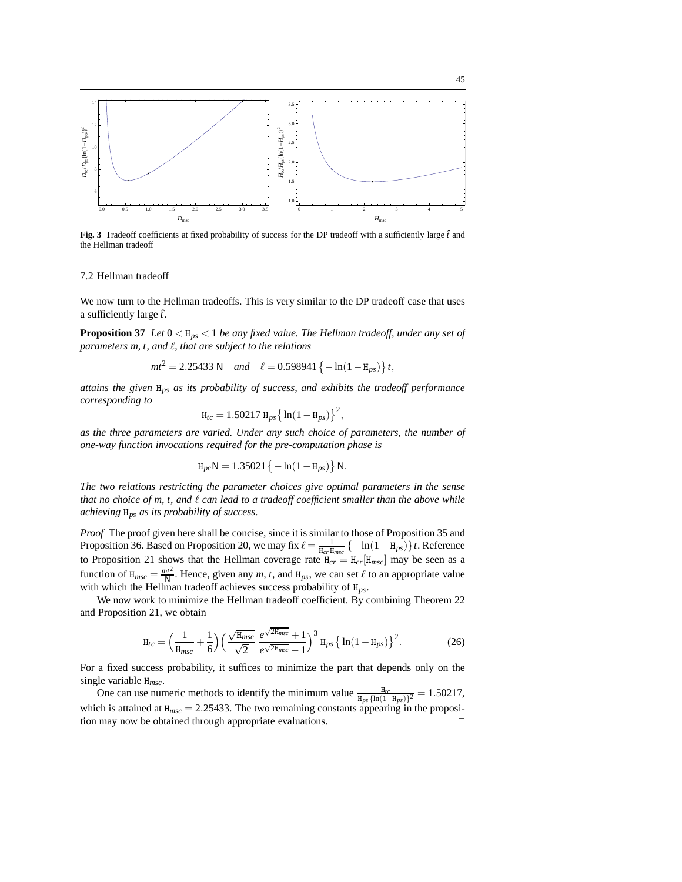**Fig. 3** Tradeoff coefficients at fixed probability of success for the DP tradeoff with a sufficiently large $\hat{t}$ and the Hellman tradeoff

### 7.2 Hellman tradeoff

We now turn to the Hellman tradeoffs. This is very similar to the DP tradeoff case that uses a sufficiently large $\hat{t}$.

**Proposition 37** *Let $0 < \mathtt{H}_{ps} < 1$ be any fixed value. The Hellman tradeoff, under any set of parameters $m$, $t$, and $\ell$, that are subject to the relations*

$$mt^2 = 2.25433\ \mathsf{N} \quad \textit{and} \quad \ell = 0.598941\left\{-\ln(1-\mathtt{H}_{ps})\right\}t,$$

*attains the given $\mathtt{H}_{ps}$ as its probability of success, and exhibits the tradeoff performance corresponding to*

$$\mathtt{H}_{tc} = 1.50217\ \mathtt{H}_{ps}\left\{\ln(1-\mathtt{H}_{ps})\right\}^2,$$

*as the three parameters are varied. Under any such choice of parameters, the number of one-way function invocations required for the pre-computation phase is*

$$\mathtt{H}_{pc}\mathsf{N} = 1.35021\left\{-\ln(1-\mathtt{H}_{ps})\right\}\mathsf{N}.$$

*The two relations restricting the parameter choices give optimal parameters in the sense that no choice of $m$, $t$, and $\ell$ can lead to a tradeoff coefficient smaller than the above while achieving $\mathtt{H}_{ps}$ as its probability of success.*

*Proof* The proof given here shall be concise, since it is similar to those of Proposition 35 and Proposition 36. Based on Proposition 20, we may fix $\ell = \frac{1}{\mathtt{H}_{cr}\,\mathtt{H}_{msc}}\left\{-\ln(1-\mathtt{H}_{ps})\right\}t$. Reference to Proposition 21 shows that the Hellman coverage rate $\mathtt{H}_{cr} = \mathtt{H}_{cr}[\mathtt{H}_{msc}]$ may be seen as a function of $\mathtt{H}_{msc} = \frac{mt^2}{\mathsf{N}}$. Hence, given any $m$, $t$, and $\mathtt{H}_{ps}$, we can set $\ell$ to an appropriate value with which the Hellman tradeoff achieves success probability of $\mathtt{H}_{ps}$.

We now work to minimize the Hellman tradeoff coefficient. By combining Theorem 22 and Proposition 21, we obtain

$$\mathtt{H}_{tc} = \left(\frac{1}{\mathtt{H}_{msc}} + \frac{1}{6}\right)\left(\frac{\sqrt{\mathtt{H}_{msc}}}{\sqrt{2}}\ \frac{e^{\sqrt{2\mathtt{H}_{msc}}}+1}{e^{\sqrt{2\mathtt{H}_{msc}}}-1}\right)^3 \mathtt{H}_{ps}\left\{\ln(1-\mathtt{H}_{ps})\right\}^2. \tag{26}$$

For a fixed success probability, it suffices to minimize the part that depends only on the single variable $\mathtt{H}_{msc}$.

One can use numeric methods to identify the minimum value $\frac{\mathtt{H}_{tc}}{\mathtt{H}_{ps}\{\ln(1-\mathtt{H}_{ps})\}^2} = 1.50217$, which is attained at $\mathtt{H}_{msc} = 2.25433$. The two remaining constants appearing in the proposition may now be obtained through appropriate evaluations. $\square$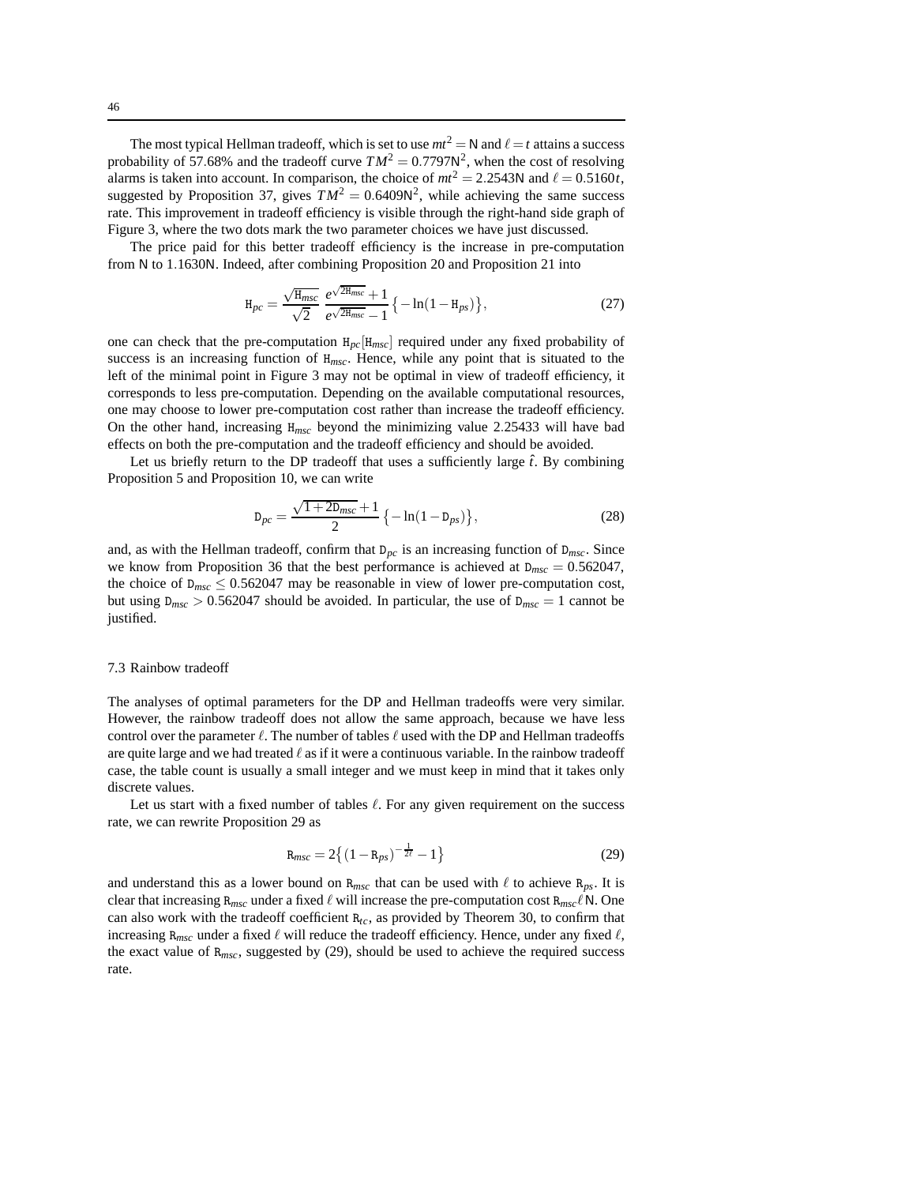The most typical Hellman tradeoff, which is set to use $mt^2 = \mathsf{N}$ and $\ell = t$ attains a success probability of 57.68% and the tradeoff curve $TM^2 = 0.7797\mathsf{N}^2$, when the cost of resolving alarms is taken into account. In comparison, the choice of $mt^2 = 2.2543\mathsf{N}$ and $\ell = 0.5160t$, suggested by Proposition 37, gives $TM^2 = 0.6409\mathsf{N}^2$, while achieving the same success rate. This improvement in tradeoff efficiency is visible through the right-hand side graph of Figure 3, where the two dots mark the two parameter choices we have just discussed.

The price paid for this better tradeoff efficiency is the increase in pre-computation from $\mathsf{N}$ to $1.1630\mathsf{N}$. Indeed, after combining Proposition 20 and Proposition 21 into

$$\mathtt{H}_{pc} = \frac{\sqrt{\mathtt{H}_{msc}}}{\sqrt{2}} \, \frac{e^{\sqrt{2\mathtt{H}_{msc}}}+1}{e^{\sqrt{2\mathtt{H}_{msc}}}-1} \big\{ -\ln(1-\mathtt{H}_{ps}) \big\}, \tag{27}$$

one can check that the pre-computation $\mathtt{H}_{pc}[\mathtt{H}_{msc}]$ required under any fixed probability of success is an increasing function of $\mathtt{H}_{msc}$. Hence, while any point that is situated to the left of the minimal point in Figure 3 may not be optimal in view of tradeoff efficiency, it corresponds to less pre-computation. Depending on the available computational resources, one may choose to lower pre-computation cost rather than increase the tradeoff efficiency. On the other hand, increasing $\mathtt{H}_{msc}$ beyond the minimizing value 2.25433 will have bad effects on both the pre-computation and the tradeoff efficiency and should be avoided.

Let us briefly return to the DP tradeoff that uses a sufficiently large $\hat{t}$. By combining Proposition 5 and Proposition 10, we can write

$$\mathtt{D}_{pc} = \frac{\sqrt{1+2\mathtt{D}_{msc}}+1}{2} \big\{ -\ln(1-\mathtt{D}_{ps}) \big\}, \tag{28}$$

and, as with the Hellman tradeoff, confirm that $\mathtt{D}_{pc}$ is an increasing function of $\mathtt{D}_{msc}$. Since we know from Proposition 36 that the best performance is achieved at $\mathtt{D}_{msc} = 0.562047$, the choice of $\mathtt{D}_{msc} \leq 0.562047$ may be reasonable in view of lower pre-computation cost, but using $\mathtt{D}_{msc} > 0.562047$ should be avoided. In particular, the use of $\mathtt{D}_{msc} = 1$ cannot be justified.

### 7.3 Rainbow tradeoff

The analyses of optimal parameters for the DP and Hellman tradeoffs were very similar. However, the rainbow tradeoff does not allow the same approach, because we have less control over the parameter $\ell$. The number of tables $\ell$ used with the DP and Hellman tradeoffs are quite large and we had treated $\ell$ as if it were a continuous variable. In the rainbow tradeoff case, the table count is usually a small integer and we must keep in mind that it takes only discrete values.

Let us start with a fixed number of tables $\ell$. For any given requirement on the success rate, we can rewrite Proposition 29 as

$$\mathtt{R}_{msc} = 2\big\{ (1-\mathtt{R}_{ps})^{-\frac{1}{2\ell}} - 1 \big\} \tag{29}$$

and understand this as a lower bound on $\mathtt{R}_{msc}$ that can be used with $\ell$ to achieve $\mathtt{R}_{ps}$. It is clear that increasing $\mathtt{R}_{msc}$ under a fixed $\ell$ will increase the pre-computation cost $\mathtt{R}_{msc}\ell\mathsf{N}$. One can also work with the tradeoff coefficient $\mathtt{R}_{tc}$, as provided by Theorem 30, to confirm that increasing $\mathtt{R}_{msc}$ under a fixed $\ell$ will reduce the tradeoff efficiency. Hence, under any fixed $\ell$, the exact value of $\mathtt{R}_{msc}$, suggested by (29), should be used to achieve the required success rate.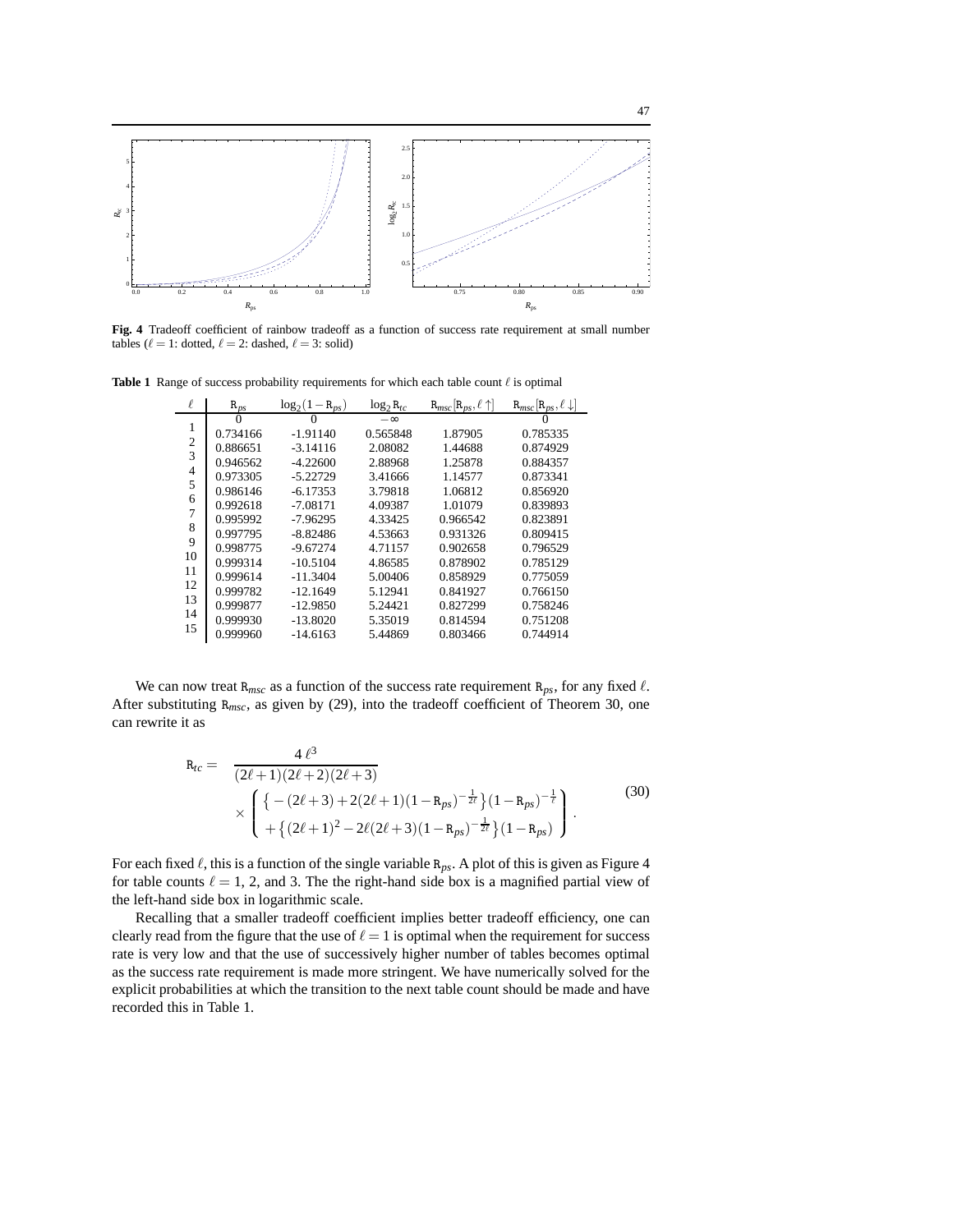**Fig. 4** Tradeoff coefficient of rainbow tradeoff as a function of success rate requirement at small number tables ($\ell = 1$: dotted, $\ell = 2$: dashed, $\ell = 3$: solid)

**Table 1** Range of success probability requirements for which each table count $\ell$ is optimal

| $\ell$ | $\mathtt{R}_{ps}$ | $\log_2(1-\mathtt{R}_{ps})$ | $\log_2 \mathtt{R}_{tc}$ | $\mathtt{R}_{msc}[\mathtt{R}_{ps}, \ell\uparrow]$ | $\mathtt{R}_{msc}[\mathtt{R}_{ps}, \ell\downarrow]$ |
|---|---|---|---|---|---|
| | 0 | 0 | $-\infty$ | | 0 |
| 1 | | | | | |
| | 0.734166 | -1.91140 | 0.565848 | 1.87905 | 0.785335 |
| 2 | | | | | |
| | 0.886651 | -3.14116 | 2.08082 | 1.44688 | 0.874929 |
| 3 | | | | | |
| | 0.946562 | -4.22600 | 2.88968 | 1.25878 | 0.884357 |
| 4 | | | | | |
| | 0.973305 | -5.22729 | 3.41666 | 1.14577 | 0.873341 |
| 5 | | | | | |
| | 0.986146 | -6.17353 | 3.79818 | 1.06812 | 0.856920 |
| 6 | | | | | |
| | 0.992618 | -7.08171 | 4.09387 | 1.01079 | 0.839893 |
| 7 | | | | | |
| | 0.995992 | -7.96295 | 4.33425 | 0.966542 | 0.823891 |
| 8 | | | | | |
| | 0.997795 | -8.82486 | 4.53663 | 0.931326 | 0.809415 |
| 9 | | | | | |
| | 0.998775 | -9.67274 | 4.71157 | 0.902658 | 0.796529 |
| 10 | | | | | |
| | 0.999314 | -10.5104 | 4.86585 | 0.878902 | 0.785129 |
| 11 | | | | | |
| | 0.999614 | -11.3404 | 5.00406 | 0.858929 | 0.775059 |
| 12 | | | | | |
| | 0.999782 | -12.1649 | 5.12941 | 0.841927 | 0.766150 |
| 13 | | | | | |
| | 0.999877 | -12.9850 | 5.24421 | 0.827299 | 0.758246 |
| 14 | | | | | |
| | 0.999930 | -13.8020 | 5.35019 | 0.814594 | 0.751208 |
| 15 | | | | | |
| | 0.999960 | -14.6163 | 5.44869 | 0.803466 | 0.744914 |

We can now treat $\mathtt{R}_{msc}$ as a function of the success rate requirement $\mathtt{R}_{ps}$, for any fixed $\ell$. After substituting $\mathtt{R}_{msc}$, as given by (29), into the tradeoff coefficient of Theorem 30, one can rewrite it as

$$
\begin{aligned}
\mathtt{R}_{tc} = \;& \frac{4\,\ell^3}{(2\ell+1)(2\ell+2)(2\ell+3)} \\
& \times \left( \begin{array}{l} \left\{ -(2\ell+3) + 2(2\ell+1)(1-\mathtt{R}_{ps})^{-\frac{1}{2\ell}} \right\} (1-\mathtt{R}_{ps})^{-\frac{1}{\ell}} \\ + \left\{ (2\ell+1)^2 - 2\ell(2\ell+3)(1-\mathtt{R}_{ps})^{-\frac{1}{2\ell}} \right\} (1-\mathtt{R}_{ps}) \end{array} \right).
\end{aligned}
\tag{30}
$$

For each fixed $\ell$, this is a function of the single variable $\mathtt{R}_{ps}$. A plot of this is given as Figure 4 for table counts $\ell = 1$, 2, and 3. The the right-hand side box is a magnified partial view of the left-hand side box in logarithmic scale.

Recalling that a smaller tradeoff coefficient implies better tradeoff efficiency, one can clearly read from the figure that the use of $\ell = 1$ is optimal when the requirement for success rate is very low and that the use of successively higher number of tables becomes optimal as the success rate requirement is made more stringent. We have numerically solved for the explicit probabilities at which the transition to the next table count should be made and have recorded this in Table 1.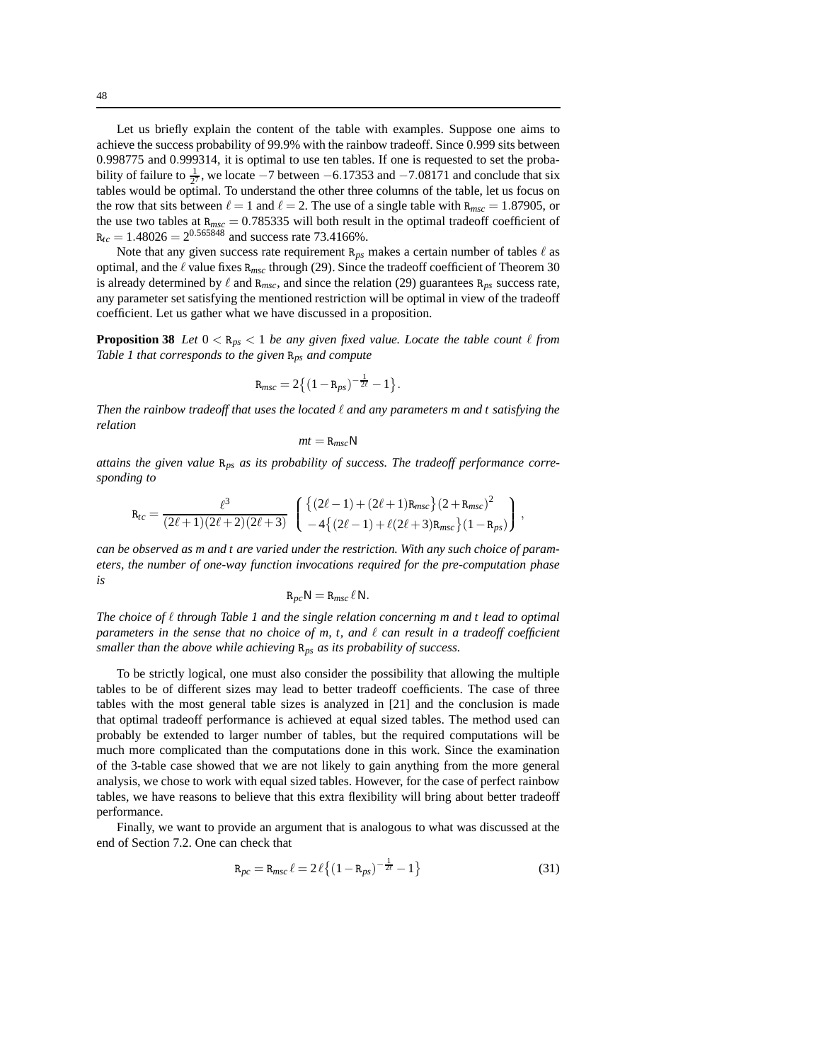Let us briefly explain the content of the table with examples. Suppose one aims to achieve the success probability of 99.9% with the rainbow tradeoff. Since 0.999 sits between 0.998775 and 0.999314, it is optimal to use ten tables. If one is requested to set the probability of failure to $\frac{1}{2^7}$, we locate $-7$ between $-6.17353$ and $-7.08171$ and conclude that six tables would be optimal. To understand the other three columns of the table, let us focus on the row that sits between $\ell = 1$ and $\ell = 2$. The use of a single table with $\mathtt{R}_{msc} = 1.87905$, or the use two tables at $\mathtt{R}_{msc} = 0.785335$ will both result in the optimal tradeoff coefficient of $\mathtt{R}_{tc} = 1.48026 = 2^{0.565848}$ and success rate 73.4166%.

Note that any given success rate requirement $\mathtt{R}_{ps}$ makes a certain number of tables $\ell$ as optimal, and the $\ell$ value fixes $\mathtt{R}_{msc}$ through (29). Since the tradeoff coefficient of Theorem 30 is already determined by $\ell$ and $\mathtt{R}_{msc}$, and since the relation (29) guarantees $\mathtt{R}_{ps}$ success rate, any parameter set satisfying the mentioned restriction will be optimal in view of the tradeoff coefficient. Let us gather what we have discussed in a proposition.

**Proposition 38** *Let $0 < \mathtt{R}_{ps} < 1$ be any given fixed value. Locate the table count $\ell$ from Table 1 that corresponds to the given $\mathtt{R}_{ps}$ and compute*

$$\mathtt{R}_{msc} = 2\big\{(1-\mathtt{R}_{ps})^{-\frac{1}{2\ell}} - 1\big\}.$$

*Then the rainbow tradeoff that uses the located $\ell$ and any parameters $m$ and $t$ satisfying the relation*

$$mt = \mathtt{R}_{msc}\mathsf{N}$$

*attains the given value $\mathtt{R}_{ps}$ as its probability of success. The tradeoff performance corresponding to*

$$\mathtt{R}_{tc} = \frac{\ell^3}{(2\ell+1)(2\ell+2)(2\ell+3)} \left( \begin{array}{c} \big\{(2\ell-1)+(2\ell+1)\mathtt{R}_{msc}\big\}(2+\mathtt{R}_{msc})^2 \\ -4\big\{(2\ell-1)+\ell(2\ell+3)\mathtt{R}_{msc}\big\}(1-\mathtt{R}_{ps}) \end{array} \right),$$

*can be observed as $m$ and $t$ are varied under the restriction. With any such choice of parameters, the number of one-way function invocations required for the pre-computation phase is*

$$\mathtt{R}_{pc}\mathsf{N} = \mathtt{R}_{msc}\,\ell\,\mathsf{N}.$$

*The choice of $\ell$ through Table 1 and the single relation concerning $m$ and $t$ lead to optimal parameters in the sense that no choice of $m$, $t$, and $\ell$ can result in a tradeoff coefficient smaller than the above while achieving $\mathtt{R}_{ps}$ as its probability of success.*

To be strictly logical, one must also consider the possibility that allowing the multiple tables to be of different sizes may lead to better tradeoff coefficients. The case of three tables with the most general table sizes is analyzed in [21] and the conclusion is made that optimal tradeoff performance is achieved at equal sized tables. The method used can probably be extended to larger number of tables, but the required computations will be much more complicated than the computations done in this work. Since the examination of the 3-table case showed that we are not likely to gain anything from the more general analysis, we chose to work with equal sized tables. However, for the case of perfect rainbow tables, we have reasons to believe that this extra flexibility will bring about better tradeoff performance.

Finally, we want to provide an argument that is analogous to what was discussed at the end of Section 7.2. One can check that

$$\mathtt{R}_{pc} = \mathtt{R}_{msc}\,\ell = 2\,\ell\big\{(1-\mathtt{R}_{ps})^{-\frac{1}{2\ell}} - 1\big\} \tag{31}$$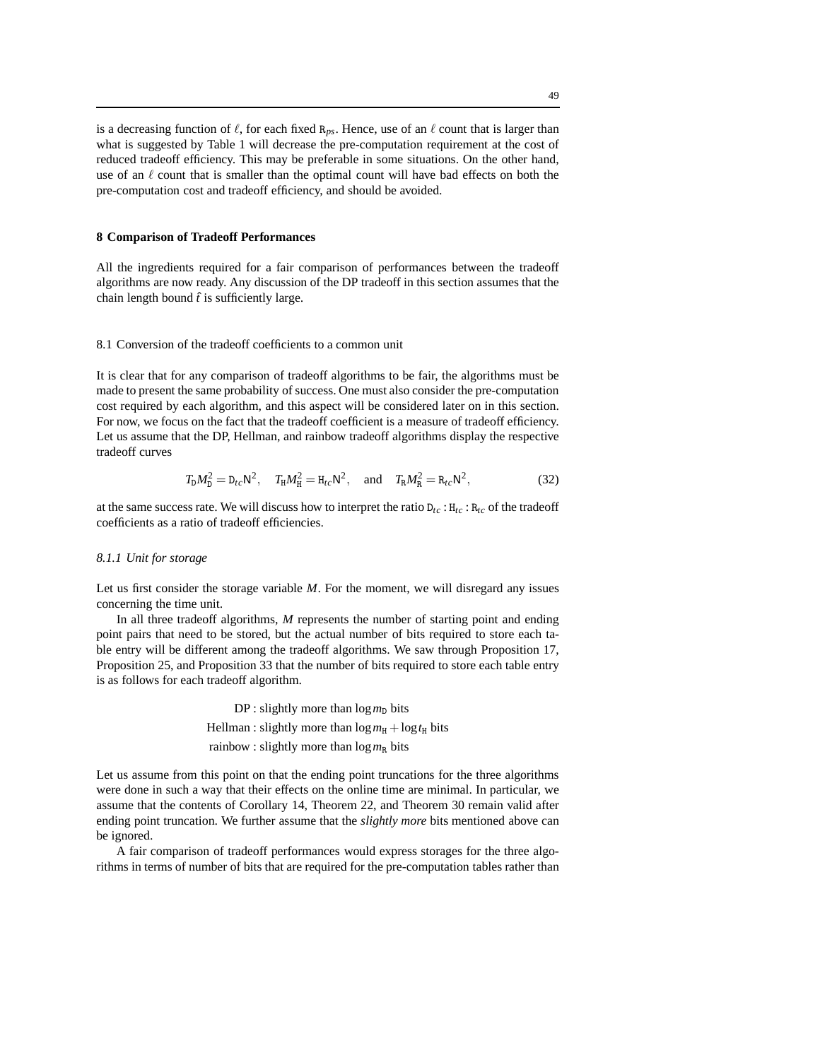is a decreasing function of $\ell$, for each fixed $\mathtt{R}_{ps}$. Hence, use of an $\ell$ count that is larger than what is suggested by Table 1 will decrease the pre-computation requirement at the cost of reduced tradeoff efficiency. This may be preferable in some situations. On the other hand, use of an $\ell$ count that is smaller than the optimal count will have bad effects on both the pre-computation cost and tradeoff efficiency, and should be avoided.

## 8 Comparison of Tradeoff Performances

All the ingredients required for a fair comparison of performances between the tradeoff algorithms are now ready. Any discussion of the DP tradeoff in this section assumes that the chain length bound $\hat{t}$ is sufficiently large.

### 8.1 Conversion of the tradeoff coefficients to a common unit

It is clear that for any comparison of tradeoff algorithms to be fair, the algorithms must be made to present the same probability of success. One must also consider the pre-computation cost required by each algorithm, and this aspect will be considered later on in this section. For now, we focus on the fact that the tradeoff coefficient is a measure of tradeoff efficiency. Let us assume that the DP, Hellman, and rainbow tradeoff algorithms display the respective tradeoff curves

$$T_{\mathtt{D}} M_{\mathtt{D}}^2 = \mathtt{D}_{tc} \mathsf{N}^2, \quad T_{\mathtt{H}} M_{\mathtt{H}}^2 = \mathtt{H}_{tc} \mathsf{N}^2, \quad \text{and} \quad T_{\mathtt{R}} M_{\mathtt{R}}^2 = \mathtt{R}_{tc} \mathsf{N}^2, \tag{32}$$

at the same success rate. We will discuss how to interpret the ratio $\mathtt{D}_{tc} : \mathtt{H}_{tc} : \mathtt{R}_{tc}$ of the tradeoff coefficients as a ratio of tradeoff efficiencies.

#### *8.1.1 Unit for storage*

Let us first consider the storage variable $M$. For the moment, we will disregard any issues concerning the time unit.

In all three tradeoff algorithms, $M$ represents the number of starting point and ending point pairs that need to be stored, but the actual number of bits required to store each table entry will be different among the tradeoff algorithms. We saw through Proposition 17, Proposition 25, and Proposition 33 that the number of bits required to store each table entry is as follows for each tradeoff algorithm.

DP : slightly more than $\log m_{\mathtt{D}}$ bits

Hellman : slightly more than $\log m_{\mathtt{H}} + \log t_{\mathtt{H}}$ bits

rainbow : slightly more than $\log m_{\mathtt{R}}$ bits

Let us assume from this point on that the ending point truncations for the three algorithms were done in such a way that their effects on the online time are minimal. In particular, we assume that the contents of Corollary 14, Theorem 22, and Theorem 30 remain valid after ending point truncation. We further assume that the *slightly more* bits mentioned above can be ignored.

A fair comparison of tradeoff performances would express storages for the three algorithms in terms of number of bits that are required for the pre-computation tables rather than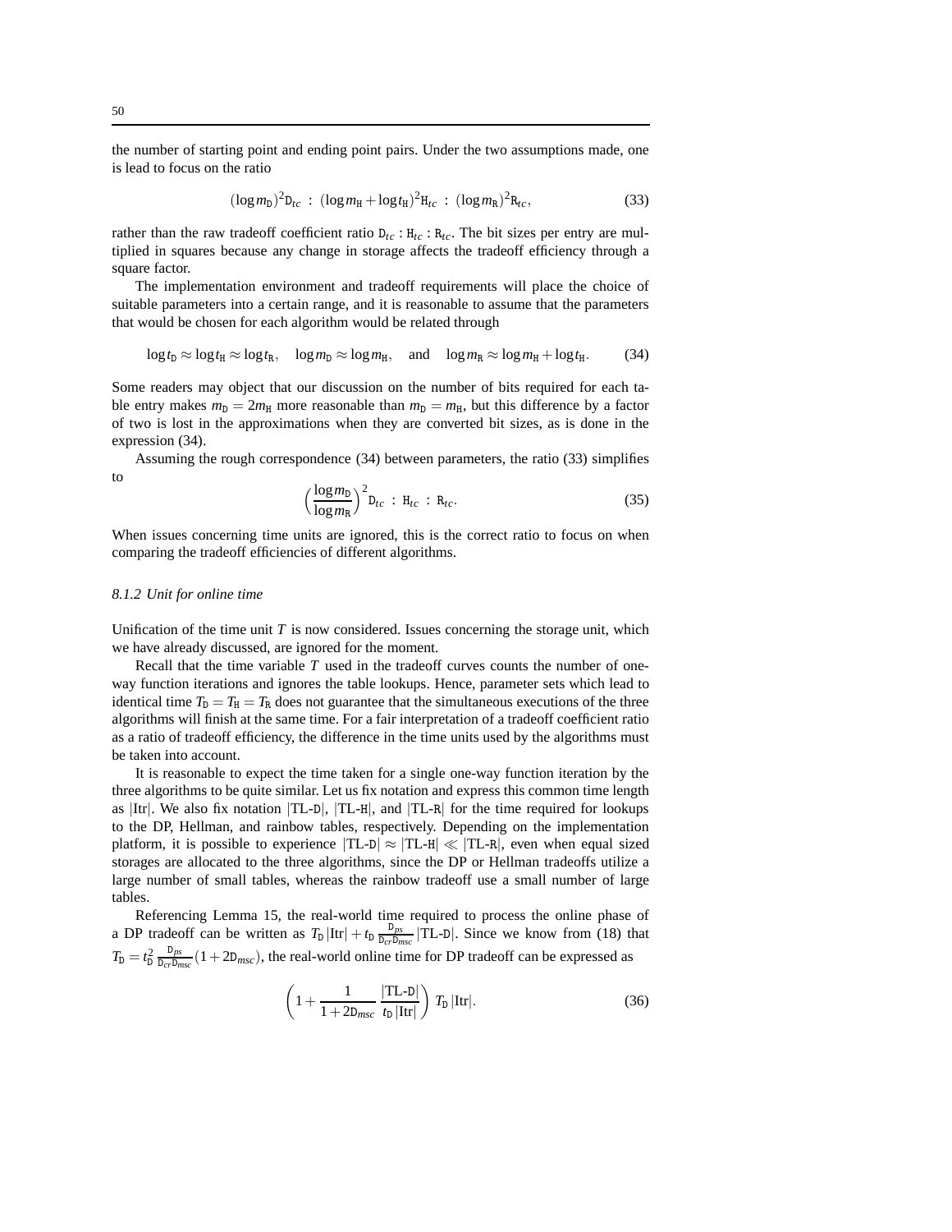the number of starting point and ending point pairs. Under the two assumptions made, one is lead to focus on the ratio

$$(\log m_{\mathtt{D}})^2 \mathtt{D}_{tc} \;:\; (\log m_{\mathtt{H}} + \log t_{\mathtt{H}})^2 \mathtt{H}_{tc} \;:\; (\log m_{\mathtt{R}})^2 \mathtt{R}_{tc}, \tag{33}$$

rather than the raw tradeoff coefficient ratio $\mathtt{D}_{tc} : \mathtt{H}_{tc} : \mathtt{R}_{tc}$. The bit sizes per entry are multiplied in squares because any change in storage affects the tradeoff efficiency through a square factor.

The implementation environment and tradeoff requirements will place the choice of suitable parameters into a certain range, and it is reasonable to assume that the parameters that would be chosen for each algorithm would be related through

$$\log t_{\mathtt{D}} \approx \log t_{\mathtt{H}} \approx \log t_{\mathtt{R}}, \quad \log m_{\mathtt{D}} \approx \log m_{\mathtt{H}}, \quad \text{and} \quad \log m_{\mathtt{R}} \approx \log m_{\mathtt{H}} + \log t_{\mathtt{H}}. \tag{34}$$

Some readers may object that our discussion on the number of bits required for each table entry makes $m_{\mathtt{D}} = 2m_{\mathtt{H}}$ more reasonable than $m_{\mathtt{D}} = m_{\mathtt{H}}$, but this difference by a factor of two is lost in the approximations when they are converted bit sizes, as is done in the expression (34).

Assuming the rough correspondence (34) between parameters, the ratio (33) simplifies to

$$\Big(\frac{\log m_{\mathtt{D}}}{\log m_{\mathtt{R}}}\Big)^2 \mathtt{D}_{tc} \;:\; \mathtt{H}_{tc} \;:\; \mathtt{R}_{tc}. \tag{35}$$

When issues concerning time units are ignored, this is the correct ratio to focus on when comparing the tradeoff efficiencies of different algorithms.

### *8.1.2 Unit for online time*

Unification of the time unit $T$ is now considered. Issues concerning the storage unit, which we have already discussed, are ignored for the moment.

Recall that the time variable $T$ used in the tradeoff curves counts the number of one-way function iterations and ignores the table lookups. Hence, parameter sets which lead to identical time $T_{\mathtt{D}} = T_{\mathtt{H}} = T_{\mathtt{R}}$ does not guarantee that the simultaneous executions of the three algorithms will finish at the same time. For a fair interpretation of a tradeoff coefficient ratio as a ratio of tradeoff efficiency, the difference in the time units used by the algorithms must be taken into account.

It is reasonable to expect the time taken for a single one-way function iteration by the three algorithms to be quite similar. Let us fix notation and express this common time length as $|\mathrm{Itr}|$. We also fix notation $|\text{TL-}\mathtt{D}|$, $|\text{TL-}\mathtt{H}|$, and $|\text{TL-}\mathtt{R}|$ for the time required for lookups to the DP, Hellman, and rainbow tables, respectively. Depending on the implementation platform, it is possible to experience $|\text{TL-}\mathtt{D}| \approx |\text{TL-}\mathtt{H}| \ll |\text{TL-}\mathtt{R}|$, even when equal sized storages are allocated to the three algorithms, since the DP or Hellman tradeoffs utilize a large number of small tables, whereas the rainbow tradeoff use a small number of large tables.

Referencing Lemma 15, the real-world time required to process the online phase of a DP tradeoff can be written as $T_{\mathtt{D}}|\mathrm{Itr}| + t_{\mathtt{D}} \frac{\mathtt{D}_{ps}}{\mathtt{D}_{cr}\mathtt{D}_{msc}} |\text{TL-}\mathtt{D}|$. Since we know from (18) that $T_{\mathtt{D}} = t_{\mathtt{D}}^2 \frac{\mathtt{D}_{ps}}{\mathtt{D}_{cr}\mathtt{D}_{msc}}(1 + 2\mathtt{D}_{msc})$, the real-world online time for DP tradeoff can be expressed as

$$\left(1 + \frac{1}{1+2\mathtt{D}_{msc}} \, \frac{|\text{TL-}\mathtt{D}|}{t_{\mathtt{D}}\,|\mathrm{Itr}|}\right) T_{\mathtt{D}}\,|\mathrm{Itr}|. \tag{36}$$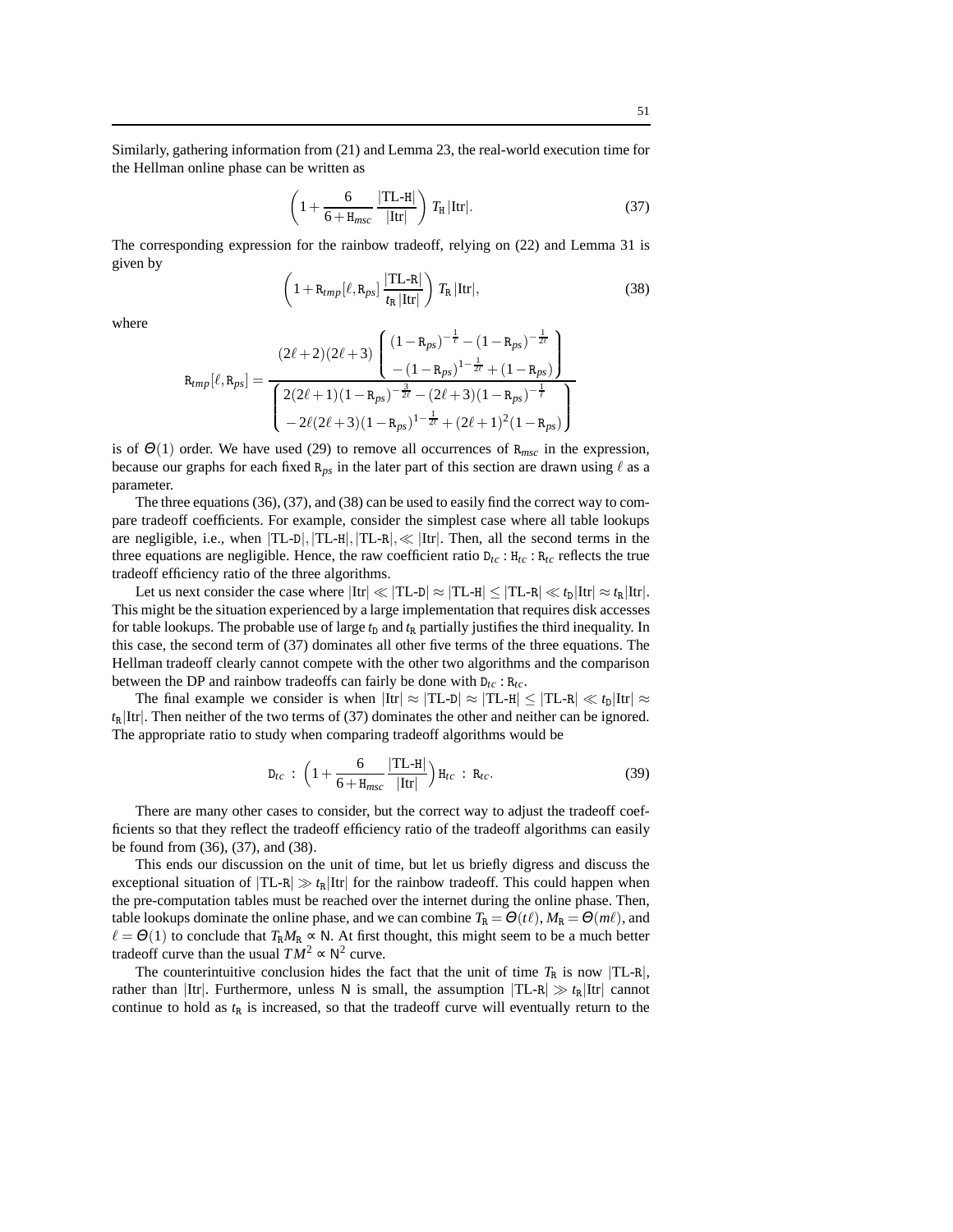Similarly, gathering information from (21) and Lemma 23, the real-world execution time for the Hellman online phase can be written as

$$\left(1 + \frac{6}{6+\mathtt{H}_{msc}}\,\frac{|\text{TL-}\mathtt{H}|}{|\text{Itr}|}\right) T_{\mathtt{H}}\,|\text{Itr}|. \tag{37}$$

The corresponding expression for the rainbow tradeoff, relying on (22) and Lemma 31 is given by

$$\left(1 + \mathtt{R}_{tmp}[\ell, \mathtt{R}_{ps}]\,\frac{|\text{TL-}\mathtt{R}|}{t_{\mathtt{R}}\,|\text{Itr}|}\right) T_{\mathtt{R}}\,|\text{Itr}|, \tag{38}$$

where

$$\mathtt{R}_{tmp}[\ell, \mathtt{R}_{ps}] = \frac{(2\ell+2)(2\ell+3)\left(\begin{array}{c}(1-\mathtt{R}_{ps})^{-\frac{1}{\ell}} - (1-\mathtt{R}_{ps})^{-\frac{1}{2\ell}}\\ -(1-\mathtt{R}_{ps})^{1-\frac{1}{2\ell}} + (1-\mathtt{R}_{ps})\end{array}\right)}{\left(\begin{array}{c}2(2\ell+1)(1-\mathtt{R}_{ps})^{-\frac{3}{2\ell}} - (2\ell+3)(1-\mathtt{R}_{ps})^{-\frac{1}{\ell}}\\ -2\ell(2\ell+3)(1-\mathtt{R}_{ps})^{1-\frac{1}{2\ell}} + (2\ell+1)^2(1-\mathtt{R}_{ps})\end{array}\right)}$$

is of $\Theta(1)$ order. We have used (29) to remove all occurrences of $\mathtt{R}_{msc}$ in the expression, because our graphs for each fixed $\mathtt{R}_{ps}$ in the later part of this section are drawn using $\ell$ as a parameter.

The three equations (36), (37), and (38) can be used to easily find the correct way to compare tradeoff coefficients. For example, consider the simplest case where all table lookups are negligible, i.e., when $|\text{TL-}\mathtt{D}|, |\text{TL-}\mathtt{H}|, |\text{TL-}\mathtt{R}|, \ll |\text{Itr}|$. Then, all the second terms in the three equations are negligible. Hence, the raw coefficient ratio $\mathtt{D}_{tc} : \mathtt{H}_{tc} : \mathtt{R}_{tc}$ reflects the true tradeoff efficiency ratio of the three algorithms.

Let us next consider the case where $|\text{Itr}| \ll |\text{TL-}\mathtt{D}| \approx |\text{TL-}\mathtt{H}| \leq |\text{TL-}\mathtt{R}| \ll t_{\mathtt{D}}|\text{Itr}| \approx t_{\mathtt{R}}|\text{Itr}|$. This might be the situation experienced by a large implementation that requires disk accesses for table lookups. The probable use of large $t_{\mathtt{D}}$ and $t_{\mathtt{R}}$ partially justifies the third inequality. In this case, the second term of (37) dominates all other five terms of the three equations. The Hellman tradeoff clearly cannot compete with the other two algorithms and the comparison between the DP and rainbow tradeoffs can fairly be done with $\mathtt{D}_{tc} : \mathtt{R}_{tc}$.

The final example we consider is when $|\text{Itr}| \approx |\text{TL-}\mathtt{D}| \approx |\text{TL-}\mathtt{H}| \leq |\text{TL-}\mathtt{R}| \ll t_{\mathtt{D}}|\text{Itr}| \approx t_{\mathtt{R}}|\text{Itr}|$. Then neither of the two terms of (37) dominates the other and neither can be ignored. The appropriate ratio to study when comparing tradeoff algorithms would be

$$\mathtt{D}_{tc} \;:\; \left(1 + \frac{6}{6+\mathtt{H}_{msc}}\,\frac{|\text{TL-}\mathtt{H}|}{|\text{Itr}|}\right)\mathtt{H}_{tc} \;:\; \mathtt{R}_{tc}. \tag{39}$$

There are many other cases to consider, but the correct way to adjust the tradeoff coefficients so that they reflect the tradeoff efficiency ratio of the tradeoff algorithms can easily be found from (36), (37), and (38).

This ends our discussion on the unit of time, but let us briefly digress and discuss the exceptional situation of $|\text{TL-}\mathtt{R}| \gg t_{\mathtt{R}}|\text{Itr}|$ for the rainbow tradeoff. This could happen when the pre-computation tables must be reached over the internet during the online phase. Then, table lookups dominate the online phase, and we can combine $T_{\mathtt{R}} = \Theta(t\ell)$, $M_{\mathtt{R}} = \Theta(m\ell)$, and $\ell = \Theta(1)$ to conclude that $T_{\mathtt{R}}M_{\mathtt{R}} \propto \mathsf{N}$. At first thought, this might seem to be a much better tradeoff curve than the usual $TM^2 \propto \mathsf{N}^2$ curve.

The counterintuitive conclusion hides the fact that the unit of time $T_{\mathtt{R}}$ is now $|\text{TL-}\mathtt{R}|$, rather than $|\text{Itr}|$. Furthermore, unless $\mathsf{N}$ is small, the assumption $|\text{TL-}\mathtt{R}| \gg t_{\mathtt{R}}|\text{Itr}|$ cannot continue to hold as $t_{\mathtt{R}}$ is increased, so that the tradeoff curve will eventually return to the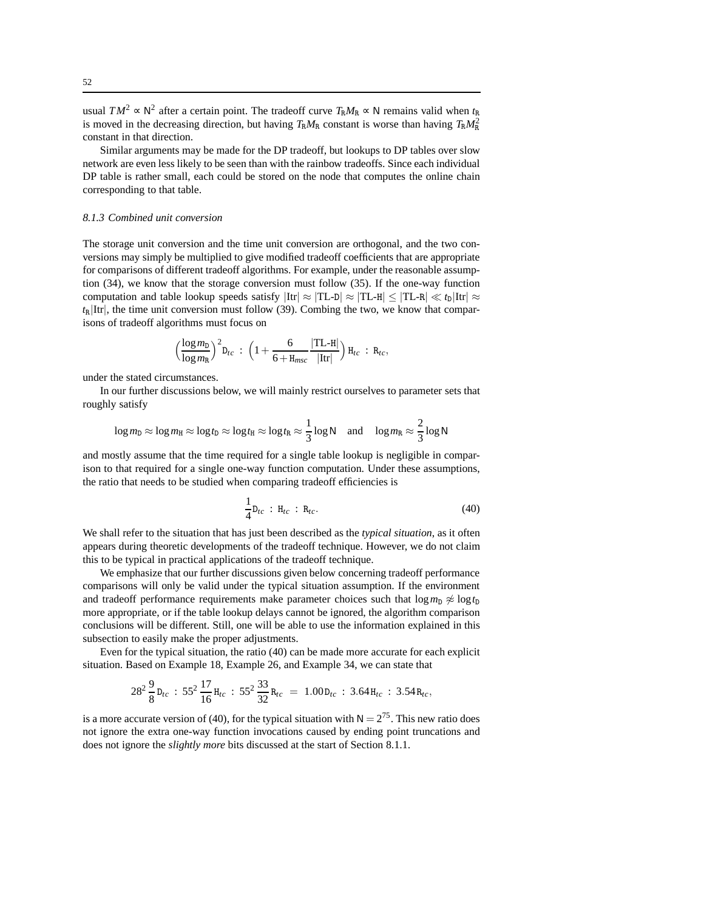usual $TM^2 \propto \mathsf{N}^2$ after a certain point. The tradeoff curve $T_{\mathtt{R}}M_{\mathtt{R}} \propto \mathsf{N}$ remains valid when $t_{\mathtt{R}}$ is moved in the decreasing direction, but having $T_{\mathtt{R}}M_{\mathtt{R}}$ constant is worse than having $T_{\mathtt{R}}M_{\mathtt{R}}^2$ constant in that direction.

Similar arguments may be made for the DP tradeoff, but lookups to DP tables over slow network are even less likely to be seen than with the rainbow tradeoffs. Since each individual DP table is rather small, each could be stored on the node that computes the online chain corresponding to that table.

### *8.1.3 Combined unit conversion*

The storage unit conversion and the time unit conversion are orthogonal, and the two conversions may simply be multiplied to give modified tradeoff coefficients that are appropriate for comparisons of different tradeoff algorithms. For example, under the reasonable assumption (34), we know that the storage conversion must follow (35). If the one-way function computation and table lookup speeds satisfy $|\text{Itr}| \approx |\text{TL-}\mathtt{D}| \approx |\text{TL-}\mathtt{H}| \leq |\text{TL-}\mathtt{R}| \ll t_{\mathtt{D}}|\text{Itr}| \approx t_{\mathtt{R}}|\text{Itr}|$, the time unit conversion must follow (39). Combing the two, we know that comparisons of tradeoff algorithms must focus on

$$\Big(\frac{\log m_{\mathtt{D}}}{\log m_{\mathtt{R}}}\Big)^2 \mathtt{D}_{tc} \;:\; \Big(1 + \frac{6}{6+\mathtt{H}_{msc}}\frac{|\text{TL-}\mathtt{H}|}{|\text{Itr}|}\Big)\,\mathtt{H}_{tc} \;:\; \mathtt{R}_{tc},$$

under the stated circumstances.

In our further discussions below, we will mainly restrict ourselves to parameter sets that roughly satisfy

$$\log m_{\mathtt{D}} \approx \log m_{\mathtt{H}} \approx \log t_{\mathtt{D}} \approx \log t_{\mathtt{H}} \approx \log t_{\mathtt{R}} \approx \frac{1}{3}\log \mathsf{N} \quad \text{and} \quad \log m_{\mathtt{R}} \approx \frac{2}{3}\log \mathsf{N}$$

and mostly assume that the time required for a single table lookup is negligible in comparison to that required for a single one-way function computation. Under these assumptions, the ratio that needs to be studied when comparing tradeoff efficiencies is

$$\frac{1}{4}\mathtt{D}_{tc} \;:\; \mathtt{H}_{tc} \;:\; \mathtt{R}_{tc}. \tag{40}$$

We shall refer to the situation that has just been described as the *typical situation*, as it often appears during theoretic developments of the tradeoff technique. However, we do not claim this to be typical in practical applications of the tradeoff technique.

We emphasize that our further discussions given below concerning tradeoff performance comparisons will only be valid under the typical situation assumption. If the environment and tradeoff performance requirements make parameter choices such that $\log m_{\mathtt{D}} \not\approx \log t_{\mathtt{D}}$ more appropriate, or if the table lookup delays cannot be ignored, the algorithm comparison conclusions will be different. Still, one will be able to use the information explained in this subsection to easily make the proper adjustments.

Even for the typical situation, the ratio (40) can be made more accurate for each explicit situation. Based on Example 18, Example 26, and Example 34, we can state that

$$28^2\,\frac{9}{8}\,\mathtt{D}_{tc} \;:\; 55^2\,\frac{17}{16}\,\mathtt{H}_{tc} \;:\; 55^2\,\frac{33}{32}\,\mathtt{R}_{tc} \;=\; 1.00\,\mathtt{D}_{tc} \;:\; 3.64\,\mathtt{H}_{tc} \;:\; 3.54\,\mathtt{R}_{tc},$$

is a more accurate version of (40), for the typical situation with $\mathsf{N} = 2^{75}$. This new ratio does not ignore the extra one-way function invocations caused by ending point truncations and does not ignore the *slightly more* bits discussed at the start of Section 8.1.1.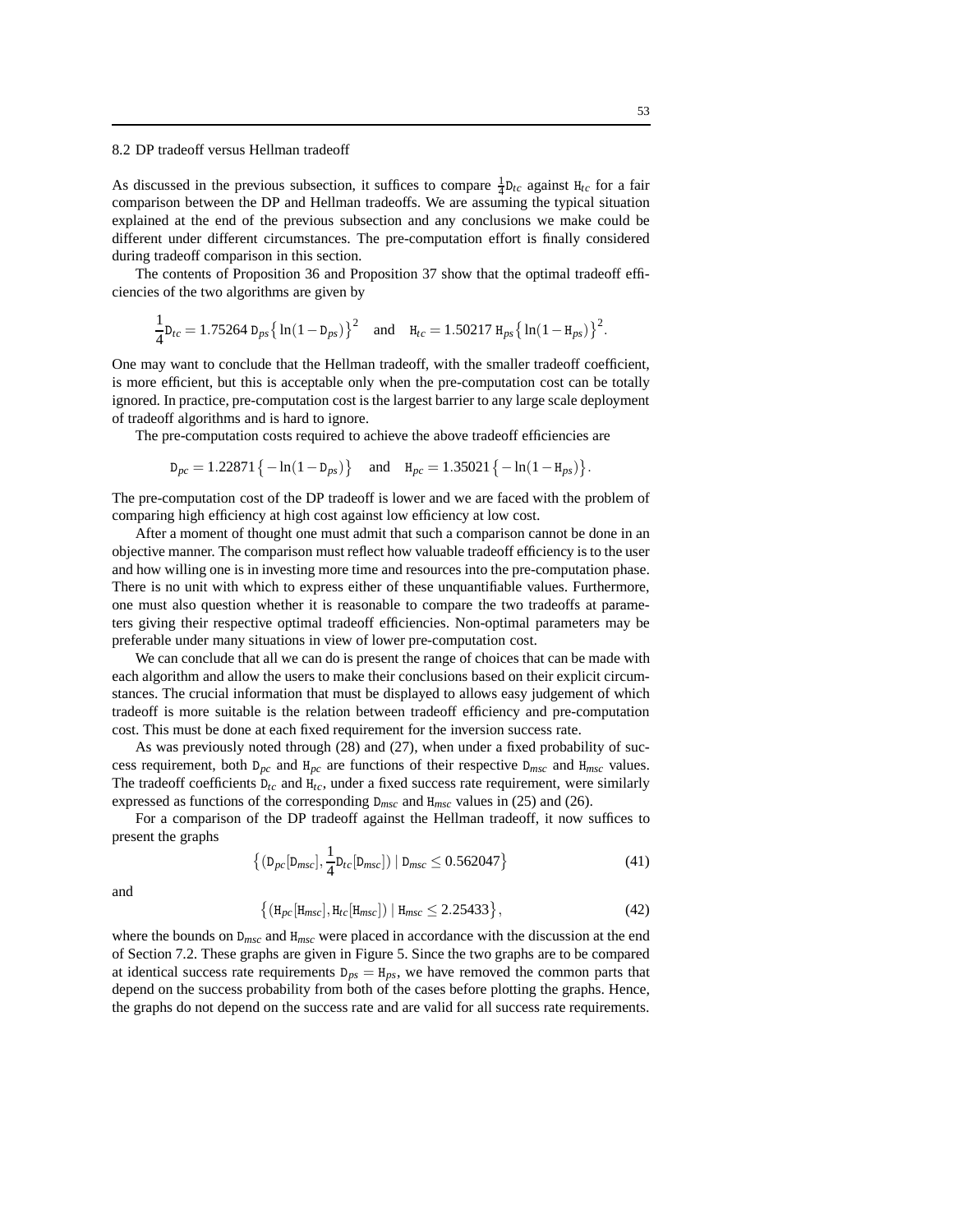### 8.2 DP tradeoff versus Hellman tradeoff

As discussed in the previous subsection, it suffices to compare $\frac{1}{4}\mathtt{D}_{tc}$ against $\mathtt{H}_{tc}$ for a fair comparison between the DP and Hellman tradeoffs. We are assuming the typical situation explained at the end of the previous subsection and any conclusions we make could be different under different circumstances. The pre-computation effort is finally considered during tradeoff comparison in this section.

The contents of Proposition 36 and Proposition 37 show that the optimal tradeoff efficiencies of the two algorithms are given by

$$\frac{1}{4}\mathtt{D}_{tc} = 1.75264\,\mathtt{D}_{ps}\big\{\ln(1-\mathtt{D}_{ps})\big\}^2 \quad \text{and} \quad \mathtt{H}_{tc} = 1.50217\,\mathtt{H}_{ps}\big\{\ln(1-\mathtt{H}_{ps})\big\}^2.$$

One may want to conclude that the Hellman tradeoff, with the smaller tradeoff coefficient, is more efficient, but this is acceptable only when the pre-computation cost can be totally ignored. In practice, pre-computation cost is the largest barrier to any large scale deployment of tradeoff algorithms and is hard to ignore.

The pre-computation costs required to achieve the above tradeoff efficiencies are

$$\mathtt{D}_{pc} = 1.22871\big\{-\ln(1-\mathtt{D}_{ps})\big\} \quad \text{and} \quad \mathtt{H}_{pc} = 1.35021\big\{-\ln(1-\mathtt{H}_{ps})\big\}.$$

The pre-computation cost of the DP tradeoff is lower and we are faced with the problem of comparing high efficiency at high cost against low efficiency at low cost.

After a moment of thought one must admit that such a comparison cannot be done in an objective manner. The comparison must reflect how valuable tradeoff efficiency is to the user and how willing one is in investing more time and resources into the pre-computation phase. There is no unit with which to express either of these unquantifiable values. Furthermore, one must also question whether it is reasonable to compare the two tradeoffs at parameters giving their respective optimal tradeoff efficiencies. Non-optimal parameters may be preferable under many situations in view of lower pre-computation cost.

We can conclude that all we can do is present the range of choices that can be made with each algorithm and allow the users to make their conclusions based on their explicit circumstances. The crucial information that must be displayed to allows easy judgement of which tradeoff is more suitable is the relation between tradeoff efficiency and pre-computation cost. This must be done at each fixed requirement for the inversion success rate.

As was previously noted through (28) and (27), when under a fixed probability of success requirement, both $\mathtt{D}_{pc}$ and $\mathtt{H}_{pc}$ are functions of their respective $\mathtt{D}_{msc}$ and $\mathtt{H}_{msc}$ values. The tradeoff coefficients $\mathtt{D}_{tc}$ and $\mathtt{H}_{tc}$, under a fixed success rate requirement, were similarly expressed as functions of the corresponding $\mathtt{D}_{msc}$ and $\mathtt{H}_{msc}$ values in (25) and (26).

For a comparison of the DP tradeoff against the Hellman tradeoff, it now suffices to present the graphs

$$\Big\{\big(\mathtt{D}_{pc}[\mathtt{D}_{msc}], \frac{1}{4}\mathtt{D}_{tc}[\mathtt{D}_{msc}]\big) \mid \mathtt{D}_{msc} \le 0.562047\Big\} \tag{41}$$

and

$$\Big\{\big(\mathtt{H}_{pc}[\mathtt{H}_{msc}], \mathtt{H}_{tc}[\mathtt{H}_{msc}]\big) \mid \mathtt{H}_{msc} \le 2.25433\Big\}, \tag{42}$$

where the bounds on $\mathtt{D}_{msc}$ and $\mathtt{H}_{msc}$ were placed in accordance with the discussion at the end of Section 7.2. These graphs are given in Figure 5. Since the two graphs are to be compared at identical success rate requirements $\mathtt{D}_{ps} = \mathtt{H}_{ps}$, we have removed the common parts that depend on the success probability from both of the cases before plotting the graphs. Hence, the graphs do not depend on the success rate and are valid for all success rate requirements.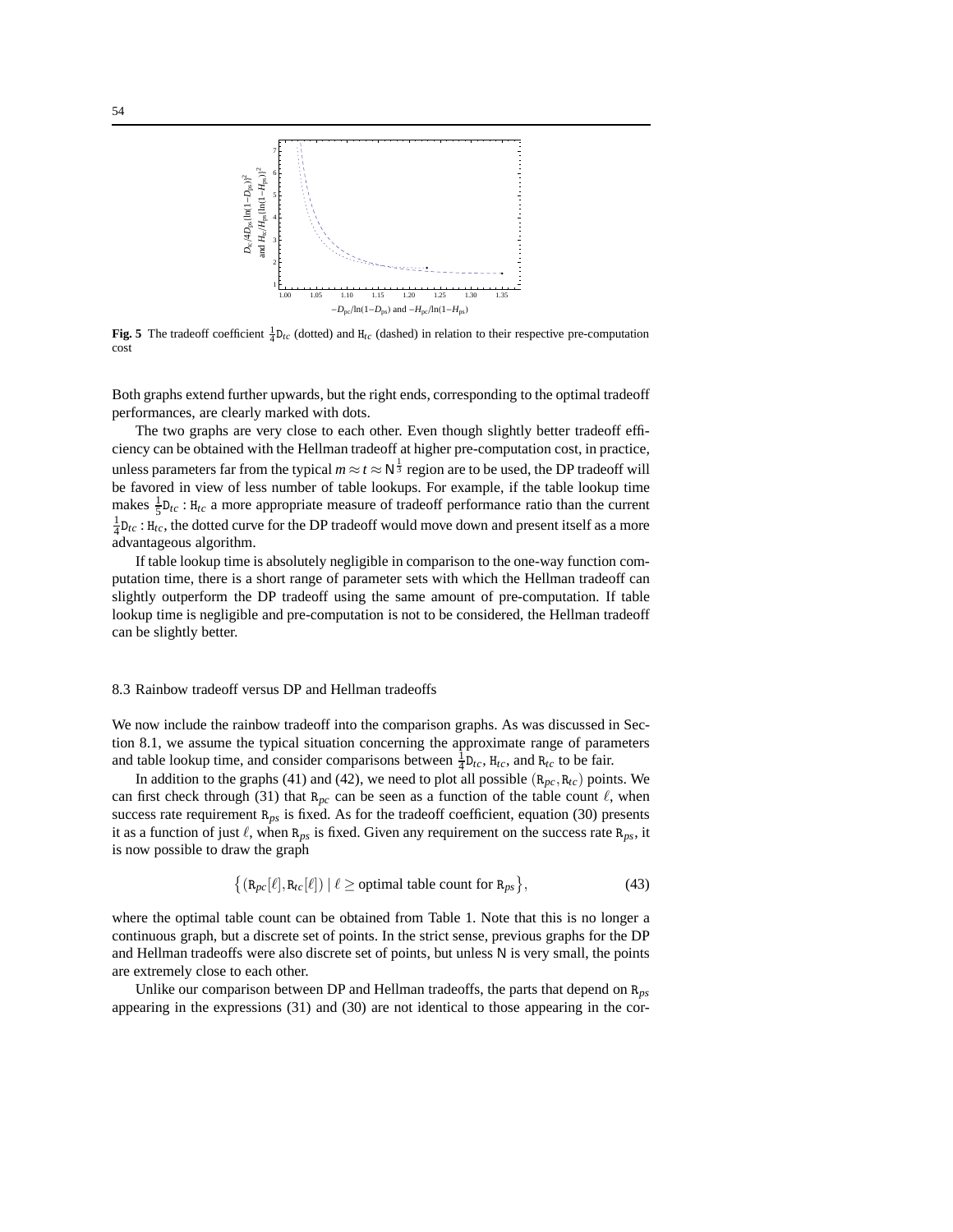**Fig. 5** The tradeoff coefficient $\frac{1}{4}\mathtt{D}_{tc}$ (dotted) and $\mathtt{H}_{tc}$ (dashed) in relation to their respective pre-computation cost

Both graphs extend further upwards, but the right ends, corresponding to the optimal tradeoff performances, are clearly marked with dots.

The two graphs are very close to each other. Even though slightly better tradeoff efficiency can be obtained with the Hellman tradeoff at higher pre-computation cost, in practice, unless parameters far from the typical $m \approx t \approx \mathtt{N}^{\frac{1}{3}}$ region are to be used, the DP tradeoff will be favored in view of less number of table lookups. For example, if the table lookup time makes $\frac{1}{5}\mathtt{D}_{tc} : \mathtt{H}_{tc}$ a more appropriate measure of tradeoff performance ratio than the current $\frac{1}{4}\mathtt{D}_{tc} : \mathtt{H}_{tc}$, the dotted curve for the DP tradeoff would move down and present itself as a more advantageous algorithm.

If table lookup time is absolutely negligible in comparison to the one-way function computation time, there is a short range of parameter sets with which the Hellman tradeoff can slightly outperform the DP tradeoff using the same amount of pre-computation. If table lookup time is negligible and pre-computation is not to be considered, the Hellman tradeoff can be slightly better.

### 8.3 Rainbow tradeoff versus DP and Hellman tradeoffs

We now include the rainbow tradeoff into the comparison graphs. As was discussed in Section 8.1, we assume the typical situation concerning the approximate range of parameters and table lookup time, and consider comparisons between $\frac{1}{4}\mathtt{D}_{tc}$, $\mathtt{H}_{tc}$, and $\mathtt{R}_{tc}$ to be fair.

In addition to the graphs (41) and (42), we need to plot all possible $(\mathtt{R}_{pc}, \mathtt{R}_{tc})$ points. We can first check through (31) that $\mathtt{R}_{pc}$ can be seen as a function of the table count $\ell$, when success rate requirement $\mathtt{R}_{ps}$ is fixed. As for the tradeoff coefficient, equation (30) presents it as a function of just $\ell$, when $\mathtt{R}_{ps}$ is fixed. Given any requirement on the success rate $\mathtt{R}_{ps}$, it is now possible to draw the graph

$$\big\{(\mathtt{R}_{pc}[\ell], \mathtt{R}_{tc}[\ell]) \mid \ell \geq \text{optimal table count for } \mathtt{R}_{ps}\big\}, \tag{43}$$

where the optimal table count can be obtained from Table 1. Note that this is no longer a continuous graph, but a discrete set of points. In the strict sense, previous graphs for the DP and Hellman tradeoffs were also discrete set of points, but unless $\mathtt{N}$ is very small, the points are extremely close to each other.

Unlike our comparison between DP and Hellman tradeoffs, the parts that depend on $\mathtt{R}_{ps}$ appearing in the expressions (31) and (30) are not identical to those appearing in the cor-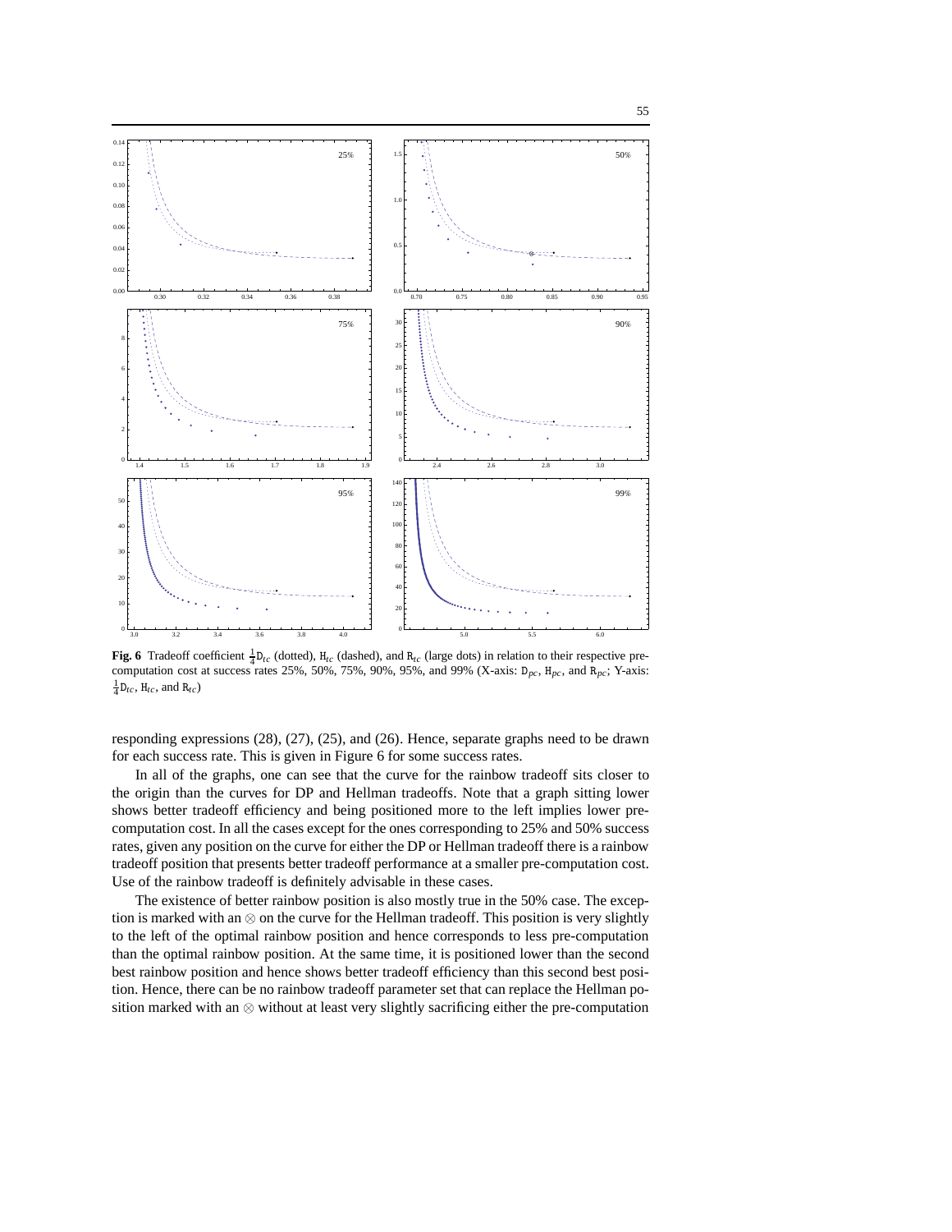**Fig. 6** Tradeoff coefficient $\frac{1}{4}\mathtt{D}_{tc}$ (dotted), $\mathtt{H}_{tc}$ (dashed), and $\mathtt{R}_{tc}$ (large dots) in relation to their respective pre-computation cost at success rates 25%, 50%, 75%, 90%, 95%, and 99% (X-axis: $\mathtt{D}_{pc}$, $\mathtt{H}_{pc}$, and $\mathtt{R}_{pc}$; Y-axis: $\frac{1}{4}\mathtt{D}_{tc}$, $\mathtt{H}_{tc}$, and $\mathtt{R}_{tc}$)

responding expressions (28), (27), (25), and (26). Hence, separate graphs need to be drawn for each success rate. This is given in Figure 6 for some success rates.

In all of the graphs, one can see that the curve for the rainbow tradeoff sits closer to the origin than the curves for DP and Hellman tradeoffs. Note that a graph sitting lower shows better tradeoff efficiency and being positioned more to the left implies lower pre-computation cost. In all the cases except for the ones corresponding to 25% and 50% success rates, given any position on the curve for either the DP or Hellman tradeoff there is a rainbow tradeoff position that presents better tradeoff performance at a smaller pre-computation cost. Use of the rainbow tradeoff is definitely advisable in these cases.

The existence of better rainbow position is also mostly true in the 50% case. The exception is marked with an $\otimes$ on the curve for the Hellman tradeoff. This position is very slightly to the left of the optimal rainbow position and hence corresponds to less pre-computation than the optimal rainbow position. At the same time, it is positioned lower than the second best rainbow position and hence shows better tradeoff efficiency than this second best position. Hence, there can be no rainbow tradeoff parameter set that can replace the Hellman position marked with an $\otimes$ without at least very slightly sacrificing either the pre-computation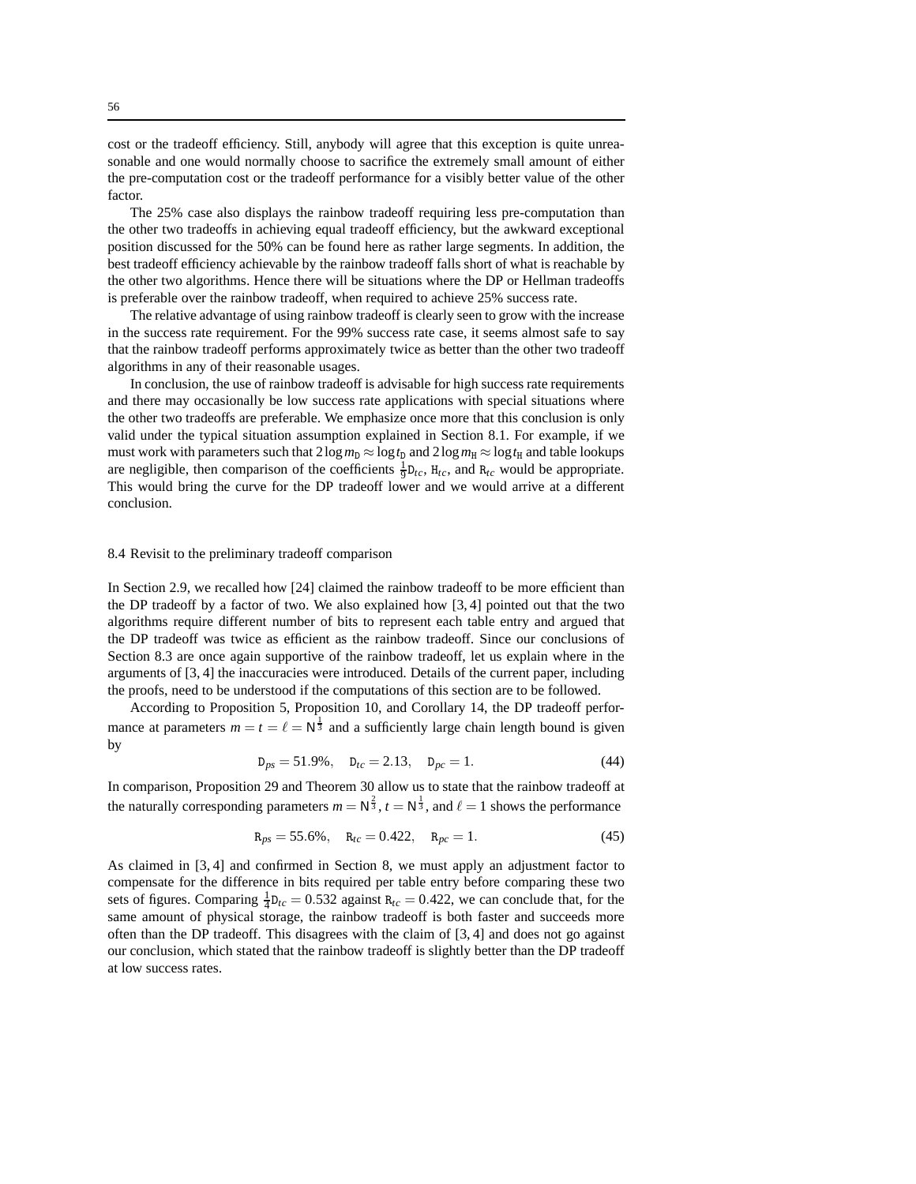cost or the tradeoff efficiency. Still, anybody will agree that this exception is quite unreasonable and one would normally choose to sacrifice the extremely small amount of either the pre-computation cost or the tradeoff performance for a visibly better value of the other factor.

The 25% case also displays the rainbow tradeoff requiring less pre-computation than the other two tradeoffs in achieving equal tradeoff efficiency, but the awkward exceptional position discussed for the 50% can be found here as rather large segments. In addition, the best tradeoff efficiency achievable by the rainbow tradeoff falls short of what is reachable by the other two algorithms. Hence there will be situations where the DP or Hellman tradeoffs is preferable over the rainbow tradeoff, when required to achieve 25% success rate.

The relative advantage of using rainbow tradeoff is clearly seen to grow with the increase in the success rate requirement. For the 99% success rate case, it seems almost safe to say that the rainbow tradeoff performs approximately twice as better than the other two tradeoff algorithms in any of their reasonable usages.

In conclusion, the use of rainbow tradeoff is advisable for high success rate requirements and there may occasionally be low success rate applications with special situations where the other two tradeoffs are preferable. We emphasize once more that this conclusion is only valid under the typical situation assumption explained in Section 8.1. For example, if we must work with parameters such that $2\log m_{\mathtt{D}} \approx \log t_{\mathtt{D}}$ and $2\log m_{\mathtt{H}} \approx \log t_{\mathtt{H}}$ and table lookups are negligible, then comparison of the coefficients $\frac{1}{9}\mathtt{D}_{tc}$, $\mathtt{H}_{tc}$, and $\mathtt{R}_{tc}$ would be appropriate. This would bring the curve for the DP tradeoff lower and we would arrive at a different conclusion.

## 8.4 Revisit to the preliminary tradeoff comparison

In Section 2.9, we recalled how [24] claimed the rainbow tradeoff to be more efficient than the DP tradeoff by a factor of two. We also explained how [3, 4] pointed out that the two algorithms require different number of bits to represent each table entry and argued that the DP tradeoff was twice as efficient as the rainbow tradeoff. Since our conclusions of Section 8.3 are once again supportive of the rainbow tradeoff, let us explain where in the arguments of [3, 4] the inaccuracies were introduced. Details of the current paper, including the proofs, need to be understood if the computations of this section are to be followed.

According to Proposition 5, Proposition 10, and Corollary 14, the DP tradeoff performance at parameters $m = t = \ell = \mathsf{N}^{\frac{1}{3}}$ and a sufficiently large chain length bound is given by

$$\mathtt{D}_{ps} = 51.9\%, \quad \mathtt{D}_{tc} = 2.13, \quad \mathtt{D}_{pc} = 1. \tag{44}$$

In comparison, Proposition 29 and Theorem 30 allow us to state that the rainbow tradeoff at the naturally corresponding parameters $m = \mathsf{N}^{\frac{2}{3}}$, $t = \mathsf{N}^{\frac{1}{3}}$, and $\ell = 1$ shows the performance

$$\mathtt{R}_{ps} = 55.6\%, \quad \mathtt{R}_{tc} = 0.422, \quad \mathtt{R}_{pc} = 1. \tag{45}$$

As claimed in [3, 4] and confirmed in Section 8, we must apply an adjustment factor to compensate for the difference in bits required per table entry before comparing these two sets of figures. Comparing $\frac{1}{4}\mathtt{D}_{tc} = 0.532$ against $\mathtt{R}_{tc} = 0.422$, we can conclude that, for the same amount of physical storage, the rainbow tradeoff is both faster and succeeds more often than the DP tradeoff. This disagrees with the claim of [3, 4] and does not go against our conclusion, which stated that the rainbow tradeoff is slightly better than the DP tradeoff at low success rates.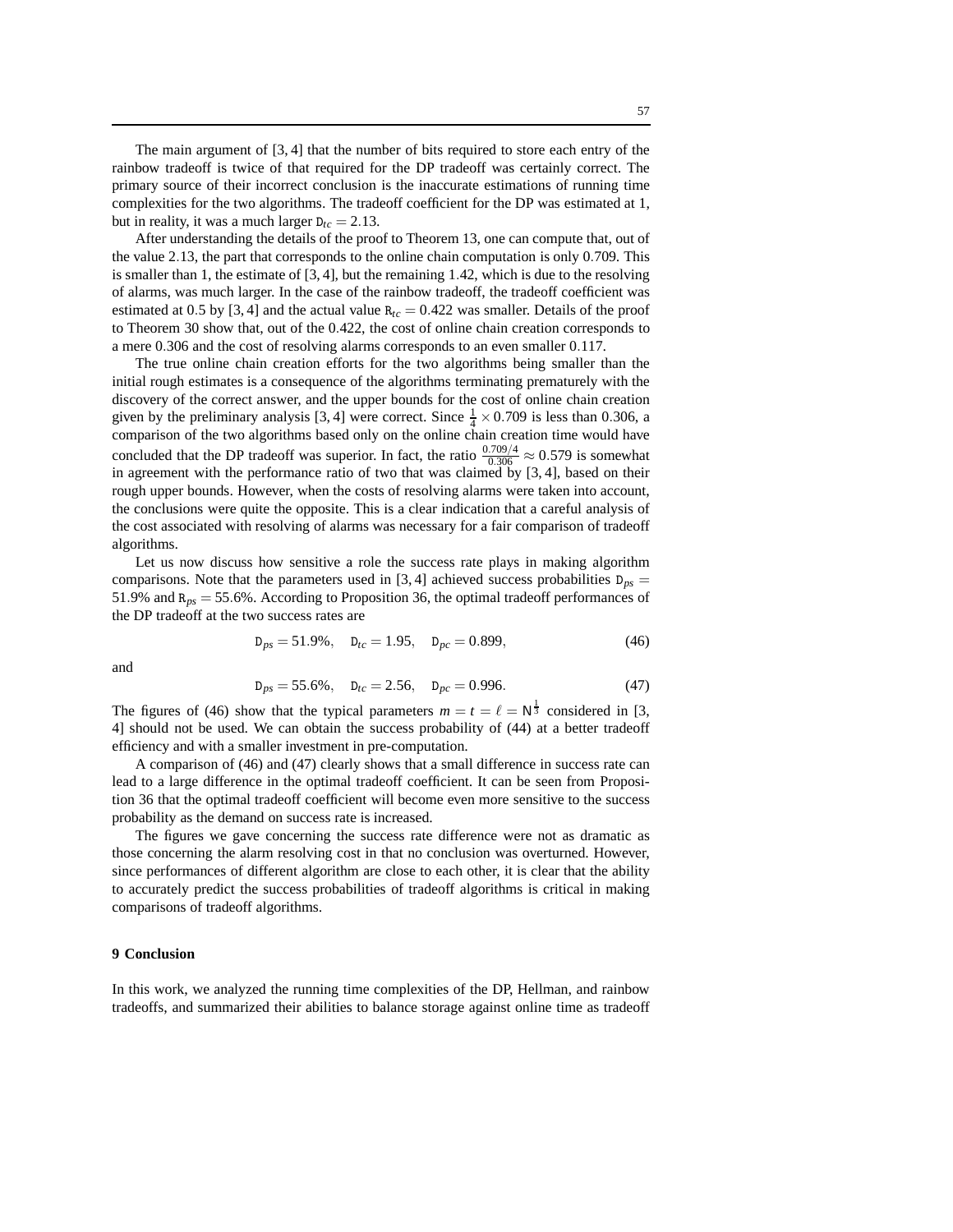The main argument of [3, 4] that the number of bits required to store each entry of the rainbow tradeoff is twice of that required for the DP tradeoff was certainly correct. The primary source of their incorrect conclusion is the inaccurate estimations of running time complexities for the two algorithms. The tradeoff coefficient for the DP was estimated at 1, but in reality, it was a much larger $\mathtt{D}_{tc} = 2.13$.

After understanding the details of the proof to Theorem 13, one can compute that, out of the value 2.13, the part that corresponds to the online chain computation is only 0.709. This is smaller than 1, the estimate of [3, 4], but the remaining 1.42, which is due to the resolving of alarms, was much larger. In the case of the rainbow tradeoff, the tradeoff coefficient was estimated at 0.5 by [3, 4] and the actual value $\mathtt{R}_{tc} = 0.422$ was smaller. Details of the proof to Theorem 30 show that, out of the 0.422, the cost of online chain creation corresponds to a mere 0.306 and the cost of resolving alarms corresponds to an even smaller 0.117.

The true online chain creation efforts for the two algorithms being smaller than the initial rough estimates is a consequence of the algorithms terminating prematurely with the discovery of the correct answer, and the upper bounds for the cost of online chain creation given by the preliminary analysis [3, 4] were correct. Since $\frac{1}{4} \times 0.709$ is less than 0.306, a comparison of the two algorithms based only on the online chain creation time would have concluded that the DP tradeoff was superior. In fact, the ratio $\frac{0.709/4}{0.306} \approx 0.579$ is somewhat in agreement with the performance ratio of two that was claimed by [3, 4], based on their rough upper bounds. However, when the costs of resolving alarms were taken into account, the conclusions were quite the opposite. This is a clear indication that a careful analysis of the cost associated with resolving of alarms was necessary for a fair comparison of tradeoff algorithms.

Let us now discuss how sensitive a role the success rate plays in making algorithm comparisons. Note that the parameters used in [3, 4] achieved success probabilities $\mathtt{D}_{ps} = 51.9\%$ and $\mathtt{R}_{ps} = 55.6\%$. According to Proposition 36, the optimal tradeoff performances of the DP tradeoff at the two success rates are

$$\mathtt{D}_{ps} = 51.9\%, \quad \mathtt{D}_{tc} = 1.95, \quad \mathtt{D}_{pc} = 0.899, \tag{46}$$

and

$$\mathtt{D}_{ps} = 55.6\%, \quad \mathtt{D}_{tc} = 2.56, \quad \mathtt{D}_{pc} = 0.996. \tag{47}$$

The figures of (46) show that the typical parameters $m = t = \ell = \mathsf{N}^{\frac{1}{3}}$ considered in [3, 4] should not be used. We can obtain the success probability of (44) at a better tradeoff efficiency and with a smaller investment in pre-computation.

A comparison of (46) and (47) clearly shows that a small difference in success rate can lead to a large difference in the optimal tradeoff coefficient. It can be seen from Proposition 36 that the optimal tradeoff coefficient will become even more sensitive to the success probability as the demand on success rate is increased.

The figures we gave concerning the success rate difference were not as dramatic as those concerning the alarm resolving cost in that no conclusion was overturned. However, since performances of different algorithm are close to each other, it is clear that the ability to accurately predict the success probabilities of tradeoff algorithms is critical in making comparisons of tradeoff algorithms.

## 9 Conclusion

In this work, we analyzed the running time complexities of the DP, Hellman, and rainbow tradeoffs, and summarized their abilities to balance storage against online time as tradeoff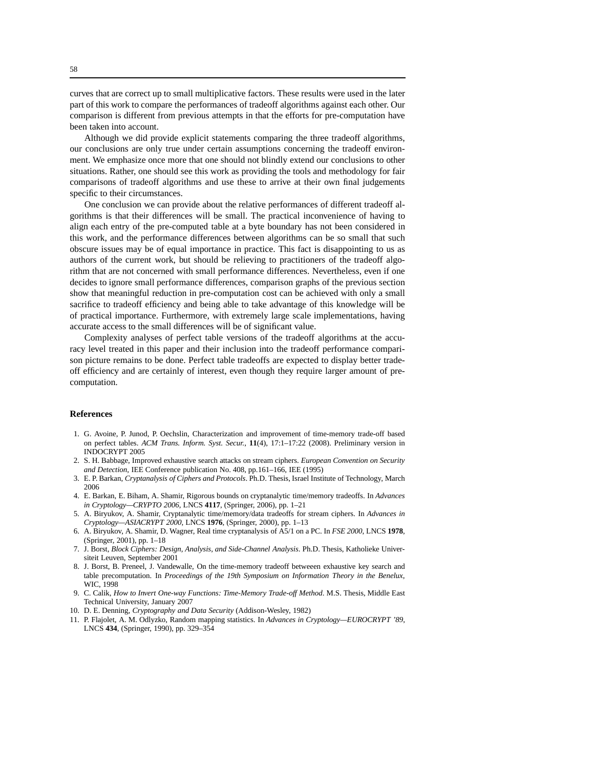curves that are correct up to small multiplicative factors. These results were used in the later part of this work to compare the performances of tradeoff algorithms against each other. Our comparison is different from previous attempts in that the efforts for pre-computation have been taken into account.

Although we did provide explicit statements comparing the three tradeoff algorithms, our conclusions are only true under certain assumptions concerning the tradeoff environment. We emphasize once more that one should not blindly extend our conclusions to other situations. Rather, one should see this work as providing the tools and methodology for fair comparisons of tradeoff algorithms and use these to arrive at their own final judgements specific to their circumstances.

One conclusion we can provide about the relative performances of different tradeoff algorithms is that their differences will be small. The practical inconvenience of having to align each entry of the pre-computed table at a byte boundary has not been considered in this work, and the performance differences between algorithms can be so small that such obscure issues may be of equal importance in practice. This fact is disappointing to us as authors of the current work, but should be relieving to practitioners of the tradeoff algorithm that are not concerned with small performance differences. Nevertheless, even if one decides to ignore small performance differences, comparison graphs of the previous section show that meaningful reduction in pre-computation cost can be achieved with only a small sacrifice to tradeoff efficiency and being able to take advantage of this knowledge will be of practical importance. Furthermore, with extremely large scale implementations, having accurate access to the small differences will be of significant value.

Complexity analyses of perfect table versions of the tradeoff algorithms at the accuracy level treated in this paper and their inclusion into the tradeoff performance comparison picture remains to be done. Perfect table tradeoffs are expected to display better tradeoff efficiency and are certainly of interest, even though they require larger amount of pre-computation.

## References

1. G. Avoine, P. Junod, P. Oechslin, Characterization and improvement of time-memory trade-off based on perfect tables. *ACM Trans. Inform. Syst. Secur.*, **11**(4), 17:1–17:22 (2008). Preliminary version in INDOCRYPT 2005
2. S. H. Babbage, Improved exhaustive search attacks on stream ciphers. *European Convention on Security and Detection*, IEE Conference publication No. 408, pp.161–166, IEE (1995)
3. E. P. Barkan, *Cryptanalysis of Ciphers and Protocols*. Ph.D. Thesis, Israel Institute of Technology, March 2006
4. E. Barkan, E. Biham, A. Shamir, Rigorous bounds on cryptanalytic time/memory tradeoffs. In *Advances in Cryptology—CRYPTO 2006*, LNCS **4117**, (Springer, 2006), pp. 1–21
5. A. Biryukov, A. Shamir, Cryptanalytic time/memory/data tradeoffs for stream ciphers. In *Advances in Cryptology—ASIACRYPT 2000*, LNCS **1976**, (Springer, 2000), pp. 1–13
6. A. Biryukov, A. Shamir, D. Wagner, Real time cryptanalysis of A5/1 on a PC. In *FSE 2000*, LNCS **1978**, (Springer, 2001), pp. 1–18
7. J. Borst, *Block Ciphers: Design, Analysis, and Side-Channel Analysis*. Ph.D. Thesis, Katholieke Universiteit Leuven, September 2001
8. J. Borst, B. Preneel, J. Vandewalle, On the time-memory tradeoff betweeen exhaustive key search and table precomputation. In *Proceedings of the 19th Symposium on Information Theory in the Benelux*, WIC, 1998
9. C. Calik, *How to Invert One-way Functions: Time-Memory Trade-off Method*. M.S. Thesis, Middle East Technical University, January 2007
10. D. E. Denning, *Cryptography and Data Security* (Addison-Wesley, 1982)
11. P. Flajolet, A. M. Odlyzko, Random mapping statistics. In *Advances in Cryptology—EUROCRYPT '89*, LNCS **434**, (Springer, 1990), pp. 329–354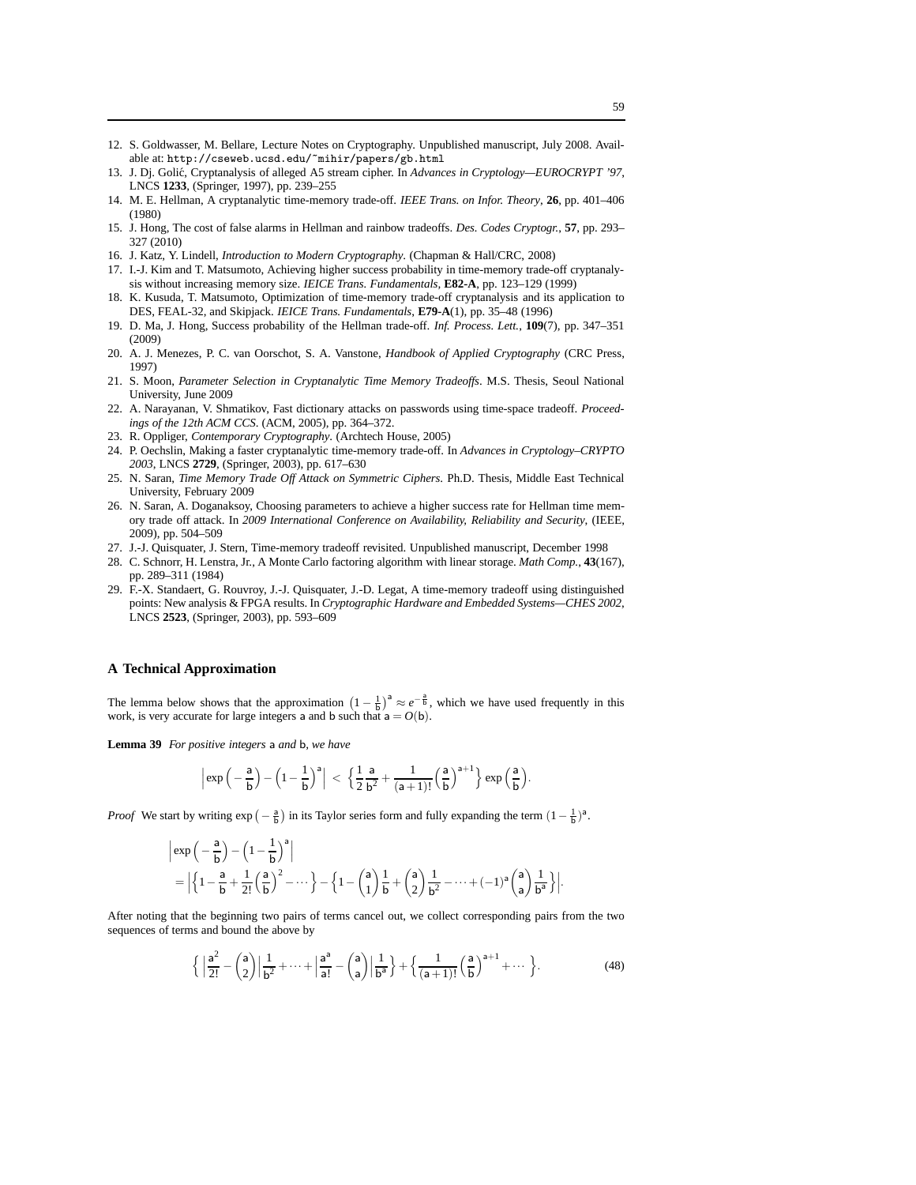12. S. Goldwasser, M. Bellare, Lecture Notes on Cryptography. Unpublished manuscript, July 2008. Available at: `http://cseweb.ucsd.edu/~mihir/papers/gb.html`
13. J. Dj. Golić, Cryptanalysis of alleged A5 stream cipher. In *Advances in Cryptology—EUROCRYPT '97*, LNCS **1233**, (Springer, 1997), pp. 239–255
14. M. E. Hellman, A cryptanalytic time-memory trade-off. *IEEE Trans. on Infor. Theory*, **26**, pp. 401–406 (1980)
15. J. Hong, The cost of false alarms in Hellman and rainbow tradeoffs. *Des. Codes Cryptogr.*, **57**, pp. 293–327 (2010)
16. J. Katz, Y. Lindell, *Introduction to Modern Cryptography*. (Chapman & Hall/CRC, 2008)
17. I.-J. Kim and T. Matsumoto, Achieving higher success probability in time-memory trade-off cryptanalysis without increasing memory size. *IEICE Trans. Fundamentals*, **E82-A**, pp. 123–129 (1999)
18. K. Kusuda, T. Matsumoto, Optimization of time-memory trade-off cryptanalysis and its application to DES, FEAL-32, and Skipjack. *IEICE Trans. Fundamentals*, **E79-A**(1), pp. 35–48 (1996)
19. D. Ma, J. Hong, Success probability of the Hellman trade-off. *Inf. Process. Lett.*, **109**(7), pp. 347–351 (2009)
20. A. J. Menezes, P. C. van Oorschot, S. A. Vanstone, *Handbook of Applied Cryptography* (CRC Press, 1997)
21. S. Moon, *Parameter Selection in Cryptanalytic Time Memory Tradeoffs*. M.S. Thesis, Seoul National University, June 2009
22. A. Narayanan, V. Shmatikov, Fast dictionary attacks on passwords using time-space tradeoff. *Proceedings of the 12th ACM CCS*. (ACM, 2005), pp. 364–372.
23. R. Oppliger, *Contemporary Cryptography*. (Archtech House, 2005)
24. P. Oechslin, Making a faster cryptanalytic time-memory trade-off. In *Advances in Cryptology–CRYPTO 2003*, LNCS **2729**, (Springer, 2003), pp. 617–630
25. N. Saran, *Time Memory Trade Off Attack on Symmetric Ciphers*. Ph.D. Thesis, Middle East Technical University, February 2009
26. N. Saran, A. Doganaksoy, Choosing parameters to achieve a higher success rate for Hellman time memory trade off attack. In *2009 International Conference on Availability, Reliability and Security*, (IEEE, 2009), pp. 504–509
27. J.-J. Quisquater, J. Stern, Time-memory tradeoff revisited. Unpublished manuscript, December 1998
28. C. Schnorr, H. Lenstra, Jr., A Monte Carlo factoring algorithm with linear storage. *Math Comp.*, **43**(167), pp. 289–311 (1984)
29. F.-X. Standaert, G. Rouvroy, J.-J. Quisquater, J.-D. Legat, A time-memory tradeoff using distinguished points: New analysis & FPGA results. In *Cryptographic Hardware and Embedded Systems—CHES 2002*, LNCS **2523**, (Springer, 2003), pp. 593–609

## A Technical Approximation

The lemma below shows that the approximation $\left(1-\frac{1}{\mathsf{b}}\right)^{\mathsf{a}} \approx e^{-\frac{\mathsf{a}}{\mathsf{b}}}$, which we have used frequently in this work, is very accurate for large integers $\mathsf{a}$ and $\mathsf{b}$ such that $\mathsf{a} = O(\mathsf{b})$.

**Lemma 39** *For positive integers* $\mathsf{a}$ *and* $\mathsf{b}$, *we have*

$$\left|\exp\left(-\frac{\mathsf{a}}{\mathsf{b}}\right) - \left(1-\frac{1}{\mathsf{b}}\right)^{\mathsf{a}}\right| < \left\{\frac{1}{2}\frac{\mathsf{a}}{\mathsf{b}^2} + \frac{1}{(\mathsf{a}+1)!}\left(\frac{\mathsf{a}}{\mathsf{b}}\right)^{\mathsf{a}+1}\right\} \exp\left(\frac{\mathsf{a}}{\mathsf{b}}\right).$$

*Proof* We start by writing $\exp\left(-\frac{\mathsf{a}}{\mathsf{b}}\right)$ in its Taylor series form and fully expanding the term $(1-\frac{1}{\mathsf{b}})^{\mathsf{a}}$.

$$\begin{aligned}
&\left|\exp\left(-\frac{\mathsf{a}}{\mathsf{b}}\right) - \left(1-\frac{1}{\mathsf{b}}\right)^{\mathsf{a}}\right| \\
&= \left|\left\{1-\frac{\mathsf{a}}{\mathsf{b}}+\frac{1}{2!}\left(\frac{\mathsf{a}}{\mathsf{b}}\right)^2 - \cdots\right\} - \left\{1-\binom{\mathsf{a}}{1}\frac{1}{\mathsf{b}}+\binom{\mathsf{a}}{2}\frac{1}{\mathsf{b}^2}-\cdots+(-1)^{\mathsf{a}}\binom{\mathsf{a}}{\mathsf{a}}\frac{1}{\mathsf{b}^{\mathsf{a}}}\right\}\right|.
\end{aligned}$$

After noting that the beginning two pairs of terms cancel out, we collect corresponding pairs from the two sequences of terms and bound the above by

$$\left\{\left|\frac{\mathsf{a}^2}{2!}-\binom{\mathsf{a}}{2}\right|\frac{1}{\mathsf{b}^2}+\cdots+\left|\frac{\mathsf{a}^{\mathsf{a}}}{\mathsf{a}!}-\binom{\mathsf{a}}{\mathsf{a}}\right|\frac{1}{\mathsf{b}^{\mathsf{a}}}\right\}+\left\{\frac{1}{(\mathsf{a}+1)!}\left(\frac{\mathsf{a}}{\mathsf{b}}\right)^{\mathsf{a}+1}+\cdots\right\}. \tag{48}$$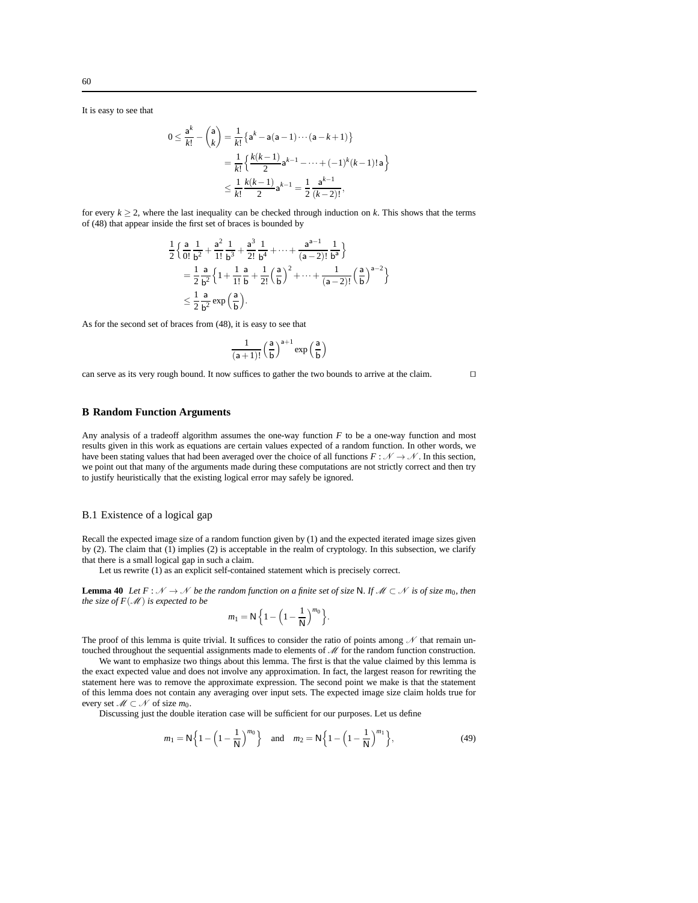It is easy to see that

$$
\begin{aligned}
0 \le \frac{\mathsf{a}^k}{k!} - \binom{\mathsf{a}}{k} &= \frac{1}{k!}\left\{\mathsf{a}^k - \mathsf{a}(\mathsf{a}-1)\cdots(\mathsf{a}-k+1)\right\} \\
&= \frac{1}{k!}\left\{\frac{k(k-1)}{2}\mathsf{a}^{k-1} - \cdots + (-1)^k (k-1)!\,\mathsf{a}\right\} \\
&\le \frac{1}{k!}\frac{k(k-1)}{2}\mathsf{a}^{k-1} = \frac{1}{2}\frac{\mathsf{a}^{k-1}}{(k-2)!},
\end{aligned}
$$

for every $k \ge 2$, where the last inequality can be checked through induction on $k$. This shows that the terms of (48) that appear inside the first set of braces is bounded by

$$
\begin{aligned}
&\frac{1}{2}\left\{\frac{\mathsf{a}}{0!}\frac{1}{\mathsf{b}^2} + \frac{\mathsf{a}^2}{1!}\frac{1}{\mathsf{b}^3} + \frac{\mathsf{a}^3}{2!}\frac{1}{\mathsf{b}^4} + \cdots + \frac{\mathsf{a}^{\mathsf{a}-1}}{(\mathsf{a}-2)!}\frac{1}{\mathsf{b}^{\mathsf{a}}}\right\} \\
&\quad = \frac{1}{2}\frac{\mathsf{a}}{\mathsf{b}^2}\left\{1 + \frac{1}{1!}\frac{\mathsf{a}}{\mathsf{b}} + \frac{1}{2!}\left(\frac{\mathsf{a}}{\mathsf{b}}\right)^2 + \cdots + \frac{1}{(\mathsf{a}-2)!}\left(\frac{\mathsf{a}}{\mathsf{b}}\right)^{\mathsf{a}-2}\right\} \\
&\quad \le \frac{1}{2}\frac{\mathsf{a}}{\mathsf{b}^2}\exp\left(\frac{\mathsf{a}}{\mathsf{b}}\right).
\end{aligned}
$$

As for the second set of braces from (48), it is easy to see that

$$
\frac{1}{(\mathsf{a}+1)!}\left(\frac{\mathsf{a}}{\mathsf{b}}\right)^{\mathsf{a}+1}\exp\left(\frac{\mathsf{a}}{\mathsf{b}}\right)
$$

can serve as its very rough bound. It now suffices to gather the two bounds to arrive at the claim. $\square$

## B Random Function Arguments

Any analysis of a tradeoff algorithm assumes the one-way function $F$ to be a one-way function and most results given in this work as equations are certain values expected of a random function. In other words, we have been stating values that had been averaged over the choice of all functions $F : \mathcal{N} \to \mathcal{N}$. In this section, we point out that many of the arguments made during these computations are not strictly correct and then try to justify heuristically that the existing logical error may safely be ignored.

### B.1 Existence of a logical gap

Recall the expected image size of a random function given by (1) and the expected iterated image sizes given by (2). The claim that (1) implies (2) is acceptable in the realm of cryptology. In this subsection, we clarify that there is a small logical gap in such a claim.

Let us rewrite (1) as an explicit self-contained statement which is precisely correct.

**Lemma 40** *Let $F : \mathcal{N} \to \mathcal{N}$ be the random function on a finite set of size $\mathsf{N}$. If $\mathcal{M} \subset \mathcal{N}$ is of size $m_0$, then the size of $F(\mathcal{M})$ is expected to be*

$$
m_1 = \mathsf{N}\left\{1 - \left(1 - \frac{1}{\mathsf{N}}\right)^{m_0}\right\}.
$$

The proof of this lemma is quite trivial. It suffices to consider the ratio of points among $\mathcal{N}$ that remain untouched throughout the sequential assignments made to elements of $\mathcal{M}$ for the random function construction.

We want to emphasize two things about this lemma. The first is that the value claimed by this lemma is the exact expected value and does not involve any approximation. In fact, the largest reason for rewriting the statement here was to remove the approximate expression. The second point we make is that the statement of this lemma does not contain any averaging over input sets. The expected image size claim holds true for every set $\mathcal{M} \subset \mathcal{N}$ of size $m_0$.

Discussing just the double iteration case will be sufficient for our purposes. Let us define

$$
m_1 = \mathsf{N}\left\{1 - \left(1 - \frac{1}{\mathsf{N}}\right)^{m_0}\right\} \quad \text{and} \quad m_2 = \mathsf{N}\left\{1 - \left(1 - \frac{1}{\mathsf{N}}\right)^{m_1}\right\}, \tag{49}
$$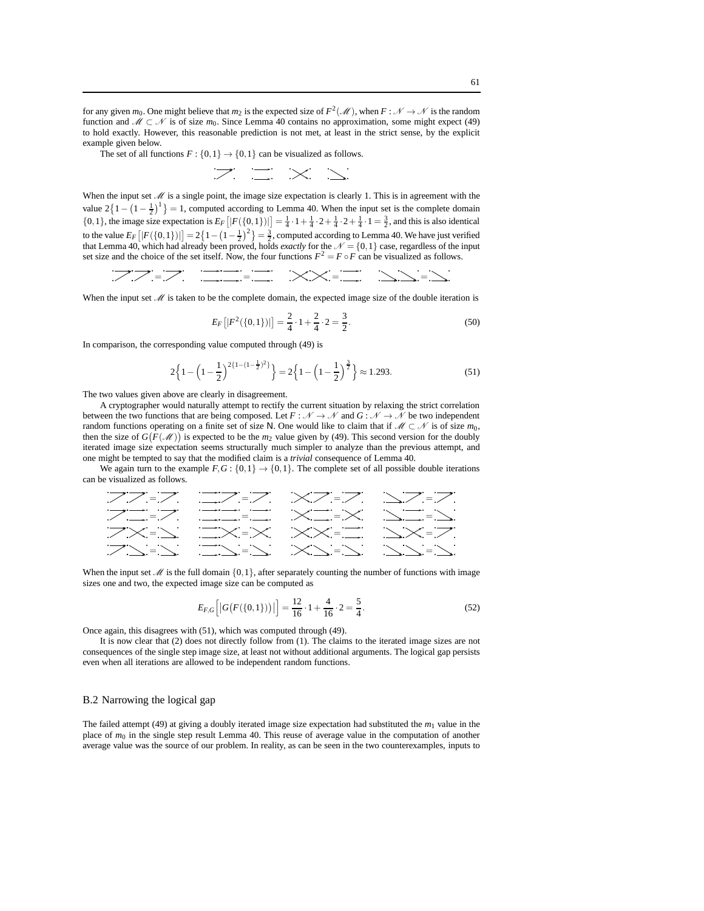for any given $m_0$. One might believe that $m_2$ is the expected size of $F^2(\mathscr{M})$, when $F : \mathscr{N} \to \mathscr{N}$ is the random function and $\mathscr{M} \subset \mathscr{N}$ is of size $m_0$. Since Lemma 40 contains no approximation, some might expect (49) to hold exactly. However, this reasonable prediction is not met, at least in the strict sense, by the explicit example given below.

The set of all functions $F : \{0,1\} \to \{0,1\}$ can be visualized as follows.

When the input set $\mathscr{M}$ is a single point, the image size expectation is clearly 1. This is in agreement with the value $2\{1 - (1-\frac{1}{2})^1\} = 1$, computed according to Lemma 40. When the input set is the complete domain $\{0,1\}$, the image size expectation is $E_F\left[|F(\{0,1\})|\right] = \frac{1}{4}\cdot 1 + \frac{1}{4}\cdot 2 + \frac{1}{4}\cdot 2 + \frac{1}{4}\cdot 1 = \frac{3}{2}$, and this is also identical to the value $E_F\left[|F(\{0,1\})|\right] = 2\{1-(1-\frac{1}{2})^2\} = \frac{3}{2}$, computed according to Lemma 40. We have just verified that Lemma 40, which had already been proved, holds *exactly* for the $\mathscr{N} = \{0,1\}$ case, regardless of the input set size and the choice of the set itself. Now, the four functions $F^2 = F \circ F$ can be visualized as follows.

When the input set $\mathscr{M}$ is taken to be the complete domain, the expected image size of the double iteration is

$$E_F\left[|F^2(\{0,1\})|\right] = \frac{2}{4}\cdot 1 + \frac{2}{4}\cdot 2 = \frac{3}{2}. \tag{50}$$

In comparison, the corresponding value computed through (49) is

$$2\Big\{1 - \Big(1-\frac{1}{2}\Big)^{2\{1-(1-\frac{1}{2})^2\}}\Big\} = 2\Big\{1-\Big(1-\frac{1}{2}\Big)^{\frac{3}{2}}\Big\} \approx 1.293. \tag{51}$$

The two values given above are clearly in disagreement.

A cryptographer would naturally attempt to rectify the current situation by relaxing the strict correlation between the two functions that are being composed. Let $F : \mathscr{N} \to \mathscr{N}$ and $G : \mathscr{N} \to \mathscr{N}$ be two independent random functions operating on a finite set of size N. One would like to claim that if $\mathscr{M} \subset \mathscr{N}$ is of size $m_0$, then the size of $G\big(F(\mathscr{M})\big)$ is expected to be the $m_2$ value given by (49). This second version for the doubly iterated image size expectation seems structurally much simpler to analyze than the previous attempt, and one might be tempted to say that the modified claim is a *trivial* consequence of Lemma 40.

We again turn to the example $F, G : \{0,1\} \to \{0,1\}$. The complete set of all possible double iterations can be visualized as follows.

When the input set $\mathscr{M}$ is the full domain $\{0,1\}$, after separately counting the number of functions with image sizes one and two, the expected image size can be computed as

$$E_{F,G}\Big[\big|G\big(F(\{0,1\})\big)\big|\Big] = \frac{12}{16}\cdot 1 + \frac{4}{16}\cdot 2 = \frac{5}{4}. \tag{52}$$

Once again, this disagrees with (51), which was computed through (49).

It is now clear that (2) does not directly follow from (1). The claims to the iterated image sizes are not consequences of the single step image size, at least not without additional arguments. The logical gap persists even when all iterations are allowed to be independent random functions.

## B.2 Narrowing the logical gap

The failed attempt (49) at giving a doubly iterated image size expectation had substituted the $m_1$ value in the place of $m_0$ in the single step result Lemma 40. This reuse of average value in the computation of another average value was the source of our problem. In reality, as can be seen in the two counterexamples, inputs to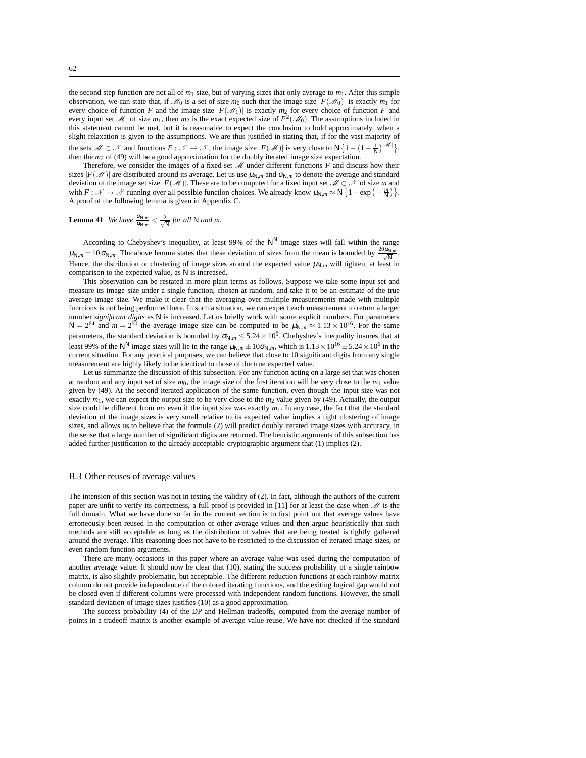the second step function are not all of $m_1$ size, but of varying sizes that only average to $m_1$. After this simple observation, we can state that, if $\mathscr{M}_0$ is a set of size $m_0$ such that the image size $|F(\mathscr{M}_0)|$ is exactly $m_1$ for every choice of function $F$ and the image size $|F(\mathscr{M}_1)|$ is exactly $m_2$ for every choice of function $F$ and every input set $\mathscr{M}_1$ of size $m_1$, then $m_2$ is the exact expected size of $F^2(\mathscr{M}_0)$. The assumptions included in this statement cannot be met, but it is reasonable to expect the conclusion to hold approximately, when a slight relaxation is given to the assumptions. We are thus justified in stating that, if for the vast majority of the sets $\mathscr{M} \subset \mathscr{N}$ and functions $F : \mathscr{N} \to \mathscr{N}$, the image size $|F(\mathscr{M})|$ is very close to $\mathsf{N}\left\{1 - \left(1 - \frac{1}{\mathsf{N}}\right)^{|\mathscr{M}|}\right\}$, then the $m_2$ of (49) will be a good approximation for the doubly iterated image size expectation.

Therefore, we consider the images of a fixed set $\mathscr{M}$ under different functions $F$ and discuss how their sizes $|F(\mathscr{M})|$ are distributed around its average. Let us use $\mu_{\mathsf{N},m}$ and $\sigma_{\mathsf{N},m}$ to denote the average and standard deviation of the image set size $|F(\mathscr{M})|$. These are to be computed for a fixed input set $\mathscr{M} \subset \mathscr{N}$ of size $m$ and with $F : \mathscr{N} \to \mathscr{N}$ running over all possible function choices. We already know $\mu_{\mathsf{N},m} \approx \mathsf{N}\left\{1 - \exp\left(-\frac{m}{\mathsf{N}}\right)\right\}$. A proof of the following lemma is given in Appendix C.

**Lemma 41** *We have* $\frac{\sigma_{\mathsf{N},m}}{\mu_{\mathsf{N},m}} < \frac{2}{\sqrt{\mathsf{N}}}$ *for all* $\mathsf{N}$ *and* $m$.

According to Chebyshev's inequality, at least 99% of the $\mathsf{N}^{\mathsf{N}}$ image sizes will fall within the range $\mu_{\mathsf{N},m} \pm 10\,\sigma_{\mathsf{N},m}$. The above lemma states that these deviation of sizes from the mean is bounded by $\frac{20\mu_{\mathsf{N},m}}{\sqrt{\mathsf{N}}}$. Hence, the distribution or clustering of image sizes around the expected value $\mu_{\mathsf{N},m}$ will tighten, at least in comparison to the expected value, as $\mathsf{N}$ is increased.

This observation can be restated in more plain terms as follows. Suppose we take some input set and measure its image size under a single function, chosen at random, and take it to be an estimate of the true average image size. We make it clear that the averaging over multiple measurements made with multiple functions is not being performed here. In such a situation, we can expect each measurement to return a larger number *significant digits* as $\mathsf{N}$ is increased. Let us briefly work with some explicit numbers. For parameters $\mathsf{N} = 2^{64}$ and $m = 2^{50}$ the average image size can be computed to be $\mu_{\mathsf{N},m} \approx 1.13 \times 10^{16}$. For the same parameters, the standard deviation is bounded by $\sigma_{\mathsf{N},m} \leq 5.24 \times 10^5$. Chebyshev's inequality insures that at least 99% of the $\mathsf{N}^{\mathsf{N}}$ image sizes will lie in the range $\mu_{\mathsf{N},m} \pm 10\sigma_{\mathsf{N},m}$, which is $1.13 \times 10^{16} \pm 5.24 \times 10^6$ in the current situation. For any practical purposes, we can believe that close to 10 significant digits from any single measurement are highly likely to be identical to those of the true expected value.

Let us summarize the discussion of this subsection. For any function acting on a large set that was chosen at random and any input set of size $m_0$, the image size of the first iteration will be very close to the $m_1$ value given by (49). At the second iterated application of the same function, even though the input size was not exactly $m_1$, we can expect the output size to be very close to the $m_2$ value given by (49). Actually, the output size could be different from $m_2$ even if the input size was exactly $m_1$. In any case, the fact that the standard deviation of the image sizes is very small relative to its expected value implies a tight clustering of image sizes, and allows us to believe that the formula (2) will predict doubly iterated image sizes with accuracy, in the sense that a large number of significant digits are returned. The heuristic arguments of this subsection has added further justification to the already acceptable cryptographic argument that (1) implies (2).

## B.3 Other reuses of average values

The intension of this section was not in testing the validity of (2). In fact, although the authors of the current paper are unfit to verify its correctness, a full proof is provided in [11] for at least the case when $\mathscr{M}$ is the full domain. What we have done so far in the current section is to first point out that average values have erroneously been reused in the computation of other average values and then argue heuristically that such methods are still acceptable as long as the distribution of values that are being treated is tightly gathered around the average. This reasoning does not have to be restricted to the discussion of iterated image sizes, or even random function arguments.

There are many occasions in this paper where an average value was used during the computation of another average value. It should now be clear that (10), stating the success probability of a single rainbow matrix, is also slightly problematic, but acceptable. The different reduction functions at each rainbow matrix column do not provide independence of the colored iterating functions, and the exiting logical gap would not be closed even if different columns were processed with independent random functions. However, the small standard deviation of image sizes justifies (10) as a good approximation.

The success probability (4) of the DP and Hellman tradeoffs, computed from the average number of points in a tradeoff matrix is another example of average value reuse. We have not checked if the standard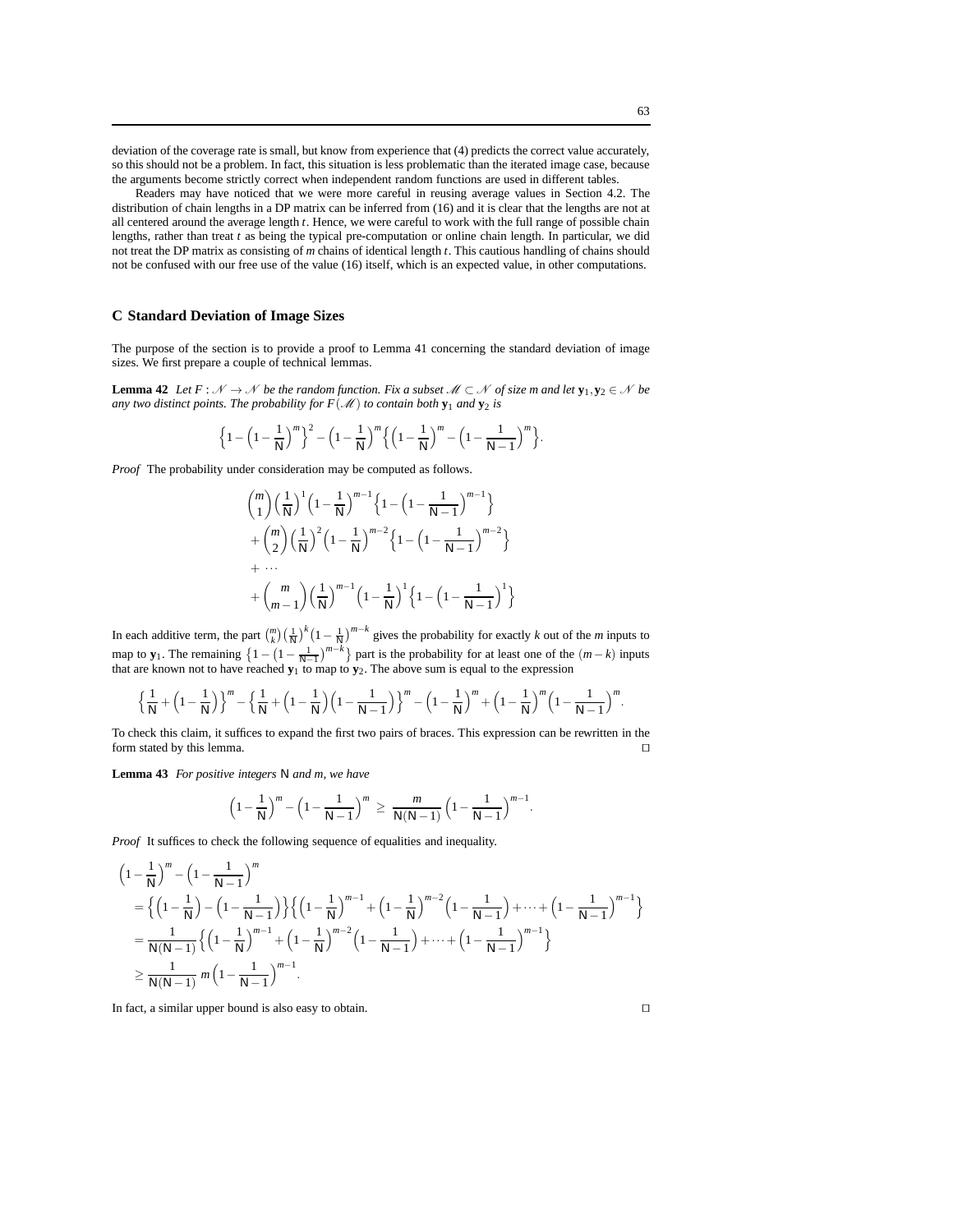deviation of the coverage rate is small, but know from experience that (4) predicts the correct value accurately, so this should not be a problem. In fact, this situation is less problematic than the iterated image case, because the arguments become strictly correct when independent random functions are used in different tables.

Readers may have noticed that we were more careful in reusing average values in Section 4.2. The distribution of chain lengths in a DP matrix can be inferred from (16) and it is clear that the lengths are not at all centered around the average length $t$. Hence, we were careful to work with the full range of possible chain lengths, rather than treat $t$ as being the typical pre-computation or online chain length. In particular, we did not treat the DP matrix as consisting of $m$ chains of identical length $t$. This cautious handling of chains should not be confused with our free use of the value (16) itself, which is an expected value, in other computations.

## C Standard Deviation of Image Sizes

The purpose of the section is to provide a proof to Lemma 41 concerning the standard deviation of image sizes. We first prepare a couple of technical lemmas.

**Lemma 42** *Let $F : \mathcal{N} \to \mathcal{N}$ be the random function. Fix a subset $\mathcal{M} \subset \mathcal{N}$ of size $m$ and let $\mathbf{y}_1, \mathbf{y}_2 \in \mathcal{N}$ be any two distinct points. The probability for $F(\mathcal{M})$ to contain both $\mathbf{y}_1$ and $\mathbf{y}_2$ is*

$$\Big\{1-\Big(1-\frac{1}{\mathsf{N}}\Big)^m\Big\}^2 - \Big(1-\frac{1}{\mathsf{N}}\Big)^m \Big\{\Big(1-\frac{1}{\mathsf{N}}\Big)^m - \Big(1-\frac{1}{\mathsf{N}-1}\Big)^m\Big\}.$$

*Proof* The probability under consideration may be computed as follows.

$$\begin{aligned}
&\binom{m}{1}\Big(\frac{1}{\mathsf{N}}\Big)^1\Big(1-\frac{1}{\mathsf{N}}\Big)^{m-1}\Big\{1-\Big(1-\frac{1}{\mathsf{N}-1}\Big)^{m-1}\Big\}\\
&+\binom{m}{2}\Big(\frac{1}{\mathsf{N}}\Big)^2\Big(1-\frac{1}{\mathsf{N}}\Big)^{m-2}\Big\{1-\Big(1-\frac{1}{\mathsf{N}-1}\Big)^{m-2}\Big\}\\
&+\cdots\\
&+\binom{m}{m-1}\Big(\frac{1}{\mathsf{N}}\Big)^{m-1}\Big(1-\frac{1}{\mathsf{N}}\Big)^1\Big\{1-\Big(1-\frac{1}{\mathsf{N}-1}\Big)^1\Big\}
\end{aligned}$$

In each additive term, the part $\binom{m}{k}\big(\frac{1}{\mathsf{N}}\big)^k\big(1-\frac{1}{\mathsf{N}}\big)^{m-k}$ gives the probability for exactly $k$ out of the $m$ inputs to map to $\mathbf{y}_1$. The remaining $\big\{1-\big(1-\frac{1}{\mathsf{N}-1}\big)^{m-k}\big\}$ part is the probability for at least one of the $(m-k)$ inputs that are known not to have reached $\mathbf{y}_1$ to map to $\mathbf{y}_2$. The above sum is equal to the expression

$$\Big\{\frac{1}{\mathsf{N}}+\Big(1-\frac{1}{\mathsf{N}}\Big)\Big\}^m - \Big\{\frac{1}{\mathsf{N}}+\Big(1-\frac{1}{\mathsf{N}}\Big)\Big(1-\frac{1}{\mathsf{N}-1}\Big)\Big\}^m - \Big(1-\frac{1}{\mathsf{N}}\Big)^m + \Big(1-\frac{1}{\mathsf{N}}\Big)^m\Big(1-\frac{1}{\mathsf{N}-1}\Big)^m.$$

To check this claim, it suffices to expand the first two pairs of braces. This expression can be rewritten in the form stated by this lemma. □

**Lemma 43** *For positive integers $\mathsf{N}$ and $m$, we have*

$$\Big(1-\frac{1}{\mathsf{N}}\Big)^m - \Big(1-\frac{1}{\mathsf{N}-1}\Big)^m \geq \frac{m}{\mathsf{N}(\mathsf{N}-1)}\Big(1-\frac{1}{\mathsf{N}-1}\Big)^{m-1}.$$

*Proof* It suffices to check the following sequence of equalities and inequality.

$$\begin{aligned}
&\Big(1-\frac{1}{\mathsf{N}}\Big)^m - \Big(1-\frac{1}{\mathsf{N}-1}\Big)^m\\
&= \Big\{\Big(1-\frac{1}{\mathsf{N}}\Big)-\Big(1-\frac{1}{\mathsf{N}-1}\Big)\Big\}\Big\{\Big(1-\frac{1}{\mathsf{N}}\Big)^{m-1}+\Big(1-\frac{1}{\mathsf{N}}\Big)^{m-2}\Big(1-\frac{1}{\mathsf{N}-1}\Big)+\cdots+\Big(1-\frac{1}{\mathsf{N}-1}\Big)^{m-1}\Big\}\\
&= \frac{1}{\mathsf{N}(\mathsf{N}-1)}\Big\{\Big(1-\frac{1}{\mathsf{N}}\Big)^{m-1}+\Big(1-\frac{1}{\mathsf{N}}\Big)^{m-2}\Big(1-\frac{1}{\mathsf{N}-1}\Big)+\cdots+\Big(1-\frac{1}{\mathsf{N}-1}\Big)^{m-1}\Big\}\\
&\geq \frac{1}{\mathsf{N}(\mathsf{N}-1)}\, m\Big(1-\frac{1}{\mathsf{N}-1}\Big)^{m-1}.
\end{aligned}$$

In fact, a similar upper bound is also easy to obtain. □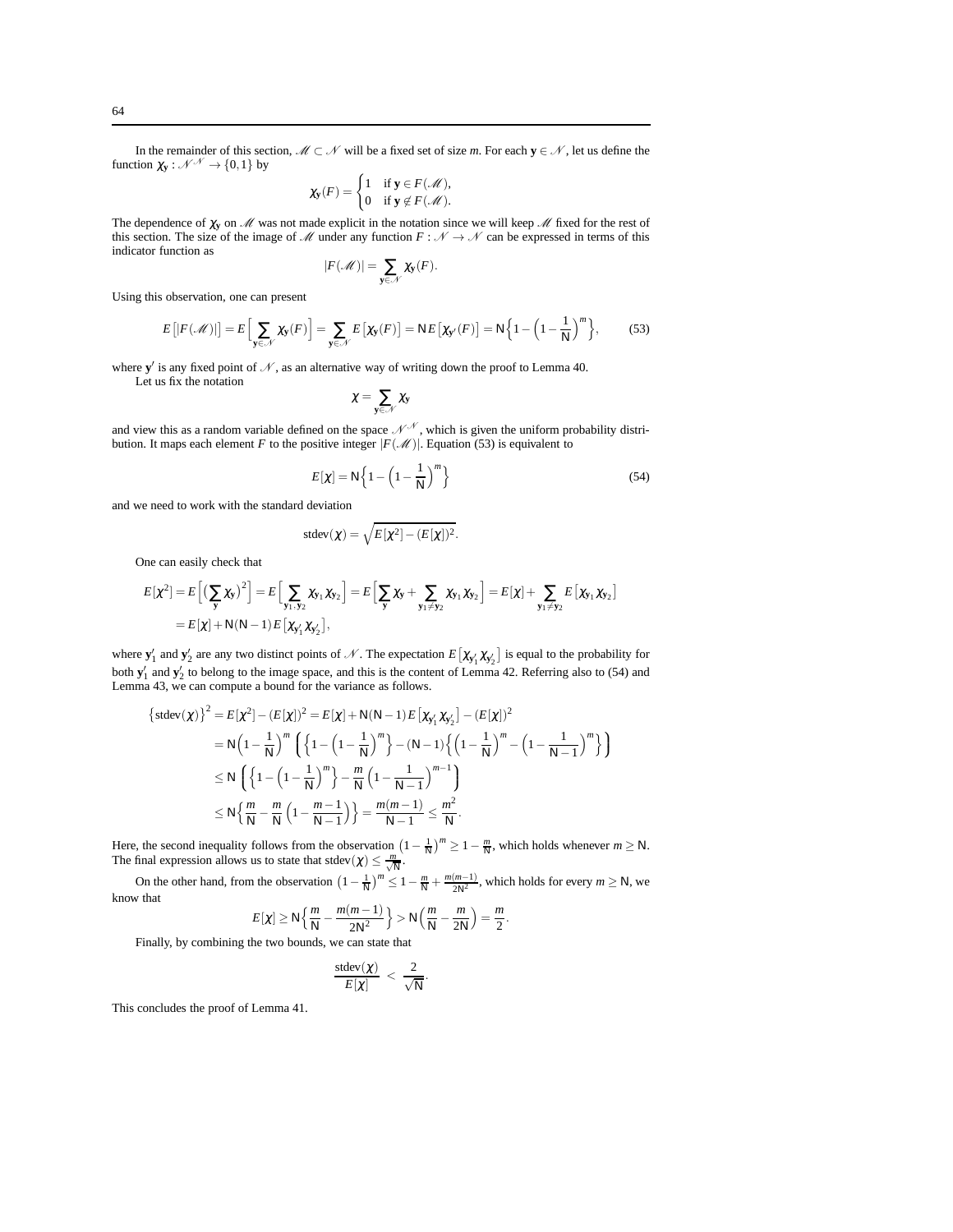In the remainder of this section, $\mathscr{M} \subset \mathscr{N}$ will be a fixed set of size $m$. For each $\mathbf{y} \in \mathscr{N}$, let us define the function $\chi_\mathbf{y} : \mathscr{N}^\mathscr{N} \to \{0,1\}$ by

$$\chi_\mathbf{y}(F) = \begin{cases} 1 & \text{if } \mathbf{y} \in F(\mathscr{M}), \\ 0 & \text{if } \mathbf{y} \notin F(\mathscr{M}). \end{cases}$$

The dependence of $\chi_\mathbf{y}$ on $\mathscr{M}$ was not made explicit in the notation since we will keep $\mathscr{M}$ fixed for the rest of this section. The size of the image of $\mathscr{M}$ under any function $F : \mathscr{N} \to \mathscr{N}$ can be expressed in terms of this indicator function as

$$|F(\mathscr{M})| = \sum_{\mathbf{y} \in \mathscr{N}} \chi_\mathbf{y}(F).$$

Using this observation, one can present

$$E\big[|F(\mathscr{M})|\big] = E\Big[\sum_{\mathbf{y}\in\mathscr{N}} \chi_\mathbf{y}(F)\Big] = \sum_{\mathbf{y}\in\mathscr{N}} E\big[\chi_\mathbf{y}(F)\big] = \mathsf{N}\, E\big[\chi_{\mathbf{y}'}(F)\big] = \mathsf{N}\Big\{1-\Big(1-\frac{1}{\mathsf{N}}\Big)^m\Big\}, \tag{53}$$

where $\mathbf{y}'$ is any fixed point of $\mathscr{N}$, as an alternative way of writing down the proof to Lemma 40.

Let us fix the notation

$$\chi = \sum_{\mathbf{y}\in\mathscr{N}} \chi_\mathbf{y}$$

and view this as a random variable defined on the space $\mathscr{N}^\mathscr{N}$, which is given the uniform probability distribution. It maps each element $F$ to the positive integer $|F(\mathscr{M})|$. Equation (53) is equivalent to

$$E[\chi] = \mathsf{N}\Big\{1-\Big(1-\frac{1}{\mathsf{N}}\Big)^m\Big\} \tag{54}$$

and we need to work with the standard deviation

$$\text{stdev}(\chi) = \sqrt{E[\chi^2] - (E[\chi])^2}.$$

One can easily check that

$$\begin{aligned}
E[\chi^2] &= E\Big[\big(\sum_\mathbf{y} \chi_\mathbf{y}\big)^2\Big] = E\Big[\sum_{\mathbf{y}_1,\mathbf{y}_2} \chi_{\mathbf{y}_1}\chi_{\mathbf{y}_2}\Big] = E\Big[\sum_\mathbf{y} \chi_\mathbf{y} + \sum_{\mathbf{y}_1\neq\mathbf{y}_2} \chi_{\mathbf{y}_1}\chi_{\mathbf{y}_2}\Big] = E[\chi] + \sum_{\mathbf{y}_1\neq\mathbf{y}_2} E\big[\chi_{\mathbf{y}_1}\chi_{\mathbf{y}_2}\big] \\
&= E[\chi] + \mathsf{N}(\mathsf{N}-1)\, E\big[\chi_{\mathbf{y}_1'}\chi_{\mathbf{y}_2'}\big],
\end{aligned}$$

where $\mathbf{y}_1'$ and $\mathbf{y}_2'$ are any two distinct points of $\mathscr{N}$. The expectation $E\big[\chi_{\mathbf{y}_1'}\chi_{\mathbf{y}_2'}\big]$ is equal to the probability for both $\mathbf{y}_1'$ and $\mathbf{y}_2'$ to belong to the image space, and this is the content of Lemma 42. Referring also to (54) and Lemma 43, we can compute a bound for the variance as follows.

$$\begin{aligned}
\big\{\text{stdev}(\chi)\big\}^2 &= E[\chi^2] - (E[\chi])^2 = E[\chi] + \mathsf{N}(\mathsf{N}-1)\,E\big[\chi_{\mathbf{y}_1'}\chi_{\mathbf{y}_2'}\big] - (E[\chi])^2 \\
&= \mathsf{N}\Big(1-\frac{1}{\mathsf{N}}\Big)^m \bigg(\Big\{1-\Big(1-\frac{1}{\mathsf{N}}\Big)^m\Big\} - (\mathsf{N}-1)\Big\{\Big(1-\frac{1}{\mathsf{N}}\Big)^m - \Big(1-\frac{1}{\mathsf{N}-1}\Big)^m\Big\}\bigg) \\
&\leq \mathsf{N}\,\bigg(\Big\{1-\Big(1-\frac{1}{\mathsf{N}}\Big)^m\Big\} - \frac{m}{\mathsf{N}}\Big(1-\frac{1}{\mathsf{N}-1}\Big)^{m-1}\bigg) \\
&\leq \mathsf{N}\Big\{\frac{m}{\mathsf{N}} - \frac{m}{\mathsf{N}}\Big(1-\frac{m-1}{\mathsf{N}-1}\Big)\Big\} = \frac{m(m-1)}{\mathsf{N}-1} \leq \frac{m^2}{\mathsf{N}}.
\end{aligned}$$

Here, the second inequality follows from the observation $\big(1-\frac{1}{\mathsf{N}}\big)^m \geq 1-\frac{m}{\mathsf{N}}$, which holds whenever $m \geq \mathsf{N}$. The final expression allows us to state that $\text{stdev}(\chi) \leq \frac{m}{\sqrt{\mathsf{N}}}$.

On the other hand, from the observation $\big(1-\frac{1}{\mathsf{N}}\big)^m \leq 1-\frac{m}{\mathsf{N}}+\frac{m(m-1)}{2\mathsf{N}^2}$, which holds for every $m \geq \mathsf{N}$, we know that

$$E[\chi] \geq \mathsf{N}\Big\{\frac{m}{\mathsf{N}} - \frac{m(m-1)}{2\mathsf{N}^2}\Big\} > \mathsf{N}\Big(\frac{m}{\mathsf{N}} - \frac{m}{2\mathsf{N}}\Big) = \frac{m}{2}.$$

Finally, by combining the two bounds, we can state that

$$\frac{\text{stdev}(\chi)}{E[\chi]} < \frac{2}{\sqrt{\mathsf{N}}}.$$

This concludes the proof of Lemma 41.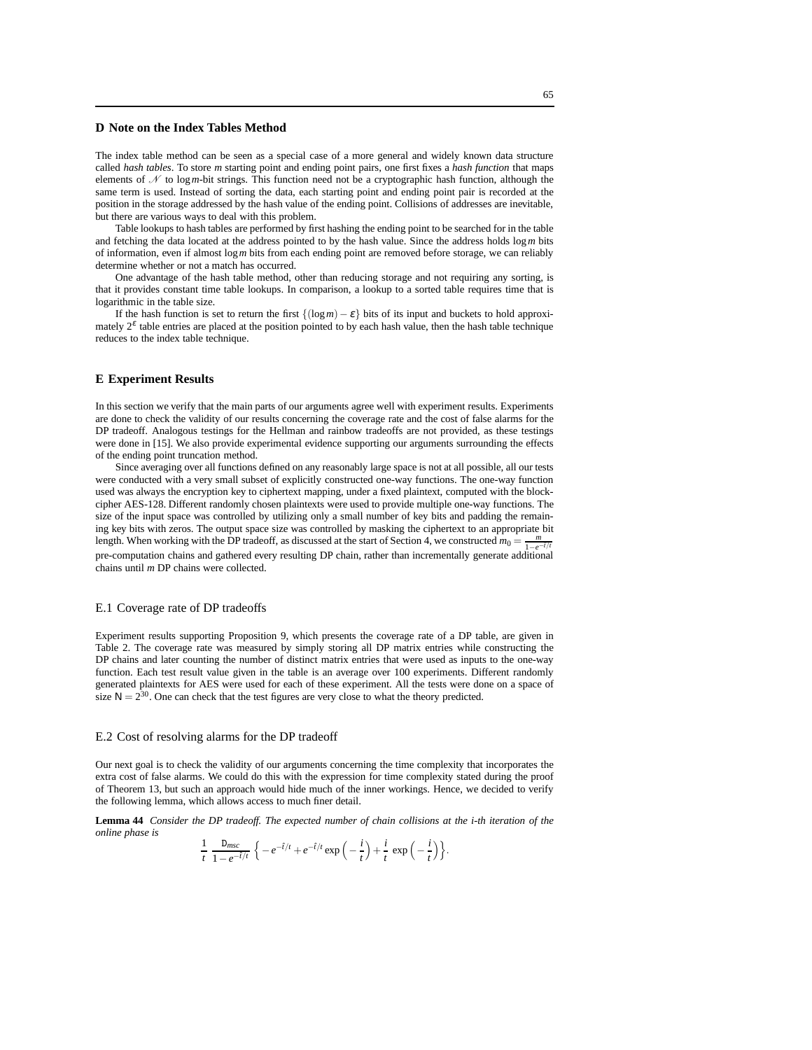## D Note on the Index Tables Method

The index table method can be seen as a special case of a more general and widely known data structure called *hash tables*. To store $m$ starting point and ending point pairs, one first fixes a *hash function* that maps elements of $\mathcal{N}$ to $\log m$-bit strings. This function need not be a cryptographic hash function, although the same term is used. Instead of sorting the data, each starting point and ending point pair is recorded at the position in the storage addressed by the hash value of the ending point. Collisions of addresses are inevitable, but there are various ways to deal with this problem.

Table lookups to hash tables are performed by first hashing the ending point to be searched for in the table and fetching the data located at the address pointed to by the hash value. Since the address holds $\log m$ bits of information, even if almost $\log m$ bits from each ending point are removed before storage, we can reliably determine whether or not a match has occurred.

One advantage of the hash table method, other than reducing storage and not requiring any sorting, is that it provides constant time table lookups. In comparison, a lookup to a sorted table requires time that is logarithmic in the table size.

If the hash function is set to return the first $\{(\log m) - \varepsilon\}$ bits of its input and buckets to hold approximately $2^\varepsilon$ table entries are placed at the position pointed to by each hash value, then the hash table technique reduces to the index table technique.

## E Experiment Results

In this section we verify that the main parts of our arguments agree well with experiment results. Experiments are done to check the validity of our results concerning the coverage rate and the cost of false alarms for the DP tradeoff. Analogous testings for the Hellman and rainbow tradeoffs are not provided, as these testings were done in [15]. We also provide experimental evidence supporting our arguments surrounding the effects of the ending point truncation method.

Since averaging over all functions defined on any reasonably large space is not at all possible, all our tests were conducted with a very small subset of explicitly constructed one-way functions. The one-way function used was always the encryption key to ciphertext mapping, under a fixed plaintext, computed with the block-cipher AES-128. Different randomly chosen plaintexts were used to provide multiple one-way functions. The size of the input space was controlled by utilizing only a small number of key bits and padding the remaining key bits with zeros. The output space size was controlled by masking the ciphertext to an appropriate bit length. When working with the DP tradeoff, as discussed at the start of Section 4, we constructed $m_0 = \frac{m}{1-e^{-\hat{t}/t}}$ pre-computation chains and gathered every resulting DP chain, rather than incrementally generate additional chains until $m$ DP chains were collected.

### E.1 Coverage rate of DP tradeoffs

Experiment results supporting Proposition 9, which presents the coverage rate of a DP table, are given in Table 2. The coverage rate was measured by simply storing all DP matrix entries while constructing the DP chains and later counting the number of distinct matrix entries that were used as inputs to the one-way function. Each test result value given in the table is an average over 100 experiments. Different randomly generated plaintexts for AES were used for each of these experiment. All the tests were done on a space of size $\mathsf{N} = 2^{30}$. One can check that the test figures are very close to what the theory predicted.

### E.2 Cost of resolving alarms for the DP tradeoff

Our next goal is to check the validity of our arguments concerning the time complexity that incorporates the extra cost of false alarms. We could do this with the expression for time complexity stated during the proof of Theorem 13, but such an approach would hide much of the inner workings. Hence, we decided to verify the following lemma, which allows access to much finer detail.

**Lemma 44** *Consider the DP tradeoff. The expected number of chain collisions at the i-th iteration of the online phase is*

$$\frac{1}{t}\,\frac{\mathsf{D}_{msc}}{1-e^{-\hat{t}/t}}\,\Big\{-e^{-\hat{t}/t}+e^{-\hat{t}/t}\exp\Big(-\frac{i}{t}\Big)+\frac{i}{t}\,\exp\Big(-\frac{i}{t}\Big)\Big\}.$$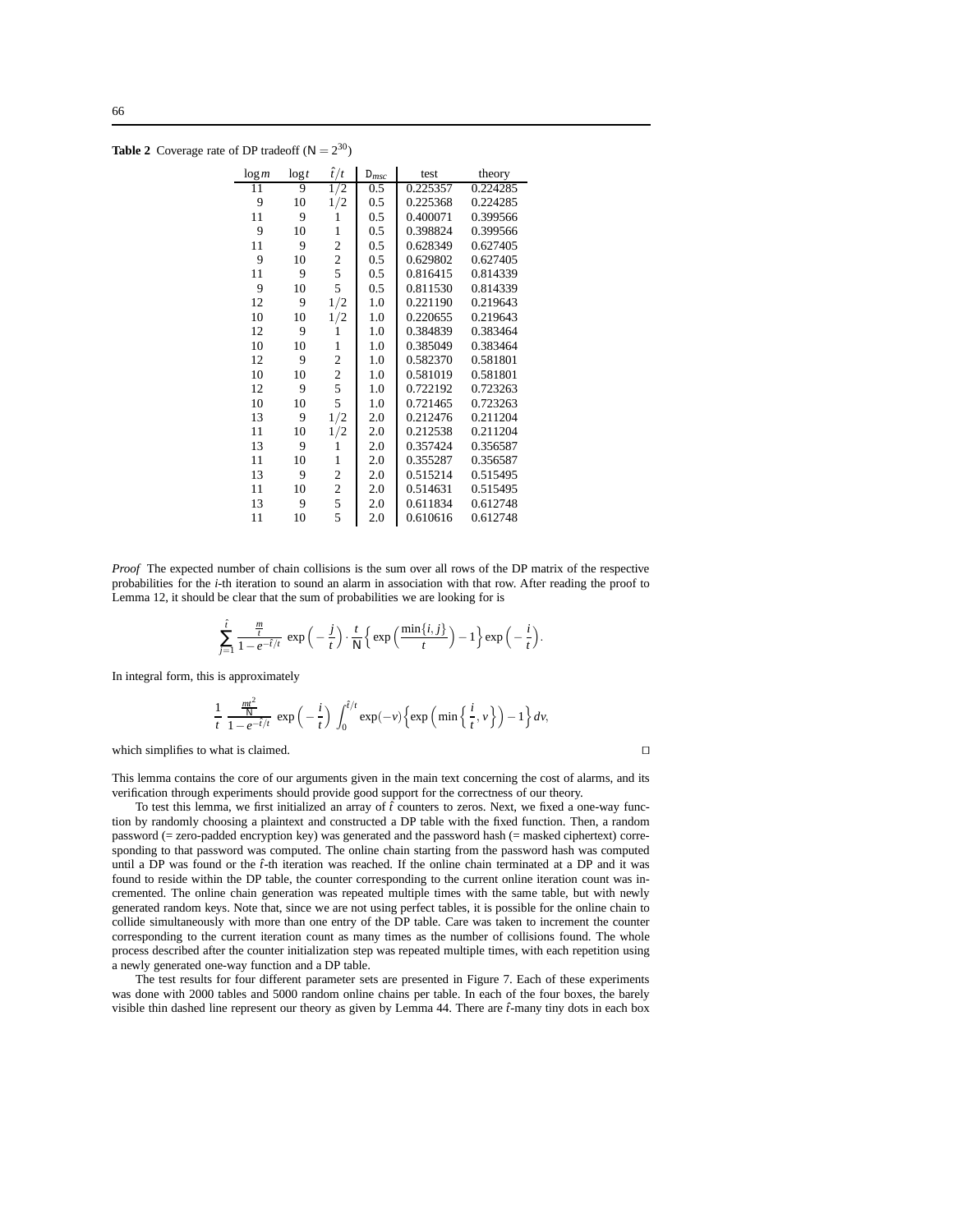**Table 2** Coverage rate of DP tradeoff ($\mathsf{N} = 2^{30}$)

| $\log m$ | $\log t$ | $\hat{t}/t$ | $\mathtt{D}_{msc}$ | test | theory |
|---|---|---|---|---|---|
| 11 | 9 | 1/2 | 0.5 | 0.225357 | 0.224285 |
| 9 | 10 | 1/2 | 0.5 | 0.225368 | 0.224285 |
| 11 | 9 | 1 | 0.5 | 0.400071 | 0.399566 |
| 9 | 10 | 1 | 0.5 | 0.398824 | 0.399566 |
| 11 | 9 | 2 | 0.5 | 0.628349 | 0.627405 |
| 9 | 10 | 2 | 0.5 | 0.629802 | 0.627405 |
| 11 | 9 | 5 | 0.5 | 0.816415 | 0.814339 |
| 9 | 10 | 5 | 0.5 | 0.811530 | 0.814339 |
| 12 | 9 | 1/2 | 1.0 | 0.221190 | 0.219643 |
| 10 | 10 | 1/2 | 1.0 | 0.220655 | 0.219643 |
| 12 | 9 | 1 | 1.0 | 0.384839 | 0.383464 |
| 10 | 10 | 1 | 1.0 | 0.385049 | 0.383464 |
| 12 | 9 | 2 | 1.0 | 0.582370 | 0.581801 |
| 10 | 10 | 2 | 1.0 | 0.581019 | 0.581801 |
| 12 | 9 | 5 | 1.0 | 0.722192 | 0.723263 |
| 10 | 10 | 5 | 1.0 | 0.721465 | 0.723263 |
| 13 | 9 | 1/2 | 2.0 | 0.212476 | 0.211204 |
| 11 | 10 | 1/2 | 2.0 | 0.212538 | 0.211204 |
| 13 | 9 | 1 | 2.0 | 0.357424 | 0.356587 |
| 11 | 10 | 1 | 2.0 | 0.355287 | 0.356587 |
| 13 | 9 | 2 | 2.0 | 0.515214 | 0.515495 |
| 11 | 10 | 2 | 2.0 | 0.514631 | 0.515495 |
| 13 | 9 | 5 | 2.0 | 0.611834 | 0.612748 |
| 11 | 10 | 5 | 2.0 | 0.610616 | 0.612748 |

*Proof* The expected number of chain collisions is the sum over all rows of the DP matrix of the respective probabilities for the $i$-th iteration to sound an alarm in association with that row. After reading the proof to Lemma 12, it should be clear that the sum of probabilities we are looking for is

$$\sum_{j=1}^{\hat{t}} \frac{\frac{m}{t}}{1-e^{-\hat{t}/t}} \exp\Big(-\frac{j}{t}\Big) \cdot \frac{t}{\mathsf{N}} \Big\{ \exp\Big(\frac{\min\{i,j\}}{t}\Big) - 1 \Big\} \exp\Big(-\frac{i}{t}\Big).$$

In integral form, this is approximately

$$\frac{1}{t} \frac{\frac{mt^2}{\mathsf{N}}}{1-e^{-\hat{t}/t}} \exp\Big(-\frac{i}{t}\Big) \int_0^{\hat{t}/t} \exp(-v) \Big\{ \exp\Big(\min\Big\{\frac{i}{t}, v\Big\}\Big) - 1 \Big\} dv,$$

which simplifies to what is claimed. □

This lemma contains the core of our arguments given in the main text concerning the cost of alarms, and its verification through experiments should provide good support for the correctness of our theory.

To test this lemma, we first initialized an array of $\hat{t}$ counters to zeros. Next, we fixed a one-way function by randomly choosing a plaintext and constructed a DP table with the fixed function. Then, a random password (= zero-padded encryption key) was generated and the password hash (= masked ciphertext) corresponding to that password was computed. The online chain starting from the password hash was computed until a DP was found or the $\hat{t}$-th iteration was reached. If the online chain terminated at a DP and it was found to reside within the DP table, the counter corresponding to the current online iteration count was incremented. The online chain generation was repeated multiple times with the same table, but with newly generated random keys. Note that, since we are not using perfect tables, it is possible for the online chain to collide simultaneously with more than one entry of the DP table. Care was taken to increment the counter corresponding to the current iteration count as many times as the number of collisions found. The whole process described after the counter initialization step was repeated multiple times, with each repetition using a newly generated one-way function and a DP table.

The test results for four different parameter sets are presented in Figure 7. Each of these experiments was done with 2000 tables and 5000 random online chains per table. In each of the four boxes, the barely visible thin dashed line represent our theory as given by Lemma 44. There are $\hat{t}$-many tiny dots in each box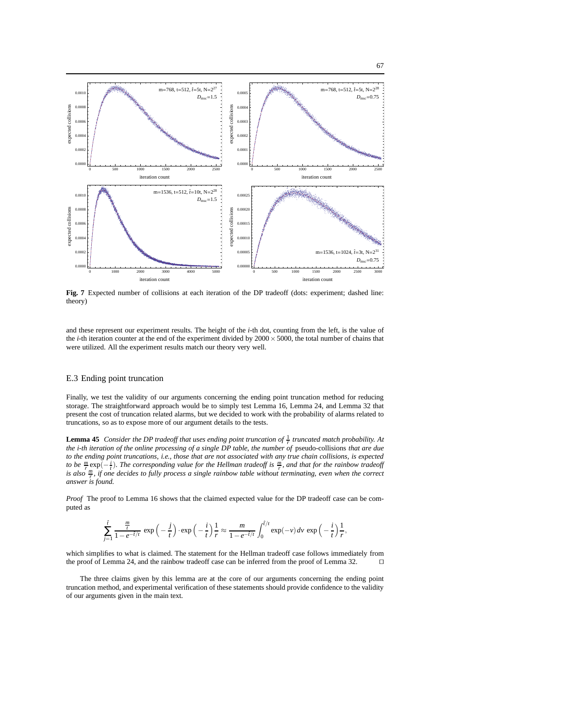**Fig. 7** Expected number of collisions at each iteration of the DP tradeoff (dots: experiment; dashed line: theory)

and these represent our experiment results. The height of the $i$-th dot, counting from the left, is the value of the $i$-th iteration counter at the end of the experiment divided by $2000 \times 5000$, the total number of chains that were utilized. All the experiment results match our theory very well.

## E.3 Ending point truncation

Finally, we test the validity of our arguments concerning the ending point truncation method for reducing storage. The straightforward approach would be to simply test Lemma 16, Lemma 24, and Lemma 32 that present the cost of truncation related alarms, but we decided to work with the probability of alarms related to truncations, so as to expose more of our argument details to the tests.

**Lemma 45** *Consider the DP tradeoff that uses ending point truncation of $\frac{1}{r}$ truncated match probability. At the $i$-th iteration of the online processing of a single DP table, the number of* pseudo-collisions *that are due to the ending point truncations, i.e., those that are not associated with any true chain collisions, is expected to be $\frac{m}{r}\exp(-\frac{i}{t})$. The corresponding value for the Hellman tradeoff is $\frac{m}{r}$, and that for the rainbow tradeoff is also $\frac{m}{r}$, if one decides to fully process a single rainbow table without terminating, even when the correct answer is found.*

*Proof* The proof to Lemma 16 shows that the claimed expected value for the DP tradeoff case can be computed as

$$\sum_{j=1}^{\hat{t}} \frac{\frac{m}{t}}{1-e^{-\hat{t}/t}} \exp\Big(-\frac{j}{t}\Big) \cdot \exp\Big(-\frac{i}{t}\Big)\frac{1}{r} \approx \frac{m}{1-e^{-\hat{t}/t}} \int_0^{\hat{t}/t} \exp(-v)\, dv \, \exp\Big(-\frac{i}{t}\Big)\frac{1}{r},$$

which simplifies to what is claimed. The statement for the Hellman tradeoff case follows immediately from the proof of Lemma 24, and the rainbow tradeoff case can be inferred from the proof of Lemma 32. ⊓⊔

The three claims given by this lemma are at the core of our arguments concerning the ending point truncation method, and experimental verification of these statements should provide confidence to the validity of our arguments given in the main text.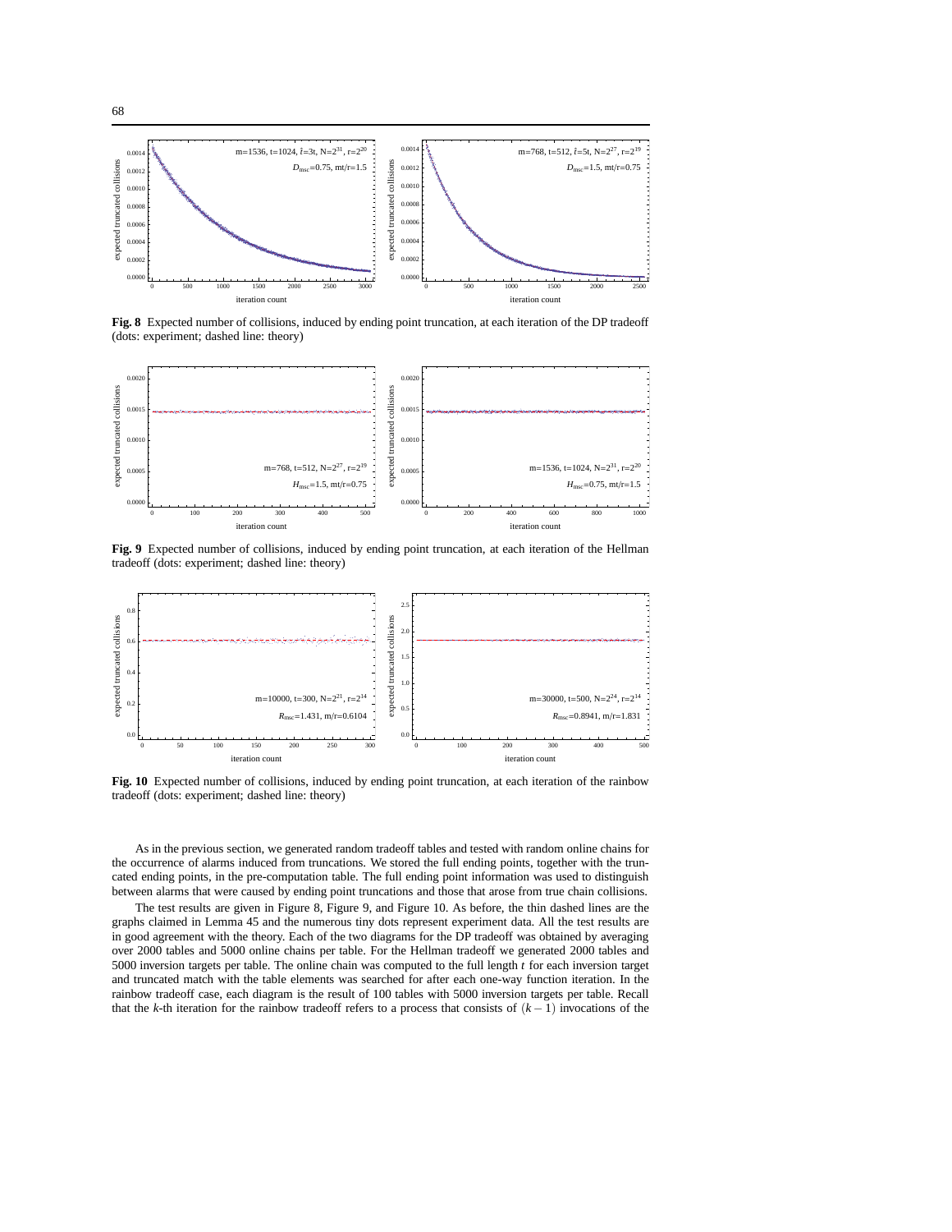**Fig. 8** Expected number of collisions, induced by ending point truncation, at each iteration of the DP tradeoff (dots: experiment; dashed line: theory)

**Fig. 9** Expected number of collisions, induced by ending point truncation, at each iteration of the Hellman tradeoff (dots: experiment; dashed line: theory)

**Fig. 10** Expected number of collisions, induced by ending point truncation, at each iteration of the rainbow tradeoff (dots: experiment; dashed line: theory)

As in the previous section, we generated random tradeoff tables and tested with random online chains for the occurrence of alarms induced from truncations. We stored the full ending points, together with the truncated ending points, in the pre-computation table. The full ending point information was used to distinguish between alarms that were caused by ending point truncations and those that arose from true chain collisions.

The test results are given in Figure 8, Figure 9, and Figure 10. As before, the thin dashed lines are the graphs claimed in Lemma 45 and the numerous tiny dots represent experiment data. All the test results are in good agreement with the theory. Each of the two diagrams for the DP tradeoff was obtained by averaging over 2000 tables and 5000 online chains per table. For the Hellman tradeoff we generated 2000 tables and 5000 inversion targets per table. The online chain was computed to the full length $t$ for each inversion target and truncated match with the table elements was searched for after each one-way function iteration. In the rainbow tradeoff case, each diagram is the result of 100 tables with 5000 inversion targets per table. Recall that the $k$-th iteration for the rainbow tradeoff refers to a process that consists of $(k-1)$ invocations of the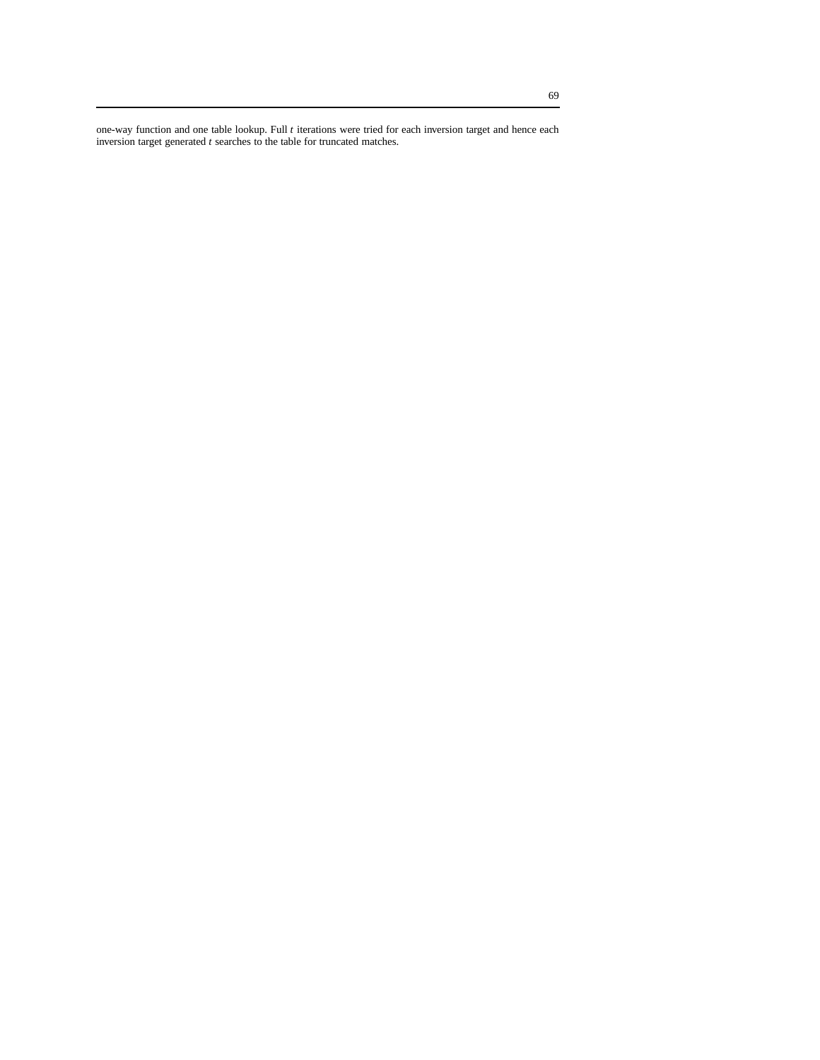one-way function and one table lookup. Full $t$ iterations were tried for each inversion target and hence each inversion target generated $t$ searches to the table for truncated matches.